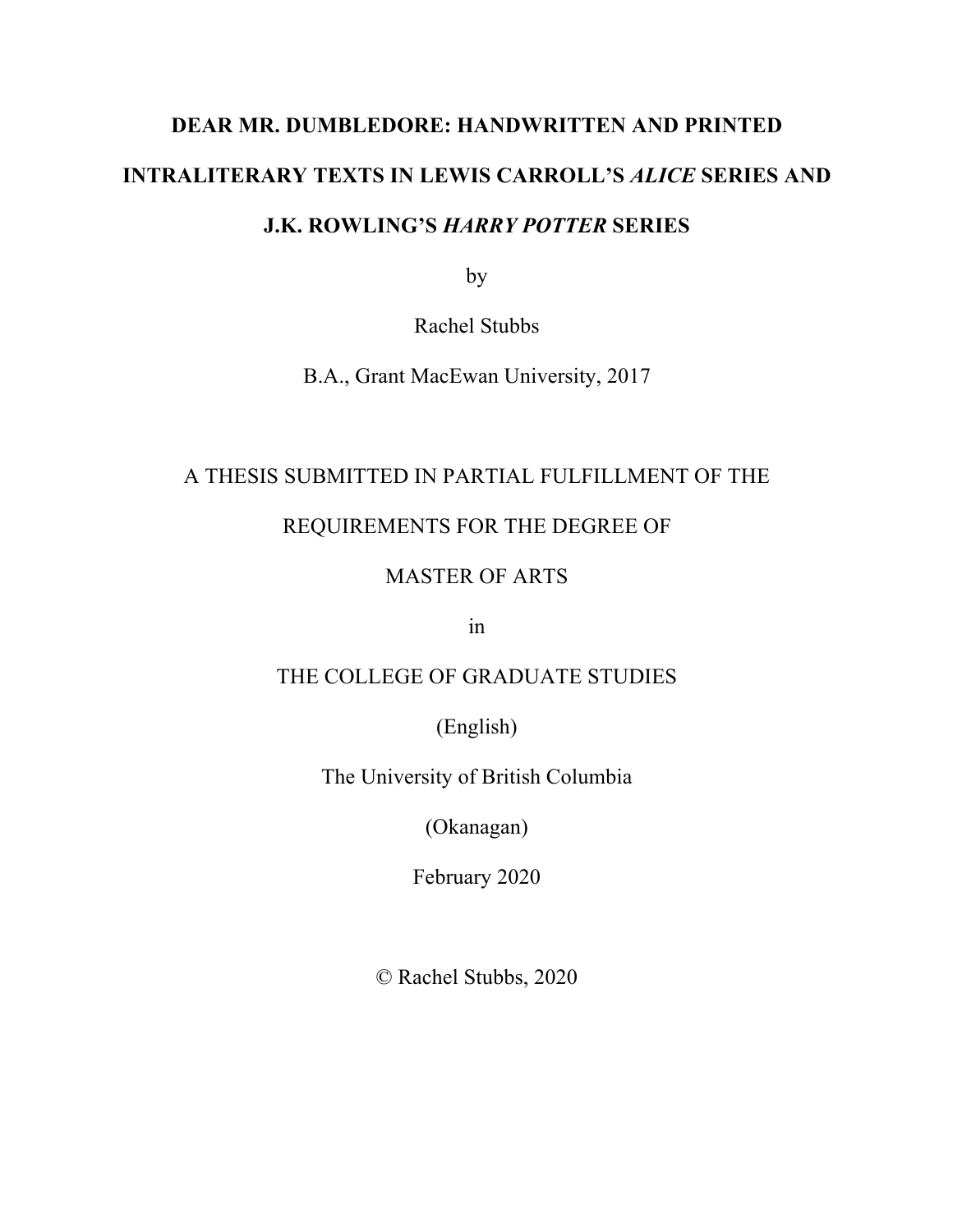# DEAR MR. DUMBLEDORE: HANDWRITTEN AND PRINTED INTRALITERARY TEXTS IN LEWIS CARROLL'S *ALICE* SERIES AND J.K. ROWLING'S *HARRY POTTER* SERIES

by

Rachel Stubbs

B.A., Grant MacEwan University, 2017

A THESIS SUBMITTED IN PARTIAL FULFILLMENT OF THE

REQUIREMENTS FOR THE DEGREE OF

MASTER OF ARTS

in

THE COLLEGE OF GRADUATE STUDIES

(English)

The University of British Columbia

(Okanagan)

February 2020

© Rachel Stubbs, 2020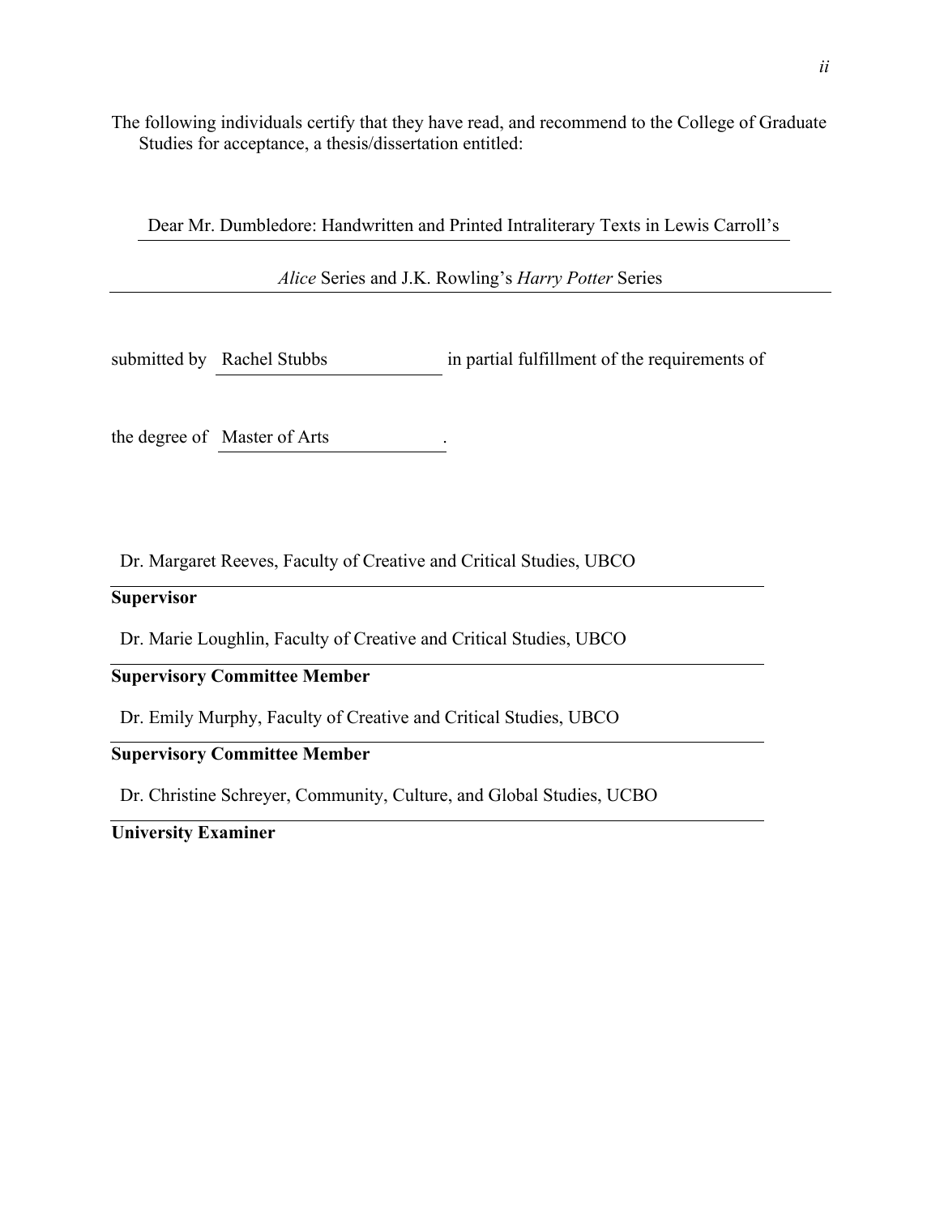The following individuals certify that they have read, and recommend to the College of Graduate Studies for acceptance, a thesis/dissertation entitled:

Dear Mr. Dumbledore: Handwritten and Printed Intraliterary Texts in Lewis Carroll's *Alice* Series and J.K. Rowling's *Harry Potter* Series

submitted by Rachel Stubbs in partial fulfillment of the requirements of

the degree of Master of Arts.

Dr. Margaret Reeves, Faculty of Creative and Critical Studies, UBCO

**Supervisor**

Dr. Marie Loughlin, Faculty of Creative and Critical Studies, UBCO

**Supervisory Committee Member**

Dr. Emily Murphy, Faculty of Creative and Critical Studies, UBCO

**Supervisory Committee Member**

Dr. Christine Schreyer, Community, Culture, and Global Studies, UCBO

**University Examiner**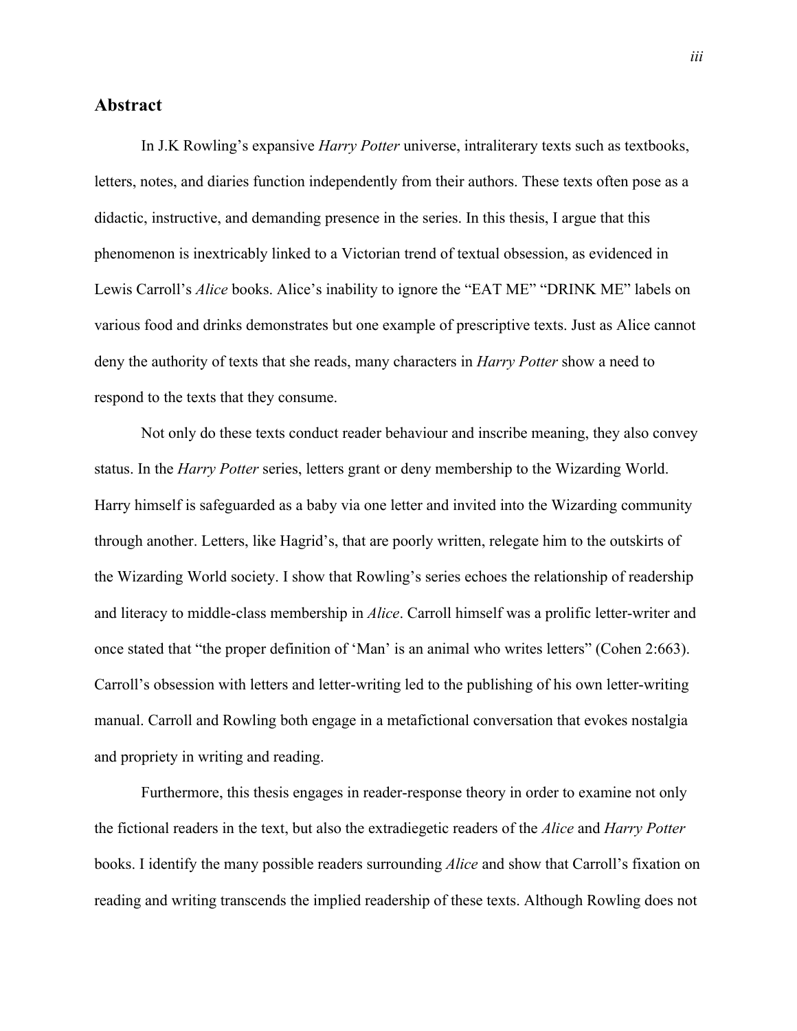## Abstract

In J.K Rowling's expansive *Harry Potter* universe, intraliterary texts such as textbooks, letters, notes, and diaries function independently from their authors. These texts often pose as a didactic, instructive, and demanding presence in the series. In this thesis, I argue that this phenomenon is inextricably linked to a Victorian trend of textual obsession, as evidenced in Lewis Carroll's *Alice* books. Alice's inability to ignore the "EAT ME" "DRINK ME" labels on various food and drinks demonstrates but one example of prescriptive texts. Just as Alice cannot deny the authority of texts that she reads, many characters in *Harry Potter* show a need to respond to the texts that they consume.

Not only do these texts conduct reader behaviour and inscribe meaning, they also convey status. In the *Harry Potter* series, letters grant or deny membership to the Wizarding World. Harry himself is safeguarded as a baby via one letter and invited into the Wizarding community through another. Letters, like Hagrid's, that are poorly written, relegate him to the outskirts of the Wizarding World society. I show that Rowling's series echoes the relationship of readership and literacy to middle-class membership in *Alice*. Carroll himself was a prolific letter-writer and once stated that "the proper definition of 'Man' is an animal who writes letters" (Cohen 2:663). Carroll's obsession with letters and letter-writing led to the publishing of his own letter-writing manual. Carroll and Rowling both engage in a metafictional conversation that evokes nostalgia and propriety in writing and reading.

Furthermore, this thesis engages in reader-response theory in order to examine not only the fictional readers in the text, but also the extradiegetic readers of the *Alice* and *Harry Potter* books. I identify the many possible readers surrounding *Alice* and show that Carroll's fixation on reading and writing transcends the implied readership of these texts. Although Rowling does not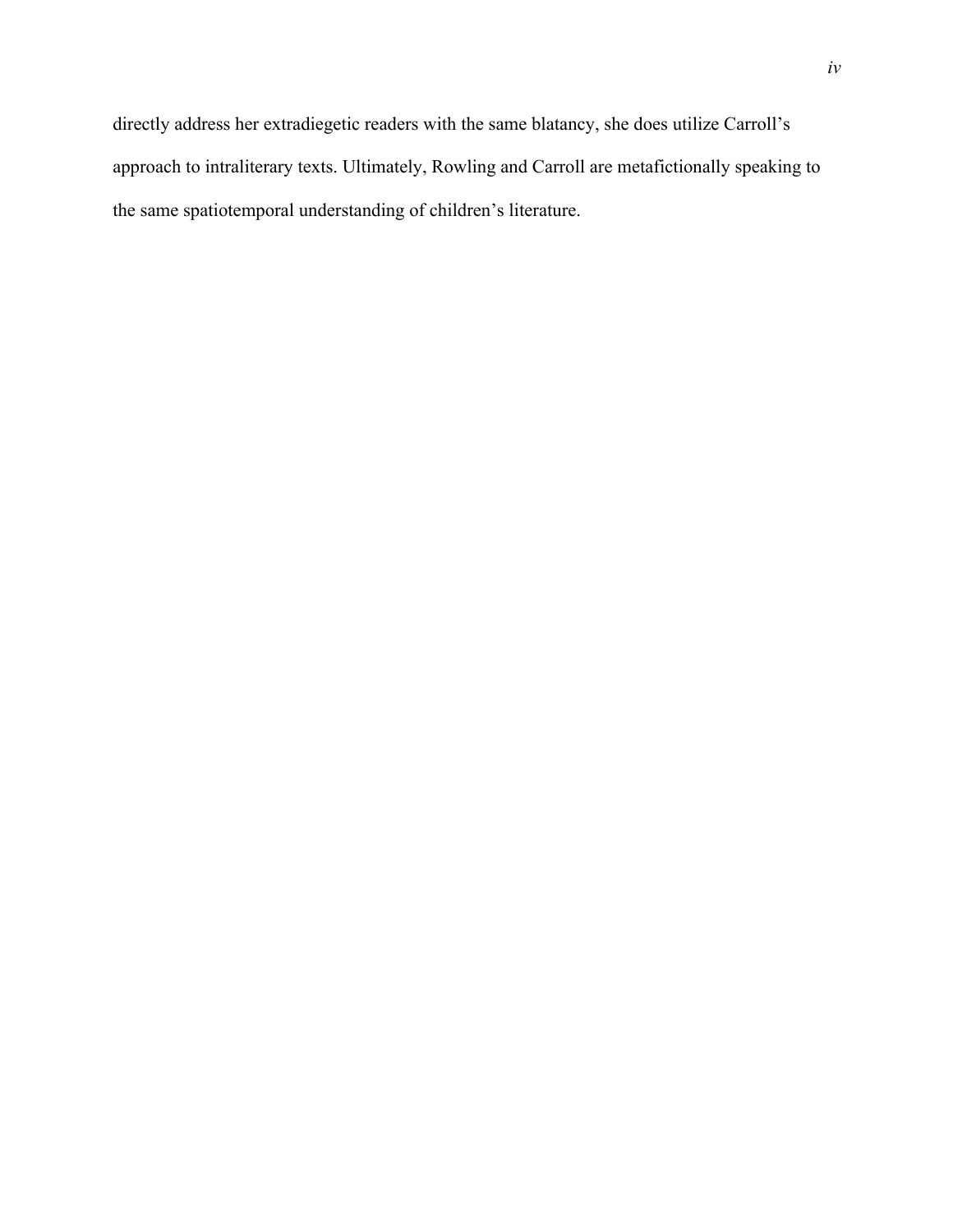directly address her extradiegetic readers with the same blatancy, she does utilize Carroll's approach to intraliterary texts. Ultimately, Rowling and Carroll are metafictionally speaking to the same spatiotemporal understanding of children's literature.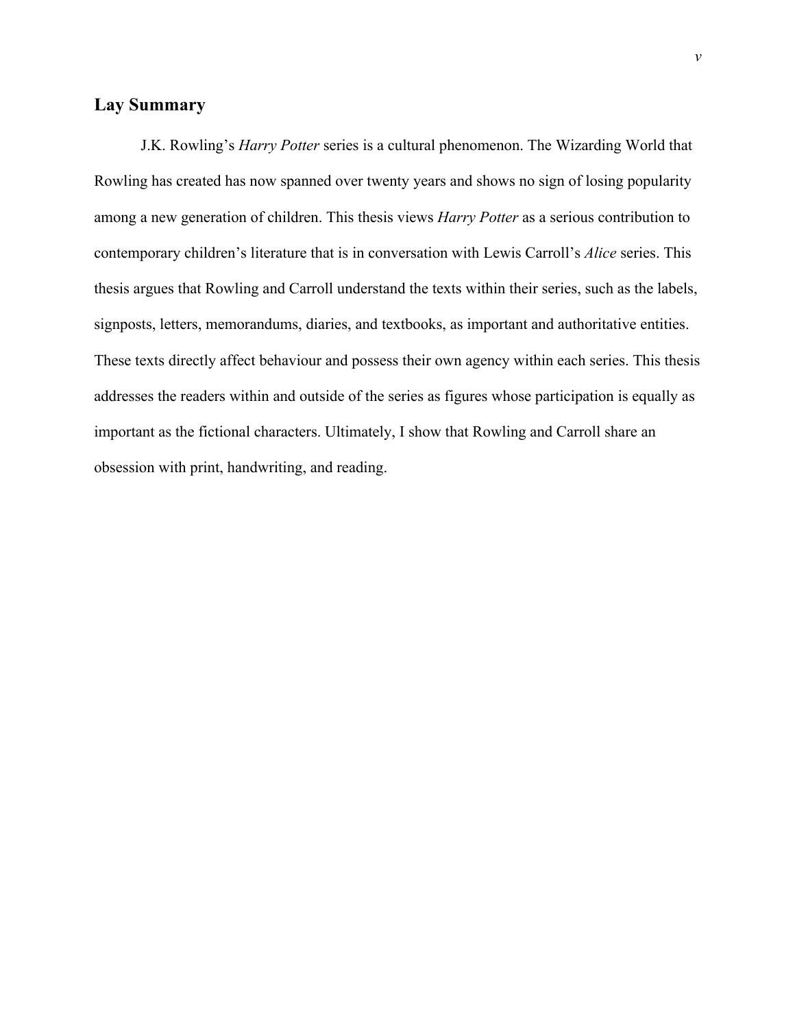## Lay Summary

J.K. Rowling's *Harry Potter* series is a cultural phenomenon. The Wizarding World that Rowling has created has now spanned over twenty years and shows no sign of losing popularity among a new generation of children. This thesis views *Harry Potter* as a serious contribution to contemporary children's literature that is in conversation with Lewis Carroll's *Alice* series. This thesis argues that Rowling and Carroll understand the texts within their series, such as the labels, signposts, letters, memorandums, diaries, and textbooks, as important and authoritative entities. These texts directly affect behaviour and possess their own agency within each series. This thesis addresses the readers within and outside of the series as figures whose participation is equally as important as the fictional characters. Ultimately, I show that Rowling and Carroll share an obsession with print, handwriting, and reading.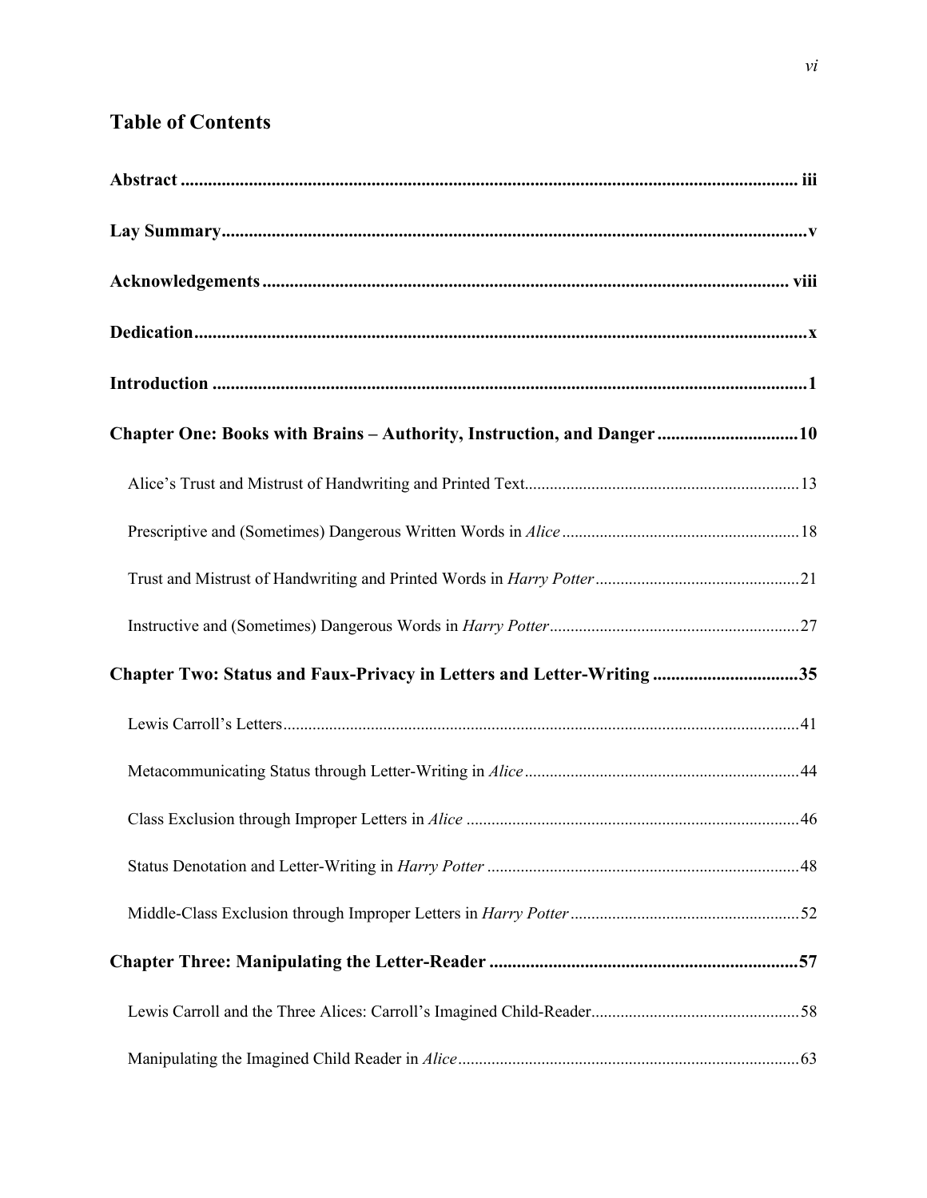## Table of Contents

**Abstract** ........................................................................................................................................ **iii**

**Lay Summary** .................................................................................................................................**v**

**Acknowledgements** ................................................................................................................... **viii**

**Dedication** .......................................................................................................................................**x**

**Introduction** ...................................................................................................................................**1**

**Chapter One: Books with Brains – Authority, Instruction, and Danger** ..............................**10**

Alice's Trust and Mistrust of Handwriting and Printed Text.................................................................13

Prescriptive and (Sometimes) Dangerous Written Words in *Alice* ........................................................18

Trust and Mistrust of Handwriting and Printed Words in *Harry Potter* ................................................21

Instructive and (Sometimes) Dangerous Words in *Harry Potter* ...........................................................27

**Chapter Two: Status and Faux-Privacy in Letters and Letter-Writing** ...............................**35**

Lewis Carroll's Letters...........................................................................................................................41

Metacommunicating Status through Letter-Writing in *Alice* .................................................................44

Class Exclusion through Improper Letters in *Alice* ...............................................................................46

Status Denotation and Letter-Writing in *Harry Potter* ..........................................................................48

Middle-Class Exclusion through Improper Letters in *Harry Potter* ......................................................52

**Chapter Three: Manipulating the Letter-Reader** ...................................................................**57**

Lewis Carroll and the Three Alices: Carroll's Imagined Child-Reader.................................................58

Manipulating the Imagined Child Reader in *Alice* .................................................................................63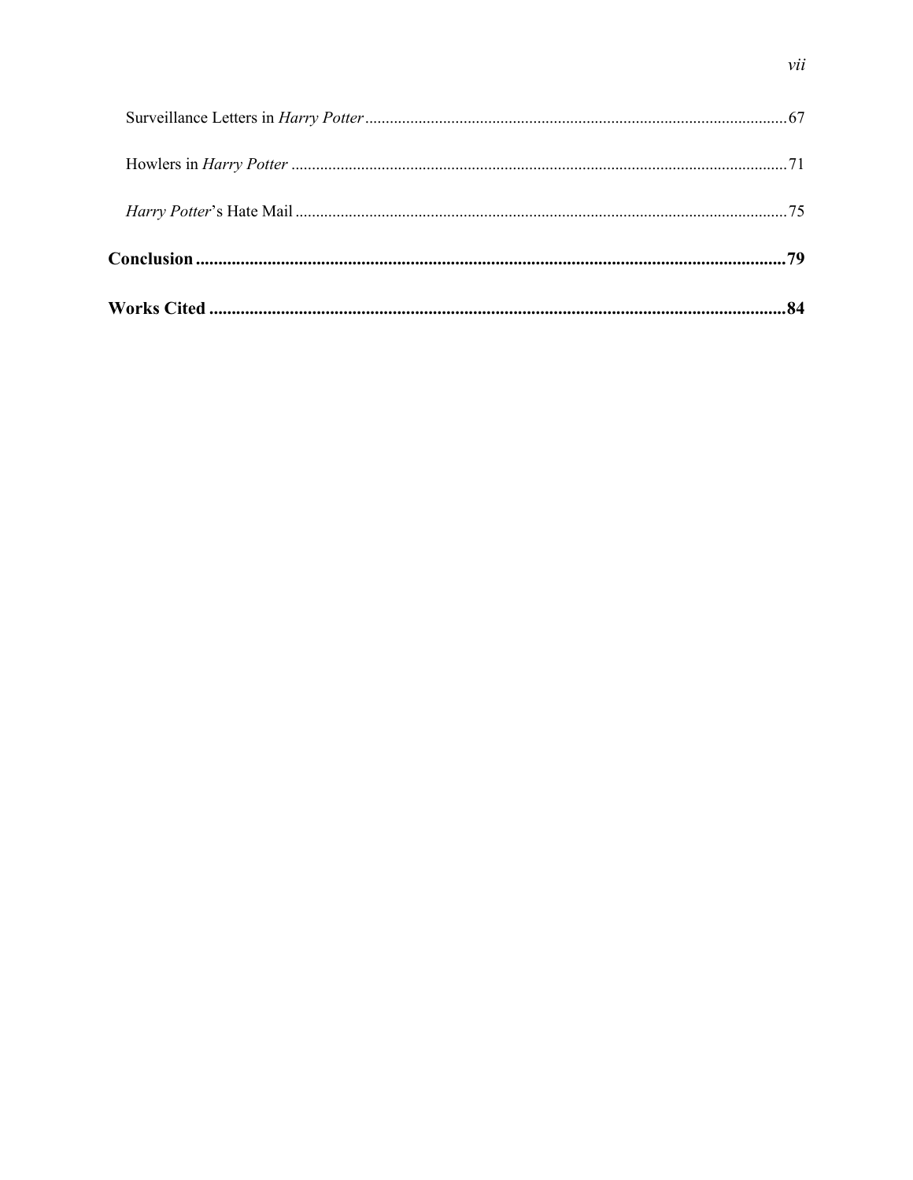Surveillance Letters in *Harry Potter* .......... 67

Howlers in *Harry Potter* .......... 71

*Harry Potter*'s Hate Mail .......... 75

**Conclusion .......... 79**

**Works Cited .......... 84**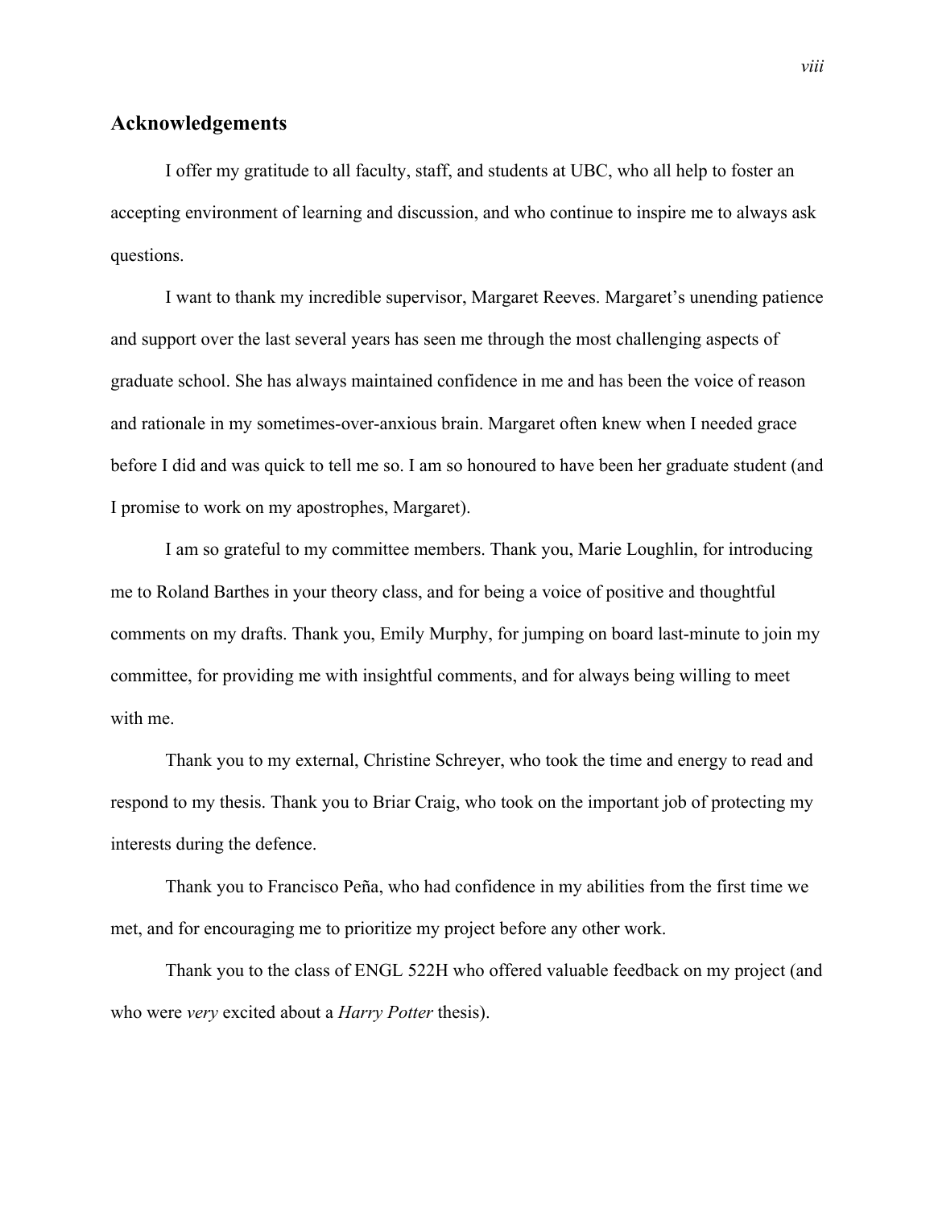## Acknowledgements

I offer my gratitude to all faculty, staff, and students at UBC, who all help to foster an accepting environment of learning and discussion, and who continue to inspire me to always ask questions.

I want to thank my incredible supervisor, Margaret Reeves. Margaret's unending patience and support over the last several years has seen me through the most challenging aspects of graduate school. She has always maintained confidence in me and has been the voice of reason and rationale in my sometimes-over-anxious brain. Margaret often knew when I needed grace before I did and was quick to tell me so. I am so honoured to have been her graduate student (and I promise to work on my apostrophes, Margaret).

I am so grateful to my committee members. Thank you, Marie Loughlin, for introducing me to Roland Barthes in your theory class, and for being a voice of positive and thoughtful comments on my drafts. Thank you, Emily Murphy, for jumping on board last-minute to join my committee, for providing me with insightful comments, and for always being willing to meet with me.

Thank you to my external, Christine Schreyer, who took the time and energy to read and respond to my thesis. Thank you to Briar Craig, who took on the important job of protecting my interests during the defence.

Thank you to Francisco Peña, who had confidence in my abilities from the first time we met, and for encouraging me to prioritize my project before any other work.

Thank you to the class of ENGL 522H who offered valuable feedback on my project (and who were *very* excited about a *Harry Potter* thesis).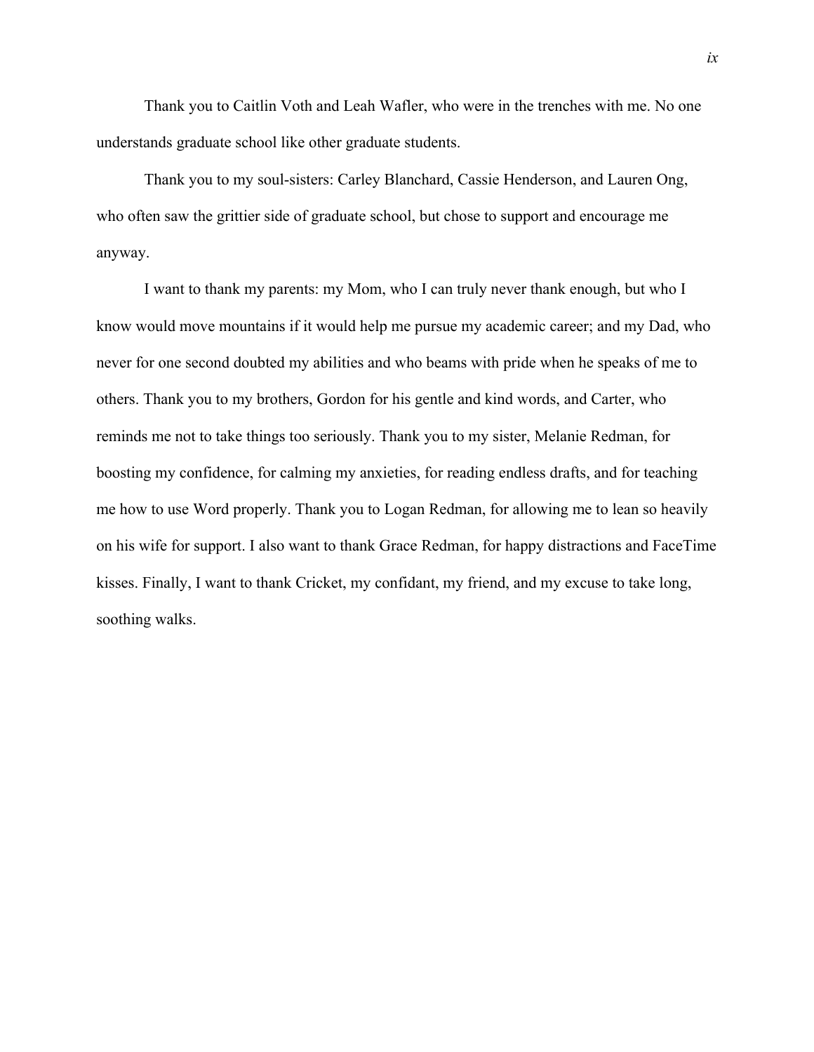Thank you to Caitlin Voth and Leah Wafler, who were in the trenches with me. No one understands graduate school like other graduate students.

Thank you to my soul-sisters: Carley Blanchard, Cassie Henderson, and Lauren Ong, who often saw the grittier side of graduate school, but chose to support and encourage me anyway.

I want to thank my parents: my Mom, who I can truly never thank enough, but who I know would move mountains if it would help me pursue my academic career; and my Dad, who never for one second doubted my abilities and who beams with pride when he speaks of me to others. Thank you to my brothers, Gordon for his gentle and kind words, and Carter, who reminds me not to take things too seriously. Thank you to my sister, Melanie Redman, for boosting my confidence, for calming my anxieties, for reading endless drafts, and for teaching me how to use Word properly. Thank you to Logan Redman, for allowing me to lean so heavily on his wife for support. I also want to thank Grace Redman, for happy distractions and FaceTime kisses. Finally, I want to thank Cricket, my confidant, my friend, and my excuse to take long, soothing walks.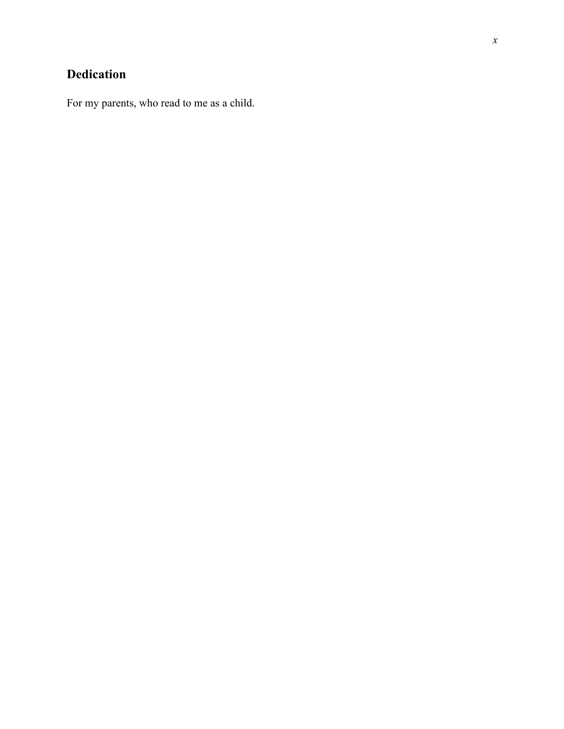## Dedication

For my parents, who read to me as a child.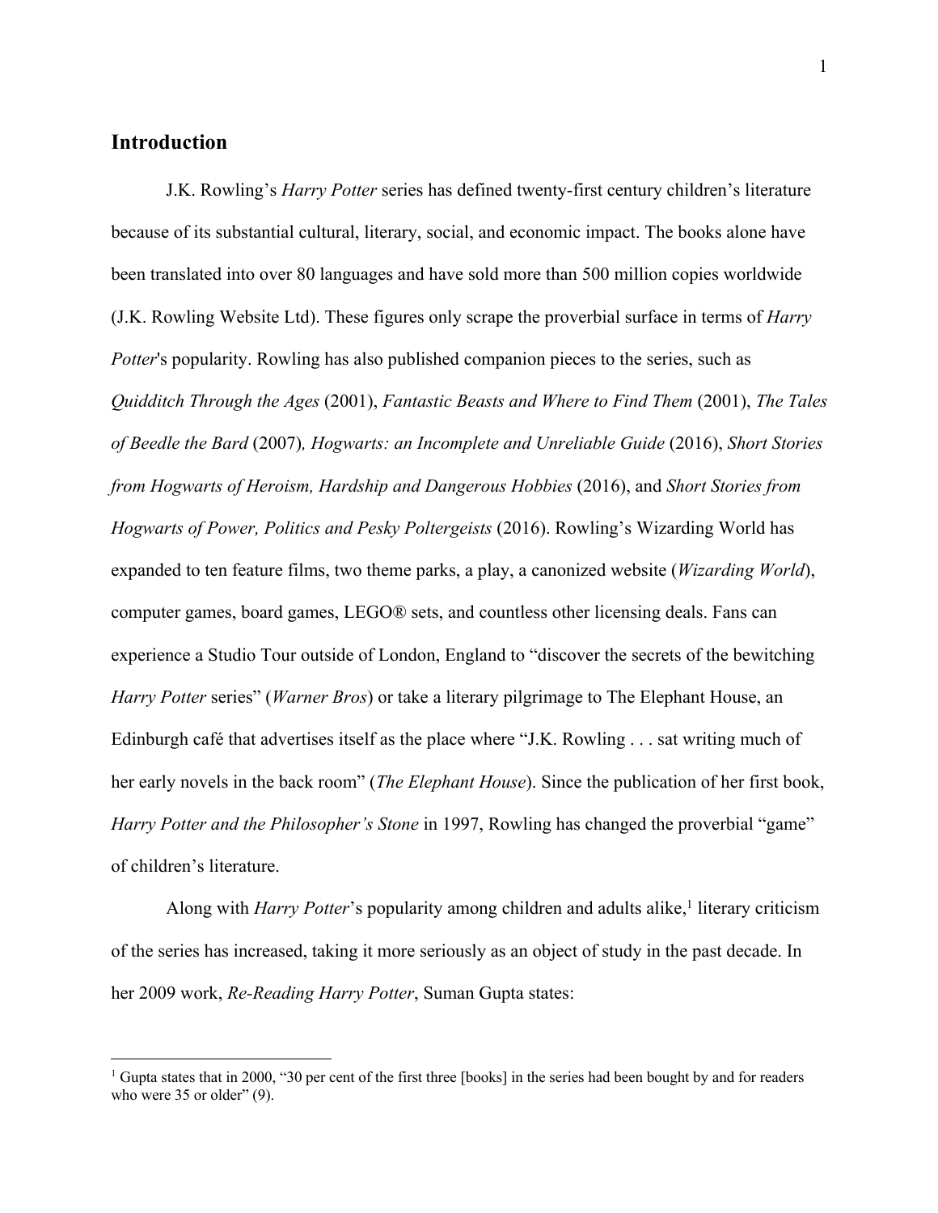## Introduction

J.K. Rowling's *Harry Potter* series has defined twenty-first century children's literature because of its substantial cultural, literary, social, and economic impact. The books alone have been translated into over 80 languages and have sold more than 500 million copies worldwide (J.K. Rowling Website Ltd). These figures only scrape the proverbial surface in terms of *Harry Potter*'s popularity. Rowling has also published companion pieces to the series, such as *Quidditch Through the Ages* (2001), *Fantastic Beasts and Where to Find Them* (2001), *The Tales of Beedle the Bard* (2007)*, Hogwarts: an Incomplete and Unreliable Guide* (2016), *Short Stories from Hogwarts of Heroism, Hardship and Dangerous Hobbies* (2016), and *Short Stories from Hogwarts of Power, Politics and Pesky Poltergeists* (2016). Rowling's Wizarding World has expanded to ten feature films, two theme parks, a play, a canonized website (*Wizarding World*), computer games, board games, LEGO® sets, and countless other licensing deals. Fans can experience a Studio Tour outside of London, England to "discover the secrets of the bewitching *Harry Potter* series" (*Warner Bros*) or take a literary pilgrimage to The Elephant House, an Edinburgh café that advertises itself as the place where "J.K. Rowling . . . sat writing much of her early novels in the back room" (*The Elephant House*). Since the publication of her first book, *Harry Potter and the Philosopher's Stone* in 1997, Rowling has changed the proverbial "game" of children's literature.

Along with *Harry Potter*'s popularity among children and adults alike,[1] literary criticism of the series has increased, taking it more seriously as an object of study in the past decade. In her 2009 work, *Re-Reading Harry Potter*, Suman Gupta states:

[1] Gupta states that in 2000, "30 per cent of the first three [books] in the series had been bought by and for readers who were 35 or older" (9).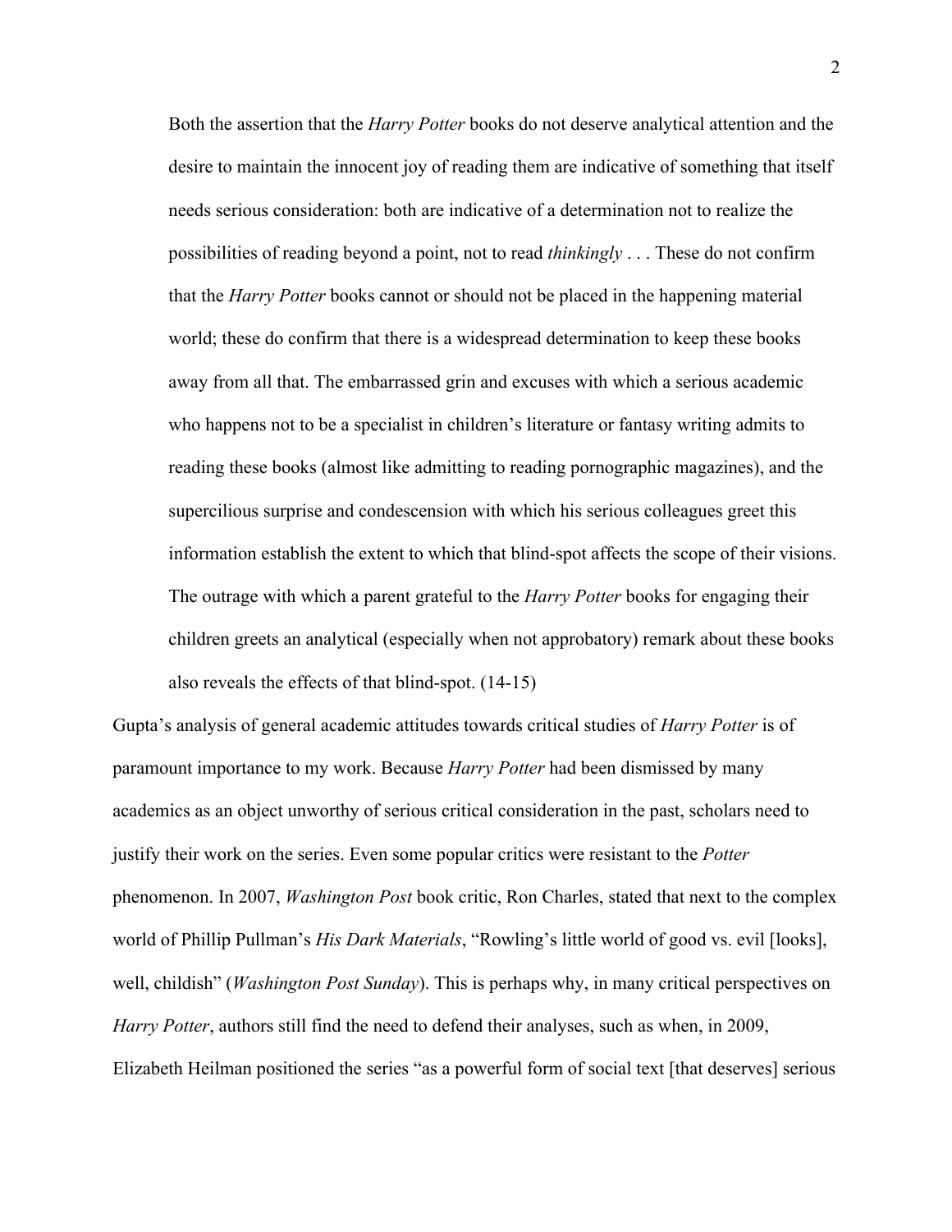> Both the assertion that the *Harry Potter* books do not deserve analytical attention and the desire to maintain the innocent joy of reading them are indicative of something that itself needs serious consideration: both are indicative of a determination not to realize the possibilities of reading beyond a point, not to read *thinkingly* . . . These do not confirm that the *Harry Potter* books cannot or should not be placed in the happening material world; these do confirm that there is a widespread determination to keep these books away from all that. The embarrassed grin and excuses with which a serious academic who happens not to be a specialist in children's literature or fantasy writing admits to reading these books (almost like admitting to reading pornographic magazines), and the supercilious surprise and condescension with which his serious colleagues greet this information establish the extent to which that blind-spot affects the scope of their visions. The outrage with which a parent grateful to the *Harry Potter* books for engaging their children greets an analytical (especially when not approbatory) remark about these books also reveals the effects of that blind-spot. (14-15)

Gupta's analysis of general academic attitudes towards critical studies of *Harry Potter* is of paramount importance to my work. Because *Harry Potter* had been dismissed by many academics as an object unworthy of serious critical consideration in the past, scholars need to justify their work on the series. Even some popular critics were resistant to the *Potter* phenomenon. In 2007, *Washington Post* book critic, Ron Charles, stated that next to the complex world of Phillip Pullman's *His Dark Materials*, "Rowling's little world of good vs. evil [looks], well, childish" (*Washington Post Sunday*). This is perhaps why, in many critical perspectives on *Harry Potter*, authors still find the need to defend their analyses, such as when, in 2009, Elizabeth Heilman positioned the series "as a powerful form of social text [that deserves] serious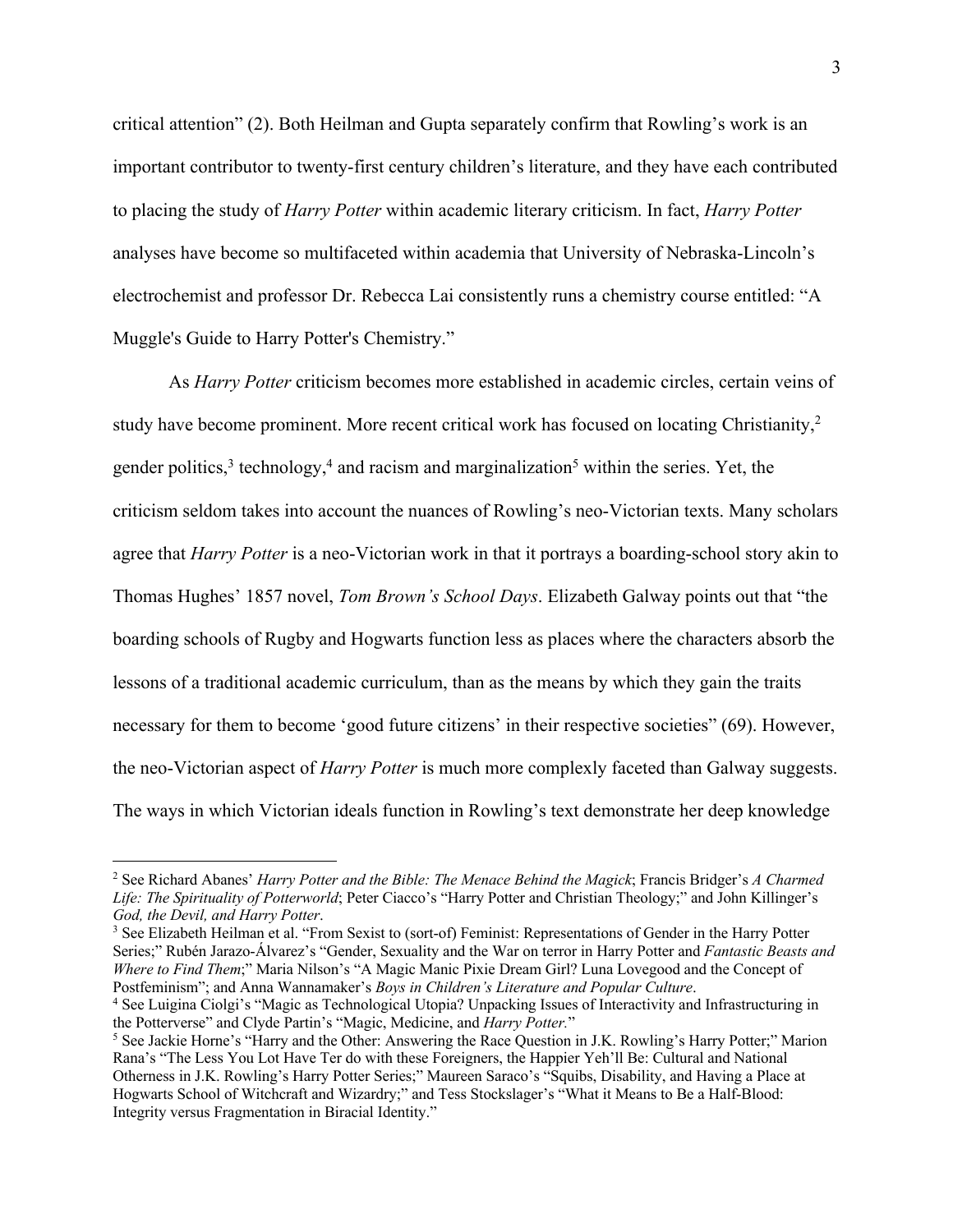critical attention" (2). Both Heilman and Gupta separately confirm that Rowling's work is an important contributor to twenty-first century children's literature, and they have each contributed to placing the study of *Harry Potter* within academic literary criticism. In fact, *Harry Potter* analyses have become so multifaceted within academia that University of Nebraska-Lincoln's electrochemist and professor Dr. Rebecca Lai consistently runs a chemistry course entitled: "A Muggle's Guide to Harry Potter's Chemistry."

As *Harry Potter* criticism becomes more established in academic circles, certain veins of study have become prominent. More recent critical work has focused on locating Christianity,[2] gender politics,[3] technology,[4] and racism and marginalization[5] within the series. Yet, the criticism seldom takes into account the nuances of Rowling's neo-Victorian texts. Many scholars agree that *Harry Potter* is a neo-Victorian work in that it portrays a boarding-school story akin to Thomas Hughes' 1857 novel, *Tom Brown's School Days*. Elizabeth Galway points out that "the boarding schools of Rugby and Hogwarts function less as places where the characters absorb the lessons of a traditional academic curriculum, than as the means by which they gain the traits necessary for them to become 'good future citizens' in their respective societies" (69). However, the neo-Victorian aspect of *Harry Potter* is much more complexly faceted than Galway suggests. The ways in which Victorian ideals function in Rowling's text demonstrate her deep knowledge

---

[2] See Richard Abanes' *Harry Potter and the Bible: The Menace Behind the Magick*; Francis Bridger's *A Charmed Life: The Spirituality of Potterworld*; Peter Ciacco's "Harry Potter and Christian Theology;" and John Killinger's *God, the Devil, and Harry Potter*.

[3] See Elizabeth Heilman et al. "From Sexist to (sort-of) Feminist: Representations of Gender in the Harry Potter Series;" Rubén Jarazo-Álvarez's "Gender, Sexuality and the War on terror in Harry Potter and *Fantastic Beasts and Where to Find Them*;" Maria Nilson's "A Magic Manic Pixie Dream Girl? Luna Lovegood and the Concept of Postfeminism"; and Anna Wannamaker's *Boys in Children's Literature and Popular Culture*.

[4] See Luigina Ciolgi's "Magic as Technological Utopia? Unpacking Issues of Interactivity and Infrastructuring in the Potterverse" and Clyde Partin's "Magic, Medicine, and *Harry Potter.*"

[5] See Jackie Horne's "Harry and the Other: Answering the Race Question in J.K. Rowling's Harry Potter;" Marion Rana's "The Less You Lot Have Ter do with these Foreigners, the Happier Yeh'll Be: Cultural and National Otherness in J.K. Rowling's Harry Potter Series;" Maureen Saraco's "Squibs, Disability, and Having a Place at Hogwarts School of Witchcraft and Wizardry;" and Tess Stockslager's "What it Means to Be a Half-Blood: Integrity versus Fragmentation in Biracial Identity."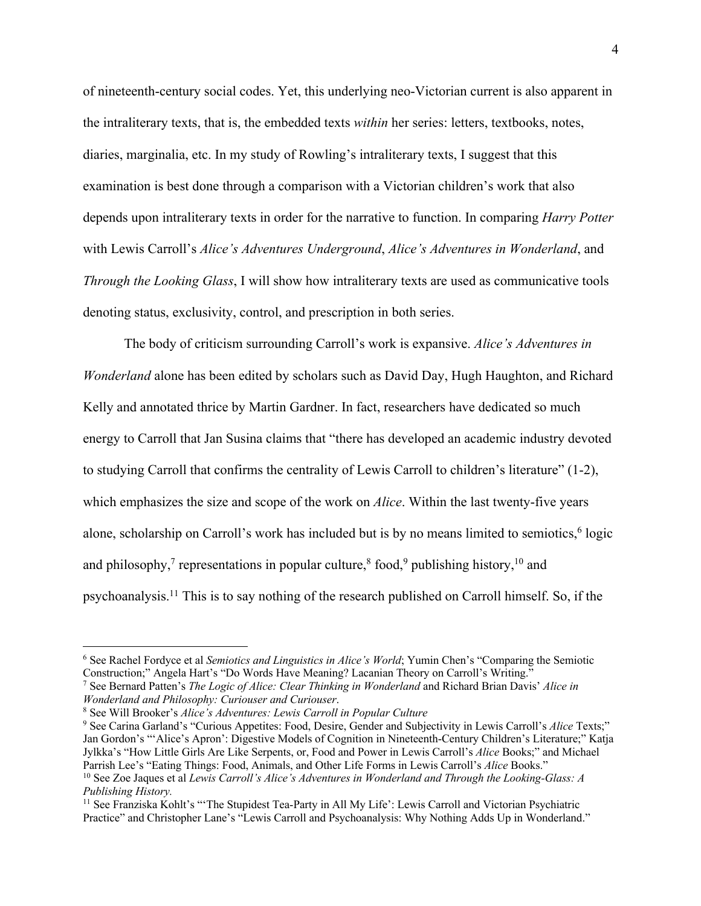of nineteenth-century social codes. Yet, this underlying neo-Victorian current is also apparent in the intraliterary texts, that is, the embedded texts *within* her series: letters, textbooks, notes, diaries, marginalia, etc. In my study of Rowling's intraliterary texts, I suggest that this examination is best done through a comparison with a Victorian children's work that also depends upon intraliterary texts in order for the narrative to function. In comparing *Harry Potter* with Lewis Carroll's *Alice's Adventures Underground*, *Alice's Adventures in Wonderland*, and *Through the Looking Glass*, I will show how intraliterary texts are used as communicative tools denoting status, exclusivity, control, and prescription in both series.

The body of criticism surrounding Carroll's work is expansive. *Alice's Adventures in Wonderland* alone has been edited by scholars such as David Day, Hugh Haughton, and Richard Kelly and annotated thrice by Martin Gardner. In fact, researchers have dedicated so much energy to Carroll that Jan Susina claims that "there has developed an academic industry devoted to studying Carroll that confirms the centrality of Lewis Carroll to children's literature" (1-2), which emphasizes the size and scope of the work on *Alice*. Within the last twenty-five years alone, scholarship on Carroll's work has included but is by no means limited to semiotics,[6] logic and philosophy,[7] representations in popular culture,[8] food,[9] publishing history,[10] and psychoanalysis.[11] This is to say nothing of the research published on Carroll himself. So, if the

---

[6] See Rachel Fordyce et al *Semiotics and Linguistics in Alice's World*; Yumin Chen's "Comparing the Semiotic Construction;" Angela Hart's "Do Words Have Meaning? Lacanian Theory on Carroll's Writing."

[7] See Bernard Patten's *The Logic of Alice: Clear Thinking in Wonderland* and Richard Brian Davis' *Alice in Wonderland and Philosophy: Curiouser and Curiouser*.

[8] See Will Brooker's *Alice's Adventures: Lewis Carroll in Popular Culture*

[9] See Carina Garland's "Curious Appetites: Food, Desire, Gender and Subjectivity in Lewis Carroll's *Alice* Texts;" Jan Gordon's "'Alice's Apron': Digestive Models of Cognition in Nineteenth-Century Children's Literature;" Katja Jylkka's "How Little Girls Are Like Serpents, or, Food and Power in Lewis Carroll's *Alice* Books;" and Michael Parrish Lee's "Eating Things: Food, Animals, and Other Life Forms in Lewis Carroll's *Alice* Books."

[10] See Zoe Jaques et al *Lewis Carroll's Alice's Adventures in Wonderland and Through the Looking-Glass: A Publishing History.*

[11] See Franziska Kohlt's "'The Stupidest Tea-Party in All My Life': Lewis Carroll and Victorian Psychiatric Practice" and Christopher Lane's "Lewis Carroll and Psychoanalysis: Why Nothing Adds Up in Wonderland."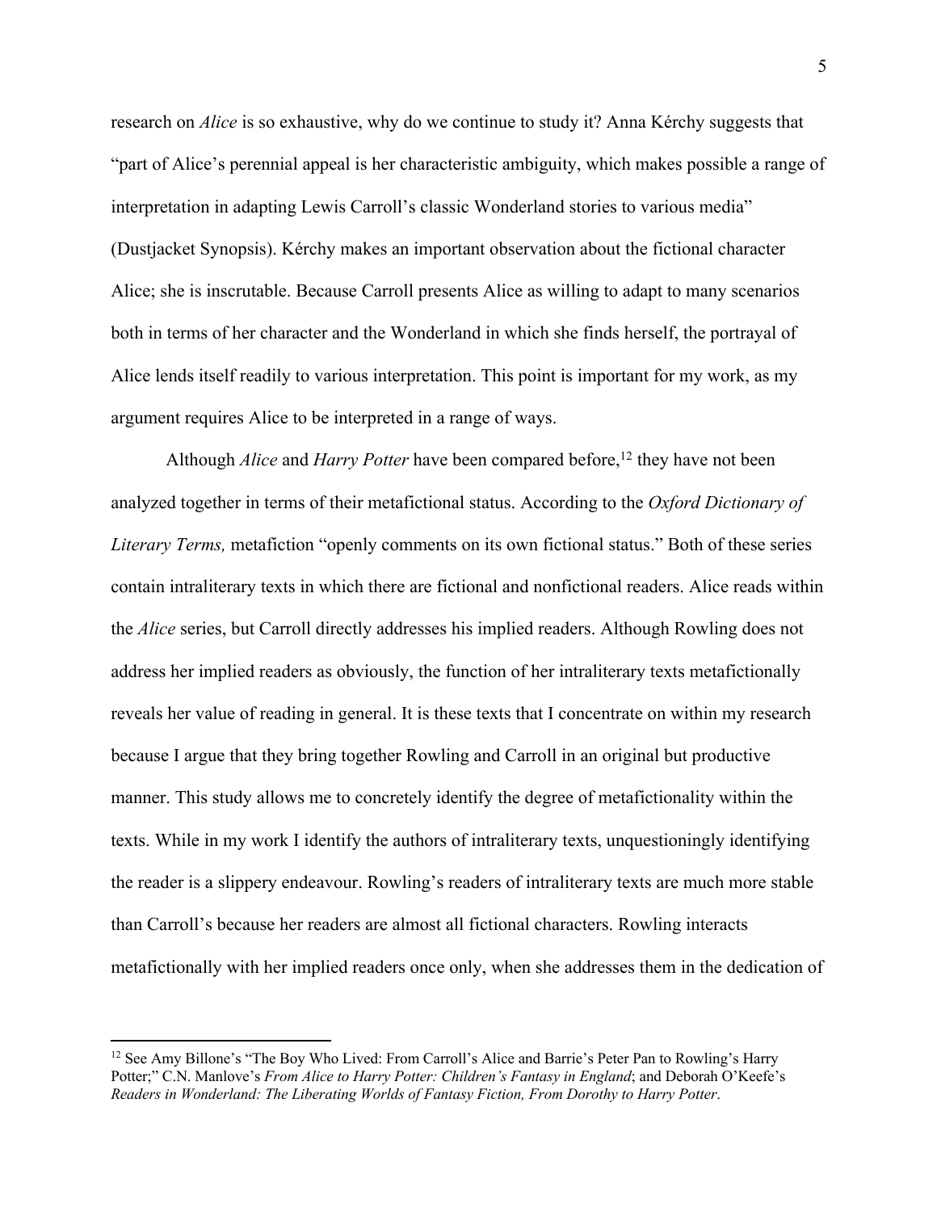research on *Alice* is so exhaustive, why do we continue to study it? Anna Kérchy suggests that "part of Alice's perennial appeal is her characteristic ambiguity, which makes possible a range of interpretation in adapting Lewis Carroll's classic Wonderland stories to various media" (Dustjacket Synopsis). Kérchy makes an important observation about the fictional character Alice; she is inscrutable. Because Carroll presents Alice as willing to adapt to many scenarios both in terms of her character and the Wonderland in which she finds herself, the portrayal of Alice lends itself readily to various interpretation. This point is important for my work, as my argument requires Alice to be interpreted in a range of ways.

Although *Alice* and *Harry Potter* have been compared before,[12] they have not been analyzed together in terms of their metafictional status. According to the *Oxford Dictionary of Literary Terms,* metafiction "openly comments on its own fictional status." Both of these series contain intraliterary texts in which there are fictional and nonfictional readers. Alice reads within the *Alice* series, but Carroll directly addresses his implied readers. Although Rowling does not address her implied readers as obviously, the function of her intraliterary texts metafictionally reveals her value of reading in general. It is these texts that I concentrate on within my research because I argue that they bring together Rowling and Carroll in an original but productive manner. This study allows me to concretely identify the degree of metafictionality within the texts. While in my work I identify the authors of intraliterary texts, unquestioningly identifying the reader is a slippery endeavour. Rowling's readers of intraliterary texts are much more stable than Carroll's because her readers are almost all fictional characters. Rowling interacts metafictionally with her implied readers once only, when she addresses them in the dedication of

[12] See Amy Billone's "The Boy Who Lived: From Carroll's Alice and Barrie's Peter Pan to Rowling's Harry Potter;" C.N. Manlove's *From Alice to Harry Potter: Children's Fantasy in England*; and Deborah O'Keefe's *Readers in Wonderland: The Liberating Worlds of Fantasy Fiction, From Dorothy to Harry Potter*.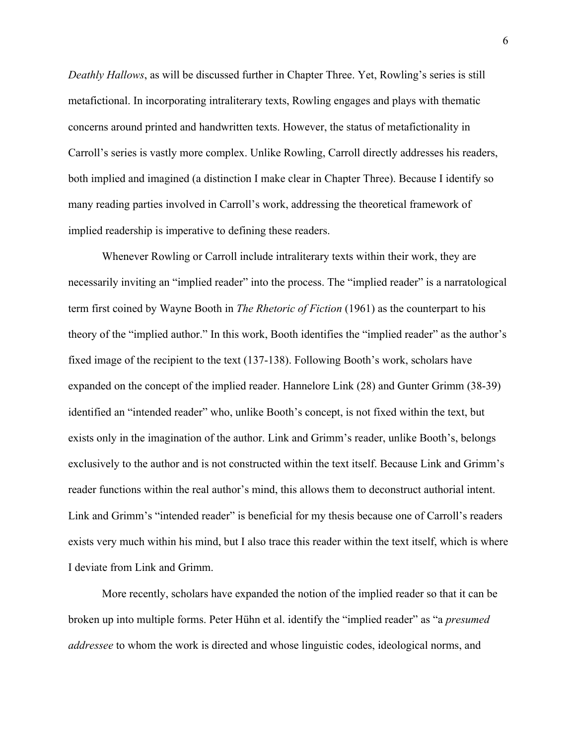*Deathly Hallows*, as will be discussed further in Chapter Three. Yet, Rowling's series is still metafictional. In incorporating intraliterary texts, Rowling engages and plays with thematic concerns around printed and handwritten texts. However, the status of metafictionality in Carroll's series is vastly more complex. Unlike Rowling, Carroll directly addresses his readers, both implied and imagined (a distinction I make clear in Chapter Three). Because I identify so many reading parties involved in Carroll's work, addressing the theoretical framework of implied readership is imperative to defining these readers.

Whenever Rowling or Carroll include intraliterary texts within their work, they are necessarily inviting an "implied reader" into the process. The "implied reader" is a narratological term first coined by Wayne Booth in *The Rhetoric of Fiction* (1961) as the counterpart to his theory of the "implied author." In this work, Booth identifies the "implied reader" as the author's fixed image of the recipient to the text (137-138). Following Booth's work, scholars have expanded on the concept of the implied reader. Hannelore Link (28) and Gunter Grimm (38-39) identified an "intended reader" who, unlike Booth's concept, is not fixed within the text, but exists only in the imagination of the author. Link and Grimm's reader, unlike Booth's, belongs exclusively to the author and is not constructed within the text itself. Because Link and Grimm's reader functions within the real author's mind, this allows them to deconstruct authorial intent. Link and Grimm's "intended reader" is beneficial for my thesis because one of Carroll's readers exists very much within his mind, but I also trace this reader within the text itself, which is where I deviate from Link and Grimm.

More recently, scholars have expanded the notion of the implied reader so that it can be broken up into multiple forms. Peter Hühn et al. identify the "implied reader" as "a *presumed addressee* to whom the work is directed and whose linguistic codes, ideological norms, and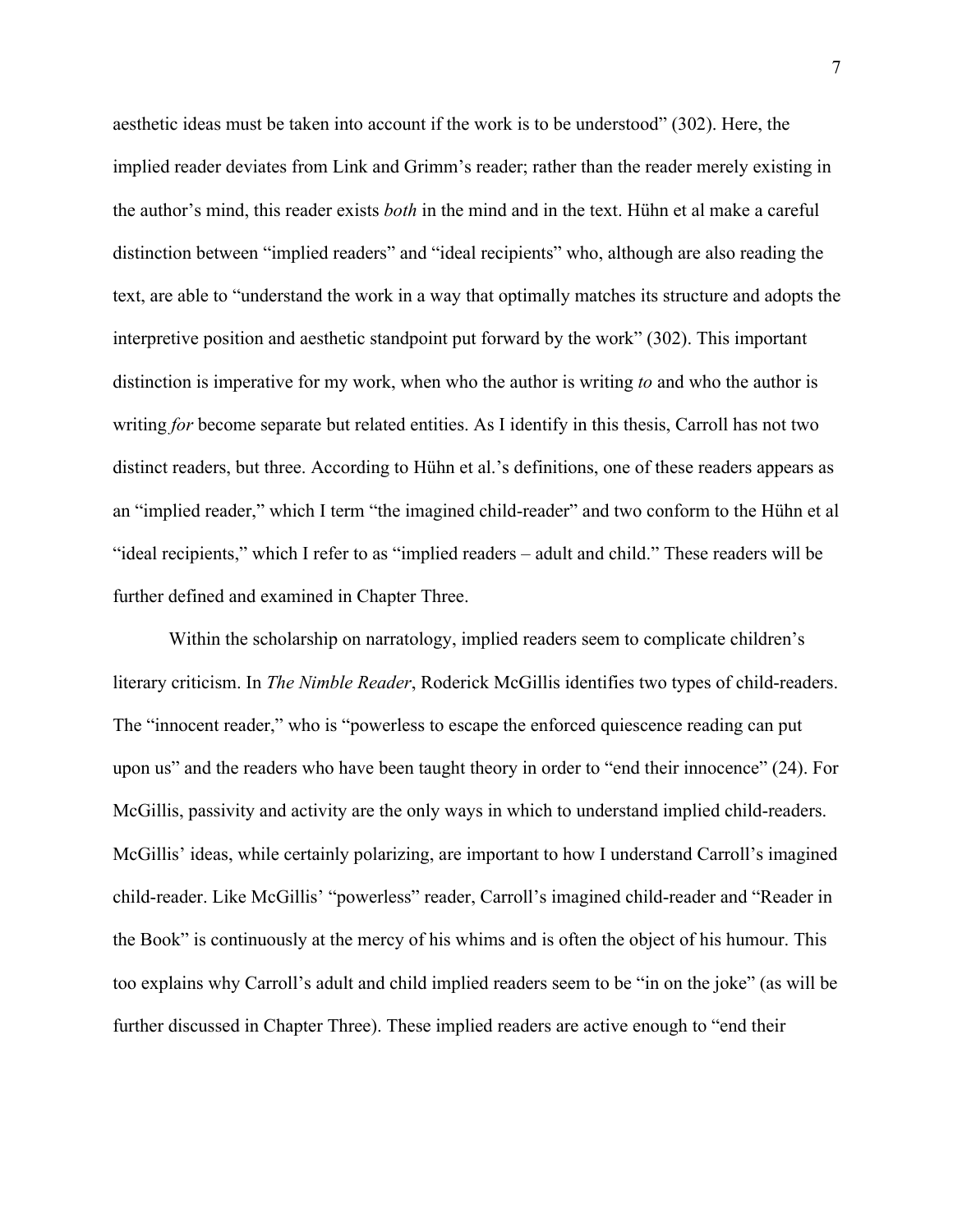aesthetic ideas must be taken into account if the work is to be understood" (302). Here, the implied reader deviates from Link and Grimm's reader; rather than the reader merely existing in the author's mind, this reader exists *both* in the mind and in the text. Hühn et al make a careful distinction between "implied readers" and "ideal recipients" who, although are also reading the text, are able to "understand the work in a way that optimally matches its structure and adopts the interpretive position and aesthetic standpoint put forward by the work" (302). This important distinction is imperative for my work, when who the author is writing *to* and who the author is writing *for* become separate but related entities. As I identify in this thesis, Carroll has not two distinct readers, but three. According to Hühn et al.'s definitions, one of these readers appears as an "implied reader," which I term "the imagined child-reader" and two conform to the Hühn et al "ideal recipients," which I refer to as "implied readers – adult and child." These readers will be further defined and examined in Chapter Three.

Within the scholarship on narratology, implied readers seem to complicate children's literary criticism. In *The Nimble Reader*, Roderick McGillis identifies two types of child-readers. The "innocent reader," who is "powerless to escape the enforced quiescence reading can put upon us" and the readers who have been taught theory in order to "end their innocence" (24). For McGillis, passivity and activity are the only ways in which to understand implied child-readers. McGillis' ideas, while certainly polarizing, are important to how I understand Carroll's imagined child-reader. Like McGillis' "powerless" reader, Carroll's imagined child-reader and "Reader in the Book" is continuously at the mercy of his whims and is often the object of his humour. This too explains why Carroll's adult and child implied readers seem to be "in on the joke" (as will be further discussed in Chapter Three). These implied readers are active enough to "end their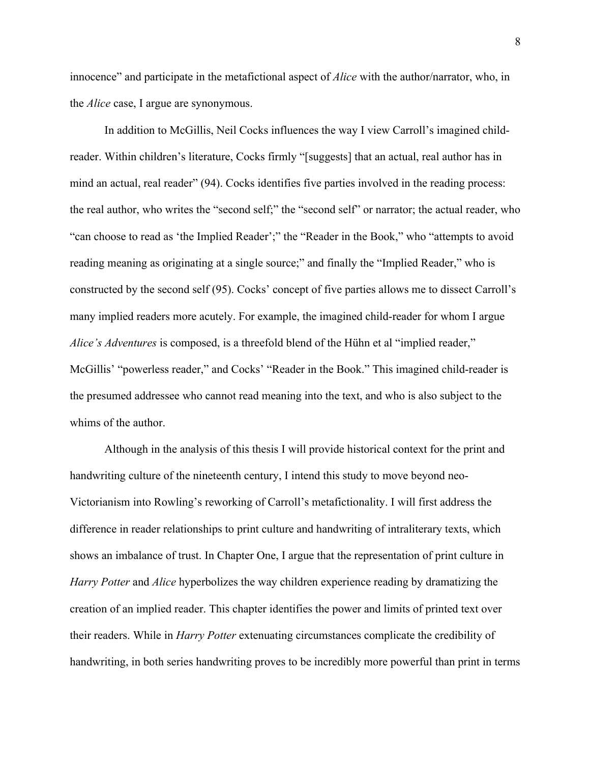innocence" and participate in the metafictional aspect of *Alice* with the author/narrator, who, in the *Alice* case, I argue are synonymous.

In addition to McGillis, Neil Cocks influences the way I view Carroll's imagined child-reader. Within children's literature, Cocks firmly "[suggests] that an actual, real author has in mind an actual, real reader" (94). Cocks identifies five parties involved in the reading process: the real author, who writes the "second self;" the "second self" or narrator; the actual reader, who "can choose to read as 'the Implied Reader';" the "Reader in the Book," who "attempts to avoid reading meaning as originating at a single source;" and finally the "Implied Reader," who is constructed by the second self (95). Cocks' concept of five parties allows me to dissect Carroll's many implied readers more acutely. For example, the imagined child-reader for whom I argue *Alice's Adventures* is composed, is a threefold blend of the Hühn et al "implied reader," McGillis' "powerless reader," and Cocks' "Reader in the Book." This imagined child-reader is the presumed addressee who cannot read meaning into the text, and who is also subject to the whims of the author.

Although in the analysis of this thesis I will provide historical context for the print and handwriting culture of the nineteenth century, I intend this study to move beyond neo-Victorianism into Rowling's reworking of Carroll's metafictionality. I will first address the difference in reader relationships to print culture and handwriting of intraliterary texts, which shows an imbalance of trust. In Chapter One, I argue that the representation of print culture in *Harry Potter* and *Alice* hyperbolizes the way children experience reading by dramatizing the creation of an implied reader. This chapter identifies the power and limits of printed text over their readers. While in *Harry Potter* extenuating circumstances complicate the credibility of handwriting, in both series handwriting proves to be incredibly more powerful than print in terms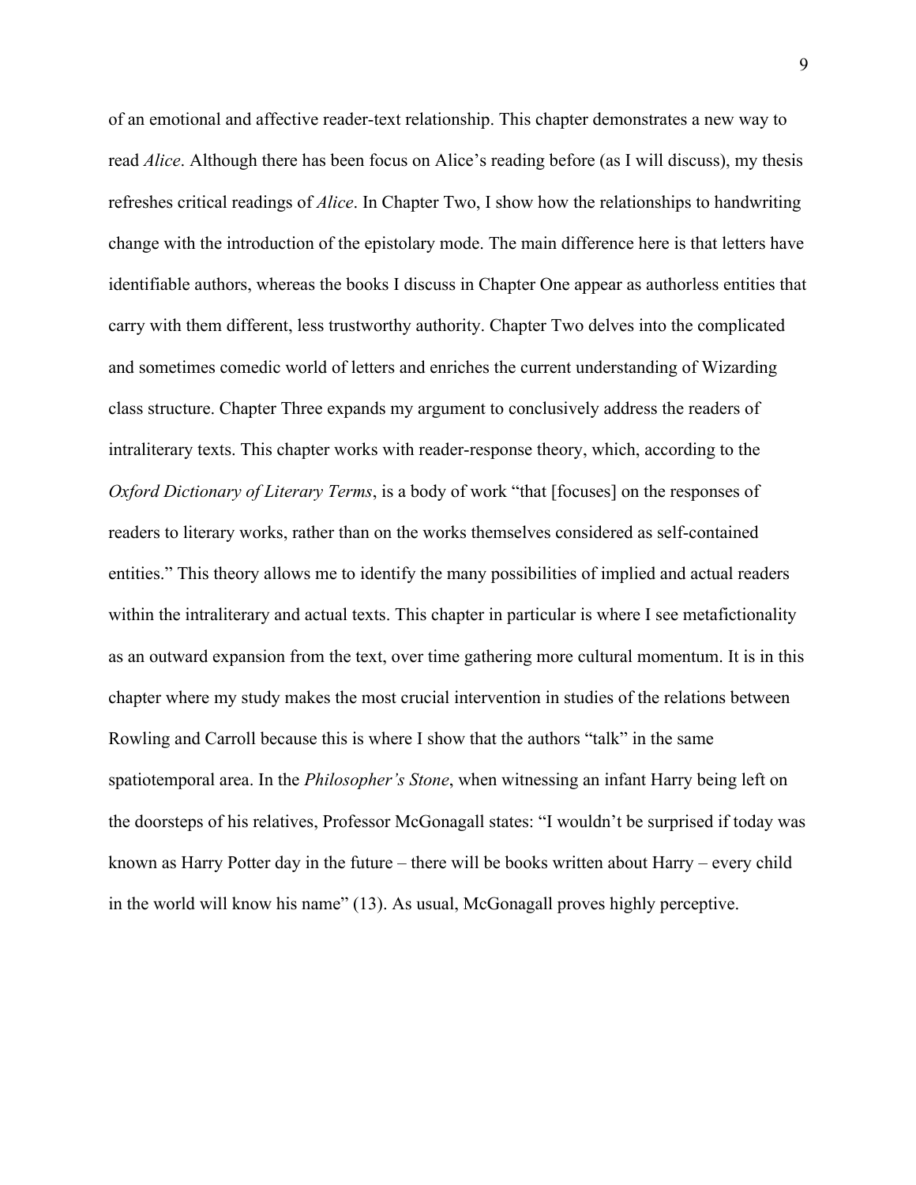of an emotional and affective reader-text relationship. This chapter demonstrates a new way to read *Alice*. Although there has been focus on Alice's reading before (as I will discuss), my thesis refreshes critical readings of *Alice*. In Chapter Two, I show how the relationships to handwriting change with the introduction of the epistolary mode. The main difference here is that letters have identifiable authors, whereas the books I discuss in Chapter One appear as authorless entities that carry with them different, less trustworthy authority. Chapter Two delves into the complicated and sometimes comedic world of letters and enriches the current understanding of Wizarding class structure. Chapter Three expands my argument to conclusively address the readers of intraliterary texts. This chapter works with reader-response theory, which, according to the *Oxford Dictionary of Literary Terms*, is a body of work "that [focuses] on the responses of readers to literary works, rather than on the works themselves considered as self-contained entities." This theory allows me to identify the many possibilities of implied and actual readers within the intraliterary and actual texts. This chapter in particular is where I see metafictionality as an outward expansion from the text, over time gathering more cultural momentum. It is in this chapter where my study makes the most crucial intervention in studies of the relations between Rowling and Carroll because this is where I show that the authors "talk" in the same spatiotemporal area. In the *Philosopher's Stone*, when witnessing an infant Harry being left on the doorsteps of his relatives, Professor McGonagall states: "I wouldn't be surprised if today was known as Harry Potter day in the future – there will be books written about Harry – every child in the world will know his name" (13). As usual, McGonagall proves highly perceptive.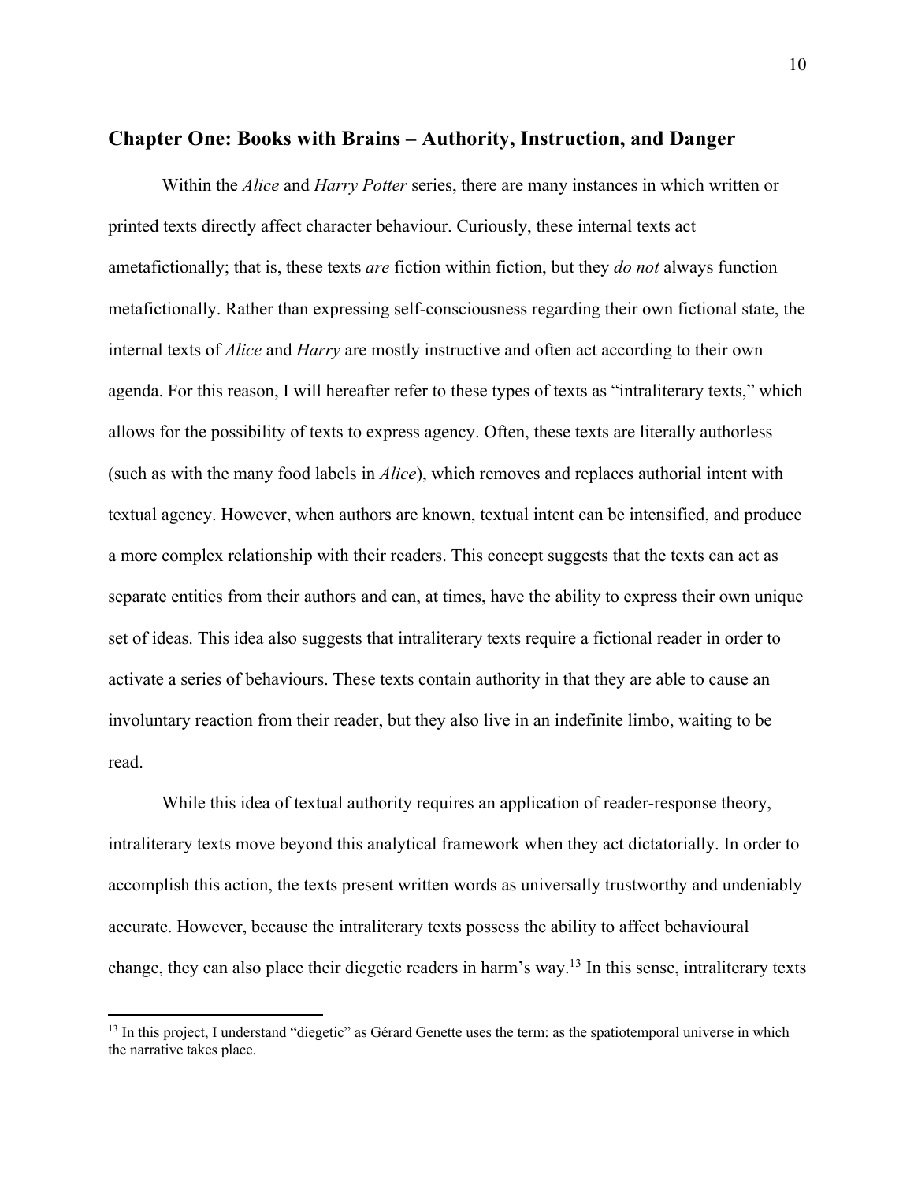## Chapter One: Books with Brains – Authority, Instruction, and Danger

Within the *Alice* and *Harry Potter* series, there are many instances in which written or printed texts directly affect character behaviour. Curiously, these internal texts act ametafictionally; that is, these texts *are* fiction within fiction, but they *do not* always function metafictionally. Rather than expressing self-consciousness regarding their own fictional state, the internal texts of *Alice* and *Harry* are mostly instructive and often act according to their own agenda. For this reason, I will hereafter refer to these types of texts as "intraliterary texts," which allows for the possibility of texts to express agency. Often, these texts are literally authorless (such as with the many food labels in *Alice*), which removes and replaces authorial intent with textual agency. However, when authors are known, textual intent can be intensified, and produce a more complex relationship with their readers. This concept suggests that the texts can act as separate entities from their authors and can, at times, have the ability to express their own unique set of ideas. This idea also suggests that intraliterary texts require a fictional reader in order to activate a series of behaviours. These texts contain authority in that they are able to cause an involuntary reaction from their reader, but they also live in an indefinite limbo, waiting to be read.

While this idea of textual authority requires an application of reader-response theory, intraliterary texts move beyond this analytical framework when they act dictatorially. In order to accomplish this action, the texts present written words as universally trustworthy and undeniably accurate. However, because the intraliterary texts possess the ability to affect behavioural change, they can also place their diegetic readers in harm's way.[13] In this sense, intraliterary texts

[13] In this project, I understand "diegetic" as Gérard Genette uses the term: as the spatiotemporal universe in which the narrative takes place.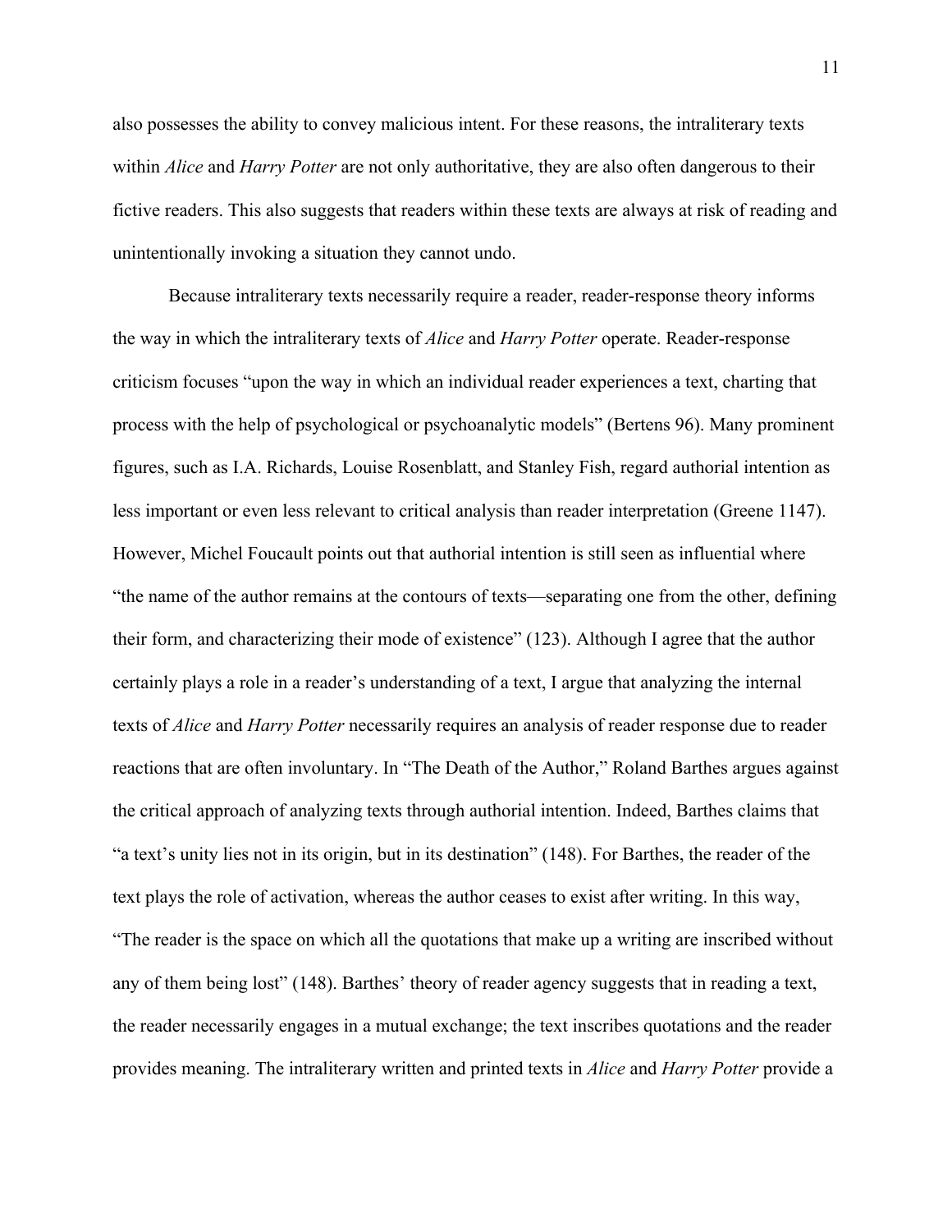also possesses the ability to convey malicious intent. For these reasons, the intraliterary texts within *Alice* and *Harry Potter* are not only authoritative, they are also often dangerous to their fictive readers. This also suggests that readers within these texts are always at risk of reading and unintentionally invoking a situation they cannot undo.

Because intraliterary texts necessarily require a reader, reader-response theory informs the way in which the intraliterary texts of *Alice* and *Harry Potter* operate. Reader-response criticism focuses "upon the way in which an individual reader experiences a text, charting that process with the help of psychological or psychoanalytic models" (Bertens 96). Many prominent figures, such as I.A. Richards, Louise Rosenblatt, and Stanley Fish, regard authorial intention as less important or even less relevant to critical analysis than reader interpretation (Greene 1147). However, Michel Foucault points out that authorial intention is still seen as influential where "the name of the author remains at the contours of texts—separating one from the other, defining their form, and characterizing their mode of existence" (123). Although I agree that the author certainly plays a role in a reader's understanding of a text, I argue that analyzing the internal texts of *Alice* and *Harry Potter* necessarily requires an analysis of reader response due to reader reactions that are often involuntary. In "The Death of the Author," Roland Barthes argues against the critical approach of analyzing texts through authorial intention. Indeed, Barthes claims that "a text's unity lies not in its origin, but in its destination" (148). For Barthes, the reader of the text plays the role of activation, whereas the author ceases to exist after writing. In this way, "The reader is the space on which all the quotations that make up a writing are inscribed without any of them being lost" (148). Barthes' theory of reader agency suggests that in reading a text, the reader necessarily engages in a mutual exchange; the text inscribes quotations and the reader provides meaning. The intraliterary written and printed texts in *Alice* and *Harry Potter* provide a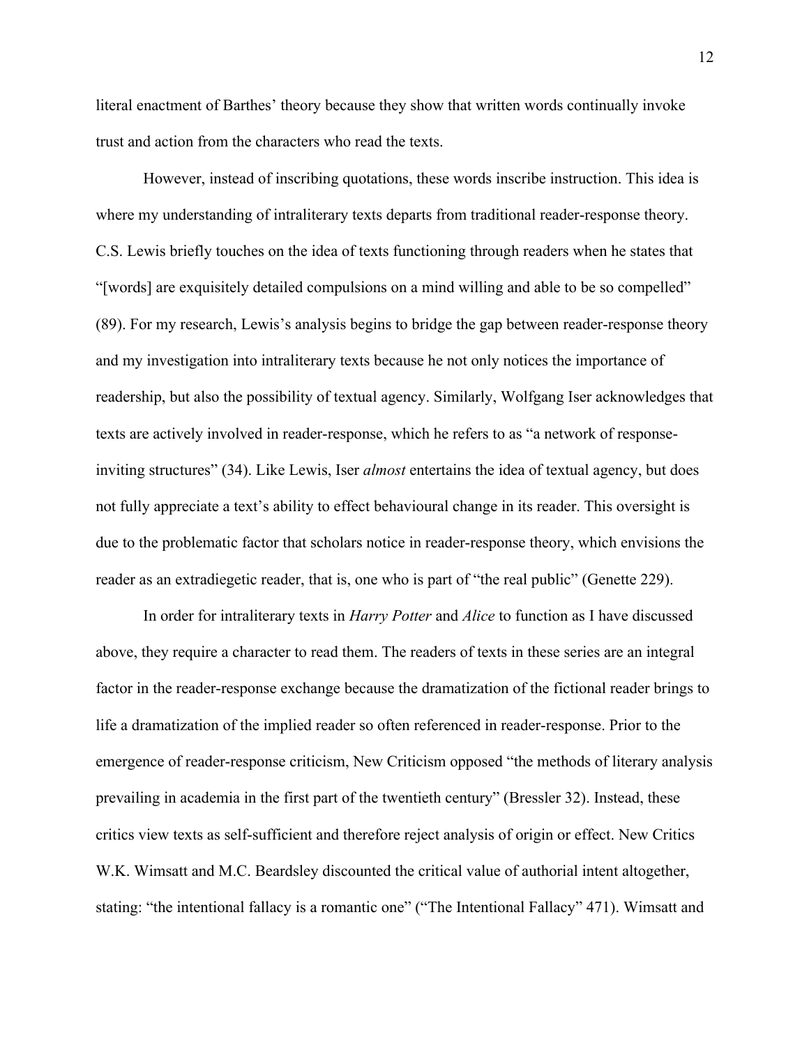literal enactment of Barthes' theory because they show that written words continually invoke trust and action from the characters who read the texts.

However, instead of inscribing quotations, these words inscribe instruction. This idea is where my understanding of intraliterary texts departs from traditional reader-response theory. C.S. Lewis briefly touches on the idea of texts functioning through readers when he states that "[words] are exquisitely detailed compulsions on a mind willing and able to be so compelled" (89). For my research, Lewis's analysis begins to bridge the gap between reader-response theory and my investigation into intraliterary texts because he not only notices the importance of readership, but also the possibility of textual agency. Similarly, Wolfgang Iser acknowledges that texts are actively involved in reader-response, which he refers to as "a network of response-inviting structures" (34). Like Lewis, Iser *almost* entertains the idea of textual agency, but does not fully appreciate a text's ability to effect behavioural change in its reader. This oversight is due to the problematic factor that scholars notice in reader-response theory, which envisions the reader as an extradiegetic reader, that is, one who is part of "the real public" (Genette 229).

In order for intraliterary texts in *Harry Potter* and *Alice* to function as I have discussed above, they require a character to read them. The readers of texts in these series are an integral factor in the reader-response exchange because the dramatization of the fictional reader brings to life a dramatization of the implied reader so often referenced in reader-response. Prior to the emergence of reader-response criticism, New Criticism opposed "the methods of literary analysis prevailing in academia in the first part of the twentieth century" (Bressler 32). Instead, these critics view texts as self-sufficient and therefore reject analysis of origin or effect. New Critics W.K. Wimsatt and M.C. Beardsley discounted the critical value of authorial intent altogether, stating: "the intentional fallacy is a romantic one" ("The Intentional Fallacy" 471). Wimsatt and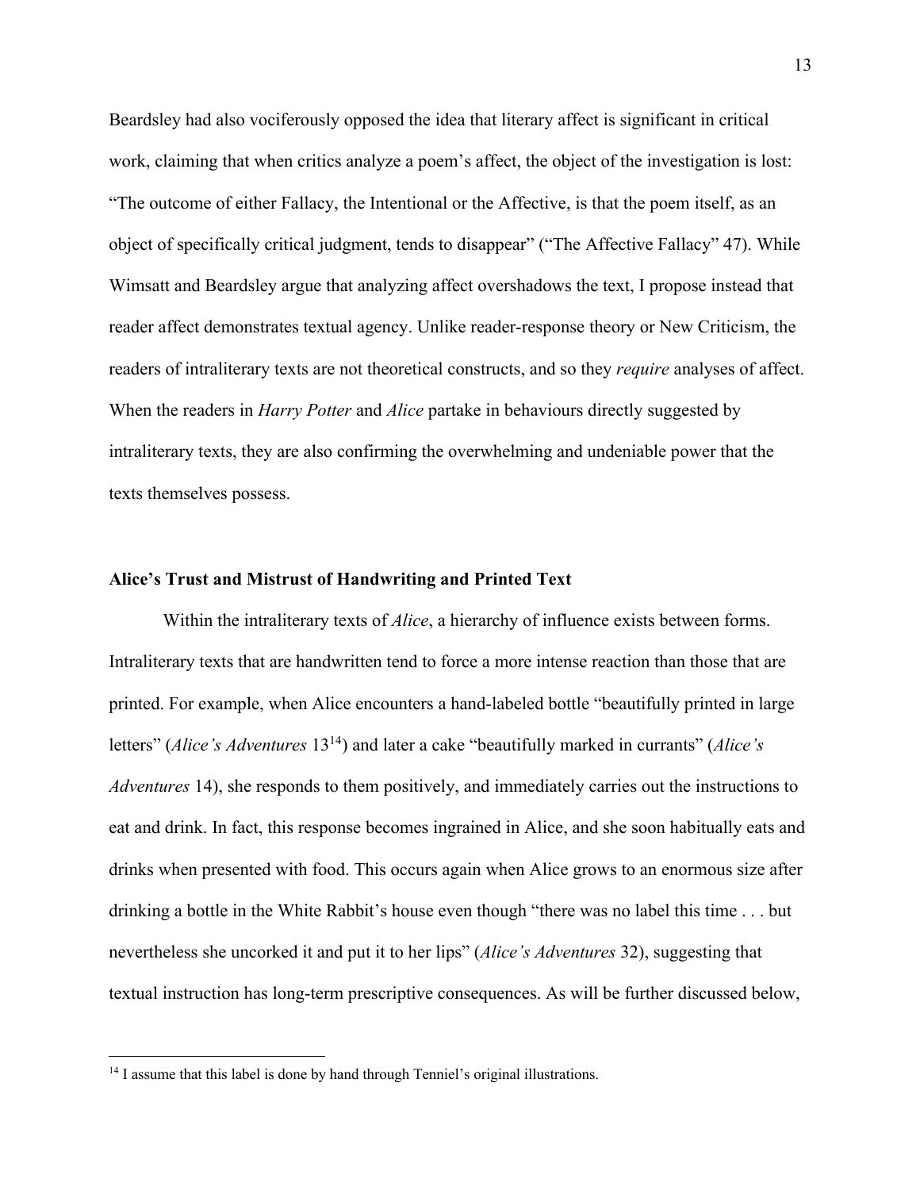Beardsley had also vociferously opposed the idea that literary affect is significant in critical work, claiming that when critics analyze a poem's affect, the object of the investigation is lost: "The outcome of either Fallacy, the Intentional or the Affective, is that the poem itself, as an object of specifically critical judgment, tends to disappear" ("The Affective Fallacy" 47). While Wimsatt and Beardsley argue that analyzing affect overshadows the text, I propose instead that reader affect demonstrates textual agency. Unlike reader-response theory or New Criticism, the readers of intraliterary texts are not theoretical constructs, and so they *require* analyses of affect. When the readers in *Harry Potter* and *Alice* partake in behaviours directly suggested by intraliterary texts, they are also confirming the overwhelming and undeniable power that the texts themselves possess.

### Alice's Trust and Mistrust of Handwriting and Printed Text

Within the intraliterary texts of *Alice*, a hierarchy of influence exists between forms. Intraliterary texts that are handwritten tend to force a more intense reaction than those that are printed. For example, when Alice encounters a hand-labeled bottle "beautifully printed in large letters" (*Alice's Adventures* 13[14]) and later a cake "beautifully marked in currants" (*Alice's Adventures* 14), she responds to them positively, and immediately carries out the instructions to eat and drink. In fact, this response becomes ingrained in Alice, and she soon habitually eats and drinks when presented with food. This occurs again when Alice grows to an enormous size after drinking a bottle in the White Rabbit's house even though "there was no label this time . . . but nevertheless she uncorked it and put it to her lips" (*Alice's Adventures* 32), suggesting that textual instruction has long-term prescriptive consequences. As will be further discussed below,

[14] I assume that this label is done by hand through Tenniel's original illustrations.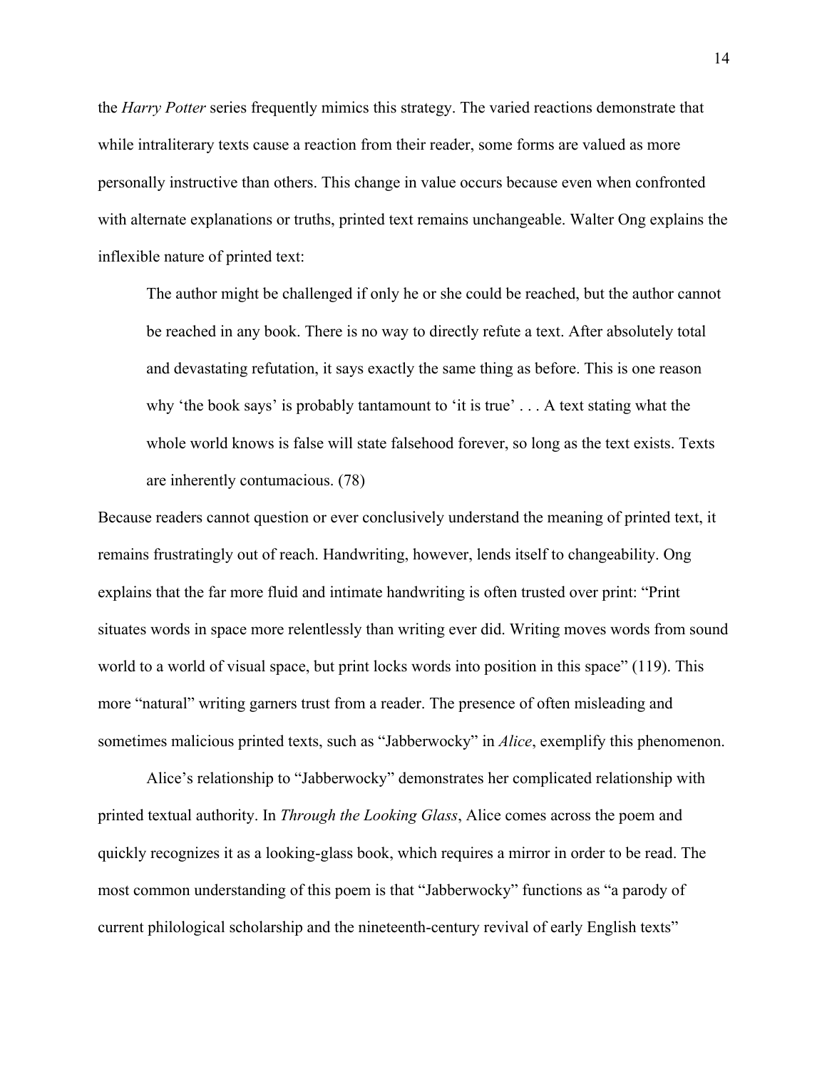the *Harry Potter* series frequently mimics this strategy. The varied reactions demonstrate that while intraliterary texts cause a reaction from their reader, some forms are valued as more personally instructive than others. This change in value occurs because even when confronted with alternate explanations or truths, printed text remains unchangeable. Walter Ong explains the inflexible nature of printed text:

> The author might be challenged if only he or she could be reached, but the author cannot be reached in any book. There is no way to directly refute a text. After absolutely total and devastating refutation, it says exactly the same thing as before. This is one reason why 'the book says' is probably tantamount to 'it is true' . . . A text stating what the whole world knows is false will state falsehood forever, so long as the text exists. Texts are inherently contumacious. (78)

Because readers cannot question or ever conclusively understand the meaning of printed text, it remains frustratingly out of reach. Handwriting, however, lends itself to changeability. Ong explains that the far more fluid and intimate handwriting is often trusted over print: "Print situates words in space more relentlessly than writing ever did. Writing moves words from sound world to a world of visual space, but print locks words into position in this space" (119). This more "natural" writing garners trust from a reader. The presence of often misleading and sometimes malicious printed texts, such as "Jabberwocky" in *Alice*, exemplify this phenomenon.

Alice's relationship to "Jabberwocky" demonstrates her complicated relationship with printed textual authority. In *Through the Looking Glass*, Alice comes across the poem and quickly recognizes it as a looking-glass book, which requires a mirror in order to be read. The most common understanding of this poem is that "Jabberwocky" functions as "a parody of current philological scholarship and the nineteenth-century revival of early English texts"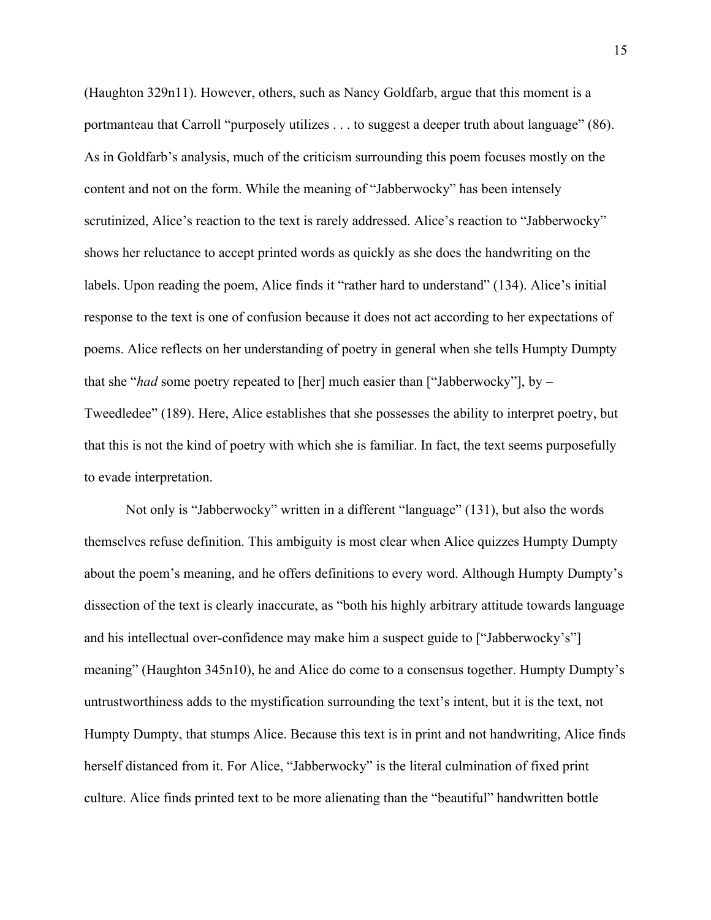(Haughton 329n11). However, others, such as Nancy Goldfarb, argue that this moment is a portmanteau that Carroll "purposely utilizes . . . to suggest a deeper truth about language" (86). As in Goldfarb's analysis, much of the criticism surrounding this poem focuses mostly on the content and not on the form. While the meaning of "Jabberwocky" has been intensely scrutinized, Alice's reaction to the text is rarely addressed. Alice's reaction to "Jabberwocky" shows her reluctance to accept printed words as quickly as she does the handwriting on the labels. Upon reading the poem, Alice finds it "rather hard to understand" (134). Alice's initial response to the text is one of confusion because it does not act according to her expectations of poems. Alice reflects on her understanding of poetry in general when she tells Humpty Dumpty that she "*had* some poetry repeated to [her] much easier than ["Jabberwocky"], by – Tweedledee" (189). Here, Alice establishes that she possesses the ability to interpret poetry, but that this is not the kind of poetry with which she is familiar. In fact, the text seems purposefully to evade interpretation.

Not only is "Jabberwocky" written in a different "language" (131), but also the words themselves refuse definition. This ambiguity is most clear when Alice quizzes Humpty Dumpty about the poem's meaning, and he offers definitions to every word. Although Humpty Dumpty's dissection of the text is clearly inaccurate, as "both his highly arbitrary attitude towards language and his intellectual over-confidence may make him a suspect guide to ["Jabberwocky's"] meaning" (Haughton 345n10), he and Alice do come to a consensus together. Humpty Dumpty's untrustworthiness adds to the mystification surrounding the text's intent, but it is the text, not Humpty Dumpty, that stumps Alice. Because this text is in print and not handwriting, Alice finds herself distanced from it. For Alice, "Jabberwocky" is the literal culmination of fixed print culture. Alice finds printed text to be more alienating than the "beautiful" handwritten bottle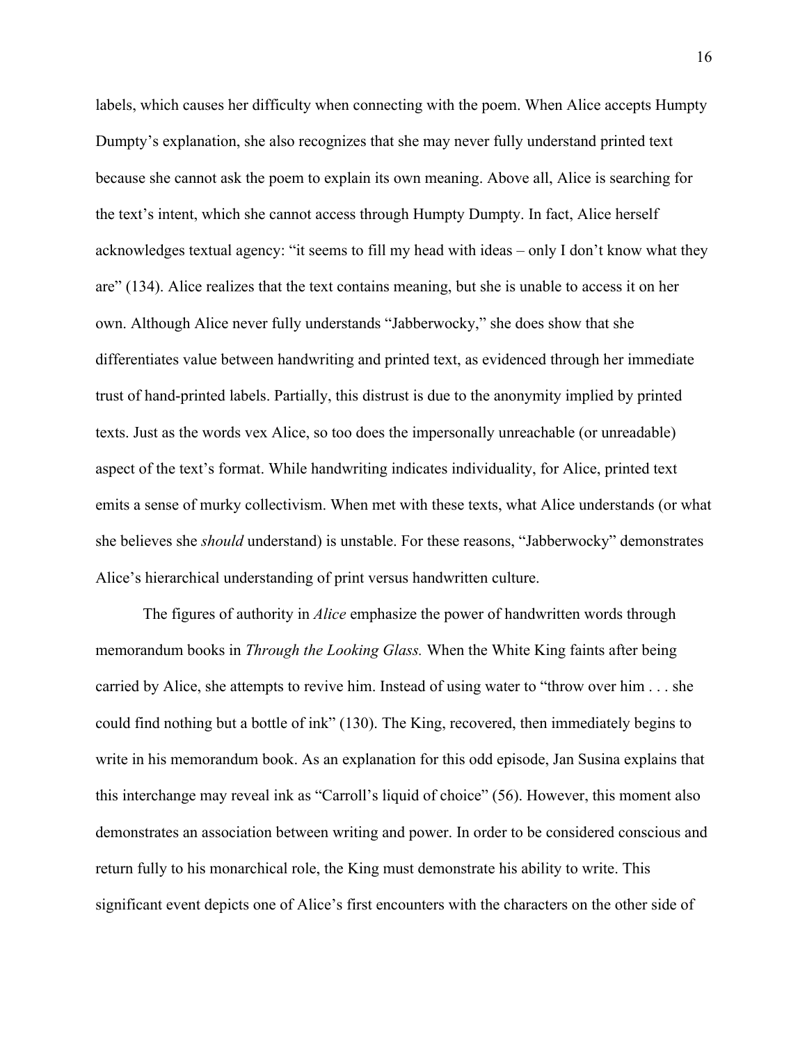labels, which causes her difficulty when connecting with the poem. When Alice accepts Humpty Dumpty's explanation, she also recognizes that she may never fully understand printed text because she cannot ask the poem to explain its own meaning. Above all, Alice is searching for the text's intent, which she cannot access through Humpty Dumpty. In fact, Alice herself acknowledges textual agency: "it seems to fill my head with ideas – only I don't know what they are" (134). Alice realizes that the text contains meaning, but she is unable to access it on her own. Although Alice never fully understands "Jabberwocky," she does show that she differentiates value between handwriting and printed text, as evidenced through her immediate trust of hand-printed labels. Partially, this distrust is due to the anonymity implied by printed texts. Just as the words vex Alice, so too does the impersonally unreachable (or unreadable) aspect of the text's format. While handwriting indicates individuality, for Alice, printed text emits a sense of murky collectivism. When met with these texts, what Alice understands (or what she believes she *should* understand) is unstable. For these reasons, "Jabberwocky" demonstrates Alice's hierarchical understanding of print versus handwritten culture.

The figures of authority in *Alice* emphasize the power of handwritten words through memorandum books in *Through the Looking Glass.* When the White King faints after being carried by Alice, she attempts to revive him. Instead of using water to "throw over him . . . she could find nothing but a bottle of ink" (130). The King, recovered, then immediately begins to write in his memorandum book. As an explanation for this odd episode, Jan Susina explains that this interchange may reveal ink as "Carroll's liquid of choice" (56). However, this moment also demonstrates an association between writing and power. In order to be considered conscious and return fully to his monarchical role, the King must demonstrate his ability to write. This significant event depicts one of Alice's first encounters with the characters on the other side of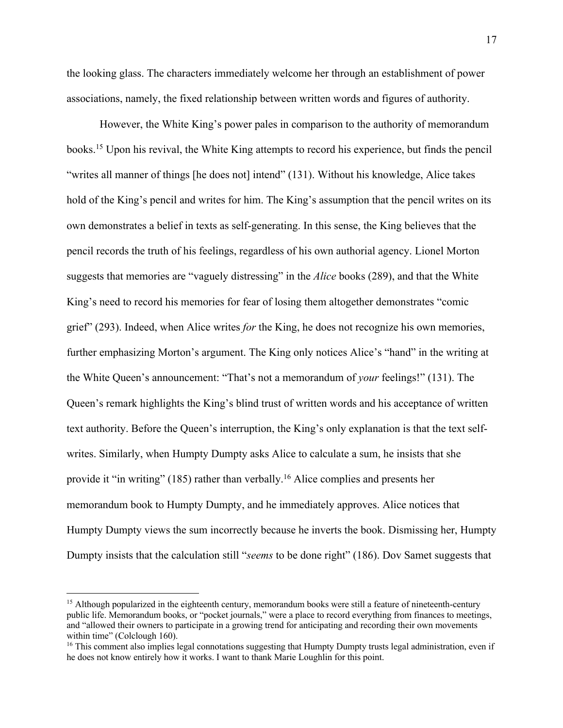the looking glass. The characters immediately welcome her through an establishment of power associations, namely, the fixed relationship between written words and figures of authority.

However, the White King's power pales in comparison to the authority of memorandum books.[15] Upon his revival, the White King attempts to record his experience, but finds the pencil "writes all manner of things [he does not] intend" (131). Without his knowledge, Alice takes hold of the King's pencil and writes for him. The King's assumption that the pencil writes on its own demonstrates a belief in texts as self-generating. In this sense, the King believes that the pencil records the truth of his feelings, regardless of his own authorial agency. Lionel Morton suggests that memories are "vaguely distressing" in the *Alice* books (289), and that the White King's need to record his memories for fear of losing them altogether demonstrates "comic grief" (293). Indeed, when Alice writes *for* the King, he does not recognize his own memories, further emphasizing Morton's argument. The King only notices Alice's "hand" in the writing at the White Queen's announcement: "That's not a memorandum of *your* feelings!" (131). The Queen's remark highlights the King's blind trust of written words and his acceptance of written text authority. Before the Queen's interruption, the King's only explanation is that the text self-writes. Similarly, when Humpty Dumpty asks Alice to calculate a sum, he insists that she provide it "in writing" (185) rather than verbally.[16] Alice complies and presents her memorandum book to Humpty Dumpty, and he immediately approves. Alice notices that Humpty Dumpty views the sum incorrectly because he inverts the book. Dismissing her, Humpty Dumpty insists that the calculation still "*seems* to be done right" (186). Dov Samet suggests that

---

[15] Although popularized in the eighteenth century, memorandum books were still a feature of nineteenth-century public life. Memorandum books, or "pocket journals," were a place to record everything from finances to meetings, and "allowed their owners to participate in a growing trend for anticipating and recording their own movements within time" (Colclough 160).

[16] This comment also implies legal connotations suggesting that Humpty Dumpty trusts legal administration, even if he does not know entirely how it works. I want to thank Marie Loughlin for this point.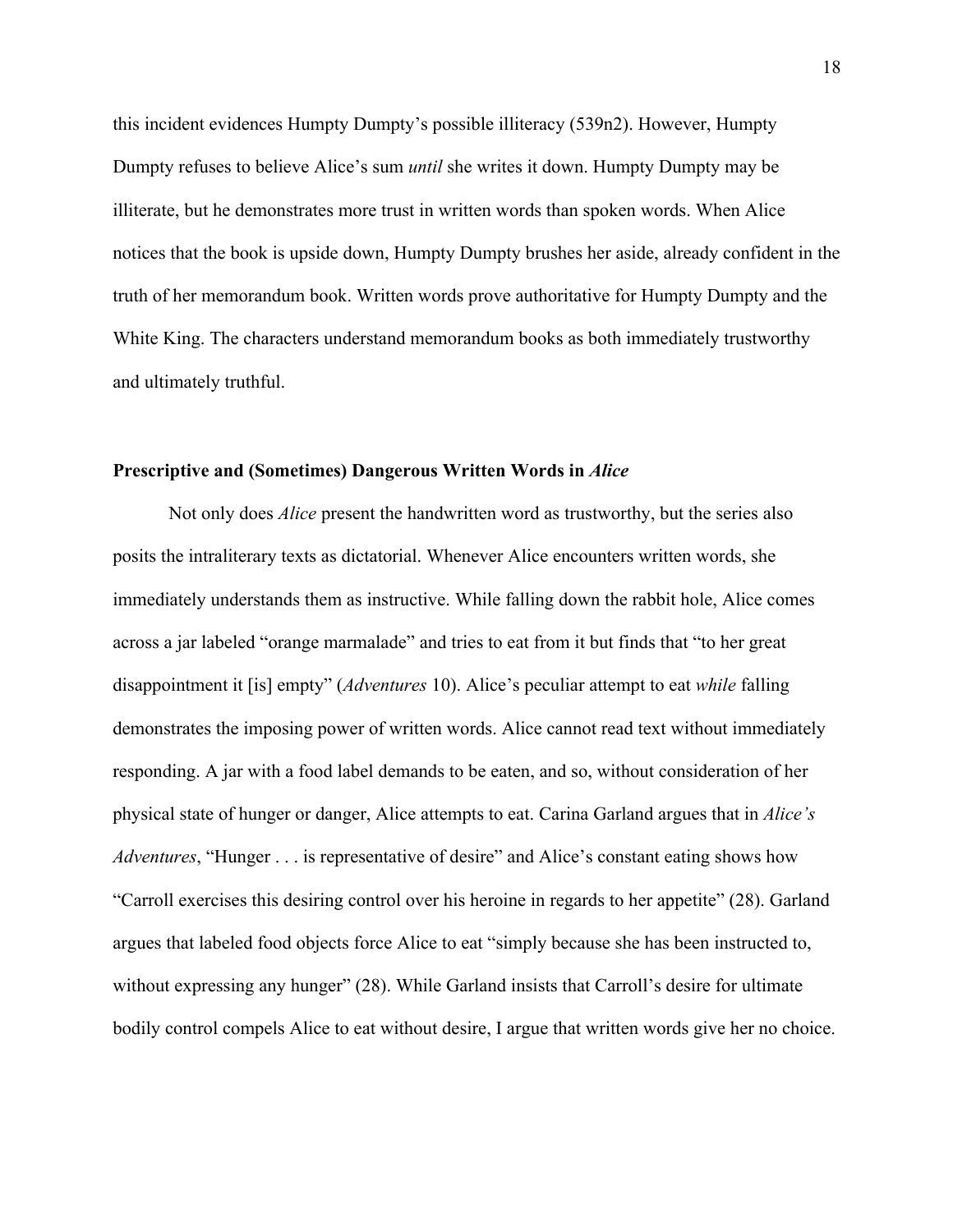this incident evidences Humpty Dumpty's possible illiteracy (539n2). However, Humpty Dumpty refuses to believe Alice's sum *until* she writes it down. Humpty Dumpty may be illiterate, but he demonstrates more trust in written words than spoken words. When Alice notices that the book is upside down, Humpty Dumpty brushes her aside, already confident in the truth of her memorandum book. Written words prove authoritative for Humpty Dumpty and the White King. The characters understand memorandum books as both immediately trustworthy and ultimately truthful.

### Prescriptive and (Sometimes) Dangerous Written Words in *Alice*

Not only does *Alice* present the handwritten word as trustworthy, but the series also posits the intraliterary texts as dictatorial. Whenever Alice encounters written words, she immediately understands them as instructive. While falling down the rabbit hole, Alice comes across a jar labeled "orange marmalade" and tries to eat from it but finds that "to her great disappointment it [is] empty" (*Adventures* 10). Alice's peculiar attempt to eat *while* falling demonstrates the imposing power of written words. Alice cannot read text without immediately responding. A jar with a food label demands to be eaten, and so, without consideration of her physical state of hunger or danger, Alice attempts to eat. Carina Garland argues that in *Alice's Adventures*, "Hunger . . . is representative of desire" and Alice's constant eating shows how "Carroll exercises this desiring control over his heroine in regards to her appetite" (28). Garland argues that labeled food objects force Alice to eat "simply because she has been instructed to, without expressing any hunger" (28). While Garland insists that Carroll's desire for ultimate bodily control compels Alice to eat without desire, I argue that written words give her no choice.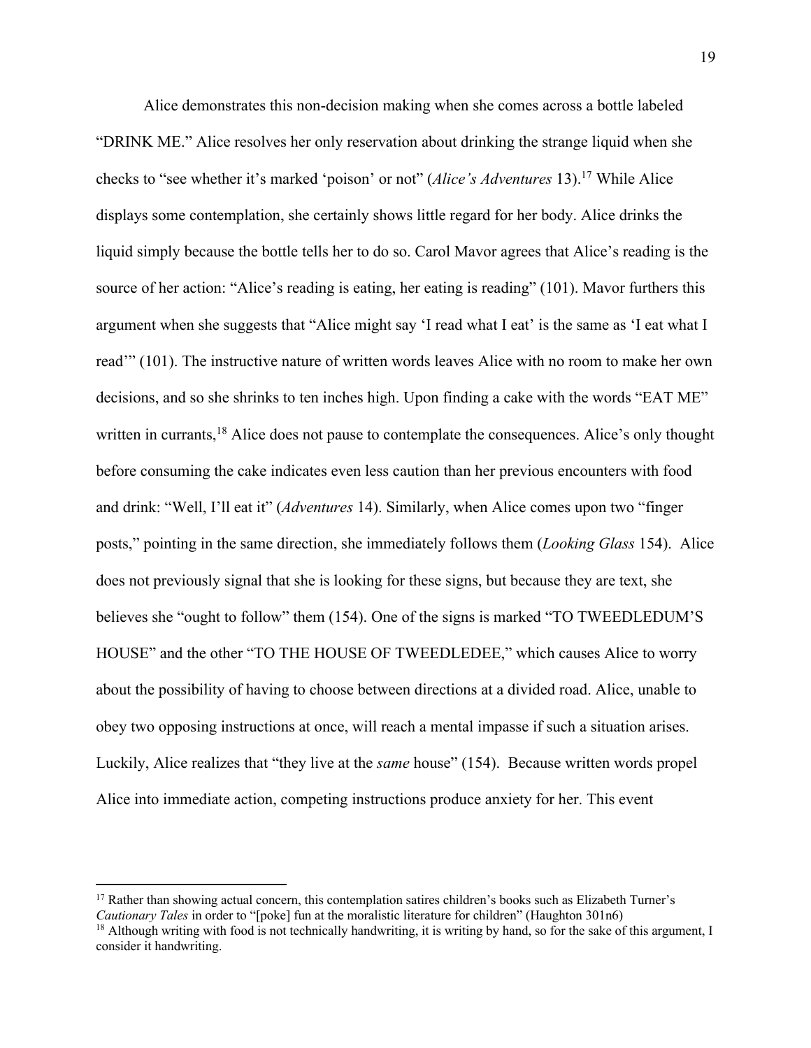Alice demonstrates this non-decision making when she comes across a bottle labeled "DRINK ME." Alice resolves her only reservation about drinking the strange liquid when she checks to "see whether it's marked 'poison' or not" (*Alice's Adventures* 13).[17] While Alice displays some contemplation, she certainly shows little regard for her body. Alice drinks the liquid simply because the bottle tells her to do so. Carol Mavor agrees that Alice's reading is the source of her action: "Alice's reading is eating, her eating is reading" (101). Mavor furthers this argument when she suggests that "Alice might say 'I read what I eat' is the same as 'I eat what I read'" (101). The instructive nature of written words leaves Alice with no room to make her own decisions, and so she shrinks to ten inches high. Upon finding a cake with the words "EAT ME" written in currants,[18] Alice does not pause to contemplate the consequences. Alice's only thought before consuming the cake indicates even less caution than her previous encounters with food and drink: "Well, I'll eat it" (*Adventures* 14). Similarly, when Alice comes upon two "finger posts," pointing in the same direction, she immediately follows them (*Looking Glass* 154). Alice does not previously signal that she is looking for these signs, but because they are text, she believes she "ought to follow" them (154). One of the signs is marked "TO TWEEDLEDUM'S HOUSE" and the other "TO THE HOUSE OF TWEEDLEDEE," which causes Alice to worry about the possibility of having to choose between directions at a divided road. Alice, unable to obey two opposing instructions at once, will reach a mental impasse if such a situation arises. Luckily, Alice realizes that "they live at the *same* house" (154). Because written words propel Alice into immediate action, competing instructions produce anxiety for her. This event

---

[17] Rather than showing actual concern, this contemplation satires children's books such as Elizabeth Turner's *Cautionary Tales* in order to "[poke] fun at the moralistic literature for children" (Haughton 301n6)

[18] Although writing with food is not technically handwriting, it is writing by hand, so for the sake of this argument, I consider it handwriting.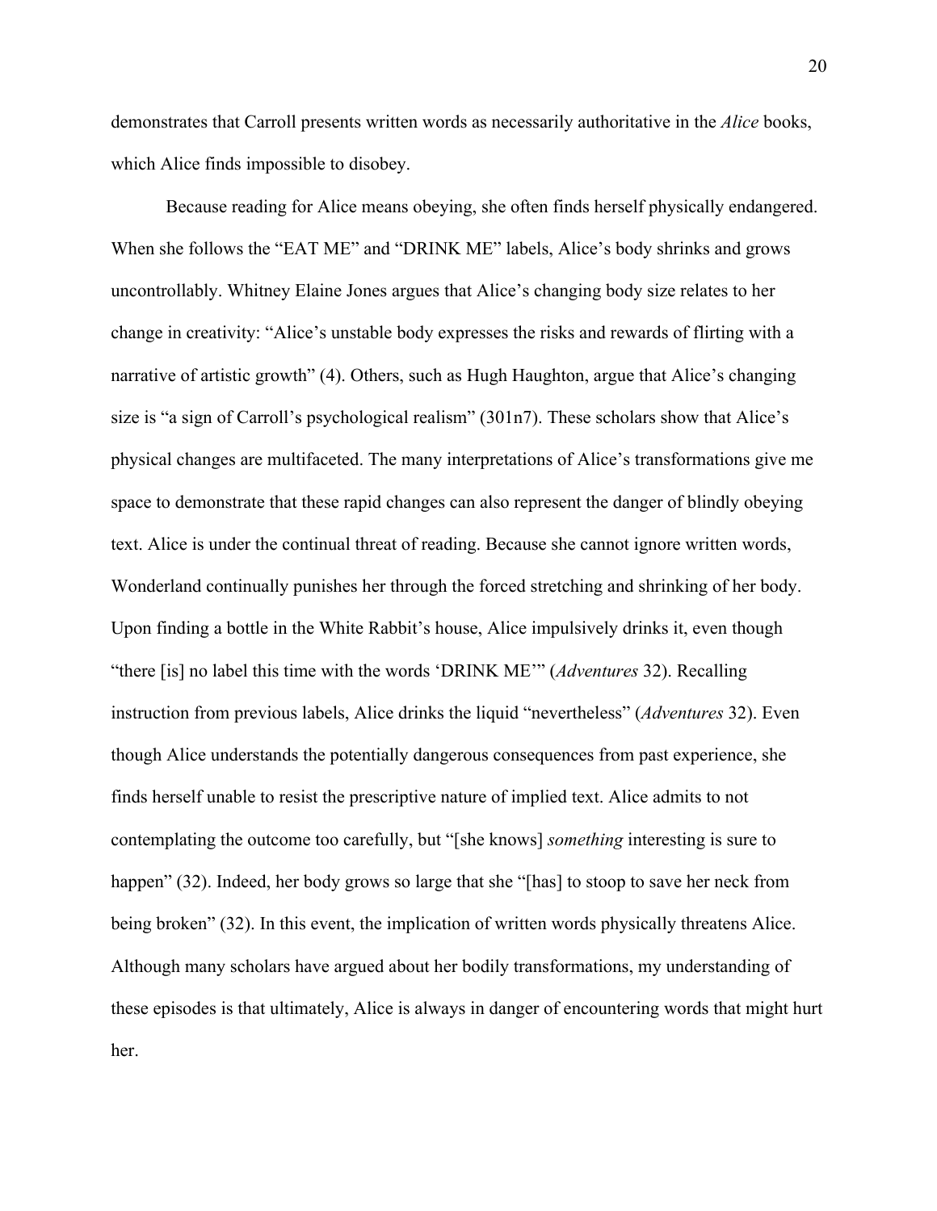demonstrates that Carroll presents written words as necessarily authoritative in the *Alice* books, which Alice finds impossible to disobey.

Because reading for Alice means obeying, she often finds herself physically endangered. When she follows the "EAT ME" and "DRINK ME" labels, Alice's body shrinks and grows uncontrollably. Whitney Elaine Jones argues that Alice's changing body size relates to her change in creativity: "Alice's unstable body expresses the risks and rewards of flirting with a narrative of artistic growth" (4). Others, such as Hugh Haughton, argue that Alice's changing size is "a sign of Carroll's psychological realism" (301n7). These scholars show that Alice's physical changes are multifaceted. The many interpretations of Alice's transformations give me space to demonstrate that these rapid changes can also represent the danger of blindly obeying text. Alice is under the continual threat of reading. Because she cannot ignore written words, Wonderland continually punishes her through the forced stretching and shrinking of her body. Upon finding a bottle in the White Rabbit's house, Alice impulsively drinks it, even though "there [is] no label this time with the words 'DRINK ME'" (*Adventures* 32). Recalling instruction from previous labels, Alice drinks the liquid "nevertheless" (*Adventures* 32). Even though Alice understands the potentially dangerous consequences from past experience, she finds herself unable to resist the prescriptive nature of implied text. Alice admits to not contemplating the outcome too carefully, but "[she knows] *something* interesting is sure to happen" (32). Indeed, her body grows so large that she "[has] to stoop to save her neck from being broken" (32). In this event, the implication of written words physically threatens Alice. Although many scholars have argued about her bodily transformations, my understanding of these episodes is that ultimately, Alice is always in danger of encountering words that might hurt her.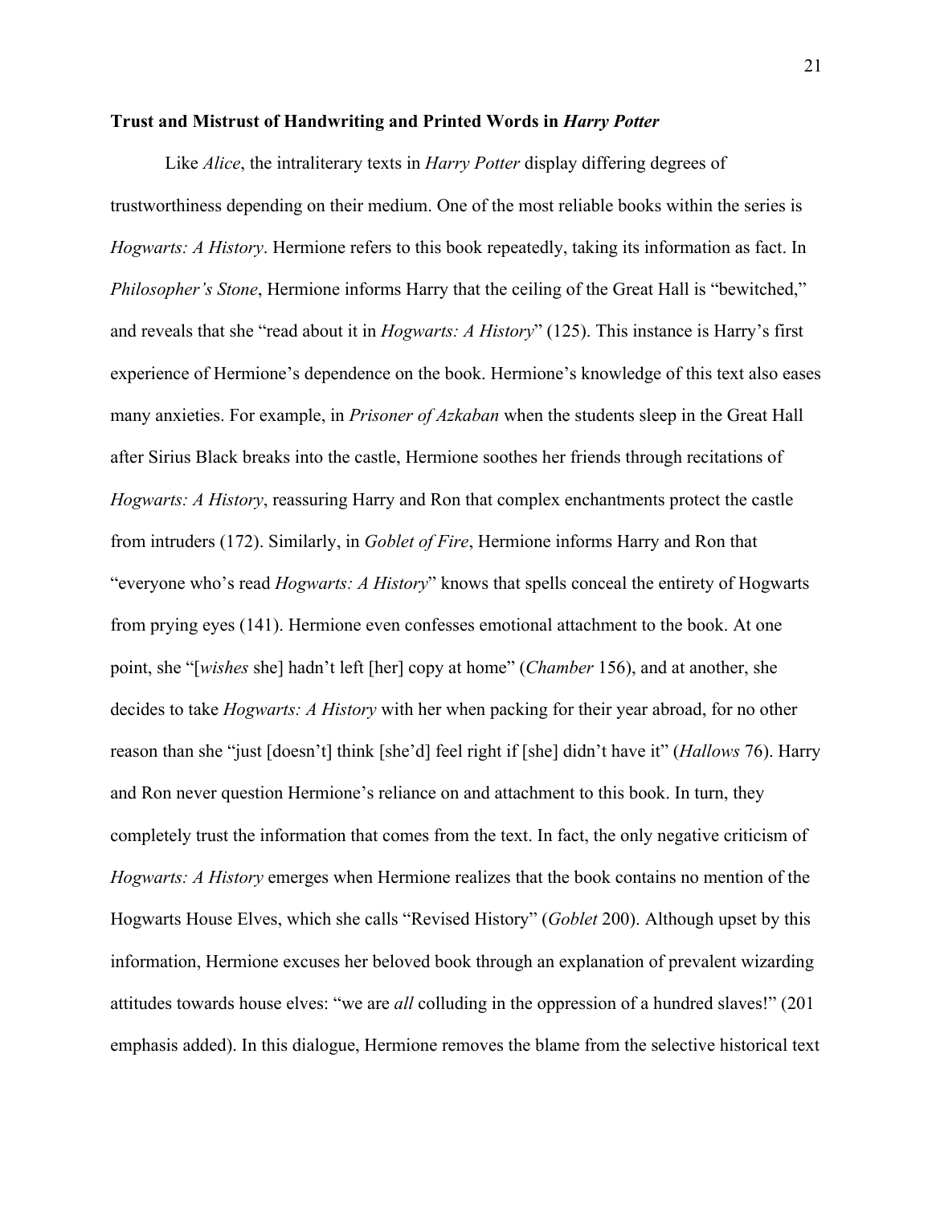### **Trust and Mistrust of Handwriting and Printed Words in *Harry Potter***

Like *Alice*, the intraliterary texts in *Harry Potter* display differing degrees of trustworthiness depending on their medium. One of the most reliable books within the series is *Hogwarts: A History*. Hermione refers to this book repeatedly, taking its information as fact. In *Philosopher's Stone*, Hermione informs Harry that the ceiling of the Great Hall is "bewitched," and reveals that she "read about it in *Hogwarts: A History*" (125). This instance is Harry's first experience of Hermione's dependence on the book. Hermione's knowledge of this text also eases many anxieties. For example, in *Prisoner of Azkaban* when the students sleep in the Great Hall after Sirius Black breaks into the castle, Hermione soothes her friends through recitations of *Hogwarts: A History*, reassuring Harry and Ron that complex enchantments protect the castle from intruders (172). Similarly, in *Goblet of Fire*, Hermione informs Harry and Ron that "everyone who's read *Hogwarts: A History*" knows that spells conceal the entirety of Hogwarts from prying eyes (141). Hermione even confesses emotional attachment to the book. At one point, she "[*wishes* she] hadn't left [her] copy at home" (*Chamber* 156), and at another, she decides to take *Hogwarts: A History* with her when packing for their year abroad, for no other reason than she "just [doesn't] think [she'd] feel right if [she] didn't have it" (*Hallows* 76). Harry and Ron never question Hermione's reliance on and attachment to this book. In turn, they completely trust the information that comes from the text. In fact, the only negative criticism of *Hogwarts: A History* emerges when Hermione realizes that the book contains no mention of the Hogwarts House Elves, which she calls "Revised History" (*Goblet* 200). Although upset by this information, Hermione excuses her beloved book through an explanation of prevalent wizarding attitudes towards house elves: "we are *all* colluding in the oppression of a hundred slaves!" (201 emphasis added). In this dialogue, Hermione removes the blame from the selective historical text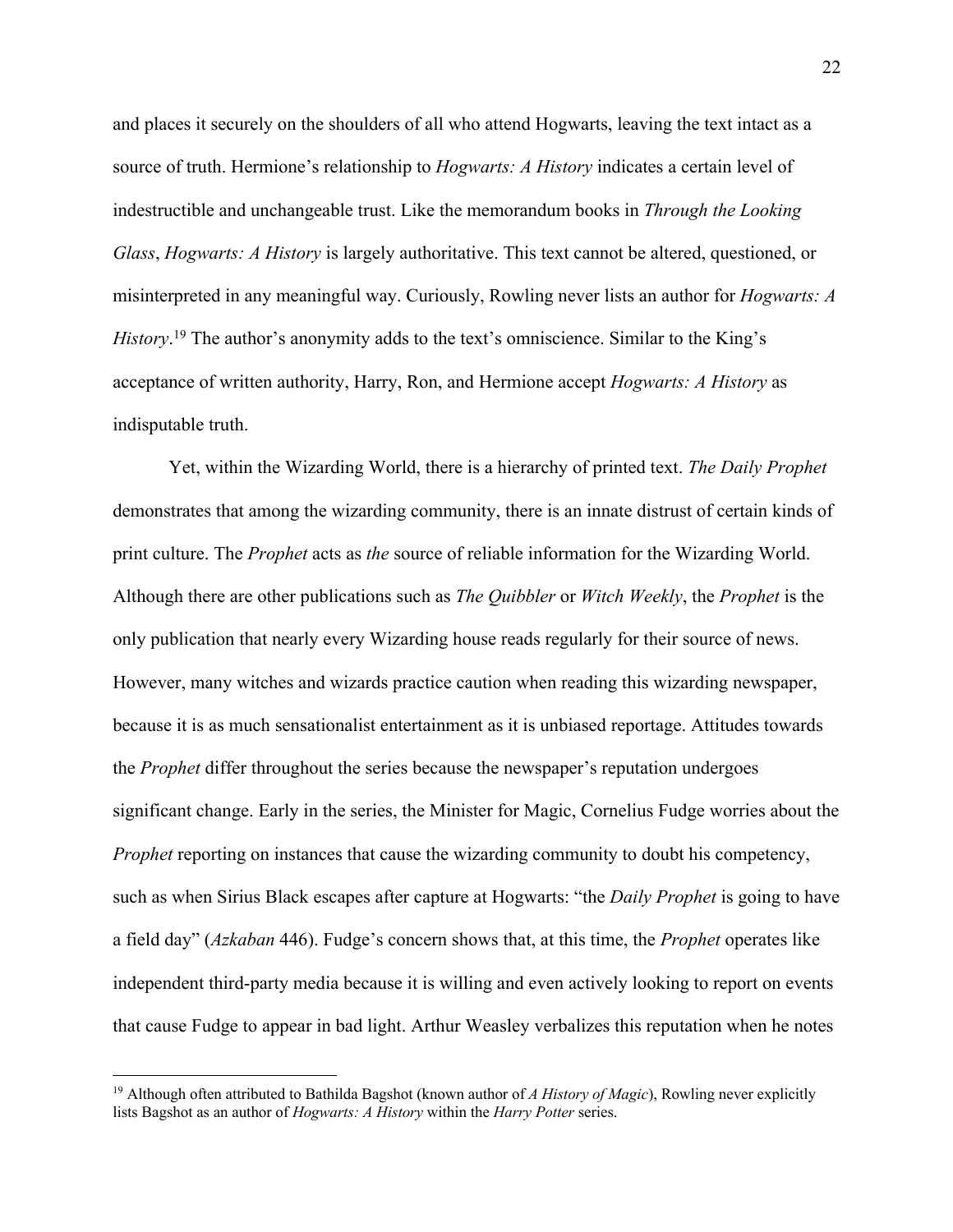and places it securely on the shoulders of all who attend Hogwarts, leaving the text intact as a source of truth. Hermione's relationship to *Hogwarts: A History* indicates a certain level of indestructible and unchangeable trust. Like the memorandum books in *Through the Looking Glass*, *Hogwarts: A History* is largely authoritative. This text cannot be altered, questioned, or misinterpreted in any meaningful way. Curiously, Rowling never lists an author for *Hogwarts: A History*.[19] The author's anonymity adds to the text's omniscience. Similar to the King's acceptance of written authority, Harry, Ron, and Hermione accept *Hogwarts: A History* as indisputable truth.

Yet, within the Wizarding World, there is a hierarchy of printed text. *The Daily Prophet* demonstrates that among the wizarding community, there is an innate distrust of certain kinds of print culture. The *Prophet* acts as *the* source of reliable information for the Wizarding World. Although there are other publications such as *The Quibbler* or *Witch Weekly*, the *Prophet* is the only publication that nearly every Wizarding house reads regularly for their source of news. However, many witches and wizards practice caution when reading this wizarding newspaper, because it is as much sensationalist entertainment as it is unbiased reportage. Attitudes towards the *Prophet* differ throughout the series because the newspaper's reputation undergoes significant change. Early in the series, the Minister for Magic, Cornelius Fudge worries about the *Prophet* reporting on instances that cause the wizarding community to doubt his competency, such as when Sirius Black escapes after capture at Hogwarts: "the *Daily Prophet* is going to have a field day" (*Azkaban* 446). Fudge's concern shows that, at this time, the *Prophet* operates like independent third-party media because it is willing and even actively looking to report on events that cause Fudge to appear in bad light. Arthur Weasley verbalizes this reputation when he notes

---

[19] Although often attributed to Bathilda Bagshot (known author of *A History of Magic*), Rowling never explicitly lists Bagshot as an author of *Hogwarts: A History* within the *Harry Potter* series.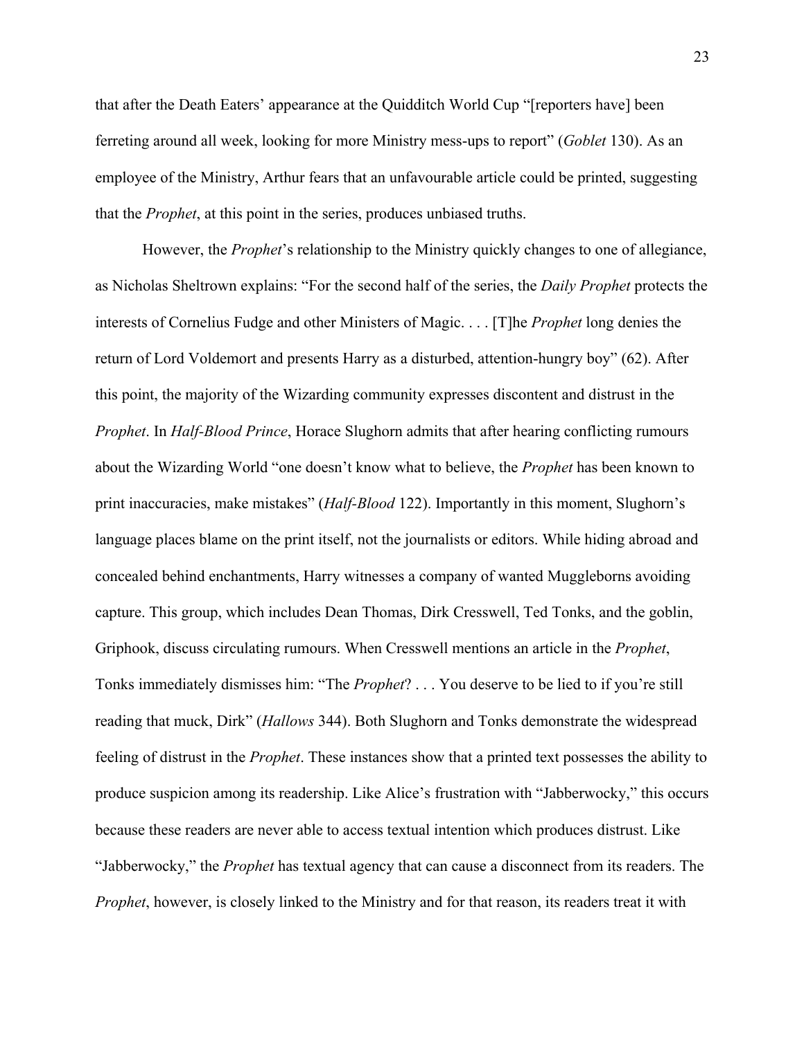that after the Death Eaters' appearance at the Quidditch World Cup "[reporters have] been ferreting around all week, looking for more Ministry mess-ups to report" (*Goblet* 130). As an employee of the Ministry, Arthur fears that an unfavourable article could be printed, suggesting that the *Prophet*, at this point in the series, produces unbiased truths.

However, the *Prophet*'s relationship to the Ministry quickly changes to one of allegiance, as Nicholas Sheltrown explains: "For the second half of the series, the *Daily Prophet* protects the interests of Cornelius Fudge and other Ministers of Magic. . . . [T]he *Prophet* long denies the return of Lord Voldemort and presents Harry as a disturbed, attention-hungry boy" (62). After this point, the majority of the Wizarding community expresses discontent and distrust in the *Prophet*. In *Half-Blood Prince*, Horace Slughorn admits that after hearing conflicting rumours about the Wizarding World "one doesn't know what to believe, the *Prophet* has been known to print inaccuracies, make mistakes" (*Half-Blood* 122). Importantly in this moment, Slughorn's language places blame on the print itself, not the journalists or editors. While hiding abroad and concealed behind enchantments, Harry witnesses a company of wanted Muggleborns avoiding capture. This group, which includes Dean Thomas, Dirk Cresswell, Ted Tonks, and the goblin, Griphook, discuss circulating rumours. When Cresswell mentions an article in the *Prophet*, Tonks immediately dismisses him: "The *Prophet*? . . . You deserve to be lied to if you're still reading that muck, Dirk" (*Hallows* 344). Both Slughorn and Tonks demonstrate the widespread feeling of distrust in the *Prophet*. These instances show that a printed text possesses the ability to produce suspicion among its readership. Like Alice's frustration with "Jabberwocky," this occurs because these readers are never able to access textual intention which produces distrust. Like "Jabberwocky," the *Prophet* has textual agency that can cause a disconnect from its readers. The *Prophet*, however, is closely linked to the Ministry and for that reason, its readers treat it with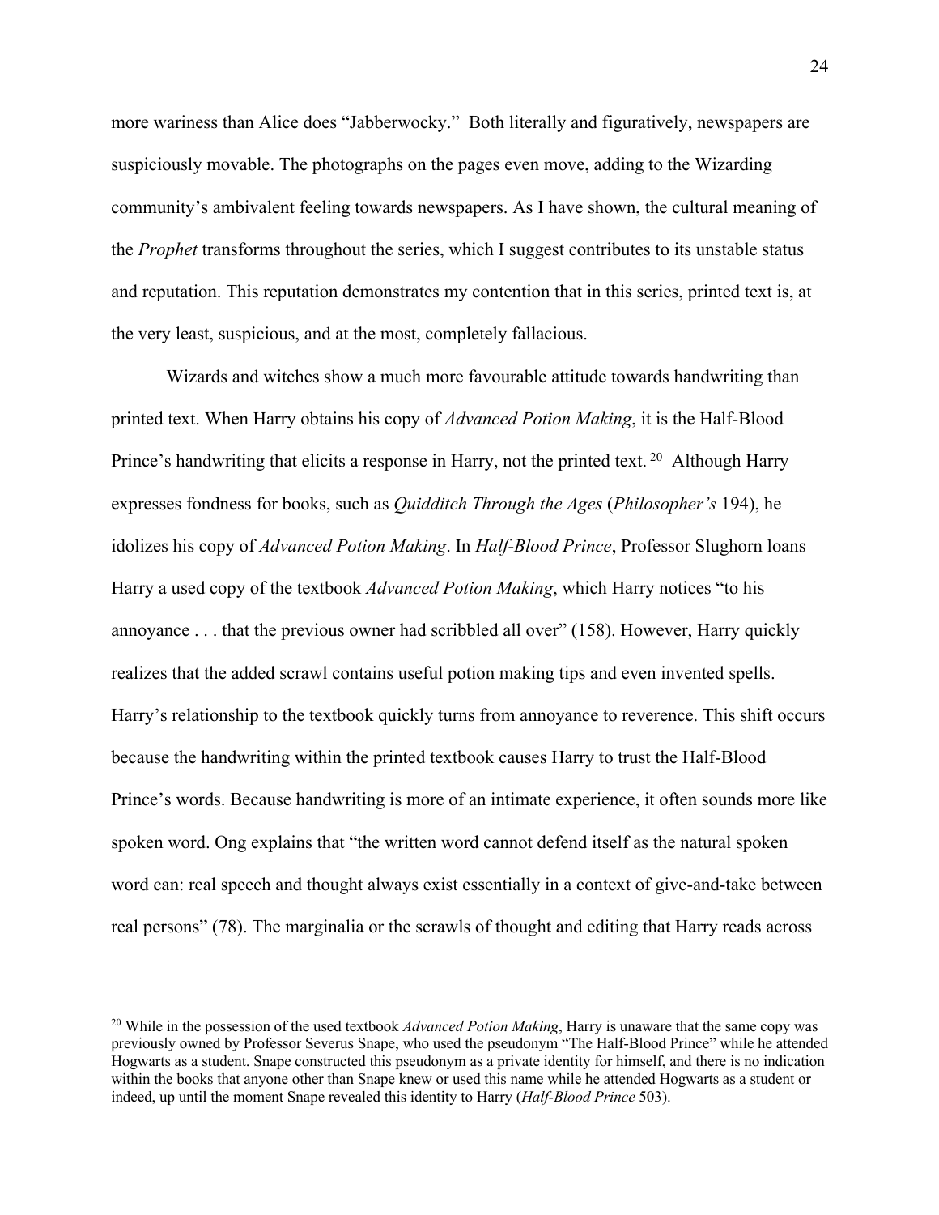more wariness than Alice does "Jabberwocky." Both literally and figuratively, newspapers are suspiciously movable. The photographs on the pages even move, adding to the Wizarding community's ambivalent feeling towards newspapers. As I have shown, the cultural meaning of the *Prophet* transforms throughout the series, which I suggest contributes to its unstable status and reputation. This reputation demonstrates my contention that in this series, printed text is, at the very least, suspicious, and at the most, completely fallacious.

Wizards and witches show a much more favourable attitude towards handwriting than printed text. When Harry obtains his copy of *Advanced Potion Making*, it is the Half-Blood Prince's handwriting that elicits a response in Harry, not the printed text.[20] Although Harry expresses fondness for books, such as *Quidditch Through the Ages* (*Philosopher's* 194), he idolizes his copy of *Advanced Potion Making*. In *Half-Blood Prince*, Professor Slughorn loans Harry a used copy of the textbook *Advanced Potion Making*, which Harry notices "to his annoyance . . . that the previous owner had scribbled all over" (158). However, Harry quickly realizes that the added scrawl contains useful potion making tips and even invented spells. Harry's relationship to the textbook quickly turns from annoyance to reverence. This shift occurs because the handwriting within the printed textbook causes Harry to trust the Half-Blood Prince's words. Because handwriting is more of an intimate experience, it often sounds more like spoken word. Ong explains that "the written word cannot defend itself as the natural spoken word can: real speech and thought always exist essentially in a context of give-and-take between real persons" (78). The marginalia or the scrawls of thought and editing that Harry reads across

---

[20] While in the possession of the used textbook *Advanced Potion Making*, Harry is unaware that the same copy was previously owned by Professor Severus Snape, who used the pseudonym "The Half-Blood Prince" while he attended Hogwarts as a student. Snape constructed this pseudonym as a private identity for himself, and there is no indication within the books that anyone other than Snape knew or used this name while he attended Hogwarts as a student or indeed, up until the moment Snape revealed this identity to Harry (*Half-Blood Prince* 503).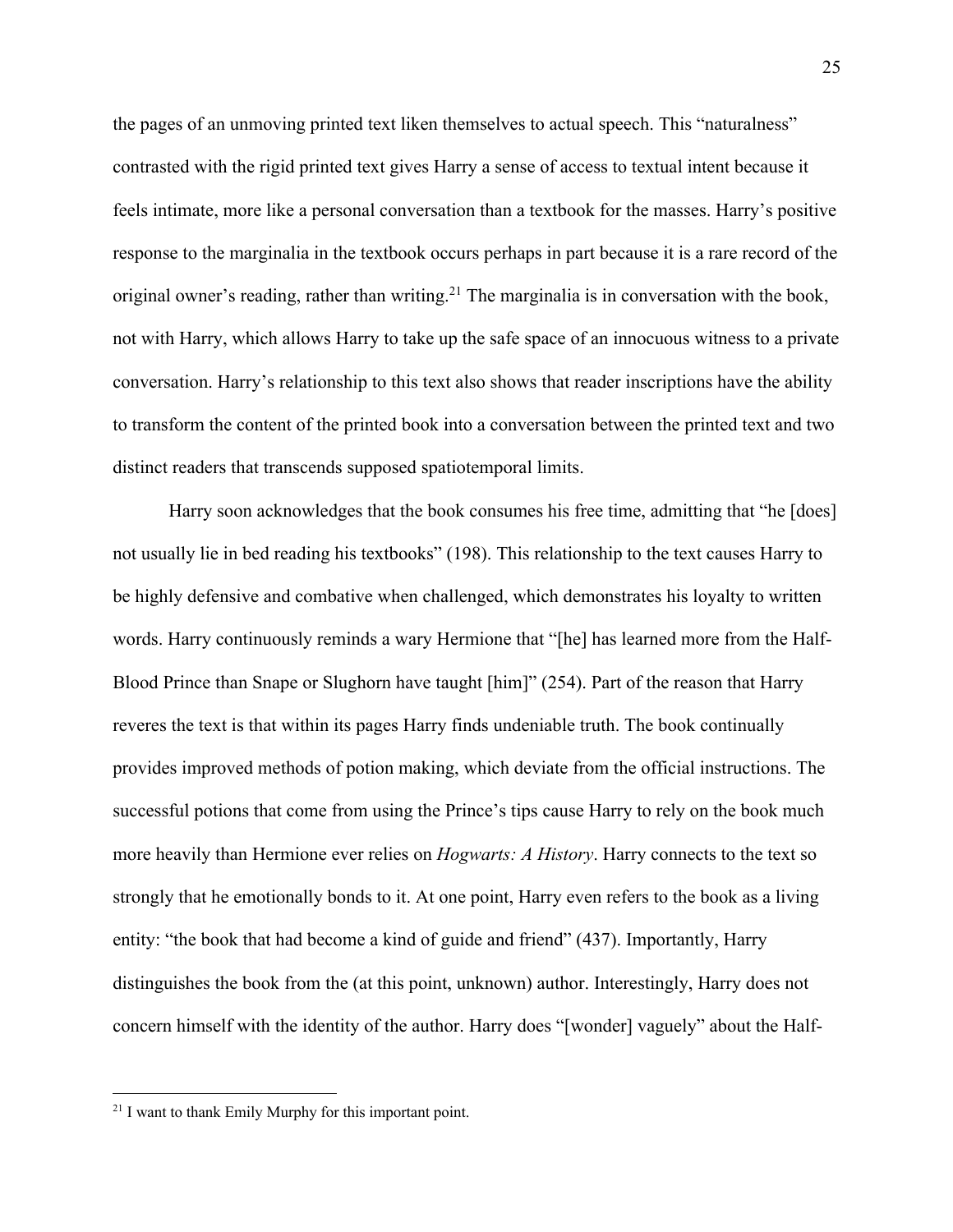the pages of an unmoving printed text liken themselves to actual speech. This "naturalness" contrasted with the rigid printed text gives Harry a sense of access to textual intent because it feels intimate, more like a personal conversation than a textbook for the masses. Harry's positive response to the marginalia in the textbook occurs perhaps in part because it is a rare record of the original owner's reading, rather than writing.[21] The marginalia is in conversation with the book, not with Harry, which allows Harry to take up the safe space of an innocuous witness to a private conversation. Harry's relationship to this text also shows that reader inscriptions have the ability to transform the content of the printed book into a conversation between the printed text and two distinct readers that transcends supposed spatiotemporal limits.

Harry soon acknowledges that the book consumes his free time, admitting that "he [does] not usually lie in bed reading his textbooks" (198). This relationship to the text causes Harry to be highly defensive and combative when challenged, which demonstrates his loyalty to written words. Harry continuously reminds a wary Hermione that "[he] has learned more from the Half-Blood Prince than Snape or Slughorn have taught [him]" (254). Part of the reason that Harry reveres the text is that within its pages Harry finds undeniable truth. The book continually provides improved methods of potion making, which deviate from the official instructions. The successful potions that come from using the Prince's tips cause Harry to rely on the book much more heavily than Hermione ever relies on *Hogwarts: A History*. Harry connects to the text so strongly that he emotionally bonds to it. At one point, Harry even refers to the book as a living entity: "the book that had become a kind of guide and friend" (437). Importantly, Harry distinguishes the book from the (at this point, unknown) author. Interestingly, Harry does not concern himself with the identity of the author. Harry does "[wonder] vaguely" about the Half-

[21] I want to thank Emily Murphy for this important point.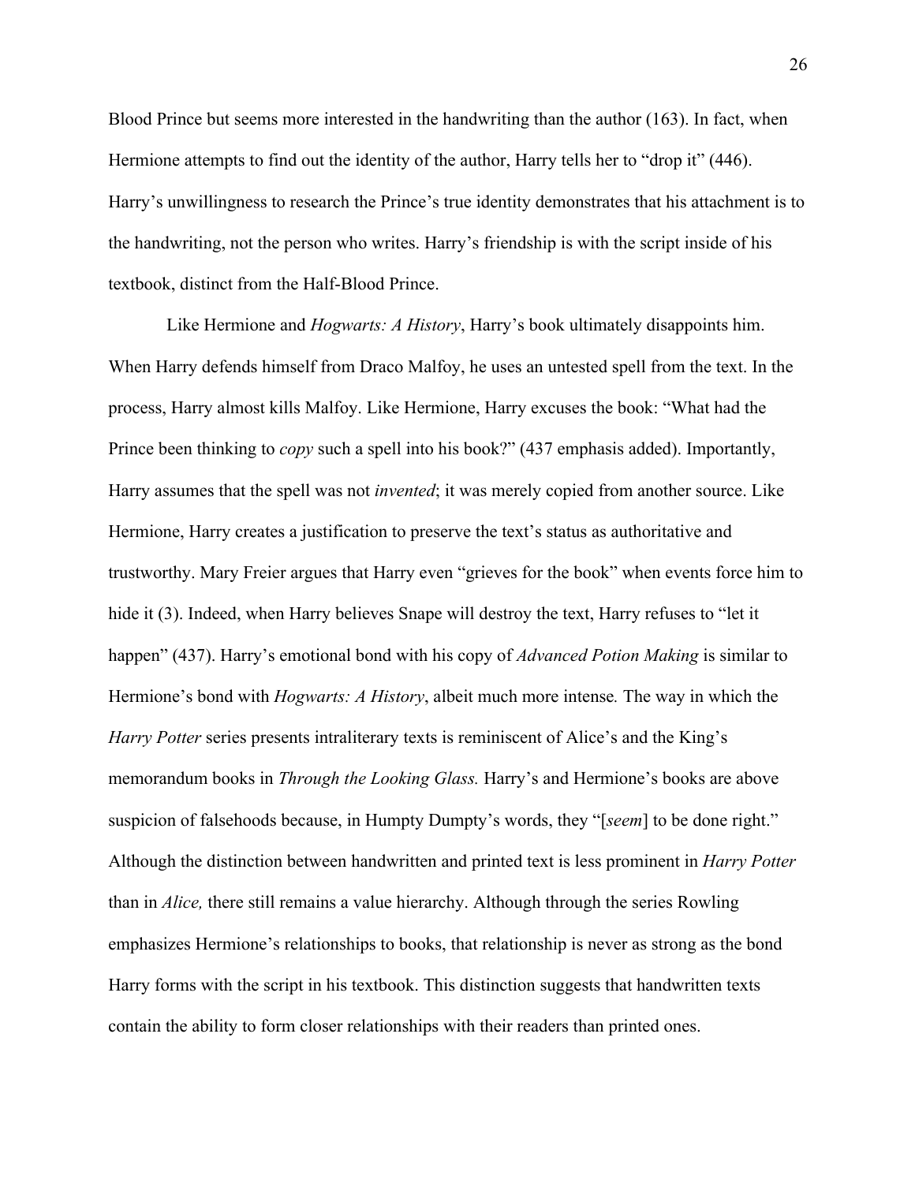Blood Prince but seems more interested in the handwriting than the author (163). In fact, when Hermione attempts to find out the identity of the author, Harry tells her to "drop it" (446). Harry's unwillingness to research the Prince's true identity demonstrates that his attachment is to the handwriting, not the person who writes. Harry's friendship is with the script inside of his textbook, distinct from the Half-Blood Prince.

Like Hermione and *Hogwarts: A History*, Harry's book ultimately disappoints him. When Harry defends himself from Draco Malfoy, he uses an untested spell from the text. In the process, Harry almost kills Malfoy. Like Hermione, Harry excuses the book: "What had the Prince been thinking to *copy* such a spell into his book?" (437 emphasis added). Importantly, Harry assumes that the spell was not *invented*; it was merely copied from another source. Like Hermione, Harry creates a justification to preserve the text's status as authoritative and trustworthy. Mary Freier argues that Harry even "grieves for the book" when events force him to hide it (3). Indeed, when Harry believes Snape will destroy the text, Harry refuses to "let it happen" (437). Harry's emotional bond with his copy of *Advanced Potion Making* is similar to Hermione's bond with *Hogwarts: A History*, albeit much more intense*.* The way in which the *Harry Potter* series presents intraliterary texts is reminiscent of Alice's and the King's memorandum books in *Through the Looking Glass.* Harry's and Hermione's books are above suspicion of falsehoods because, in Humpty Dumpty's words, they "[*seem*] to be done right." Although the distinction between handwritten and printed text is less prominent in *Harry Potter* than in *Alice,* there still remains a value hierarchy. Although through the series Rowling emphasizes Hermione's relationships to books, that relationship is never as strong as the bond Harry forms with the script in his textbook. This distinction suggests that handwritten texts contain the ability to form closer relationships with their readers than printed ones.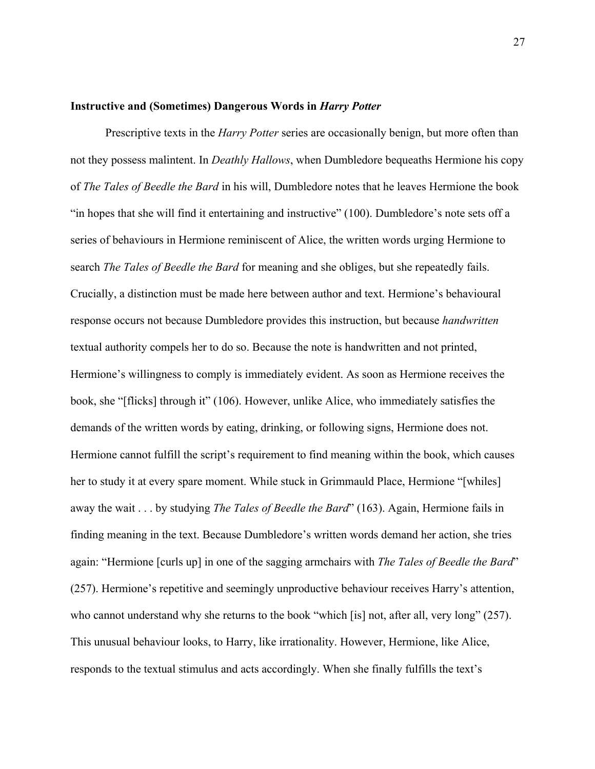### **Instructive and (Sometimes) Dangerous Words in *Harry Potter***

Prescriptive texts in the *Harry Potter* series are occasionally benign, but more often than not they possess malintent. In *Deathly Hallows*, when Dumbledore bequeaths Hermione his copy of *The Tales of Beedle the Bard* in his will, Dumbledore notes that he leaves Hermione the book "in hopes that she will find it entertaining and instructive" (100). Dumbledore's note sets off a series of behaviours in Hermione reminiscent of Alice, the written words urging Hermione to search *The Tales of Beedle the Bard* for meaning and she obliges, but she repeatedly fails. Crucially, a distinction must be made here between author and text. Hermione's behavioural response occurs not because Dumbledore provides this instruction, but because *handwritten* textual authority compels her to do so. Because the note is handwritten and not printed, Hermione's willingness to comply is immediately evident. As soon as Hermione receives the book, she "[flicks] through it" (106). However, unlike Alice, who immediately satisfies the demands of the written words by eating, drinking, or following signs, Hermione does not. Hermione cannot fulfill the script's requirement to find meaning within the book, which causes her to study it at every spare moment. While stuck in Grimmauld Place, Hermione "[whiles] away the wait . . . by studying *The Tales of Beedle the Bard*" (163). Again, Hermione fails in finding meaning in the text. Because Dumbledore's written words demand her action, she tries again: "Hermione [curls up] in one of the sagging armchairs with *The Tales of Beedle the Bard*" (257). Hermione's repetitive and seemingly unproductive behaviour receives Harry's attention, who cannot understand why she returns to the book "which [is] not, after all, very long" (257). This unusual behaviour looks, to Harry, like irrationality. However, Hermione, like Alice, responds to the textual stimulus and acts accordingly. When she finally fulfills the text's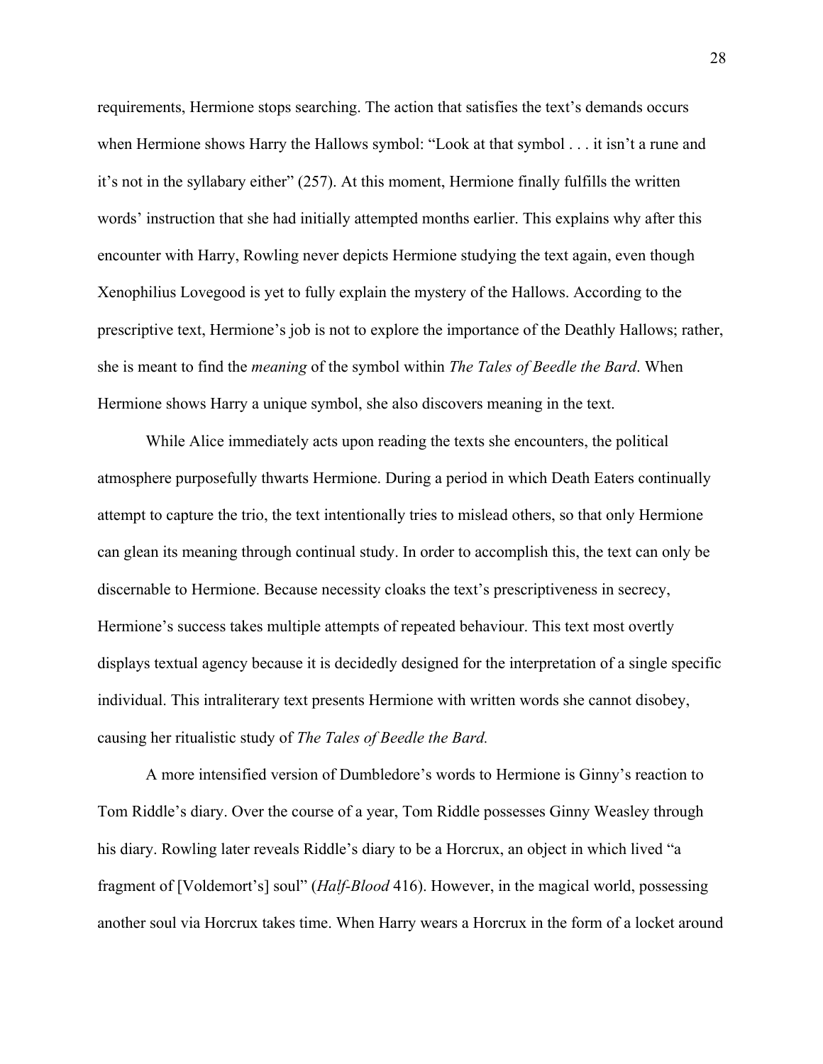requirements, Hermione stops searching. The action that satisfies the text's demands occurs when Hermione shows Harry the Hallows symbol: "Look at that symbol . . . it isn't a rune and it's not in the syllabary either" (257). At this moment, Hermione finally fulfills the written words' instruction that she had initially attempted months earlier. This explains why after this encounter with Harry, Rowling never depicts Hermione studying the text again, even though Xenophilius Lovegood is yet to fully explain the mystery of the Hallows. According to the prescriptive text, Hermione's job is not to explore the importance of the Deathly Hallows; rather, she is meant to find the *meaning* of the symbol within *The Tales of Beedle the Bard*. When Hermione shows Harry a unique symbol, she also discovers meaning in the text.

While Alice immediately acts upon reading the texts she encounters, the political atmosphere purposefully thwarts Hermione. During a period in which Death Eaters continually attempt to capture the trio, the text intentionally tries to mislead others, so that only Hermione can glean its meaning through continual study. In order to accomplish this, the text can only be discernable to Hermione. Because necessity cloaks the text's prescriptiveness in secrecy, Hermione's success takes multiple attempts of repeated behaviour. This text most overtly displays textual agency because it is decidedly designed for the interpretation of a single specific individual. This intraliterary text presents Hermione with written words she cannot disobey, causing her ritualistic study of *The Tales of Beedle the Bard.*

A more intensified version of Dumbledore's words to Hermione is Ginny's reaction to Tom Riddle's diary. Over the course of a year, Tom Riddle possesses Ginny Weasley through his diary. Rowling later reveals Riddle's diary to be a Horcrux, an object in which lived "a fragment of [Voldemort's] soul" (*Half-Blood* 416). However, in the magical world, possessing another soul via Horcrux takes time. When Harry wears a Horcrux in the form of a locket around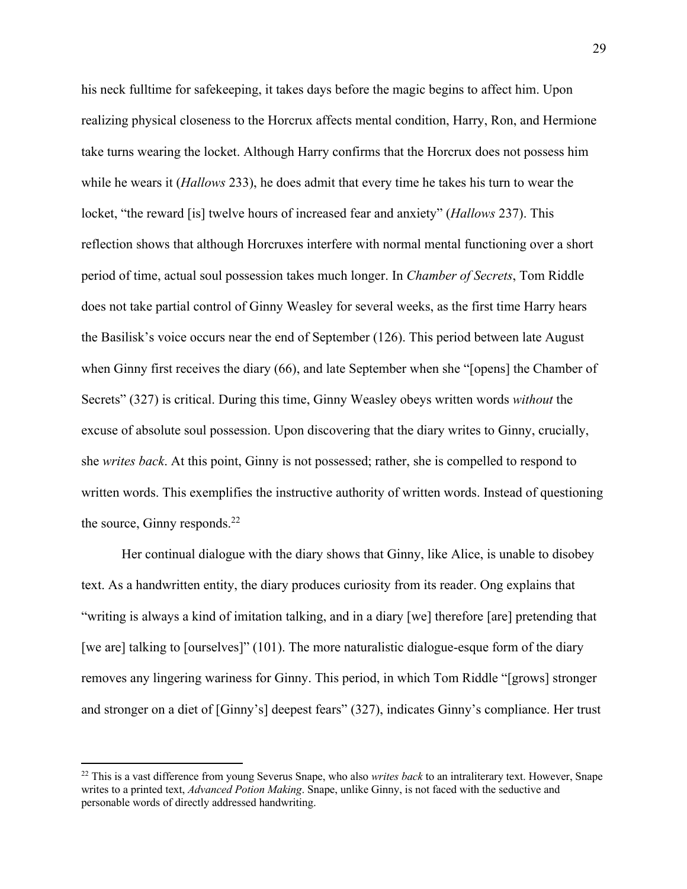his neck fulltime for safekeeping, it takes days before the magic begins to affect him. Upon realizing physical closeness to the Horcrux affects mental condition, Harry, Ron, and Hermione take turns wearing the locket. Although Harry confirms that the Horcrux does not possess him while he wears it (*Hallows* 233), he does admit that every time he takes his turn to wear the locket, "the reward [is] twelve hours of increased fear and anxiety" (*Hallows* 237). This reflection shows that although Horcruxes interfere with normal mental functioning over a short period of time, actual soul possession takes much longer. In *Chamber of Secrets*, Tom Riddle does not take partial control of Ginny Weasley for several weeks, as the first time Harry hears the Basilisk's voice occurs near the end of September (126). This period between late August when Ginny first receives the diary (66), and late September when she "[opens] the Chamber of Secrets" (327) is critical. During this time, Ginny Weasley obeys written words *without* the excuse of absolute soul possession. Upon discovering that the diary writes to Ginny, crucially, she *writes back*. At this point, Ginny is not possessed; rather, she is compelled to respond to written words. This exemplifies the instructive authority of written words. Instead of questioning the source, Ginny responds.[22]

Her continual dialogue with the diary shows that Ginny, like Alice, is unable to disobey text. As a handwritten entity, the diary produces curiosity from its reader. Ong explains that "writing is always a kind of imitation talking, and in a diary [we] therefore [are] pretending that [we are] talking to [ourselves]" (101). The more naturalistic dialogue-esque form of the diary removes any lingering wariness for Ginny. This period, in which Tom Riddle "[grows] stronger and stronger on a diet of [Ginny's] deepest fears" (327), indicates Ginny's compliance. Her trust

---

[22] This is a vast difference from young Severus Snape, who also *writes back* to an intraliterary text. However, Snape writes to a printed text, *Advanced Potion Making*. Snape, unlike Ginny, is not faced with the seductive and personable words of directly addressed handwriting.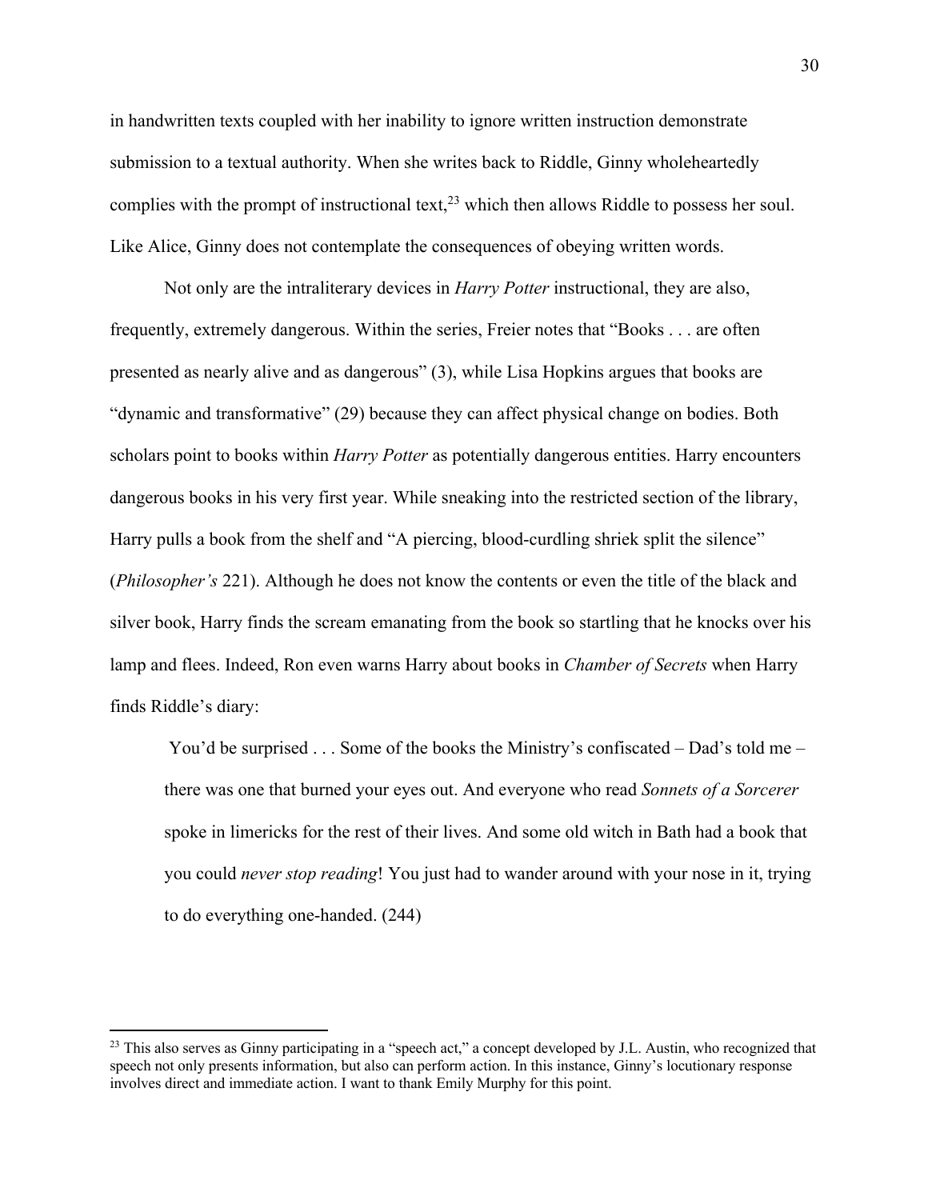in handwritten texts coupled with her inability to ignore written instruction demonstrate submission to a textual authority. When she writes back to Riddle, Ginny wholeheartedly complies with the prompt of instructional text,[23] which then allows Riddle to possess her soul. Like Alice, Ginny does not contemplate the consequences of obeying written words.

Not only are the intraliterary devices in *Harry Potter* instructional, they are also, frequently, extremely dangerous. Within the series, Freier notes that "Books . . . are often presented as nearly alive and as dangerous" (3), while Lisa Hopkins argues that books are "dynamic and transformative" (29) because they can affect physical change on bodies. Both scholars point to books within *Harry Potter* as potentially dangerous entities. Harry encounters dangerous books in his very first year. While sneaking into the restricted section of the library, Harry pulls a book from the shelf and "A piercing, blood-curdling shriek split the silence" (*Philosopher's* 221). Although he does not know the contents or even the title of the black and silver book, Harry finds the scream emanating from the book so startling that he knocks over his lamp and flees. Indeed, Ron even warns Harry about books in *Chamber of Secrets* when Harry finds Riddle's diary:

> You'd be surprised . . . Some of the books the Ministry's confiscated – Dad's told me – there was one that burned your eyes out. And everyone who read *Sonnets of a Sorcerer* spoke in limericks for the rest of their lives. And some old witch in Bath had a book that you could *never stop reading*! You just had to wander around with your nose in it, trying to do everything one-handed. (244)

[23] This also serves as Ginny participating in a "speech act," a concept developed by J.L. Austin, who recognized that speech not only presents information, but also can perform action. In this instance, Ginny's locutionary response involves direct and immediate action. I want to thank Emily Murphy for this point.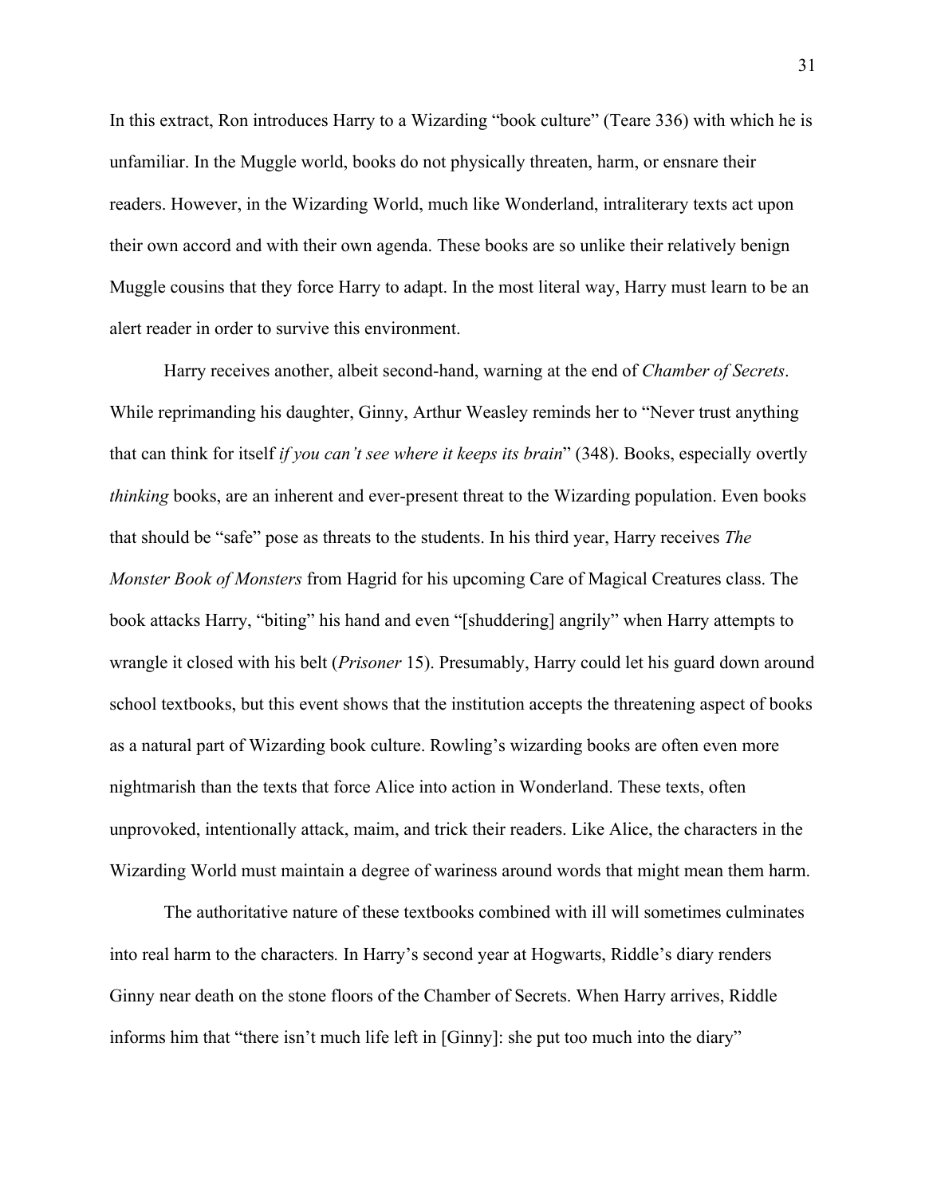In this extract, Ron introduces Harry to a Wizarding "book culture" (Teare 336) with which he is unfamiliar. In the Muggle world, books do not physically threaten, harm, or ensnare their readers. However, in the Wizarding World, much like Wonderland, intraliterary texts act upon their own accord and with their own agenda. These books are so unlike their relatively benign Muggle cousins that they force Harry to adapt. In the most literal way, Harry must learn to be an alert reader in order to survive this environment.

Harry receives another, albeit second-hand, warning at the end of *Chamber of Secrets*. While reprimanding his daughter, Ginny, Arthur Weasley reminds her to "Never trust anything that can think for itself *if you can't see where it keeps its brain*" (348). Books, especially overtly *thinking* books, are an inherent and ever-present threat to the Wizarding population. Even books that should be "safe" pose as threats to the students. In his third year, Harry receives *The Monster Book of Monsters* from Hagrid for his upcoming Care of Magical Creatures class. The book attacks Harry, "biting" his hand and even "[shuddering] angrily" when Harry attempts to wrangle it closed with his belt (*Prisoner* 15). Presumably, Harry could let his guard down around school textbooks, but this event shows that the institution accepts the threatening aspect of books as a natural part of Wizarding book culture. Rowling's wizarding books are often even more nightmarish than the texts that force Alice into action in Wonderland. These texts, often unprovoked, intentionally attack, maim, and trick their readers. Like Alice, the characters in the Wizarding World must maintain a degree of wariness around words that might mean them harm.

The authoritative nature of these textbooks combined with ill will sometimes culminates into real harm to the characters*.* In Harry's second year at Hogwarts, Riddle's diary renders Ginny near death on the stone floors of the Chamber of Secrets. When Harry arrives, Riddle informs him that "there isn't much life left in [Ginny]: she put too much into the diary"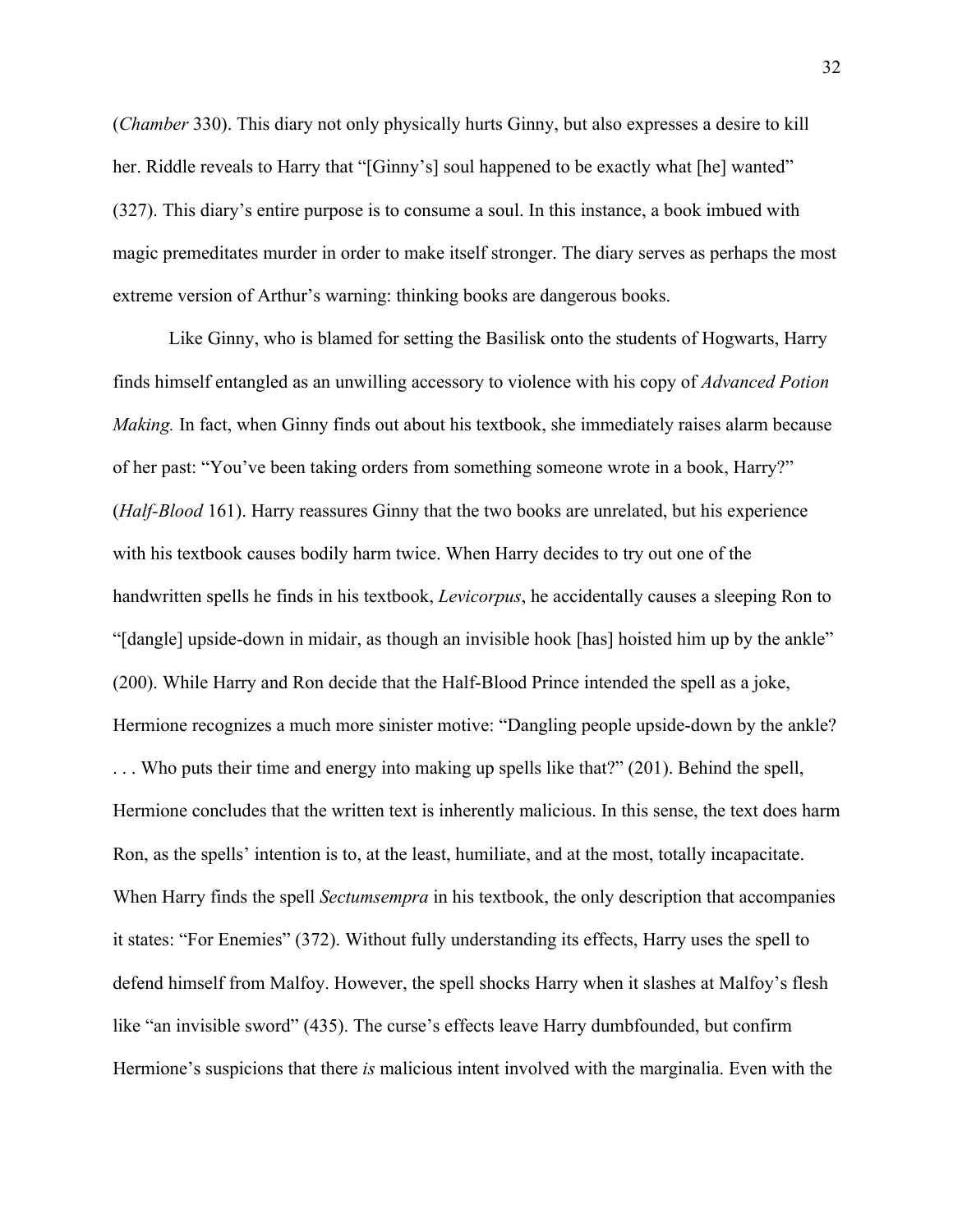(*Chamber* 330). This diary not only physically hurts Ginny, but also expresses a desire to kill her. Riddle reveals to Harry that "[Ginny's] soul happened to be exactly what [he] wanted" (327). This diary's entire purpose is to consume a soul. In this instance, a book imbued with magic premeditates murder in order to make itself stronger. The diary serves as perhaps the most extreme version of Arthur's warning: thinking books are dangerous books.

Like Ginny, who is blamed for setting the Basilisk onto the students of Hogwarts, Harry finds himself entangled as an unwilling accessory to violence with his copy of *Advanced Potion Making.* In fact, when Ginny finds out about his textbook, she immediately raises alarm because of her past: "You've been taking orders from something someone wrote in a book, Harry?" (*Half-Blood* 161). Harry reassures Ginny that the two books are unrelated, but his experience with his textbook causes bodily harm twice. When Harry decides to try out one of the handwritten spells he finds in his textbook, *Levicorpus*, he accidentally causes a sleeping Ron to "[dangle] upside-down in midair, as though an invisible hook [has] hoisted him up by the ankle" (200). While Harry and Ron decide that the Half-Blood Prince intended the spell as a joke, Hermione recognizes a much more sinister motive: "Dangling people upside-down by the ankle? . . . Who puts their time and energy into making up spells like that?" (201). Behind the spell, Hermione concludes that the written text is inherently malicious. In this sense, the text does harm Ron, as the spells' intention is to, at the least, humiliate, and at the most, totally incapacitate. When Harry finds the spell *Sectumsempra* in his textbook, the only description that accompanies it states: "For Enemies" (372). Without fully understanding its effects, Harry uses the spell to defend himself from Malfoy. However, the spell shocks Harry when it slashes at Malfoy's flesh like "an invisible sword" (435). The curse's effects leave Harry dumbfounded, but confirm Hermione's suspicions that there *is* malicious intent involved with the marginalia. Even with the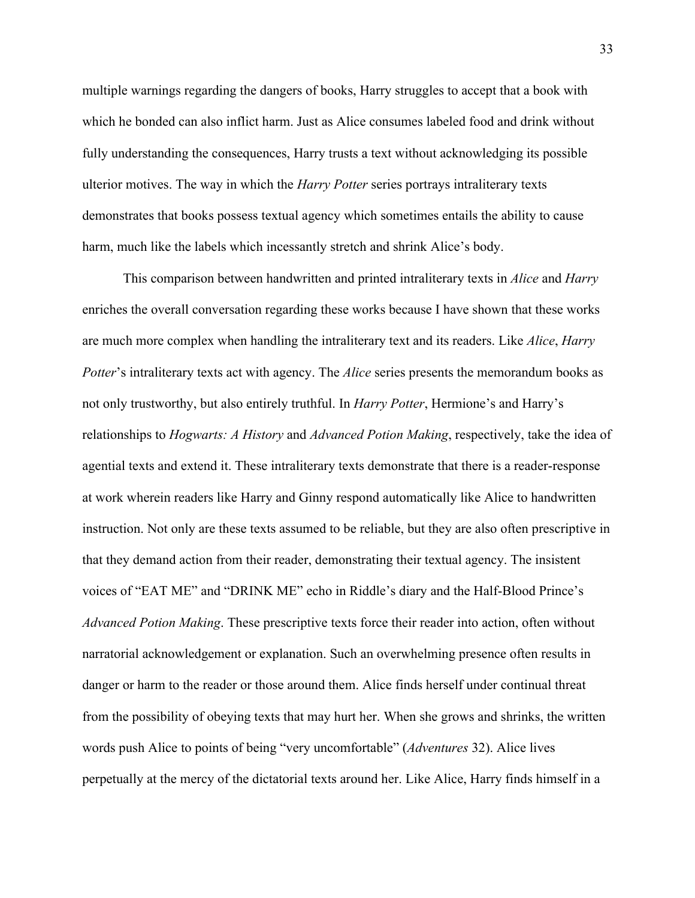multiple warnings regarding the dangers of books, Harry struggles to accept that a book with which he bonded can also inflict harm. Just as Alice consumes labeled food and drink without fully understanding the consequences, Harry trusts a text without acknowledging its possible ulterior motives. The way in which the *Harry Potter* series portrays intraliterary texts demonstrates that books possess textual agency which sometimes entails the ability to cause harm, much like the labels which incessantly stretch and shrink Alice's body.

This comparison between handwritten and printed intraliterary texts in *Alice* and *Harry* enriches the overall conversation regarding these works because I have shown that these works are much more complex when handling the intraliterary text and its readers. Like *Alice*, *Harry Potter*'s intraliterary texts act with agency. The *Alice* series presents the memorandum books as not only trustworthy, but also entirely truthful. In *Harry Potter*, Hermione's and Harry's relationships to *Hogwarts: A History* and *Advanced Potion Making*, respectively, take the idea of agential texts and extend it. These intraliterary texts demonstrate that there is a reader-response at work wherein readers like Harry and Ginny respond automatically like Alice to handwritten instruction. Not only are these texts assumed to be reliable, but they are also often prescriptive in that they demand action from their reader, demonstrating their textual agency. The insistent voices of "EAT ME" and "DRINK ME" echo in Riddle's diary and the Half-Blood Prince's *Advanced Potion Making*. These prescriptive texts force their reader into action, often without narratorial acknowledgement or explanation. Such an overwhelming presence often results in danger or harm to the reader or those around them. Alice finds herself under continual threat from the possibility of obeying texts that may hurt her. When she grows and shrinks, the written words push Alice to points of being "very uncomfortable" (*Adventures* 32). Alice lives perpetually at the mercy of the dictatorial texts around her. Like Alice, Harry finds himself in a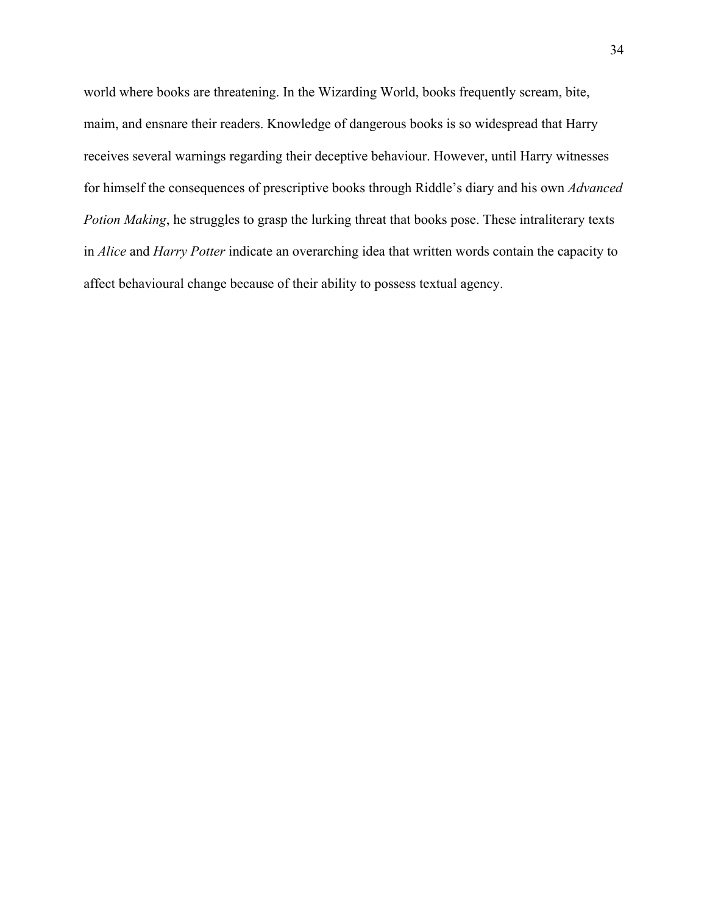world where books are threatening. In the Wizarding World, books frequently scream, bite, maim, and ensnare their readers. Knowledge of dangerous books is so widespread that Harry receives several warnings regarding their deceptive behaviour. However, until Harry witnesses for himself the consequences of prescriptive books through Riddle's diary and his own *Advanced Potion Making*, he struggles to grasp the lurking threat that books pose. These intraliterary texts in *Alice* and *Harry Potter* indicate an overarching idea that written words contain the capacity to affect behavioural change because of their ability to possess textual agency.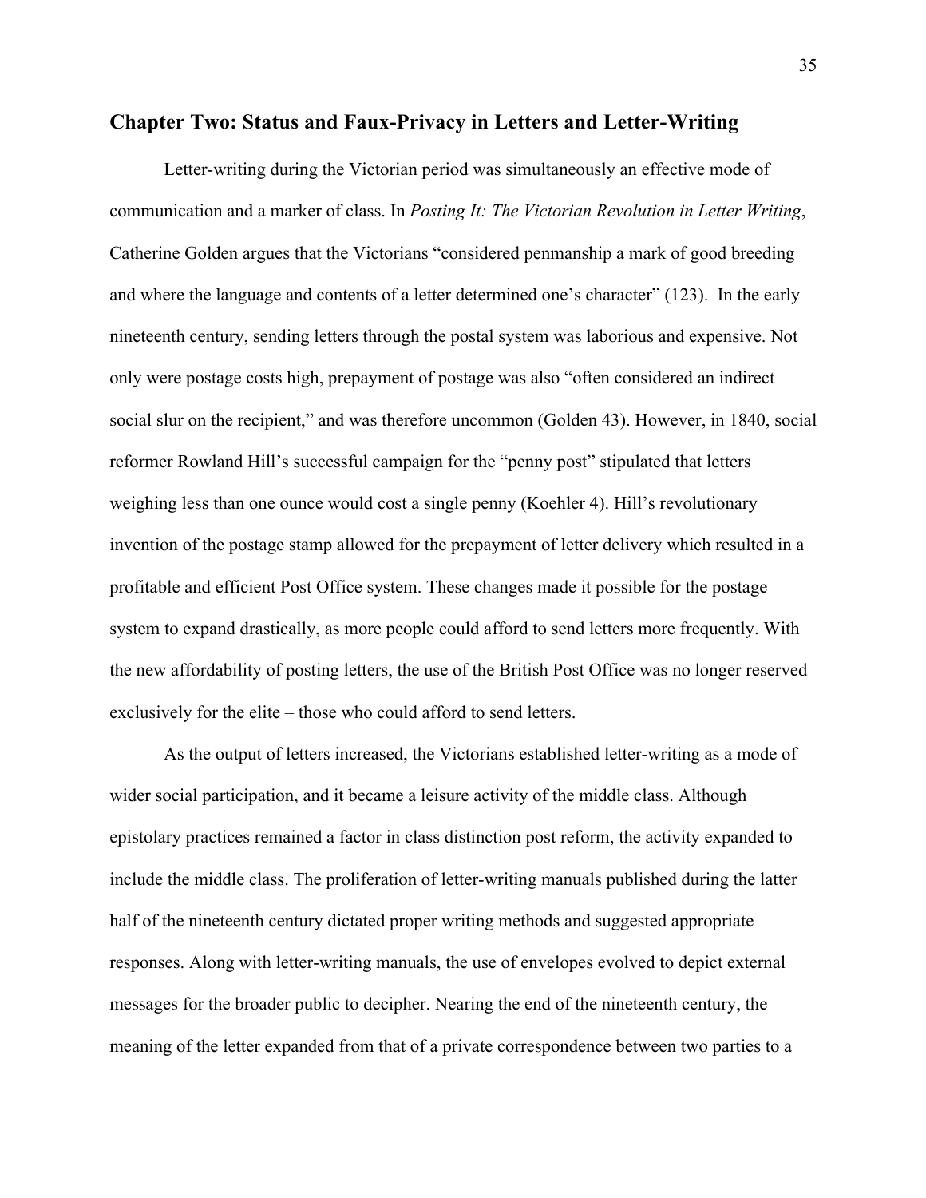## Chapter Two: Status and Faux-Privacy in Letters and Letter-Writing

Letter-writing during the Victorian period was simultaneously an effective mode of communication and a marker of class. In *Posting It: The Victorian Revolution in Letter Writing*, Catherine Golden argues that the Victorians "considered penmanship a mark of good breeding and where the language and contents of a letter determined one's character" (123). In the early nineteenth century, sending letters through the postal system was laborious and expensive. Not only were postage costs high, prepayment of postage was also "often considered an indirect social slur on the recipient," and was therefore uncommon (Golden 43). However, in 1840, social reformer Rowland Hill's successful campaign for the "penny post" stipulated that letters weighing less than one ounce would cost a single penny (Koehler 4). Hill's revolutionary invention of the postage stamp allowed for the prepayment of letter delivery which resulted in a profitable and efficient Post Office system. These changes made it possible for the postage system to expand drastically, as more people could afford to send letters more frequently. With the new affordability of posting letters, the use of the British Post Office was no longer reserved exclusively for the elite – those who could afford to send letters.

As the output of letters increased, the Victorians established letter-writing as a mode of wider social participation, and it became a leisure activity of the middle class. Although epistolary practices remained a factor in class distinction post reform, the activity expanded to include the middle class. The proliferation of letter-writing manuals published during the latter half of the nineteenth century dictated proper writing methods and suggested appropriate responses. Along with letter-writing manuals, the use of envelopes evolved to depict external messages for the broader public to decipher. Nearing the end of the nineteenth century, the meaning of the letter expanded from that of a private correspondence between two parties to a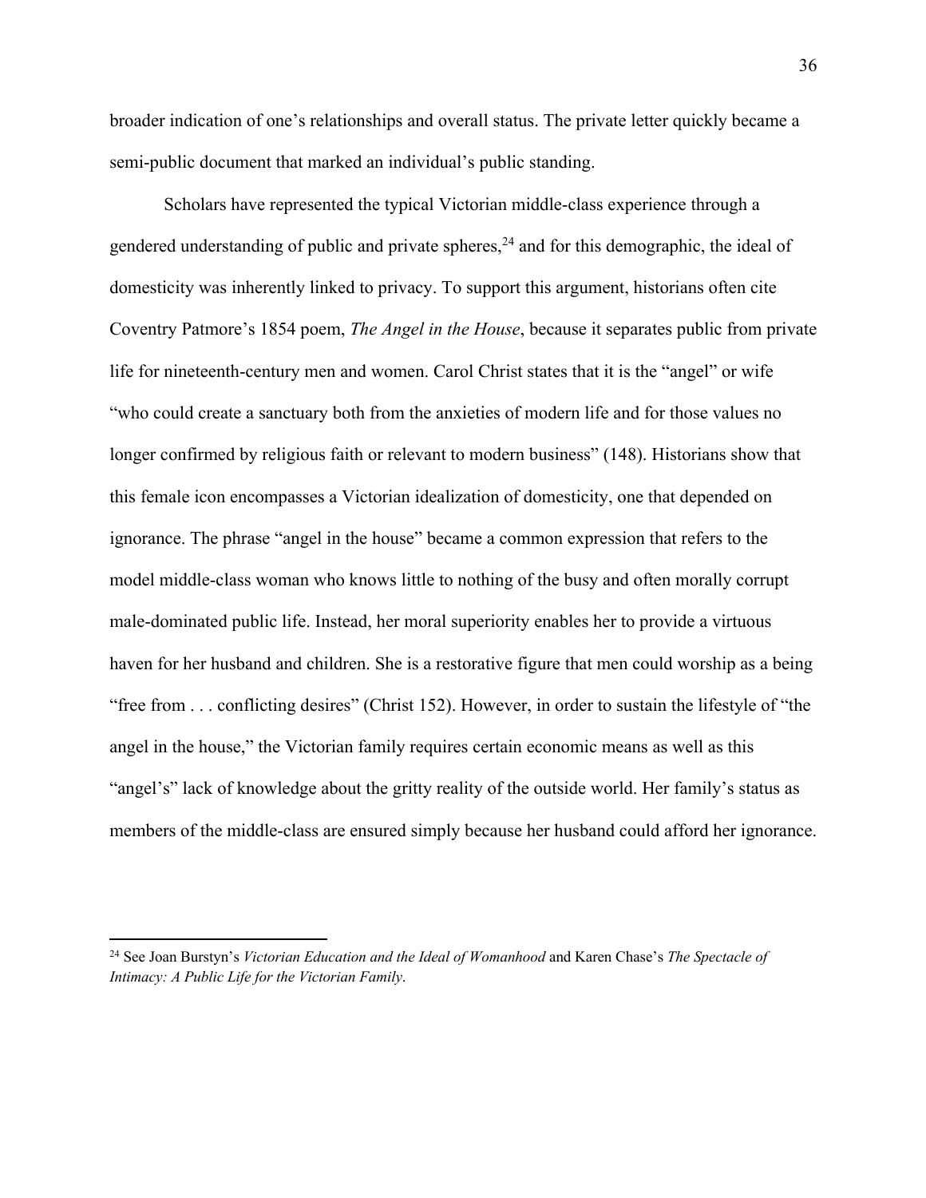broader indication of one's relationships and overall status. The private letter quickly became a semi-public document that marked an individual's public standing.

Scholars have represented the typical Victorian middle-class experience through a gendered understanding of public and private spheres,[24] and for this demographic, the ideal of domesticity was inherently linked to privacy. To support this argument, historians often cite Coventry Patmore's 1854 poem, *The Angel in the House*, because it separates public from private life for nineteenth-century men and women. Carol Christ states that it is the "angel" or wife "who could create a sanctuary both from the anxieties of modern life and for those values no longer confirmed by religious faith or relevant to modern business" (148). Historians show that this female icon encompasses a Victorian idealization of domesticity, one that depended on ignorance. The phrase "angel in the house" became a common expression that refers to the model middle-class woman who knows little to nothing of the busy and often morally corrupt male-dominated public life. Instead, her moral superiority enables her to provide a virtuous haven for her husband and children. She is a restorative figure that men could worship as a being "free from . . . conflicting desires" (Christ 152). However, in order to sustain the lifestyle of "the angel in the house," the Victorian family requires certain economic means as well as this "angel's" lack of knowledge about the gritty reality of the outside world. Her family's status as members of the middle-class are ensured simply because her husband could afford her ignorance.

---

[24] See Joan Burstyn's *Victorian Education and the Ideal of Womanhood* and Karen Chase's *The Spectacle of Intimacy: A Public Life for the Victorian Family*.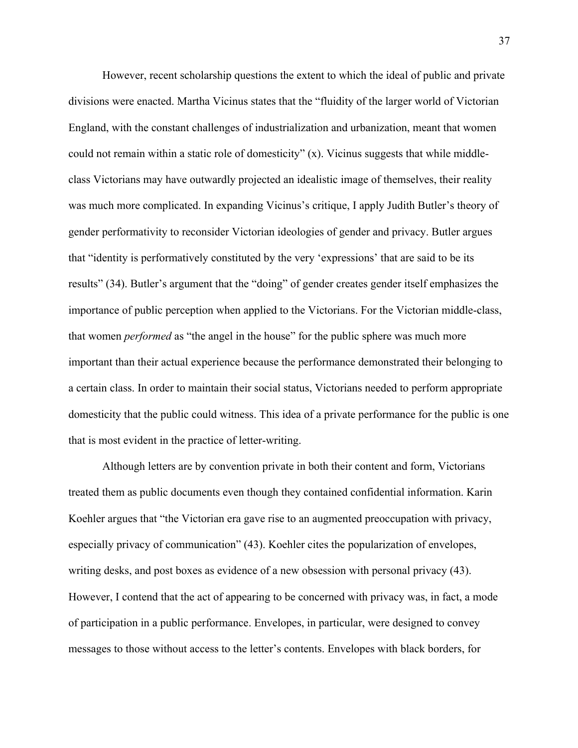However, recent scholarship questions the extent to which the ideal of public and private divisions were enacted. Martha Vicinus states that the "fluidity of the larger world of Victorian England, with the constant challenges of industrialization and urbanization, meant that women could not remain within a static role of domesticity" (x). Vicinus suggests that while middle-class Victorians may have outwardly projected an idealistic image of themselves, their reality was much more complicated. In expanding Vicinus's critique, I apply Judith Butler's theory of gender performativity to reconsider Victorian ideologies of gender and privacy. Butler argues that "identity is performatively constituted by the very 'expressions' that are said to be its results" (34). Butler's argument that the "doing" of gender creates gender itself emphasizes the importance of public perception when applied to the Victorians. For the Victorian middle-class, that women *performed* as "the angel in the house" for the public sphere was much more important than their actual experience because the performance demonstrated their belonging to a certain class. In order to maintain their social status, Victorians needed to perform appropriate domesticity that the public could witness. This idea of a private performance for the public is one that is most evident in the practice of letter-writing.

Although letters are by convention private in both their content and form, Victorians treated them as public documents even though they contained confidential information. Karin Koehler argues that "the Victorian era gave rise to an augmented preoccupation with privacy, especially privacy of communication" (43). Koehler cites the popularization of envelopes, writing desks, and post boxes as evidence of a new obsession with personal privacy (43). However, I contend that the act of appearing to be concerned with privacy was, in fact, a mode of participation in a public performance. Envelopes, in particular, were designed to convey messages to those without access to the letter's contents. Envelopes with black borders, for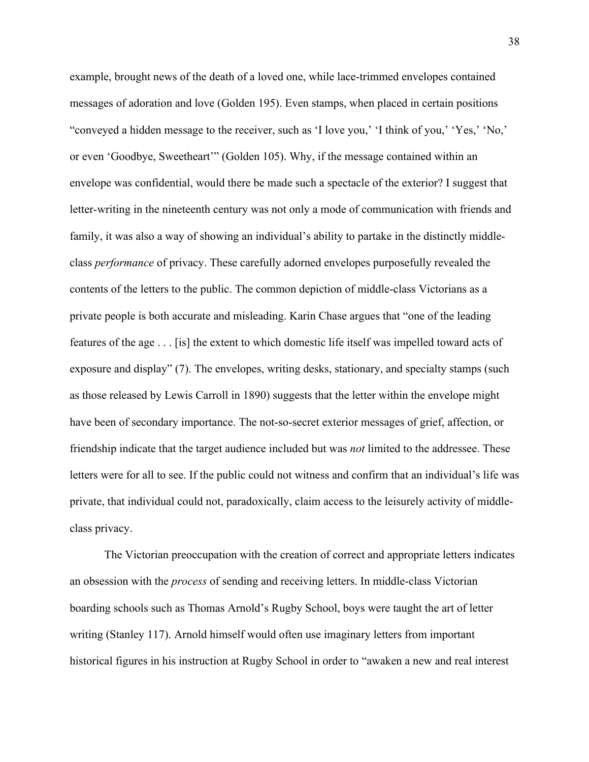example, brought news of the death of a loved one, while lace-trimmed envelopes contained messages of adoration and love (Golden 195). Even stamps, when placed in certain positions "conveyed a hidden message to the receiver, such as 'I love you,' 'I think of you,' 'Yes,' 'No,' or even 'Goodbye, Sweetheart'" (Golden 105). Why, if the message contained within an envelope was confidential, would there be made such a spectacle of the exterior? I suggest that letter-writing in the nineteenth century was not only a mode of communication with friends and family, it was also a way of showing an individual's ability to partake in the distinctly middle-class *performance* of privacy. These carefully adorned envelopes purposefully revealed the contents of the letters to the public. The common depiction of middle-class Victorians as a private people is both accurate and misleading. Karin Chase argues that "one of the leading features of the age . . . [is] the extent to which domestic life itself was impelled toward acts of exposure and display" (7). The envelopes, writing desks, stationary, and specialty stamps (such as those released by Lewis Carroll in 1890) suggests that the letter within the envelope might have been of secondary importance. The not-so-secret exterior messages of grief, affection, or friendship indicate that the target audience included but was *not* limited to the addressee. These letters were for all to see. If the public could not witness and confirm that an individual's life was private, that individual could not, paradoxically, claim access to the leisurely activity of middle-class privacy.

The Victorian preoccupation with the creation of correct and appropriate letters indicates an obsession with the *process* of sending and receiving letters. In middle-class Victorian boarding schools such as Thomas Arnold's Rugby School, boys were taught the art of letter writing (Stanley 117). Arnold himself would often use imaginary letters from important historical figures in his instruction at Rugby School in order to "awaken a new and real interest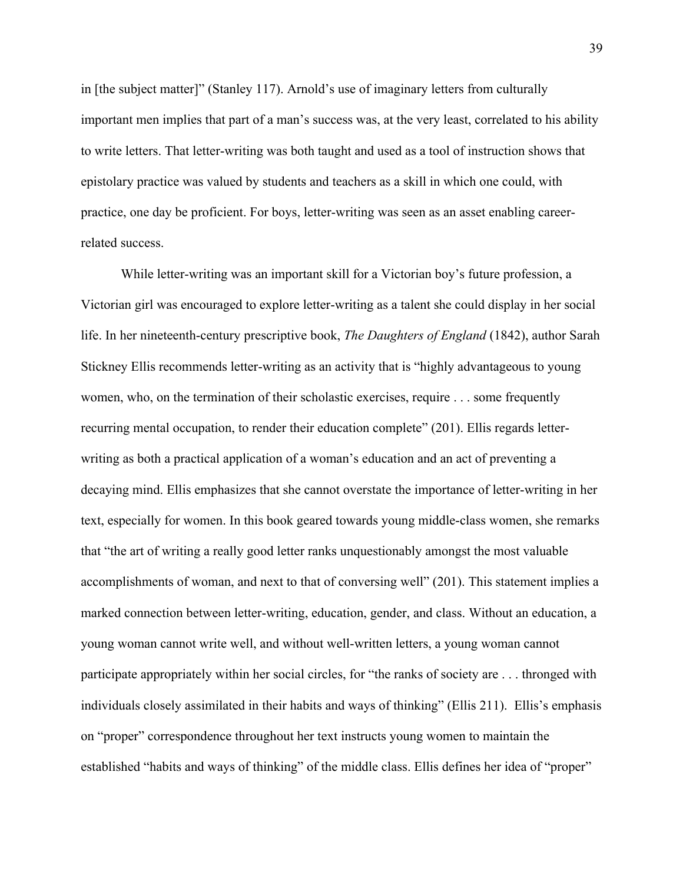in [the subject matter]" (Stanley 117). Arnold's use of imaginary letters from culturally important men implies that part of a man's success was, at the very least, correlated to his ability to write letters. That letter-writing was both taught and used as a tool of instruction shows that epistolary practice was valued by students and teachers as a skill in which one could, with practice, one day be proficient. For boys, letter-writing was seen as an asset enabling career-related success.

While letter-writing was an important skill for a Victorian boy's future profession, a Victorian girl was encouraged to explore letter-writing as a talent she could display in her social life. In her nineteenth-century prescriptive book, *The Daughters of England* (1842), author Sarah Stickney Ellis recommends letter-writing as an activity that is "highly advantageous to young women, who, on the termination of their scholastic exercises, require . . . some frequently recurring mental occupation, to render their education complete" (201). Ellis regards letter-writing as both a practical application of a woman's education and an act of preventing a decaying mind. Ellis emphasizes that she cannot overstate the importance of letter-writing in her text, especially for women. In this book geared towards young middle-class women, she remarks that "the art of writing a really good letter ranks unquestionably amongst the most valuable accomplishments of woman, and next to that of conversing well" (201). This statement implies a marked connection between letter-writing, education, gender, and class. Without an education, a young woman cannot write well, and without well-written letters, a young woman cannot participate appropriately within her social circles, for "the ranks of society are . . . thronged with individuals closely assimilated in their habits and ways of thinking" (Ellis 211). Ellis's emphasis on "proper" correspondence throughout her text instructs young women to maintain the established "habits and ways of thinking" of the middle class. Ellis defines her idea of "proper"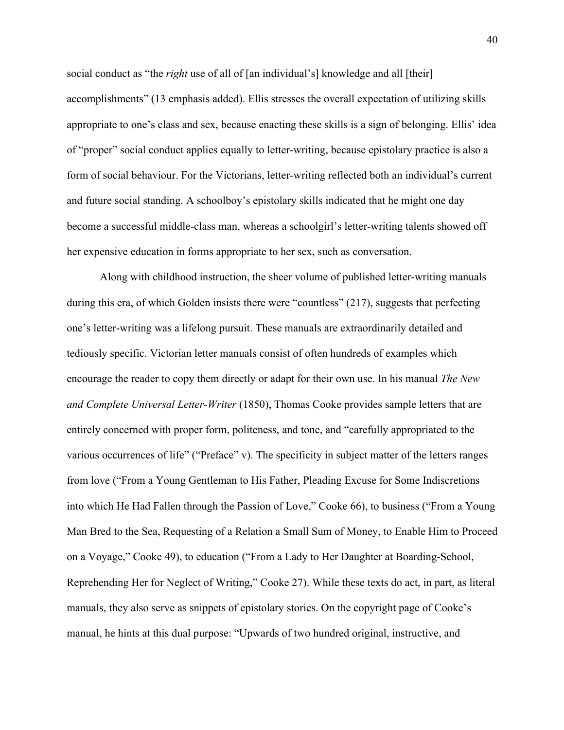social conduct as "the *right* use of all of [an individual's] knowledge and all [their] accomplishments" (13 emphasis added). Ellis stresses the overall expectation of utilizing skills appropriate to one's class and sex, because enacting these skills is a sign of belonging. Ellis' idea of "proper" social conduct applies equally to letter-writing, because epistolary practice is also a form of social behaviour. For the Victorians, letter-writing reflected both an individual's current and future social standing. A schoolboy's epistolary skills indicated that he might one day become a successful middle-class man, whereas a schoolgirl's letter-writing talents showed off her expensive education in forms appropriate to her sex, such as conversation.

Along with childhood instruction, the sheer volume of published letter-writing manuals during this era, of which Golden insists there were "countless" (217), suggests that perfecting one's letter-writing was a lifelong pursuit. These manuals are extraordinarily detailed and tediously specific. Victorian letter manuals consist of often hundreds of examples which encourage the reader to copy them directly or adapt for their own use. In his manual *The New and Complete Universal Letter-Writer* (1850), Thomas Cooke provides sample letters that are entirely concerned with proper form, politeness, and tone, and "carefully appropriated to the various occurrences of life" ("Preface" v). The specificity in subject matter of the letters ranges from love ("From a Young Gentleman to His Father, Pleading Excuse for Some Indiscretions into which He Had Fallen through the Passion of Love," Cooke 66), to business ("From a Young Man Bred to the Sea, Requesting of a Relation a Small Sum of Money, to Enable Him to Proceed on a Voyage," Cooke 49), to education ("From a Lady to Her Daughter at Boarding-School, Reprehending Her for Neglect of Writing," Cooke 27). While these texts do act, in part, as literal manuals, they also serve as snippets of epistolary stories. On the copyright page of Cooke's manual, he hints at this dual purpose: "Upwards of two hundred original, instructive, and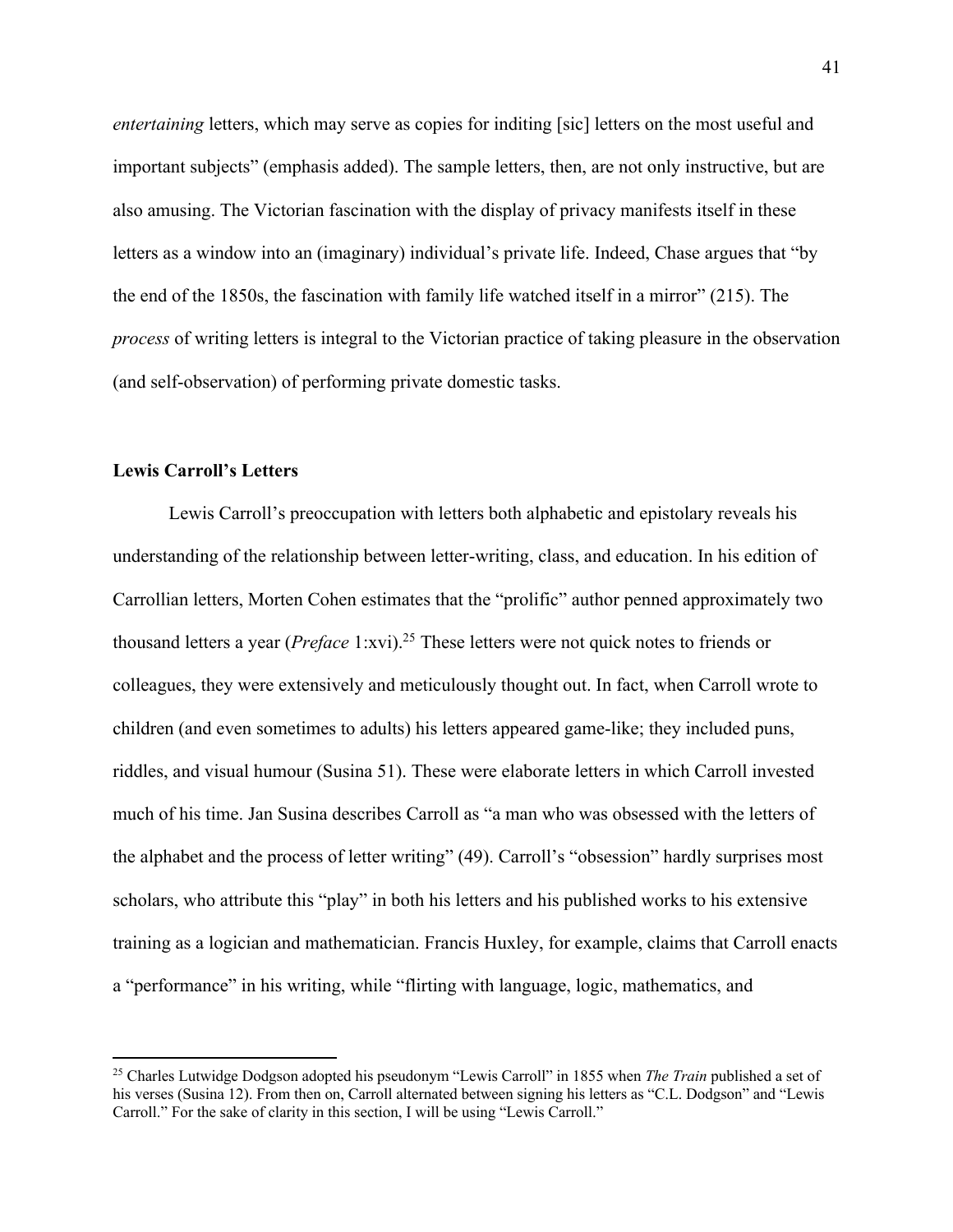*entertaining* letters, which may serve as copies for inditing [sic] letters on the most useful and important subjects" (emphasis added). The sample letters, then, are not only instructive, but are also amusing. The Victorian fascination with the display of privacy manifests itself in these letters as a window into an (imaginary) individual's private life. Indeed, Chase argues that "by the end of the 1850s, the fascination with family life watched itself in a mirror" (215). The *process* of writing letters is integral to the Victorian practice of taking pleasure in the observation (and self-observation) of performing private domestic tasks.

### Lewis Carroll's Letters

Lewis Carroll's preoccupation with letters both alphabetic and epistolary reveals his understanding of the relationship between letter-writing, class, and education. In his edition of Carrollian letters, Morten Cohen estimates that the "prolific" author penned approximately two thousand letters a year (*Preface* 1:xvi).[25] These letters were not quick notes to friends or colleagues, they were extensively and meticulously thought out. In fact, when Carroll wrote to children (and even sometimes to adults) his letters appeared game-like; they included puns, riddles, and visual humour (Susina 51). These were elaborate letters in which Carroll invested much of his time. Jan Susina describes Carroll as "a man who was obsessed with the letters of the alphabet and the process of letter writing" (49). Carroll's "obsession" hardly surprises most scholars, who attribute this "play" in both his letters and his published works to his extensive training as a logician and mathematician. Francis Huxley, for example, claims that Carroll enacts a "performance" in his writing, while "flirting with language, logic, mathematics, and

---

[25] Charles Lutwidge Dodgson adopted his pseudonym "Lewis Carroll" in 1855 when *The Train* published a set of his verses (Susina 12). From then on, Carroll alternated between signing his letters as "C.L. Dodgson" and "Lewis Carroll." For the sake of clarity in this section, I will be using "Lewis Carroll."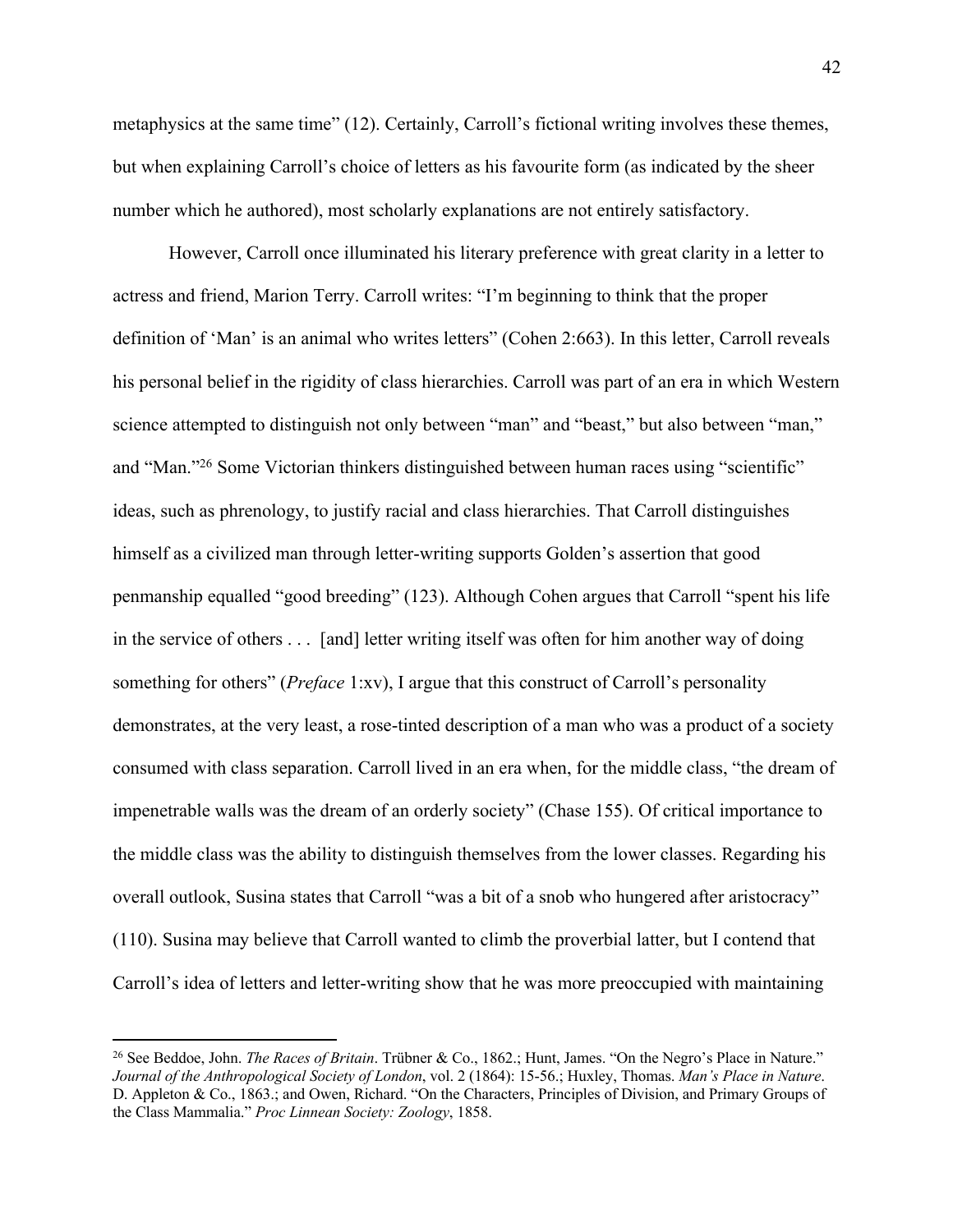metaphysics at the same time" (12). Certainly, Carroll's fictional writing involves these themes, but when explaining Carroll's choice of letters as his favourite form (as indicated by the sheer number which he authored), most scholarly explanations are not entirely satisfactory.

However, Carroll once illuminated his literary preference with great clarity in a letter to actress and friend, Marion Terry. Carroll writes: "I'm beginning to think that the proper definition of 'Man' is an animal who writes letters" (Cohen 2:663). In this letter, Carroll reveals his personal belief in the rigidity of class hierarchies. Carroll was part of an era in which Western science attempted to distinguish not only between "man" and "beast," but also between "man," and "Man."[26] Some Victorian thinkers distinguished between human races using "scientific" ideas, such as phrenology, to justify racial and class hierarchies. That Carroll distinguishes himself as a civilized man through letter-writing supports Golden's assertion that good penmanship equalled "good breeding" (123). Although Cohen argues that Carroll "spent his life in the service of others . . . [and] letter writing itself was often for him another way of doing something for others" (*Preface* 1:xv), I argue that this construct of Carroll's personality demonstrates, at the very least, a rose-tinted description of a man who was a product of a society consumed with class separation. Carroll lived in an era when, for the middle class, "the dream of impenetrable walls was the dream of an orderly society" (Chase 155). Of critical importance to the middle class was the ability to distinguish themselves from the lower classes. Regarding his overall outlook, Susina states that Carroll "was a bit of a snob who hungered after aristocracy" (110). Susina may believe that Carroll wanted to climb the proverbial latter, but I contend that Carroll's idea of letters and letter-writing show that he was more preoccupied with maintaining

---

[26] See Beddoe, John. *The Races of Britain*. Trübner & Co., 1862.; Hunt, James. "On the Negro's Place in Nature." *Journal of the Anthropological Society of London*, vol. 2 (1864): 15-56.; Huxley, Thomas. *Man's Place in Nature*. D. Appleton & Co., 1863.; and Owen, Richard. "On the Characters, Principles of Division, and Primary Groups of the Class Mammalia." *Proc Linnean Society: Zoology*, 1858.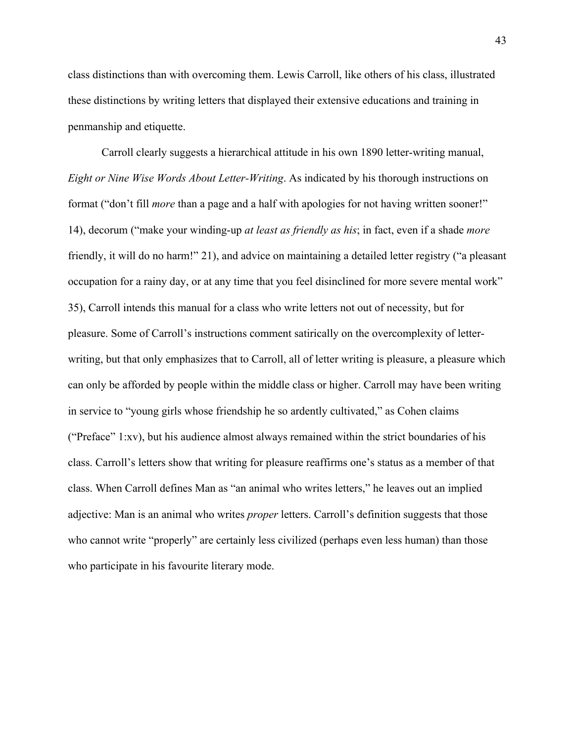class distinctions than with overcoming them. Lewis Carroll, like others of his class, illustrated these distinctions by writing letters that displayed their extensive educations and training in penmanship and etiquette.

Carroll clearly suggests a hierarchical attitude in his own 1890 letter-writing manual, *Eight or Nine Wise Words About Letter-Writing*. As indicated by his thorough instructions on format ("don't fill *more* than a page and a half with apologies for not having written sooner!" 14), decorum ("make your winding-up *at least as friendly as his*; in fact, even if a shade *more* friendly, it will do no harm!" 21), and advice on maintaining a detailed letter registry ("a pleasant occupation for a rainy day, or at any time that you feel disinclined for more severe mental work" 35), Carroll intends this manual for a class who write letters not out of necessity, but for pleasure. Some of Carroll's instructions comment satirically on the overcomplexity of letter-writing, but that only emphasizes that to Carroll, all of letter writing is pleasure, a pleasure which can only be afforded by people within the middle class or higher. Carroll may have been writing in service to "young girls whose friendship he so ardently cultivated," as Cohen claims ("Preface" 1:xv), but his audience almost always remained within the strict boundaries of his class. Carroll's letters show that writing for pleasure reaffirms one's status as a member of that class. When Carroll defines Man as "an animal who writes letters," he leaves out an implied adjective: Man is an animal who writes *proper* letters. Carroll's definition suggests that those who cannot write "properly" are certainly less civilized (perhaps even less human) than those who participate in his favourite literary mode.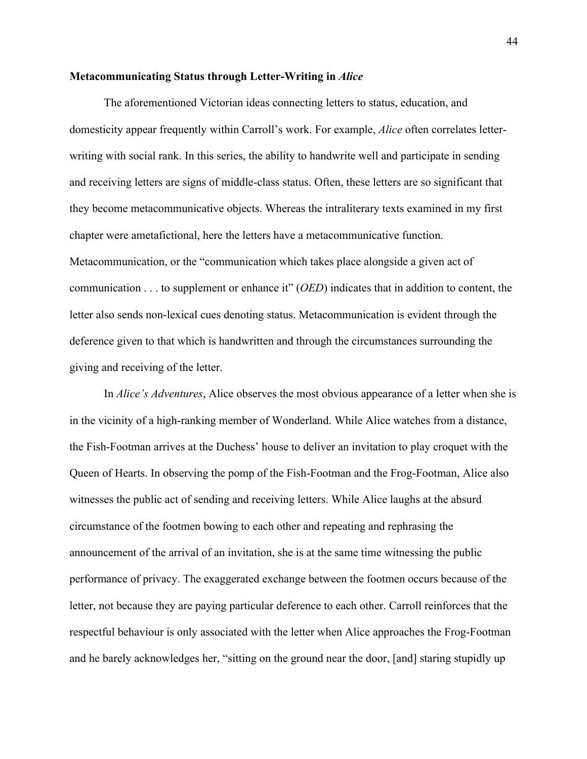### Metacommunicating Status through Letter-Writing in *Alice*

The aforementioned Victorian ideas connecting letters to status, education, and domesticity appear frequently within Carroll's work. For example, *Alice* often correlates letter-writing with social rank. In this series, the ability to handwrite well and participate in sending and receiving letters are signs of middle-class status. Often, these letters are so significant that they become metacommunicative objects. Whereas the intraliterary texts examined in my first chapter were ametafictional, here the letters have a metacommunicative function. Metacommunication, or the "communication which takes place alongside a given act of communication . . . to supplement or enhance it" (*OED*) indicates that in addition to content, the letter also sends non-lexical cues denoting status. Metacommunication is evident through the deference given to that which is handwritten and through the circumstances surrounding the giving and receiving of the letter.

In *Alice's Adventures*, Alice observes the most obvious appearance of a letter when she is in the vicinity of a high-ranking member of Wonderland. While Alice watches from a distance, the Fish-Footman arrives at the Duchess' house to deliver an invitation to play croquet with the Queen of Hearts. In observing the pomp of the Fish-Footman and the Frog-Footman, Alice also witnesses the public act of sending and receiving letters. While Alice laughs at the absurd circumstance of the footmen bowing to each other and repeating and rephrasing the announcement of the arrival of an invitation, she is at the same time witnessing the public performance of privacy. The exaggerated exchange between the footmen occurs because of the letter, not because they are paying particular deference to each other. Carroll reinforces that the respectful behaviour is only associated with the letter when Alice approaches the Frog-Footman and he barely acknowledges her, "sitting on the ground near the door, [and] staring stupidly up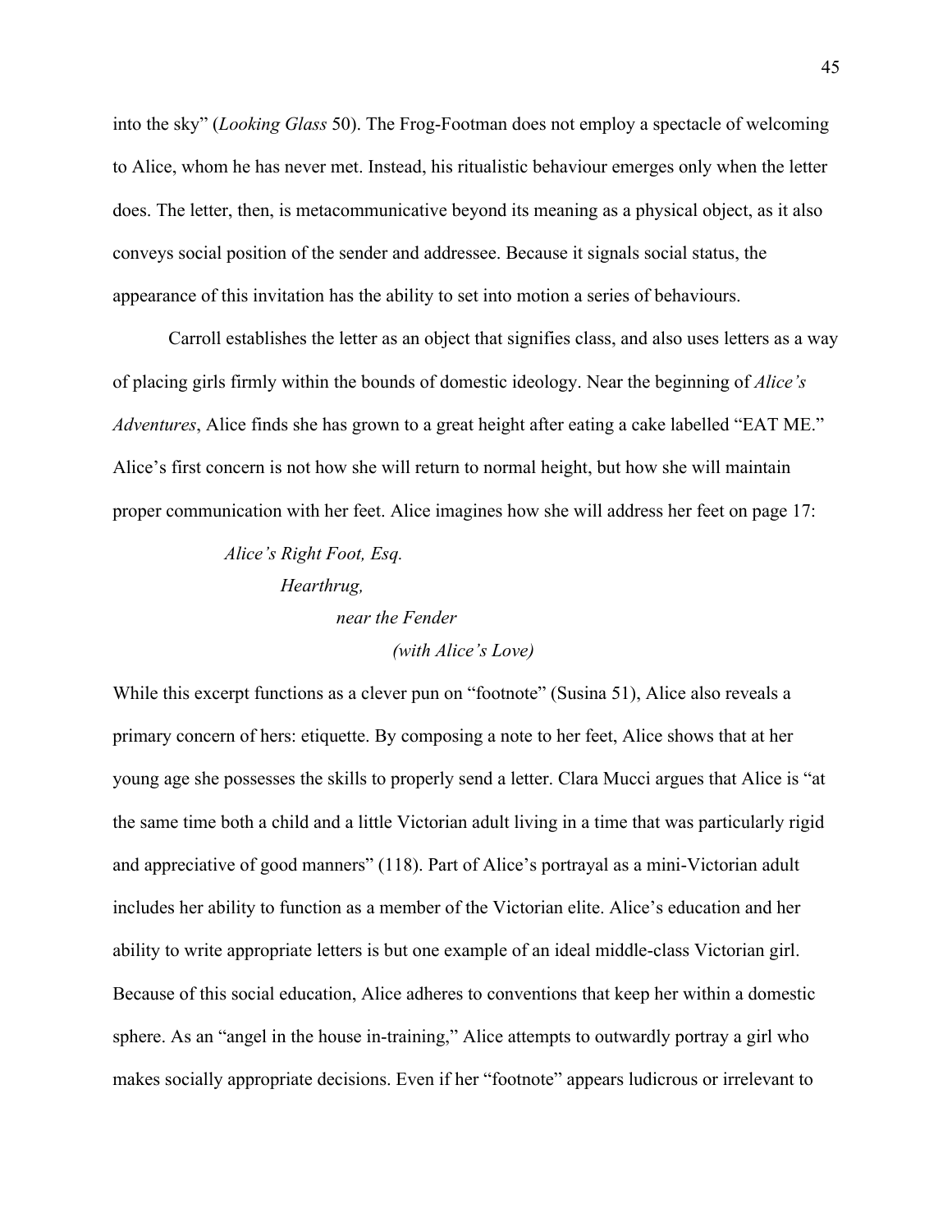into the sky" (*Looking Glass* 50). The Frog-Footman does not employ a spectacle of welcoming to Alice, whom he has never met. Instead, his ritualistic behaviour emerges only when the letter does. The letter, then, is metacommunicative beyond its meaning as a physical object, as it also conveys social position of the sender and addressee. Because it signals social status, the appearance of this invitation has the ability to set into motion a series of behaviours.

Carroll establishes the letter as an object that signifies class, and also uses letters as a way of placing girls firmly within the bounds of domestic ideology. Near the beginning of *Alice's Adventures*, Alice finds she has grown to a great height after eating a cake labelled "EAT ME." Alice's first concern is not how she will return to normal height, but how she will maintain proper communication with her feet. Alice imagines how she will address her feet on page 17:

> *Alice's Right Foot, Esq.*
> *Hearthrug,*
> *near the Fender*
> *(with Alice's Love)*

While this excerpt functions as a clever pun on "footnote" (Susina 51), Alice also reveals a primary concern of hers: etiquette. By composing a note to her feet, Alice shows that at her young age she possesses the skills to properly send a letter. Clara Mucci argues that Alice is "at the same time both a child and a little Victorian adult living in a time that was particularly rigid and appreciative of good manners" (118). Part of Alice's portrayal as a mini-Victorian adult includes her ability to function as a member of the Victorian elite. Alice's education and her ability to write appropriate letters is but one example of an ideal middle-class Victorian girl. Because of this social education, Alice adheres to conventions that keep her within a domestic sphere. As an "angel in the house in-training," Alice attempts to outwardly portray a girl who makes socially appropriate decisions. Even if her "footnote" appears ludicrous or irrelevant to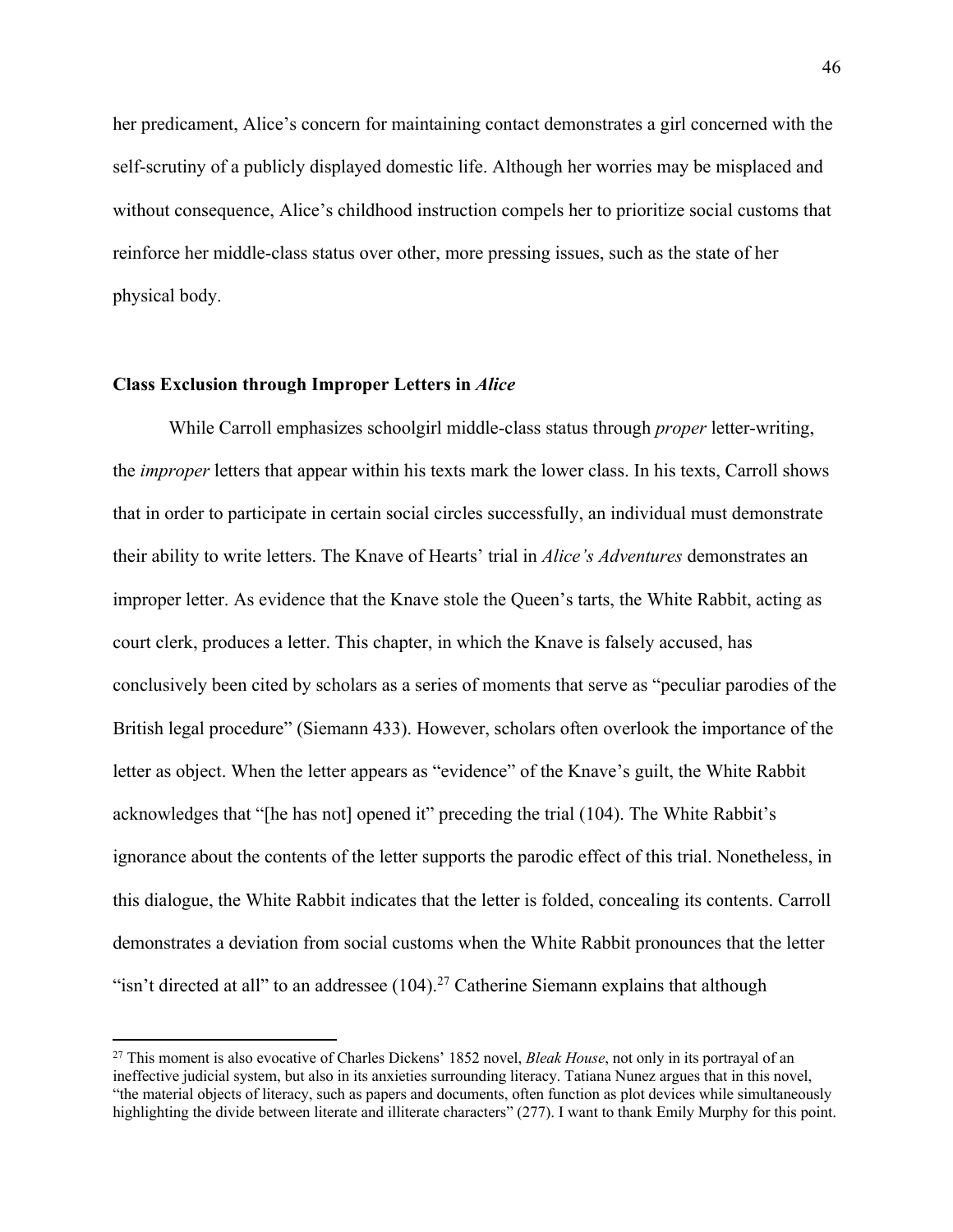her predicament, Alice's concern for maintaining contact demonstrates a girl concerned with the self-scrutiny of a publicly displayed domestic life. Although her worries may be misplaced and without consequence, Alice's childhood instruction compels her to prioritize social customs that reinforce her middle-class status over other, more pressing issues, such as the state of her physical body.

### Class Exclusion through Improper Letters in *Alice*

While Carroll emphasizes schoolgirl middle-class status through *proper* letter-writing, the *improper* letters that appear within his texts mark the lower class. In his texts, Carroll shows that in order to participate in certain social circles successfully, an individual must demonstrate their ability to write letters. The Knave of Hearts' trial in *Alice's Adventures* demonstrates an improper letter. As evidence that the Knave stole the Queen's tarts, the White Rabbit, acting as court clerk, produces a letter. This chapter, in which the Knave is falsely accused, has conclusively been cited by scholars as a series of moments that serve as "peculiar parodies of the British legal procedure" (Siemann 433). However, scholars often overlook the importance of the letter as object. When the letter appears as "evidence" of the Knave's guilt, the White Rabbit acknowledges that "[he has not] opened it" preceding the trial (104). The White Rabbit's ignorance about the contents of the letter supports the parodic effect of this trial. Nonetheless, in this dialogue, the White Rabbit indicates that the letter is folded, concealing its contents. Carroll demonstrates a deviation from social customs when the White Rabbit pronounces that the letter "isn't directed at all" to an addressee (104).[27] Catherine Siemann explains that although

[27] This moment is also evocative of Charles Dickens' 1852 novel, *Bleak House*, not only in its portrayal of an ineffective judicial system, but also in its anxieties surrounding literacy. Tatiana Nunez argues that in this novel, "the material objects of literacy, such as papers and documents, often function as plot devices while simultaneously highlighting the divide between literate and illiterate characters" (277). I want to thank Emily Murphy for this point.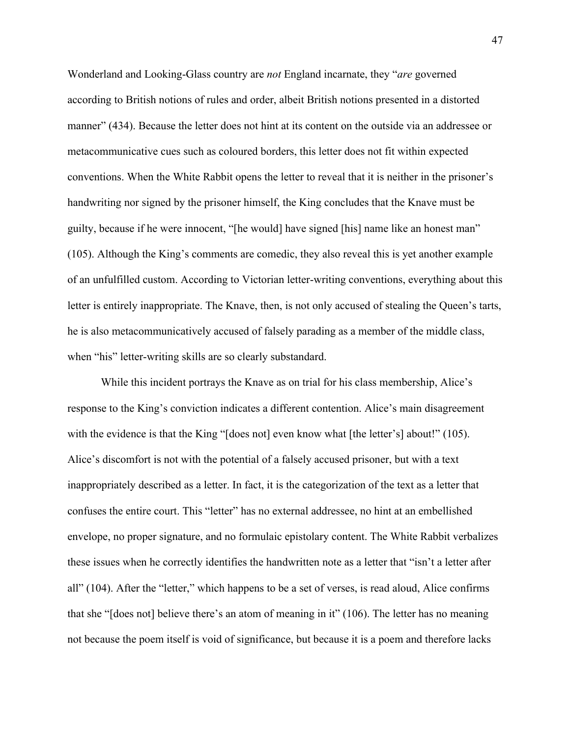Wonderland and Looking-Glass country are *not* England incarnate, they "*are* governed according to British notions of rules and order, albeit British notions presented in a distorted manner" (434). Because the letter does not hint at its content on the outside via an addressee or metacommunicative cues such as coloured borders, this letter does not fit within expected conventions. When the White Rabbit opens the letter to reveal that it is neither in the prisoner's handwriting nor signed by the prisoner himself, the King concludes that the Knave must be guilty, because if he were innocent, "[he would] have signed [his] name like an honest man" (105). Although the King's comments are comedic, they also reveal this is yet another example of an unfulfilled custom. According to Victorian letter-writing conventions, everything about this letter is entirely inappropriate. The Knave, then, is not only accused of stealing the Queen's tarts, he is also metacommunicatively accused of falsely parading as a member of the middle class, when "his" letter-writing skills are so clearly substandard.

While this incident portrays the Knave as on trial for his class membership, Alice's response to the King's conviction indicates a different contention. Alice's main disagreement with the evidence is that the King "[does not] even know what [the letter's] about!" (105). Alice's discomfort is not with the potential of a falsely accused prisoner, but with a text inappropriately described as a letter. In fact, it is the categorization of the text as a letter that confuses the entire court. This "letter" has no external addressee, no hint at an embellished envelope, no proper signature, and no formulaic epistolary content. The White Rabbit verbalizes these issues when he correctly identifies the handwritten note as a letter that "isn't a letter after all" (104). After the "letter," which happens to be a set of verses, is read aloud, Alice confirms that she "[does not] believe there's an atom of meaning in it" (106). The letter has no meaning not because the poem itself is void of significance, but because it is a poem and therefore lacks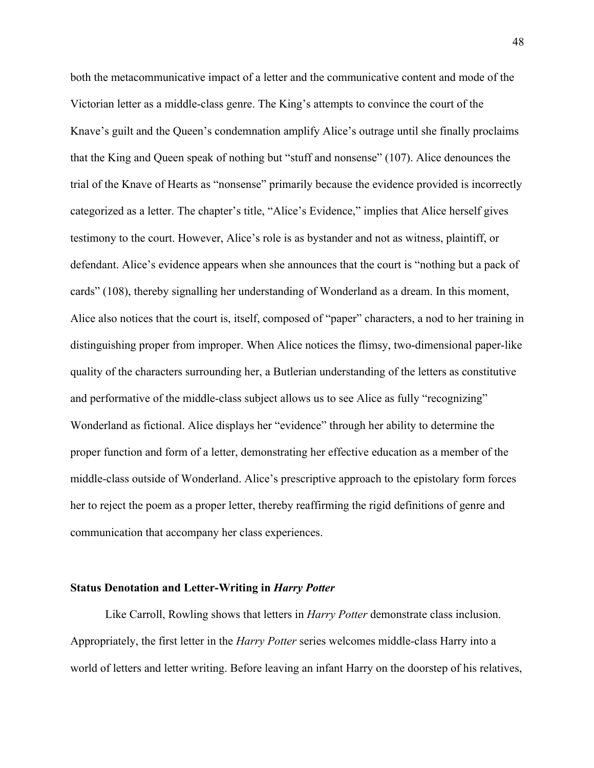both the metacommunicative impact of a letter and the communicative content and mode of the Victorian letter as a middle-class genre. The King's attempts to convince the court of the Knave's guilt and the Queen's condemnation amplify Alice's outrage until she finally proclaims that the King and Queen speak of nothing but "stuff and nonsense" (107). Alice denounces the trial of the Knave of Hearts as "nonsense" primarily because the evidence provided is incorrectly categorized as a letter. The chapter's title, "Alice's Evidence," implies that Alice herself gives testimony to the court. However, Alice's role is as bystander and not as witness, plaintiff, or defendant. Alice's evidence appears when she announces that the court is "nothing but a pack of cards" (108), thereby signalling her understanding of Wonderland as a dream. In this moment, Alice also notices that the court is, itself, composed of "paper" characters, a nod to her training in distinguishing proper from improper. When Alice notices the flimsy, two-dimensional paper-like quality of the characters surrounding her, a Butlerian understanding of the letters as constitutive and performative of the middle-class subject allows us to see Alice as fully "recognizing" Wonderland as fictional. Alice displays her "evidence" through her ability to determine the proper function and form of a letter, demonstrating her effective education as a member of the middle-class outside of Wonderland. Alice's prescriptive approach to the epistolary form forces her to reject the poem as a proper letter, thereby reaffirming the rigid definitions of genre and communication that accompany her class experiences.

### Status Denotation and Letter-Writing in *Harry Potter*

Like Carroll, Rowling shows that letters in *Harry Potter* demonstrate class inclusion. Appropriately, the first letter in the *Harry Potter* series welcomes middle-class Harry into a world of letters and letter writing. Before leaving an infant Harry on the doorstep of his relatives,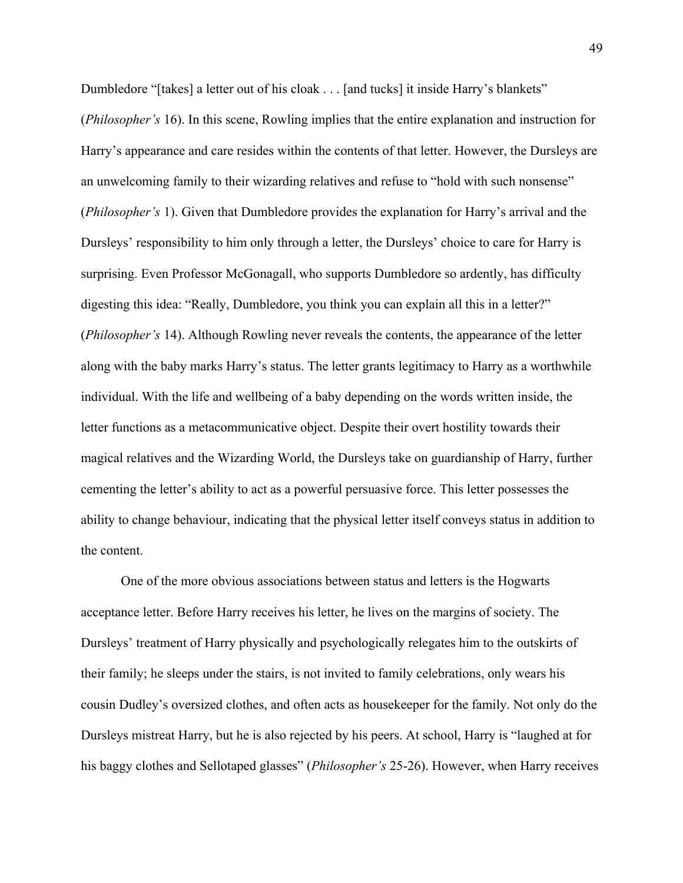Dumbledore "[takes] a letter out of his cloak . . . [and tucks] it inside Harry's blankets" (*Philosopher's* 16). In this scene, Rowling implies that the entire explanation and instruction for Harry's appearance and care resides within the contents of that letter. However, the Dursleys are an unwelcoming family to their wizarding relatives and refuse to "hold with such nonsense" (*Philosopher's* 1). Given that Dumbledore provides the explanation for Harry's arrival and the Dursleys' responsibility to him only through a letter, the Dursleys' choice to care for Harry is surprising. Even Professor McGonagall, who supports Dumbledore so ardently, has difficulty digesting this idea: "Really, Dumbledore, you think you can explain all this in a letter?" (*Philosopher's* 14). Although Rowling never reveals the contents, the appearance of the letter along with the baby marks Harry's status. The letter grants legitimacy to Harry as a worthwhile individual. With the life and wellbeing of a baby depending on the words written inside, the letter functions as a metacommunicative object. Despite their overt hostility towards their magical relatives and the Wizarding World, the Dursleys take on guardianship of Harry, further cementing the letter's ability to act as a powerful persuasive force. This letter possesses the ability to change behaviour, indicating that the physical letter itself conveys status in addition to the content.

One of the more obvious associations between status and letters is the Hogwarts acceptance letter. Before Harry receives his letter, he lives on the margins of society. The Dursleys' treatment of Harry physically and psychologically relegates him to the outskirts of their family; he sleeps under the stairs, is not invited to family celebrations, only wears his cousin Dudley's oversized clothes, and often acts as housekeeper for the family. Not only do the Dursleys mistreat Harry, but he is also rejected by his peers. At school, Harry is "laughed at for his baggy clothes and Sellotaped glasses" (*Philosopher's* 25-26). However, when Harry receives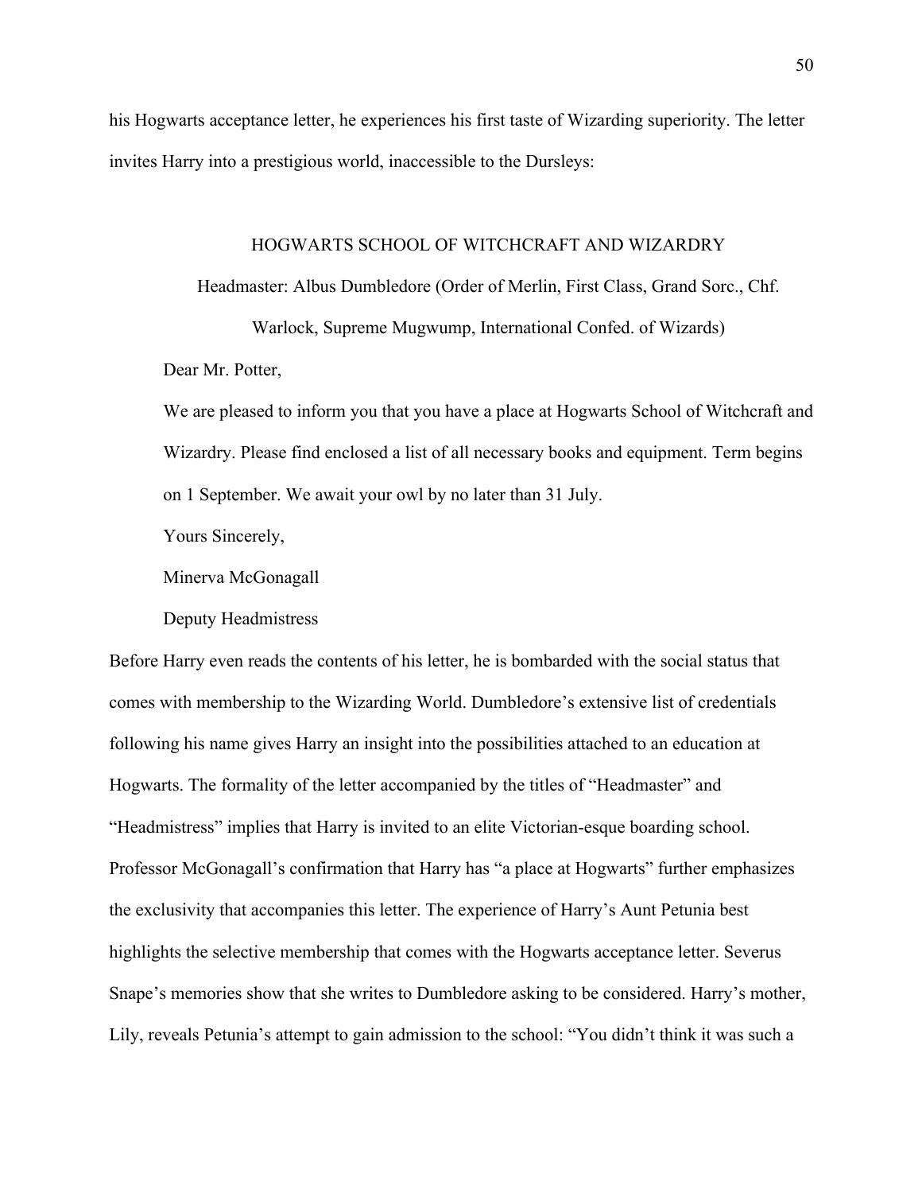his Hogwarts acceptance letter, he experiences his first taste of Wizarding superiority. The letter invites Harry into a prestigious world, inaccessible to the Dursleys:

> HOGWARTS SCHOOL OF WITCHCRAFT AND WIZARDRY
>
> Headmaster: Albus Dumbledore (Order of Merlin, First Class, Grand Sorc., Chf. Warlock, Supreme Mugwump, International Confed. of Wizards)
>
> Dear Mr. Potter,
>
> We are pleased to inform you that you have a place at Hogwarts School of Witchcraft and Wizardry. Please find enclosed a list of all necessary books and equipment. Term begins on 1 September. We await your owl by no later than 31 July.
>
> Yours Sincerely,
>
> Minerva McGonagall
>
> Deputy Headmistress

Before Harry even reads the contents of his letter, he is bombarded with the social status that comes with membership to the Wizarding World. Dumbledore's extensive list of credentials following his name gives Harry an insight into the possibilities attached to an education at Hogwarts. The formality of the letter accompanied by the titles of "Headmaster" and "Headmistress" implies that Harry is invited to an elite Victorian-esque boarding school. Professor McGonagall's confirmation that Harry has "a place at Hogwarts" further emphasizes the exclusivity that accompanies this letter. The experience of Harry's Aunt Petunia best highlights the selective membership that comes with the Hogwarts acceptance letter. Severus Snape's memories show that she writes to Dumbledore asking to be considered. Harry's mother, Lily, reveals Petunia's attempt to gain admission to the school: "You didn't think it was such a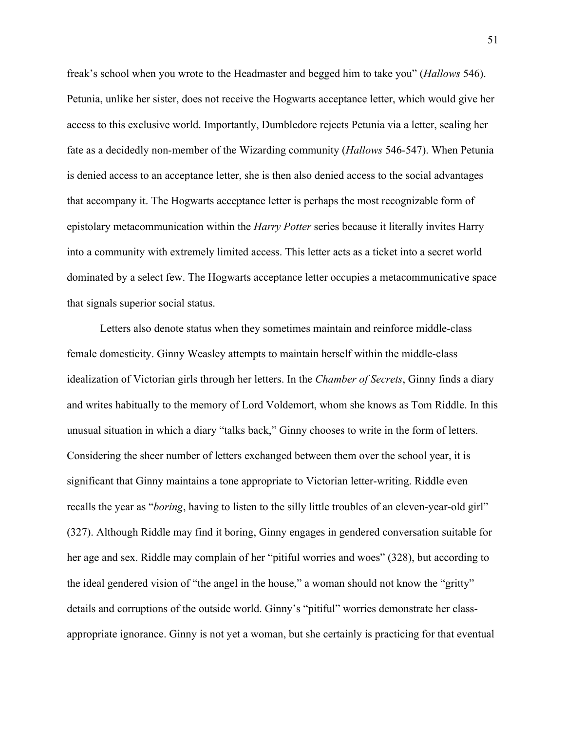freak's school when you wrote to the Headmaster and begged him to take you" (*Hallows* 546). Petunia, unlike her sister, does not receive the Hogwarts acceptance letter, which would give her access to this exclusive world. Importantly, Dumbledore rejects Petunia via a letter, sealing her fate as a decidedly non-member of the Wizarding community (*Hallows* 546-547). When Petunia is denied access to an acceptance letter, she is then also denied access to the social advantages that accompany it. The Hogwarts acceptance letter is perhaps the most recognizable form of epistolary metacommunication within the *Harry Potter* series because it literally invites Harry into a community with extremely limited access. This letter acts as a ticket into a secret world dominated by a select few. The Hogwarts acceptance letter occupies a metacommunicative space that signals superior social status.

Letters also denote status when they sometimes maintain and reinforce middle-class female domesticity. Ginny Weasley attempts to maintain herself within the middle-class idealization of Victorian girls through her letters. In the *Chamber of Secrets*, Ginny finds a diary and writes habitually to the memory of Lord Voldemort, whom she knows as Tom Riddle. In this unusual situation in which a diary "talks back," Ginny chooses to write in the form of letters. Considering the sheer number of letters exchanged between them over the school year, it is significant that Ginny maintains a tone appropriate to Victorian letter-writing. Riddle even recalls the year as "*boring*, having to listen to the silly little troubles of an eleven-year-old girl" (327). Although Riddle may find it boring, Ginny engages in gendered conversation suitable for her age and sex. Riddle may complain of her "pitiful worries and woes" (328), but according to the ideal gendered vision of "the angel in the house," a woman should not know the "gritty" details and corruptions of the outside world. Ginny's "pitiful" worries demonstrate her class-appropriate ignorance. Ginny is not yet a woman, but she certainly is practicing for that eventual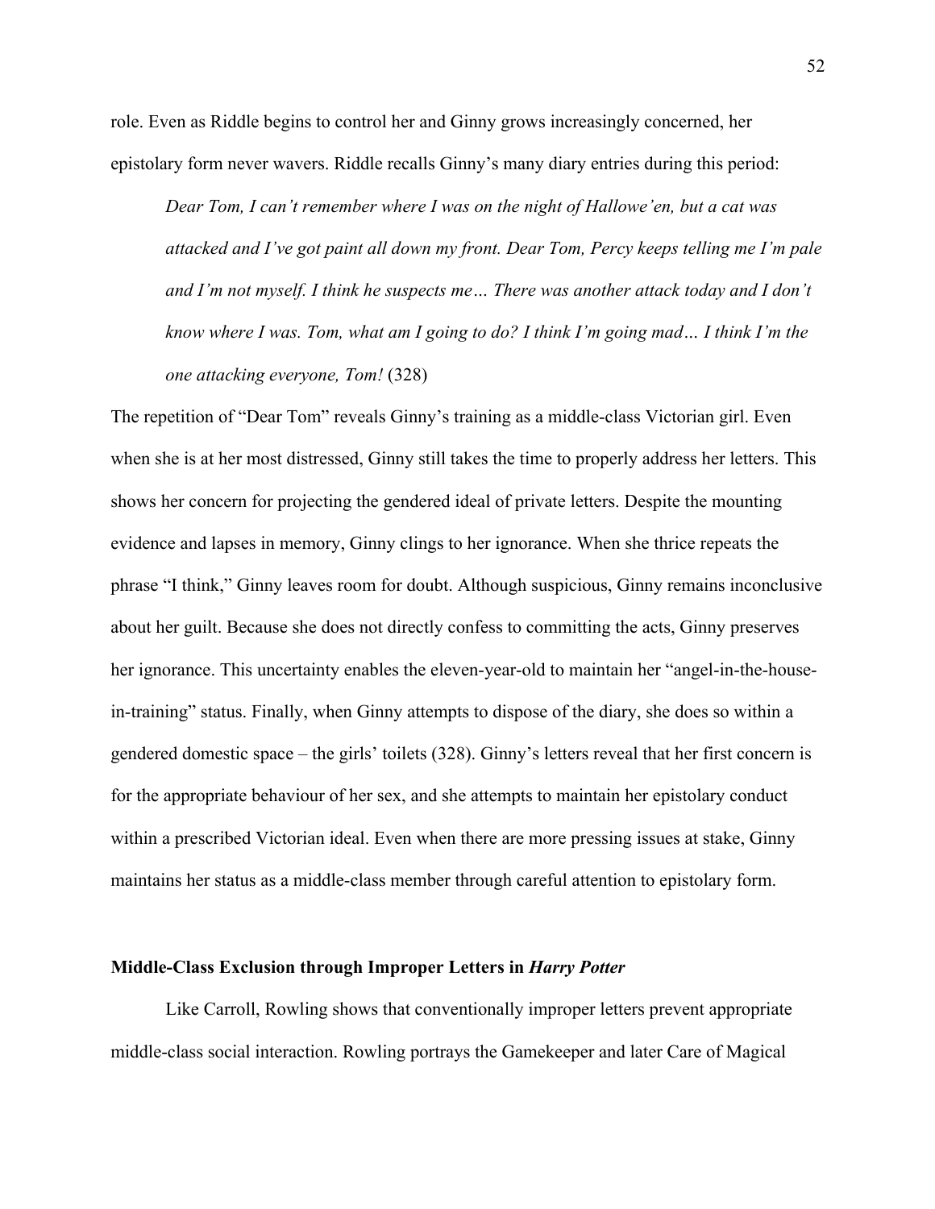role. Even as Riddle begins to control her and Ginny grows increasingly concerned, her epistolary form never wavers. Riddle recalls Ginny's many diary entries during this period:

> *Dear Tom, I can't remember where I was on the night of Hallowe'en, but a cat was attacked and I've got paint all down my front. Dear Tom, Percy keeps telling me I'm pale and I'm not myself. I think he suspects me… There was another attack today and I don't know where I was. Tom, what am I going to do? I think I'm going mad… I think I'm the one attacking everyone, Tom!* (328)

The repetition of "Dear Tom" reveals Ginny's training as a middle-class Victorian girl. Even when she is at her most distressed, Ginny still takes the time to properly address her letters. This shows her concern for projecting the gendered ideal of private letters. Despite the mounting evidence and lapses in memory, Ginny clings to her ignorance. When she thrice repeats the phrase "I think," Ginny leaves room for doubt. Although suspicious, Ginny remains inconclusive about her guilt. Because she does not directly confess to committing the acts, Ginny preserves her ignorance. This uncertainty enables the eleven-year-old to maintain her "angel-in-the-house-in-training" status. Finally, when Ginny attempts to dispose of the diary, she does so within a gendered domestic space – the girls' toilets (328). Ginny's letters reveal that her first concern is for the appropriate behaviour of her sex, and she attempts to maintain her epistolary conduct within a prescribed Victorian ideal. Even when there are more pressing issues at stake, Ginny maintains her status as a middle-class member through careful attention to epistolary form.

### Middle-Class Exclusion through Improper Letters in *Harry Potter*

Like Carroll, Rowling shows that conventionally improper letters prevent appropriate middle-class social interaction. Rowling portrays the Gamekeeper and later Care of Magical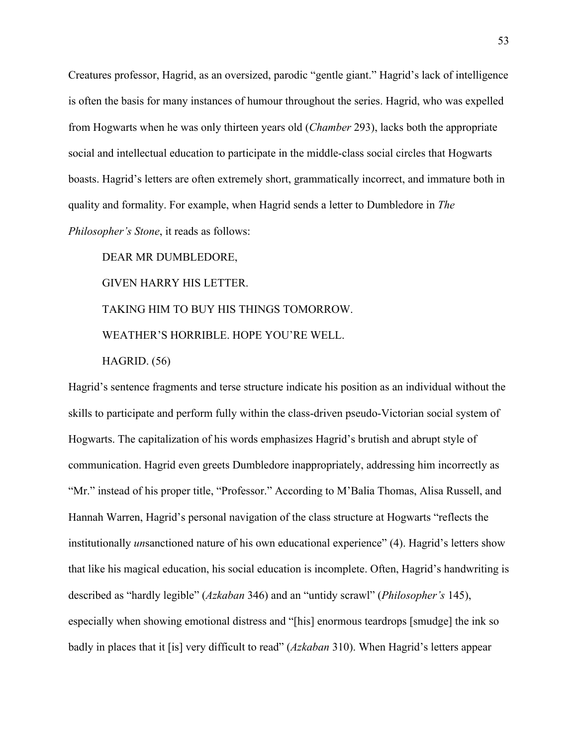Creatures professor, Hagrid, as an oversized, parodic "gentle giant." Hagrid's lack of intelligence is often the basis for many instances of humour throughout the series. Hagrid, who was expelled from Hogwarts when he was only thirteen years old (*Chamber* 293), lacks both the appropriate social and intellectual education to participate in the middle-class social circles that Hogwarts boasts. Hagrid's letters are often extremely short, grammatically incorrect, and immature both in quality and formality. For example, when Hagrid sends a letter to Dumbledore in *The Philosopher's Stone*, it reads as follows:

> DEAR MR DUMBLEDORE,
>
> GIVEN HARRY HIS LETTER.
>
> TAKING HIM TO BUY HIS THINGS TOMORROW.
>
> WEATHER'S HORRIBLE. HOPE YOU'RE WELL.
>
> HAGRID. (56)

Hagrid's sentence fragments and terse structure indicate his position as an individual without the skills to participate and perform fully within the class-driven pseudo-Victorian social system of Hogwarts. The capitalization of his words emphasizes Hagrid's brutish and abrupt style of communication. Hagrid even greets Dumbledore inappropriately, addressing him incorrectly as "Mr." instead of his proper title, "Professor." According to M'Balia Thomas, Alisa Russell, and Hannah Warren, Hagrid's personal navigation of the class structure at Hogwarts "reflects the institutionally *un*sanctioned nature of his own educational experience" (4). Hagrid's letters show that like his magical education, his social education is incomplete. Often, Hagrid's handwriting is described as "hardly legible" (*Azkaban* 346) and an "untidy scrawl" (*Philosopher's* 145), especially when showing emotional distress and "[his] enormous teardrops [smudge] the ink so badly in places that it [is] very difficult to read" (*Azkaban* 310). When Hagrid's letters appear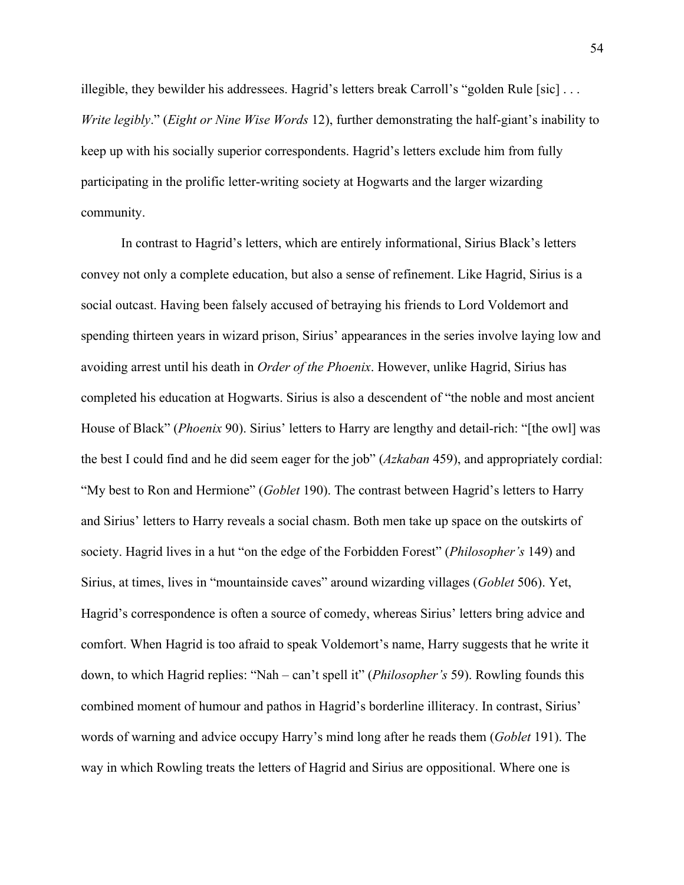illegible, they bewilder his addressees. Hagrid's letters break Carroll's "golden Rule [sic] . . . *Write legibly*." (*Eight or Nine Wise Words* 12), further demonstrating the half-giant's inability to keep up with his socially superior correspondents. Hagrid's letters exclude him from fully participating in the prolific letter-writing society at Hogwarts and the larger wizarding community.

In contrast to Hagrid's letters, which are entirely informational, Sirius Black's letters convey not only a complete education, but also a sense of refinement. Like Hagrid, Sirius is a social outcast. Having been falsely accused of betraying his friends to Lord Voldemort and spending thirteen years in wizard prison, Sirius' appearances in the series involve laying low and avoiding arrest until his death in *Order of the Phoenix*. However, unlike Hagrid, Sirius has completed his education at Hogwarts. Sirius is also a descendent of "the noble and most ancient House of Black" (*Phoenix* 90). Sirius' letters to Harry are lengthy and detail-rich: "[the owl] was the best I could find and he did seem eager for the job" (*Azkaban* 459), and appropriately cordial: "My best to Ron and Hermione" (*Goblet* 190). The contrast between Hagrid's letters to Harry and Sirius' letters to Harry reveals a social chasm. Both men take up space on the outskirts of society. Hagrid lives in a hut "on the edge of the Forbidden Forest" (*Philosopher's* 149) and Sirius, at times, lives in "mountainside caves" around wizarding villages (*Goblet* 506). Yet, Hagrid's correspondence is often a source of comedy, whereas Sirius' letters bring advice and comfort. When Hagrid is too afraid to speak Voldemort's name, Harry suggests that he write it down, to which Hagrid replies: "Nah – can't spell it" (*Philosopher's* 59). Rowling founds this combined moment of humour and pathos in Hagrid's borderline illiteracy. In contrast, Sirius' words of warning and advice occupy Harry's mind long after he reads them (*Goblet* 191). The way in which Rowling treats the letters of Hagrid and Sirius are oppositional. Where one is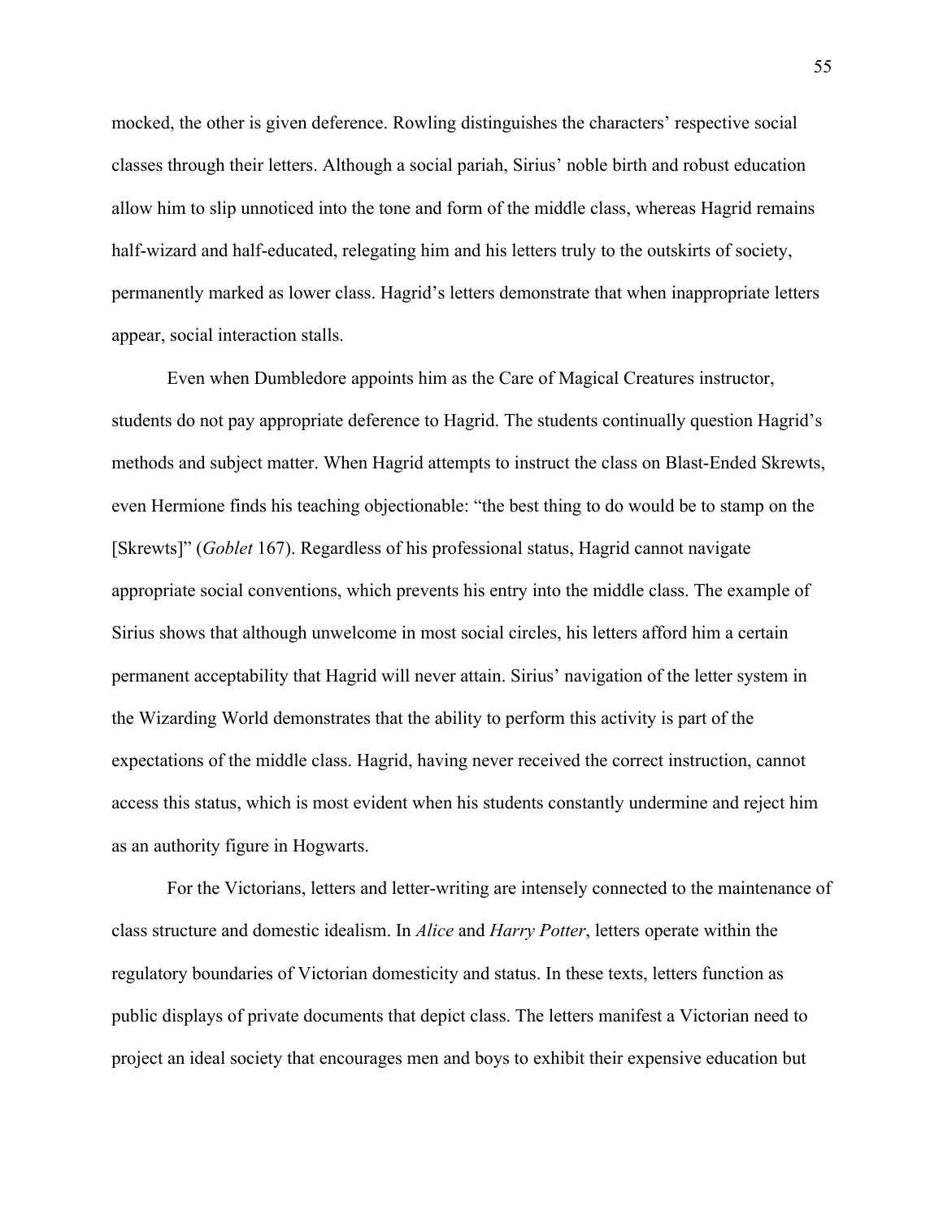mocked, the other is given deference. Rowling distinguishes the characters' respective social classes through their letters. Although a social pariah, Sirius' noble birth and robust education allow him to slip unnoticed into the tone and form of the middle class, whereas Hagrid remains half-wizard and half-educated, relegating him and his letters truly to the outskirts of society, permanently marked as lower class. Hagrid's letters demonstrate that when inappropriate letters appear, social interaction stalls.

Even when Dumbledore appoints him as the Care of Magical Creatures instructor, students do not pay appropriate deference to Hagrid. The students continually question Hagrid's methods and subject matter. When Hagrid attempts to instruct the class on Blast-Ended Skrewts, even Hermione finds his teaching objectionable: "the best thing to do would be to stamp on the [Skrewts]" (*Goblet* 167). Regardless of his professional status, Hagrid cannot navigate appropriate social conventions, which prevents his entry into the middle class. The example of Sirius shows that although unwelcome in most social circles, his letters afford him a certain permanent acceptability that Hagrid will never attain. Sirius' navigation of the letter system in the Wizarding World demonstrates that the ability to perform this activity is part of the expectations of the middle class. Hagrid, having never received the correct instruction, cannot access this status, which is most evident when his students constantly undermine and reject him as an authority figure in Hogwarts.

For the Victorians, letters and letter-writing are intensely connected to the maintenance of class structure and domestic idealism. In *Alice* and *Harry Potter*, letters operate within the regulatory boundaries of Victorian domesticity and status. In these texts, letters function as public displays of private documents that depict class. The letters manifest a Victorian need to project an ideal society that encourages men and boys to exhibit their expensive education but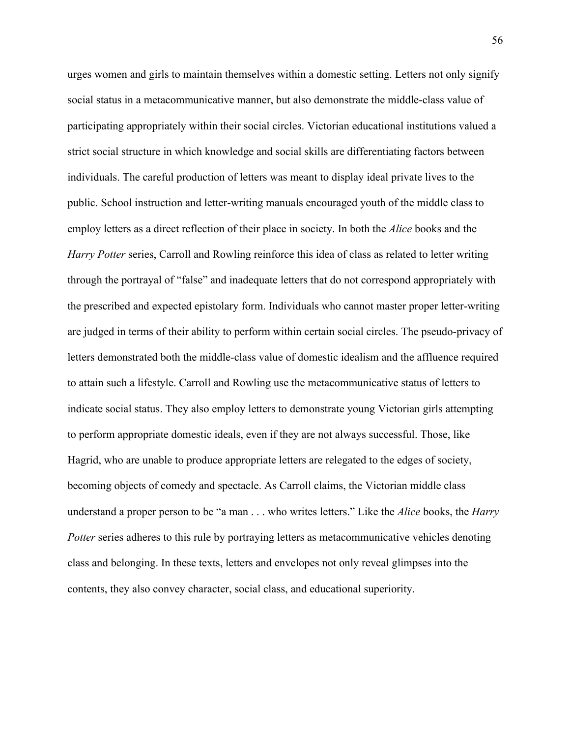urges women and girls to maintain themselves within a domestic setting. Letters not only signify social status in a metacommunicative manner, but also demonstrate the middle-class value of participating appropriately within their social circles. Victorian educational institutions valued a strict social structure in which knowledge and social skills are differentiating factors between individuals. The careful production of letters was meant to display ideal private lives to the public. School instruction and letter-writing manuals encouraged youth of the middle class to employ letters as a direct reflection of their place in society. In both the *Alice* books and the *Harry Potter* series, Carroll and Rowling reinforce this idea of class as related to letter writing through the portrayal of "false" and inadequate letters that do not correspond appropriately with the prescribed and expected epistolary form. Individuals who cannot master proper letter-writing are judged in terms of their ability to perform within certain social circles. The pseudo-privacy of letters demonstrated both the middle-class value of domestic idealism and the affluence required to attain such a lifestyle. Carroll and Rowling use the metacommunicative status of letters to indicate social status. They also employ letters to demonstrate young Victorian girls attempting to perform appropriate domestic ideals, even if they are not always successful. Those, like Hagrid, who are unable to produce appropriate letters are relegated to the edges of society, becoming objects of comedy and spectacle. As Carroll claims, the Victorian middle class understand a proper person to be "a man . . . who writes letters." Like the *Alice* books, the *Harry Potter* series adheres to this rule by portraying letters as metacommunicative vehicles denoting class and belonging. In these texts, letters and envelopes not only reveal glimpses into the contents, they also convey character, social class, and educational superiority.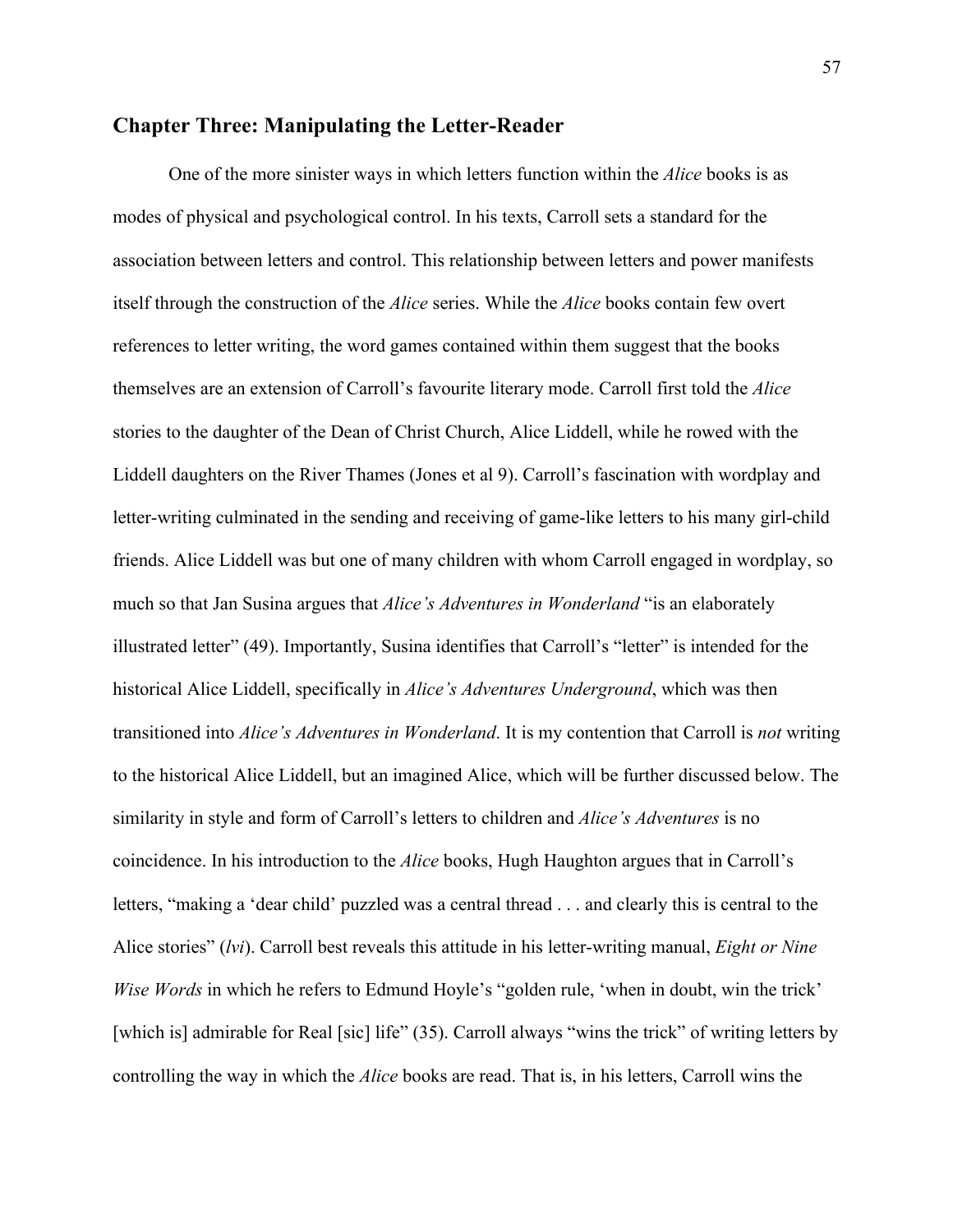## Chapter Three: Manipulating the Letter-Reader

One of the more sinister ways in which letters function within the *Alice* books is as modes of physical and psychological control. In his texts, Carroll sets a standard for the association between letters and control. This relationship between letters and power manifests itself through the construction of the *Alice* series. While the *Alice* books contain few overt references to letter writing, the word games contained within them suggest that the books themselves are an extension of Carroll's favourite literary mode. Carroll first told the *Alice* stories to the daughter of the Dean of Christ Church, Alice Liddell, while he rowed with the Liddell daughters on the River Thames (Jones et al 9). Carroll's fascination with wordplay and letter-writing culminated in the sending and receiving of game-like letters to his many girl-child friends. Alice Liddell was but one of many children with whom Carroll engaged in wordplay, so much so that Jan Susina argues that *Alice's Adventures in Wonderland* "is an elaborately illustrated letter" (49). Importantly, Susina identifies that Carroll's "letter" is intended for the historical Alice Liddell, specifically in *Alice's Adventures Underground*, which was then transitioned into *Alice's Adventures in Wonderland*. It is my contention that Carroll is *not* writing to the historical Alice Liddell, but an imagined Alice, which will be further discussed below. The similarity in style and form of Carroll's letters to children and *Alice's Adventures* is no coincidence. In his introduction to the *Alice* books, Hugh Haughton argues that in Carroll's letters, "making a 'dear child' puzzled was a central thread . . . and clearly this is central to the Alice stories" (*lvi*). Carroll best reveals this attitude in his letter-writing manual, *Eight or Nine Wise Words* in which he refers to Edmund Hoyle's "golden rule, 'when in doubt, win the trick' [which is] admirable for Real [sic] life" (35). Carroll always "wins the trick" of writing letters by controlling the way in which the *Alice* books are read. That is, in his letters, Carroll wins the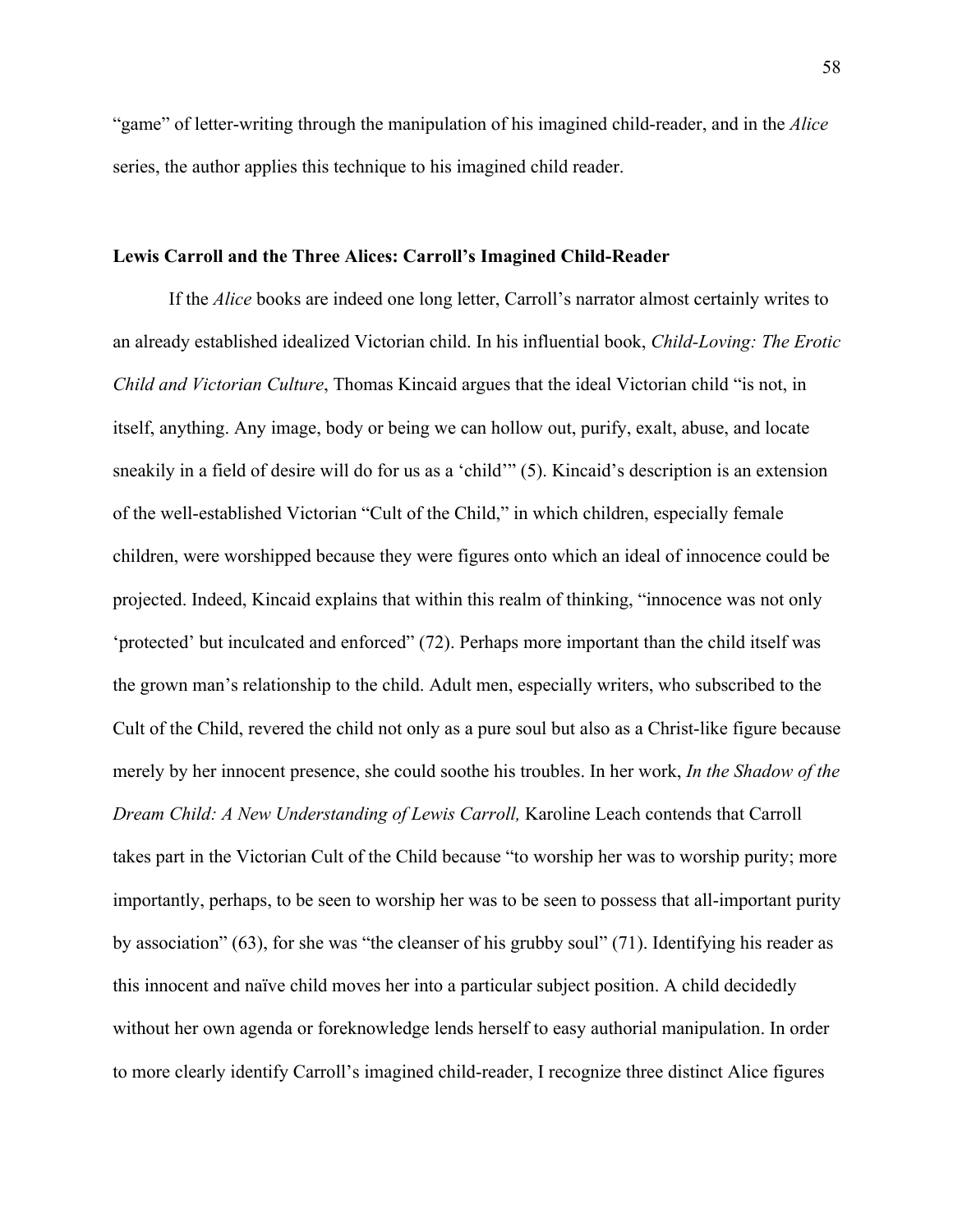"game" of letter-writing through the manipulation of his imagined child-reader, and in the *Alice* series, the author applies this technique to his imagined child reader.

### Lewis Carroll and the Three Alices: Carroll's Imagined Child-Reader

If the *Alice* books are indeed one long letter, Carroll's narrator almost certainly writes to an already established idealized Victorian child. In his influential book, *Child-Loving: The Erotic Child and Victorian Culture*, Thomas Kincaid argues that the ideal Victorian child "is not, in itself, anything. Any image, body or being we can hollow out, purify, exalt, abuse, and locate sneakily in a field of desire will do for us as a 'child'" (5). Kincaid's description is an extension of the well-established Victorian "Cult of the Child," in which children, especially female children, were worshipped because they were figures onto which an ideal of innocence could be projected. Indeed, Kincaid explains that within this realm of thinking, "innocence was not only 'protected' but inculcated and enforced" (72). Perhaps more important than the child itself was the grown man's relationship to the child. Adult men, especially writers, who subscribed to the Cult of the Child, revered the child not only as a pure soul but also as a Christ-like figure because merely by her innocent presence, she could soothe his troubles. In her work, *In the Shadow of the Dream Child: A New Understanding of Lewis Carroll,* Karoline Leach contends that Carroll takes part in the Victorian Cult of the Child because "to worship her was to worship purity; more importantly, perhaps, to be seen to worship her was to be seen to possess that all-important purity by association" (63), for she was "the cleanser of his grubby soul" (71). Identifying his reader as this innocent and naïve child moves her into a particular subject position. A child decidedly without her own agenda or foreknowledge lends herself to easy authorial manipulation. In order to more clearly identify Carroll's imagined child-reader, I recognize three distinct Alice figures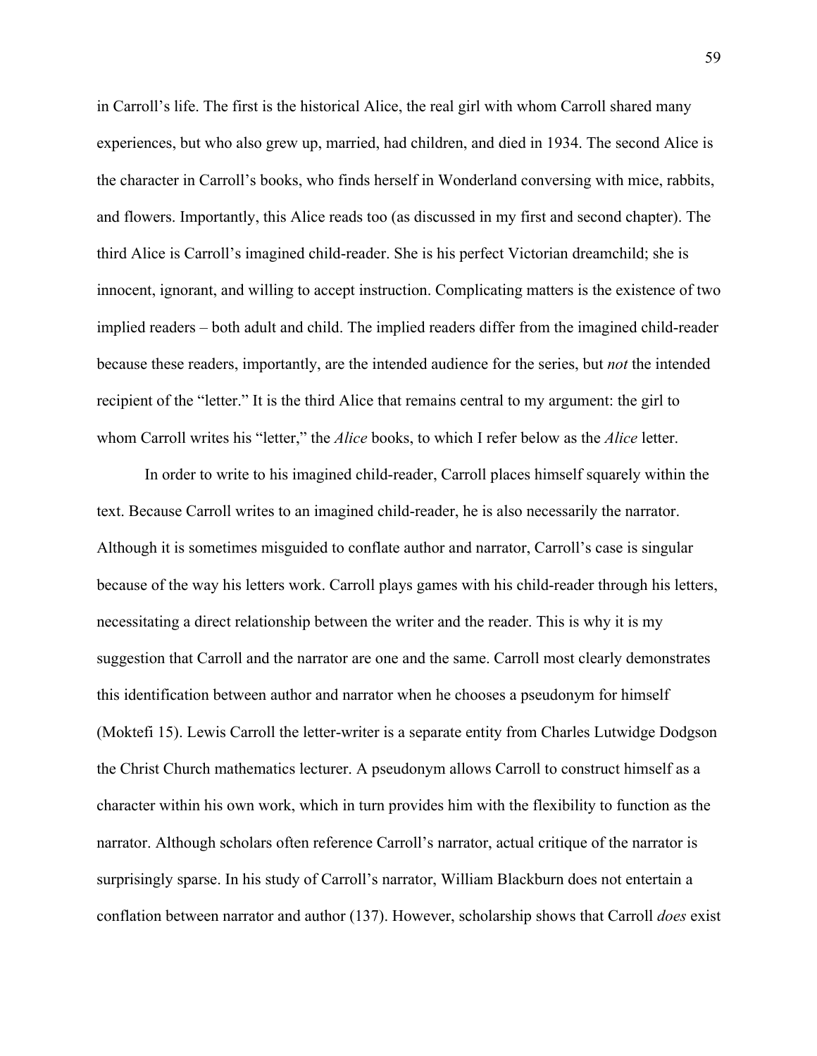in Carroll's life. The first is the historical Alice, the real girl with whom Carroll shared many experiences, but who also grew up, married, had children, and died in 1934. The second Alice is the character in Carroll's books, who finds herself in Wonderland conversing with mice, rabbits, and flowers. Importantly, this Alice reads too (as discussed in my first and second chapter). The third Alice is Carroll's imagined child-reader. She is his perfect Victorian dreamchild; she is innocent, ignorant, and willing to accept instruction. Complicating matters is the existence of two implied readers – both adult and child. The implied readers differ from the imagined child-reader because these readers, importantly, are the intended audience for the series, but *not* the intended recipient of the "letter." It is the third Alice that remains central to my argument: the girl to whom Carroll writes his "letter," the *Alice* books, to which I refer below as the *Alice* letter.

In order to write to his imagined child-reader, Carroll places himself squarely within the text. Because Carroll writes to an imagined child-reader, he is also necessarily the narrator. Although it is sometimes misguided to conflate author and narrator, Carroll's case is singular because of the way his letters work. Carroll plays games with his child-reader through his letters, necessitating a direct relationship between the writer and the reader. This is why it is my suggestion that Carroll and the narrator are one and the same. Carroll most clearly demonstrates this identification between author and narrator when he chooses a pseudonym for himself (Moktefi 15). Lewis Carroll the letter-writer is a separate entity from Charles Lutwidge Dodgson the Christ Church mathematics lecturer. A pseudonym allows Carroll to construct himself as a character within his own work, which in turn provides him with the flexibility to function as the narrator. Although scholars often reference Carroll's narrator, actual critique of the narrator is surprisingly sparse. In his study of Carroll's narrator, William Blackburn does not entertain a conflation between narrator and author (137). However, scholarship shows that Carroll *does* exist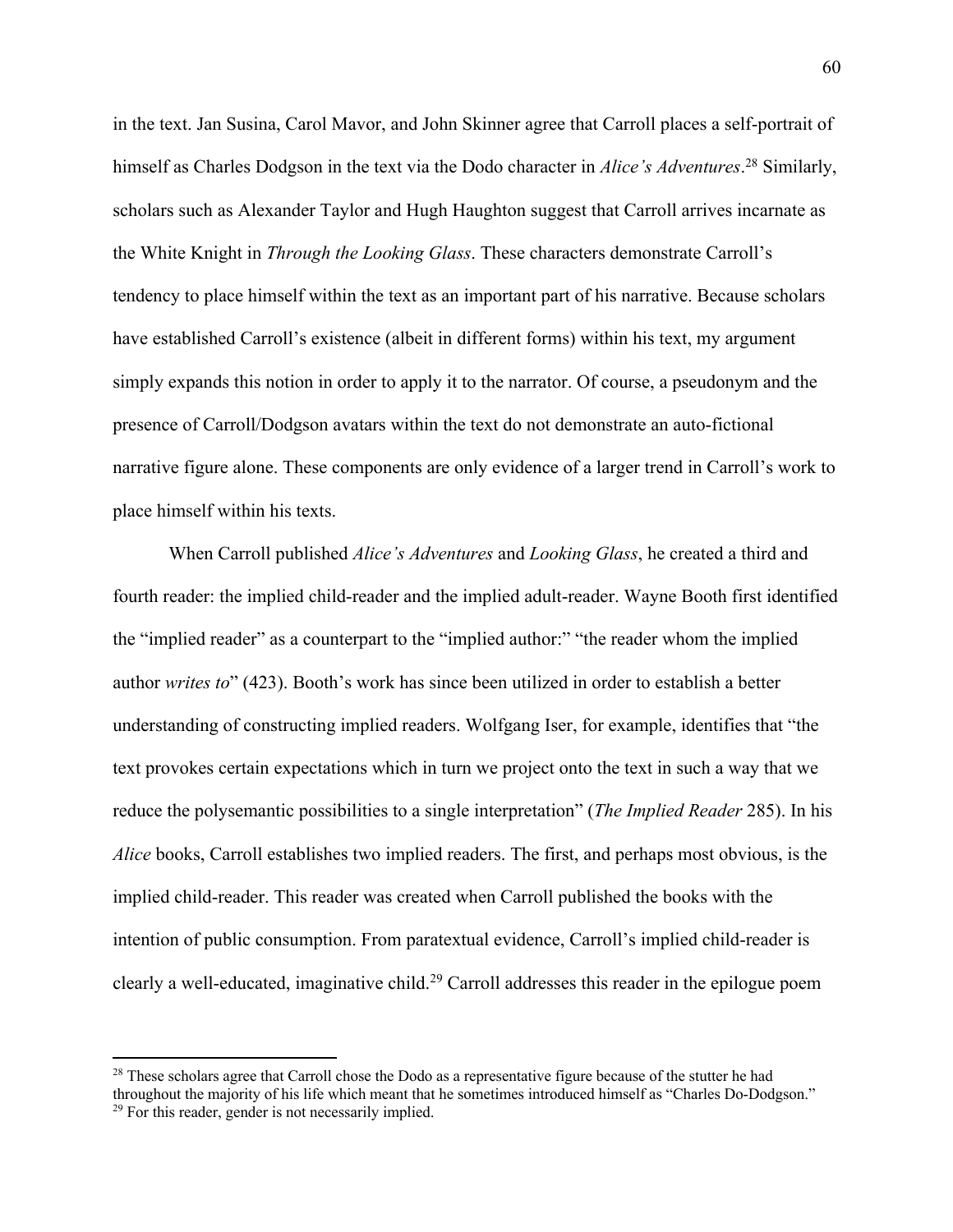in the text. Jan Susina, Carol Mavor, and John Skinner agree that Carroll places a self-portrait of himself as Charles Dodgson in the text via the Dodo character in *Alice's Adventures*.[28] Similarly, scholars such as Alexander Taylor and Hugh Haughton suggest that Carroll arrives incarnate as the White Knight in *Through the Looking Glass*. These characters demonstrate Carroll's tendency to place himself within the text as an important part of his narrative. Because scholars have established Carroll's existence (albeit in different forms) within his text, my argument simply expands this notion in order to apply it to the narrator. Of course, a pseudonym and the presence of Carroll/Dodgson avatars within the text do not demonstrate an auto-fictional narrative figure alone. These components are only evidence of a larger trend in Carroll's work to place himself within his texts.

When Carroll published *Alice's Adventures* and *Looking Glass*, he created a third and fourth reader: the implied child-reader and the implied adult-reader. Wayne Booth first identified the "implied reader" as a counterpart to the "implied author:" "the reader whom the implied author *writes to*" (423). Booth's work has since been utilized in order to establish a better understanding of constructing implied readers. Wolfgang Iser, for example, identifies that "the text provokes certain expectations which in turn we project onto the text in such a way that we reduce the polysemantic possibilities to a single interpretation" (*The Implied Reader* 285). In his *Alice* books, Carroll establishes two implied readers. The first, and perhaps most obvious, is the implied child-reader. This reader was created when Carroll published the books with the intention of public consumption. From paratextual evidence, Carroll's implied child-reader is clearly a well-educated, imaginative child.[29] Carroll addresses this reader in the epilogue poem

---

[28] These scholars agree that Carroll chose the Dodo as a representative figure because of the stutter he had throughout the majority of his life which meant that he sometimes introduced himself as "Charles Do-Dodgson."

[29] For this reader, gender is not necessarily implied.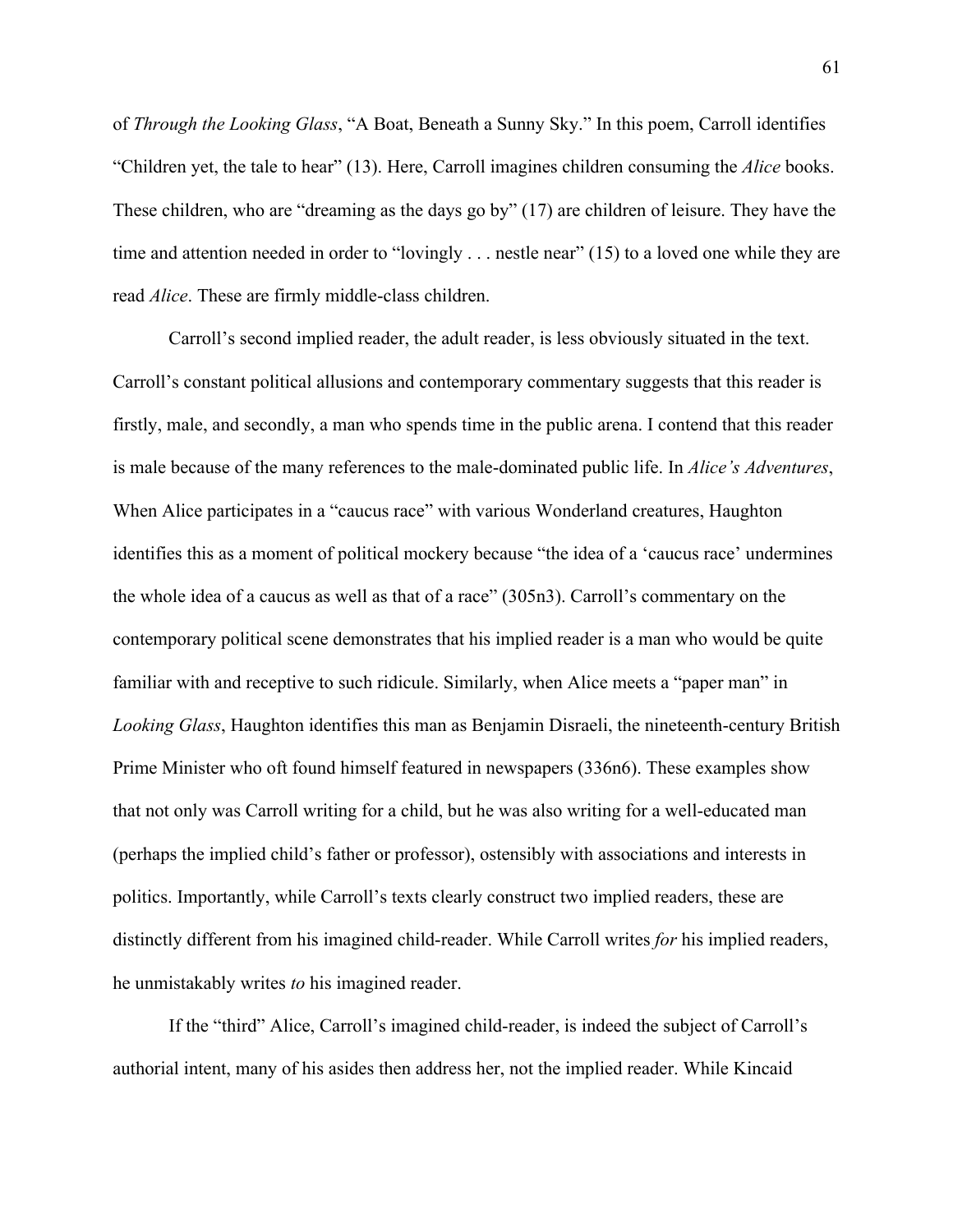of *Through the Looking Glass*, "A Boat, Beneath a Sunny Sky." In this poem, Carroll identifies "Children yet, the tale to hear" (13). Here, Carroll imagines children consuming the *Alice* books. These children, who are "dreaming as the days go by" (17) are children of leisure. They have the time and attention needed in order to "lovingly . . . nestle near" (15) to a loved one while they are read *Alice*. These are firmly middle-class children.

Carroll's second implied reader, the adult reader, is less obviously situated in the text. Carroll's constant political allusions and contemporary commentary suggests that this reader is firstly, male, and secondly, a man who spends time in the public arena. I contend that this reader is male because of the many references to the male-dominated public life. In *Alice's Adventures*, When Alice participates in a "caucus race" with various Wonderland creatures, Haughton identifies this as a moment of political mockery because "the idea of a 'caucus race' undermines the whole idea of a caucus as well as that of a race" (305n3). Carroll's commentary on the contemporary political scene demonstrates that his implied reader is a man who would be quite familiar with and receptive to such ridicule. Similarly, when Alice meets a "paper man" in *Looking Glass*, Haughton identifies this man as Benjamin Disraeli, the nineteenth-century British Prime Minister who oft found himself featured in newspapers (336n6). These examples show that not only was Carroll writing for a child, but he was also writing for a well-educated man (perhaps the implied child's father or professor), ostensibly with associations and interests in politics. Importantly, while Carroll's texts clearly construct two implied readers, these are distinctly different from his imagined child-reader. While Carroll writes *for* his implied readers, he unmistakably writes *to* his imagined reader.

If the "third" Alice, Carroll's imagined child-reader, is indeed the subject of Carroll's authorial intent, many of his asides then address her, not the implied reader. While Kincaid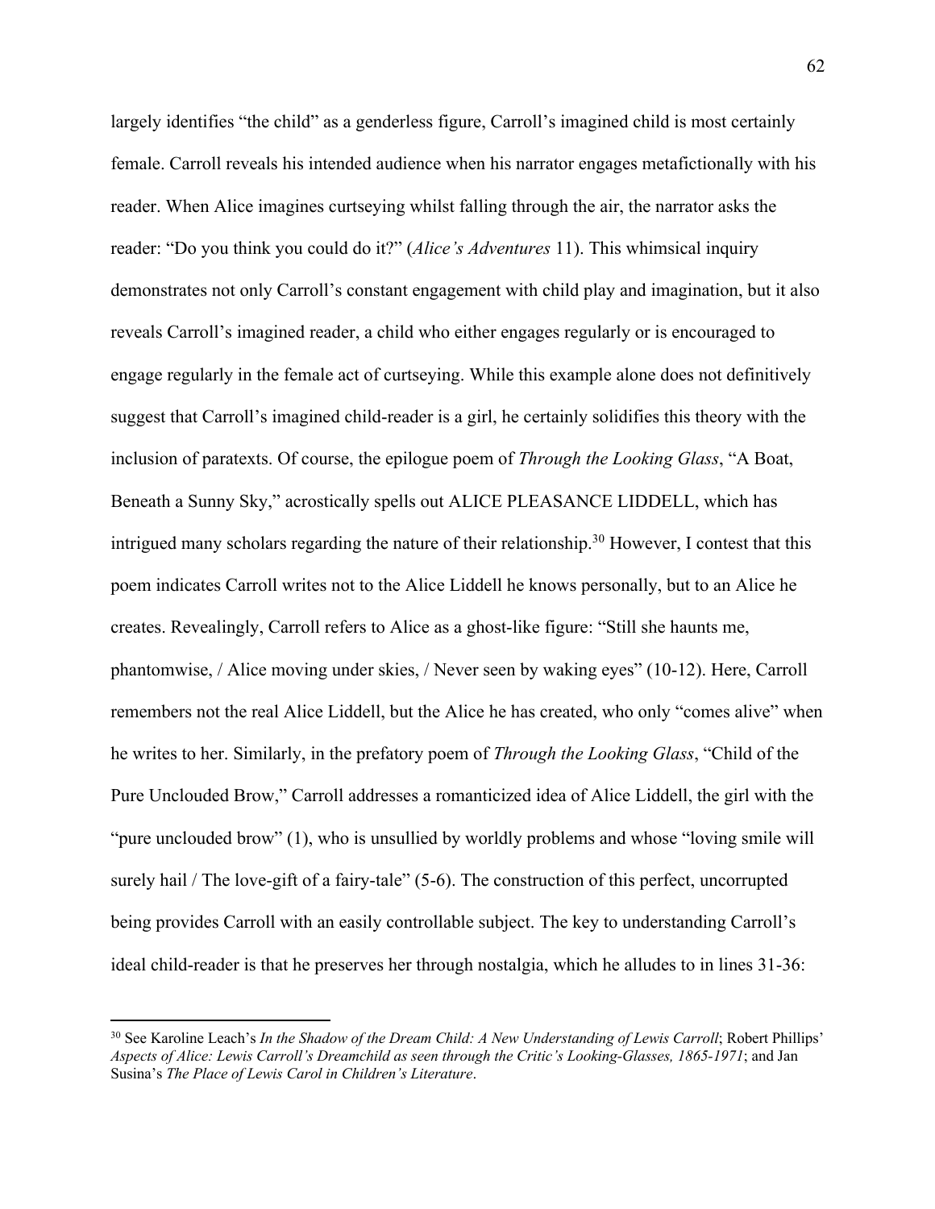largely identifies "the child" as a genderless figure, Carroll's imagined child is most certainly female. Carroll reveals his intended audience when his narrator engages metafictionally with his reader. When Alice imagines curtseying whilst falling through the air, the narrator asks the reader: "Do you think you could do it?" (*Alice's Adventures* 11). This whimsical inquiry demonstrates not only Carroll's constant engagement with child play and imagination, but it also reveals Carroll's imagined reader, a child who either engages regularly or is encouraged to engage regularly in the female act of curtseying. While this example alone does not definitively suggest that Carroll's imagined child-reader is a girl, he certainly solidifies this theory with the inclusion of paratexts. Of course, the epilogue poem of *Through the Looking Glass*, "A Boat, Beneath a Sunny Sky," acrostically spells out ALICE PLEASANCE LIDDELL, which has intrigued many scholars regarding the nature of their relationship.[30] However, I contest that this poem indicates Carroll writes not to the Alice Liddell he knows personally, but to an Alice he creates. Revealingly, Carroll refers to Alice as a ghost-like figure: "Still she haunts me, phantomwise, / Alice moving under skies, / Never seen by waking eyes" (10-12). Here, Carroll remembers not the real Alice Liddell, but the Alice he has created, who only "comes alive" when he writes to her. Similarly, in the prefatory poem of *Through the Looking Glass*, "Child of the Pure Unclouded Brow," Carroll addresses a romanticized idea of Alice Liddell, the girl with the "pure unclouded brow" (1), who is unsullied by worldly problems and whose "loving smile will surely hail / The love-gift of a fairy-tale" (5-6). The construction of this perfect, uncorrupted being provides Carroll with an easily controllable subject. The key to understanding Carroll's ideal child-reader is that he preserves her through nostalgia, which he alludes to in lines 31-36:

---

[30] See Karoline Leach's *In the Shadow of the Dream Child: A New Understanding of Lewis Carroll*; Robert Phillips' *Aspects of Alice: Lewis Carroll's Dreamchild as seen through the Critic's Looking-Glasses, 1865-1971*; and Jan Susina's *The Place of Lewis Carol in Children's Literature*.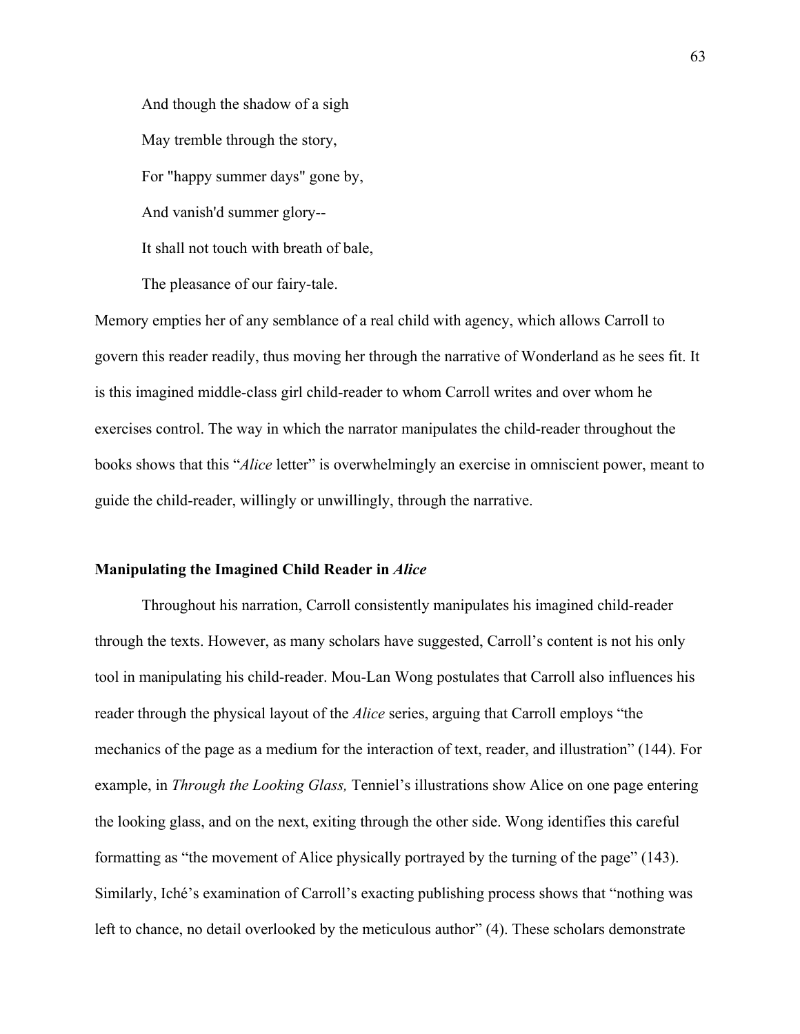And though the shadow of a sigh

May tremble through the story,

For "happy summer days" gone by,

And vanish'd summer glory--

It shall not touch with breath of bale,

The pleasance of our fairy-tale.

Memory empties her of any semblance of a real child with agency, which allows Carroll to govern this reader readily, thus moving her through the narrative of Wonderland as he sees fit. It is this imagined middle-class girl child-reader to whom Carroll writes and over whom he exercises control. The way in which the narrator manipulates the child-reader throughout the books shows that this "*Alice* letter" is overwhelmingly an exercise in omniscient power, meant to guide the child-reader, willingly or unwillingly, through the narrative.

### Manipulating the Imagined Child Reader in *Alice*

Throughout his narration, Carroll consistently manipulates his imagined child-reader through the texts. However, as many scholars have suggested, Carroll's content is not his only tool in manipulating his child-reader. Mou-Lan Wong postulates that Carroll also influences his reader through the physical layout of the *Alice* series, arguing that Carroll employs "the mechanics of the page as a medium for the interaction of text, reader, and illustration" (144). For example, in *Through the Looking Glass,* Tenniel's illustrations show Alice on one page entering the looking glass, and on the next, exiting through the other side. Wong identifies this careful formatting as "the movement of Alice physically portrayed by the turning of the page" (143). Similarly, Iché's examination of Carroll's exacting publishing process shows that "nothing was left to chance, no detail overlooked by the meticulous author" (4). These scholars demonstrate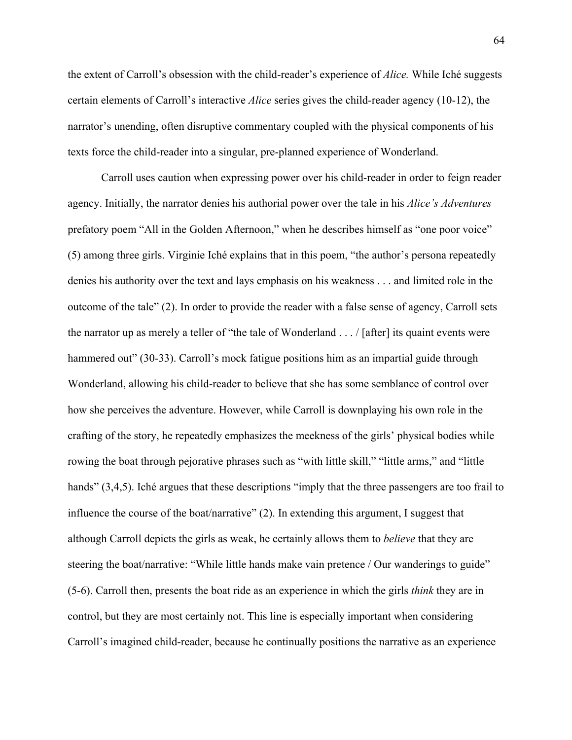the extent of Carroll's obsession with the child-reader's experience of *Alice.* While Iché suggests certain elements of Carroll's interactive *Alice* series gives the child-reader agency (10-12), the narrator's unending, often disruptive commentary coupled with the physical components of his texts force the child-reader into a singular, pre-planned experience of Wonderland.

Carroll uses caution when expressing power over his child-reader in order to feign reader agency. Initially, the narrator denies his authorial power over the tale in his *Alice's Adventures* prefatory poem "All in the Golden Afternoon," when he describes himself as "one poor voice" (5) among three girls. Virginie Iché explains that in this poem, "the author's persona repeatedly denies his authority over the text and lays emphasis on his weakness . . . and limited role in the outcome of the tale" (2). In order to provide the reader with a false sense of agency, Carroll sets the narrator up as merely a teller of "the tale of Wonderland . . . / [after] its quaint events were hammered out" (30-33). Carroll's mock fatigue positions him as an impartial guide through Wonderland, allowing his child-reader to believe that she has some semblance of control over how she perceives the adventure. However, while Carroll is downplaying his own role in the crafting of the story, he repeatedly emphasizes the meekness of the girls' physical bodies while rowing the boat through pejorative phrases such as "with little skill," "little arms," and "little hands" (3,4,5). Iché argues that these descriptions "imply that the three passengers are too frail to influence the course of the boat/narrative" (2). In extending this argument, I suggest that although Carroll depicts the girls as weak, he certainly allows them to *believe* that they are steering the boat/narrative: "While little hands make vain pretence / Our wanderings to guide" (5-6). Carroll then, presents the boat ride as an experience in which the girls *think* they are in control, but they are most certainly not. This line is especially important when considering Carroll's imagined child-reader, because he continually positions the narrative as an experience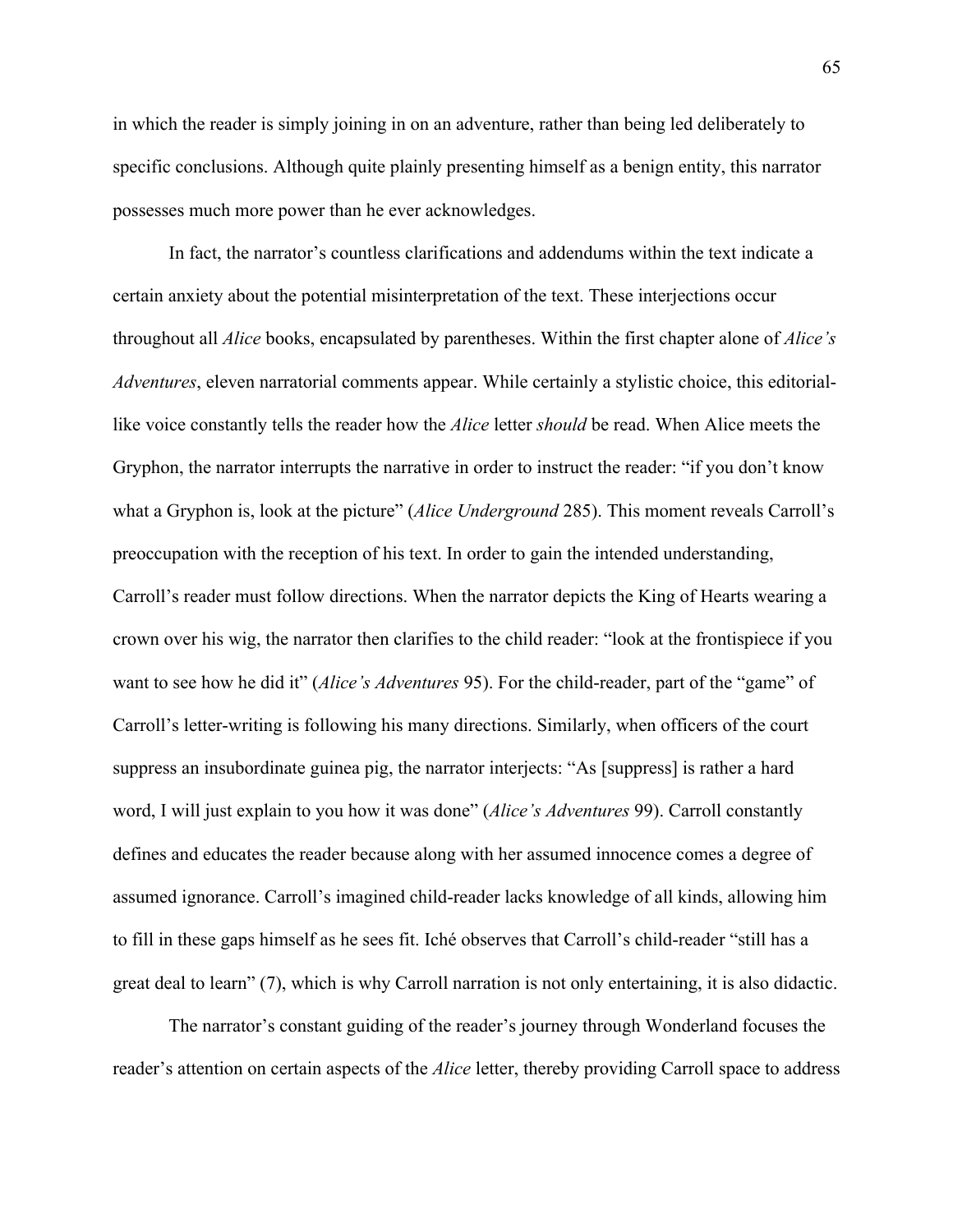in which the reader is simply joining in on an adventure, rather than being led deliberately to specific conclusions. Although quite plainly presenting himself as a benign entity, this narrator possesses much more power than he ever acknowledges.

In fact, the narrator's countless clarifications and addendums within the text indicate a certain anxiety about the potential misinterpretation of the text. These interjections occur throughout all *Alice* books, encapsulated by parentheses. Within the first chapter alone of *Alice's Adventures*, eleven narratorial comments appear. While certainly a stylistic choice, this editorial-like voice constantly tells the reader how the *Alice* letter *should* be read. When Alice meets the Gryphon, the narrator interrupts the narrative in order to instruct the reader: "if you don't know what a Gryphon is, look at the picture" (*Alice Underground* 285). This moment reveals Carroll's preoccupation with the reception of his text. In order to gain the intended understanding, Carroll's reader must follow directions. When the narrator depicts the King of Hearts wearing a crown over his wig, the narrator then clarifies to the child reader: "look at the frontispiece if you want to see how he did it" (*Alice's Adventures* 95). For the child-reader, part of the "game" of Carroll's letter-writing is following his many directions. Similarly, when officers of the court suppress an insubordinate guinea pig, the narrator interjects: "As [suppress] is rather a hard word, I will just explain to you how it was done" (*Alice's Adventures* 99). Carroll constantly defines and educates the reader because along with her assumed innocence comes a degree of assumed ignorance. Carroll's imagined child-reader lacks knowledge of all kinds, allowing him to fill in these gaps himself as he sees fit. Iché observes that Carroll's child-reader "still has a great deal to learn" (7), which is why Carroll narration is not only entertaining, it is also didactic.

The narrator's constant guiding of the reader's journey through Wonderland focuses the reader's attention on certain aspects of the *Alice* letter, thereby providing Carroll space to address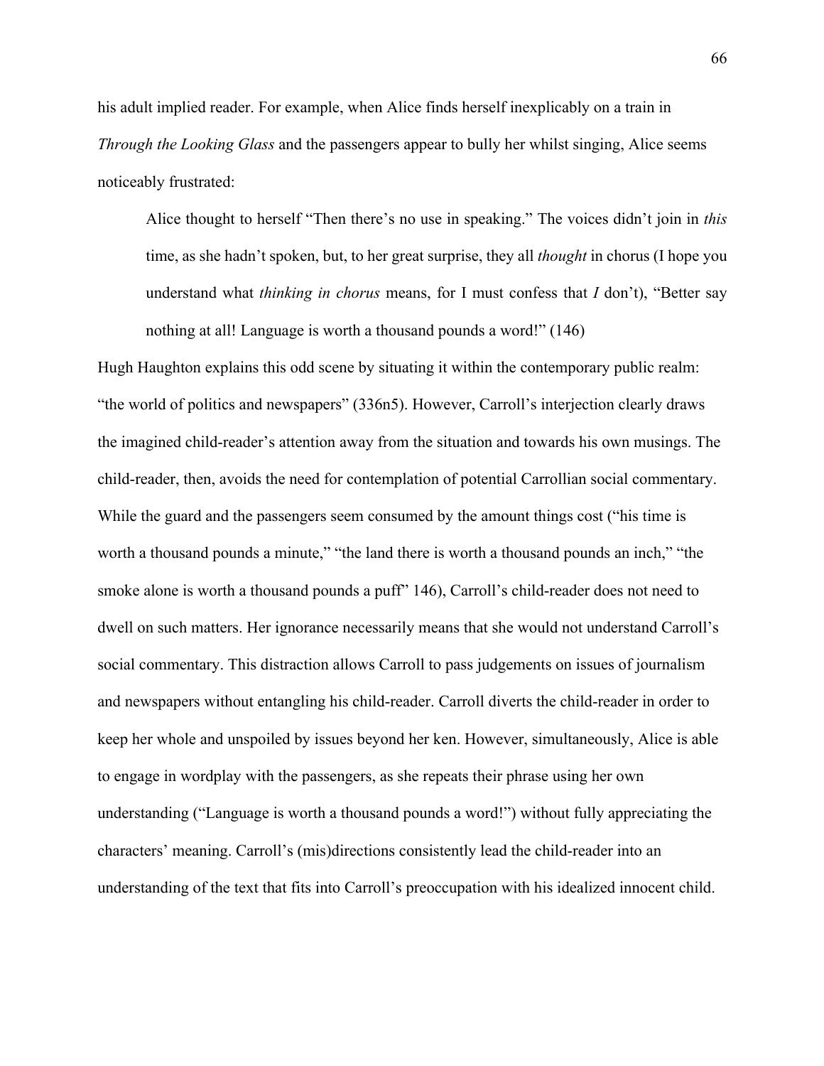his adult implied reader. For example, when Alice finds herself inexplicably on a train in *Through the Looking Glass* and the passengers appear to bully her whilst singing, Alice seems noticeably frustrated:

> Alice thought to herself "Then there's no use in speaking." The voices didn't join in *this* time, as she hadn't spoken, but, to her great surprise, they all *thought* in chorus (I hope you understand what *thinking in chorus* means, for I must confess that *I* don't), "Better say nothing at all! Language is worth a thousand pounds a word!" (146)

Hugh Haughton explains this odd scene by situating it within the contemporary public realm: "the world of politics and newspapers" (336n5). However, Carroll's interjection clearly draws the imagined child-reader's attention away from the situation and towards his own musings. The child-reader, then, avoids the need for contemplation of potential Carrollian social commentary. While the guard and the passengers seem consumed by the amount things cost ("his time is worth a thousand pounds a minute," "the land there is worth a thousand pounds an inch," "the smoke alone is worth a thousand pounds a puff" 146), Carroll's child-reader does not need to dwell on such matters. Her ignorance necessarily means that she would not understand Carroll's social commentary. This distraction allows Carroll to pass judgements on issues of journalism and newspapers without entangling his child-reader. Carroll diverts the child-reader in order to keep her whole and unspoiled by issues beyond her ken. However, simultaneously, Alice is able to engage in wordplay with the passengers, as she repeats their phrase using her own understanding ("Language is worth a thousand pounds a word!") without fully appreciating the characters' meaning. Carroll's (mis)directions consistently lead the child-reader into an understanding of the text that fits into Carroll's preoccupation with his idealized innocent child.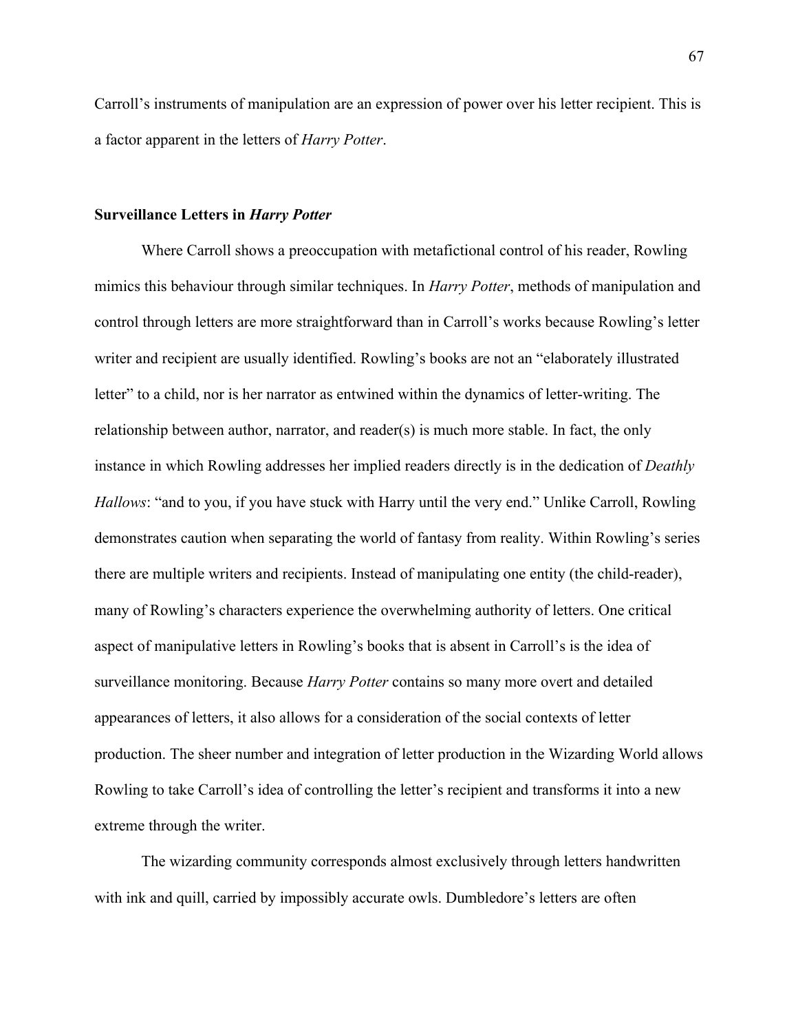Carroll's instruments of manipulation are an expression of power over his letter recipient. This is a factor apparent in the letters of *Harry Potter*.

### Surveillance Letters in *Harry Potter*

Where Carroll shows a preoccupation with metafictional control of his reader, Rowling mimics this behaviour through similar techniques. In *Harry Potter*, methods of manipulation and control through letters are more straightforward than in Carroll's works because Rowling's letter writer and recipient are usually identified. Rowling's books are not an "elaborately illustrated letter" to a child, nor is her narrator as entwined within the dynamics of letter-writing. The relationship between author, narrator, and reader(s) is much more stable. In fact, the only instance in which Rowling addresses her implied readers directly is in the dedication of *Deathly Hallows*: "and to you, if you have stuck with Harry until the very end." Unlike Carroll, Rowling demonstrates caution when separating the world of fantasy from reality. Within Rowling's series there are multiple writers and recipients. Instead of manipulating one entity (the child-reader), many of Rowling's characters experience the overwhelming authority of letters. One critical aspect of manipulative letters in Rowling's books that is absent in Carroll's is the idea of surveillance monitoring. Because *Harry Potter* contains so many more overt and detailed appearances of letters, it also allows for a consideration of the social contexts of letter production. The sheer number and integration of letter production in the Wizarding World allows Rowling to take Carroll's idea of controlling the letter's recipient and transforms it into a new extreme through the writer.

The wizarding community corresponds almost exclusively through letters handwritten with ink and quill, carried by impossibly accurate owls. Dumbledore's letters are often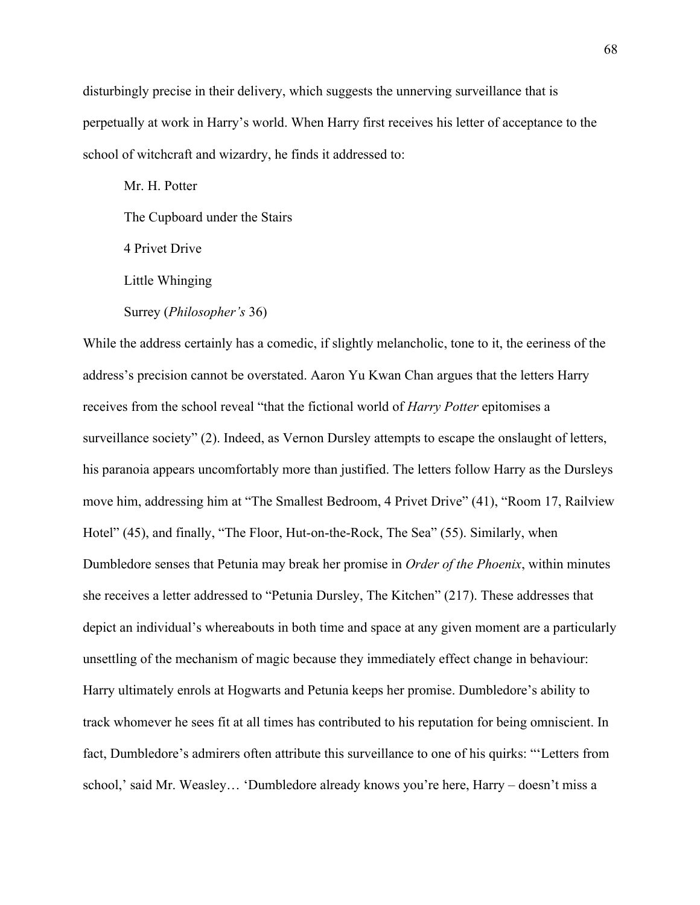disturbingly precise in their delivery, which suggests the unnerving surveillance that is perpetually at work in Harry's world. When Harry first receives his letter of acceptance to the school of witchcraft and wizardry, he finds it addressed to:

> Mr. H. Potter
>
> The Cupboard under the Stairs
>
> 4 Privet Drive
>
> Little Whinging
>
> Surrey (*Philosopher's* 36)

While the address certainly has a comedic, if slightly melancholic, tone to it, the eeriness of the address's precision cannot be overstated. Aaron Yu Kwan Chan argues that the letters Harry receives from the school reveal "that the fictional world of *Harry Potter* epitomises a surveillance society" (2). Indeed, as Vernon Dursley attempts to escape the onslaught of letters, his paranoia appears uncomfortably more than justified. The letters follow Harry as the Dursleys move him, addressing him at "The Smallest Bedroom, 4 Privet Drive" (41), "Room 17, Railview Hotel" (45), and finally, "The Floor, Hut-on-the-Rock, The Sea" (55). Similarly, when Dumbledore senses that Petunia may break her promise in *Order of the Phoenix*, within minutes she receives a letter addressed to "Petunia Dursley, The Kitchen" (217). These addresses that depict an individual's whereabouts in both time and space at any given moment are a particularly unsettling of the mechanism of magic because they immediately effect change in behaviour: Harry ultimately enrols at Hogwarts and Petunia keeps her promise. Dumbledore's ability to track whomever he sees fit at all times has contributed to his reputation for being omniscient. In fact, Dumbledore's admirers often attribute this surveillance to one of his quirks: "'Letters from school,' said Mr. Weasley… 'Dumbledore already knows you're here, Harry – doesn't miss a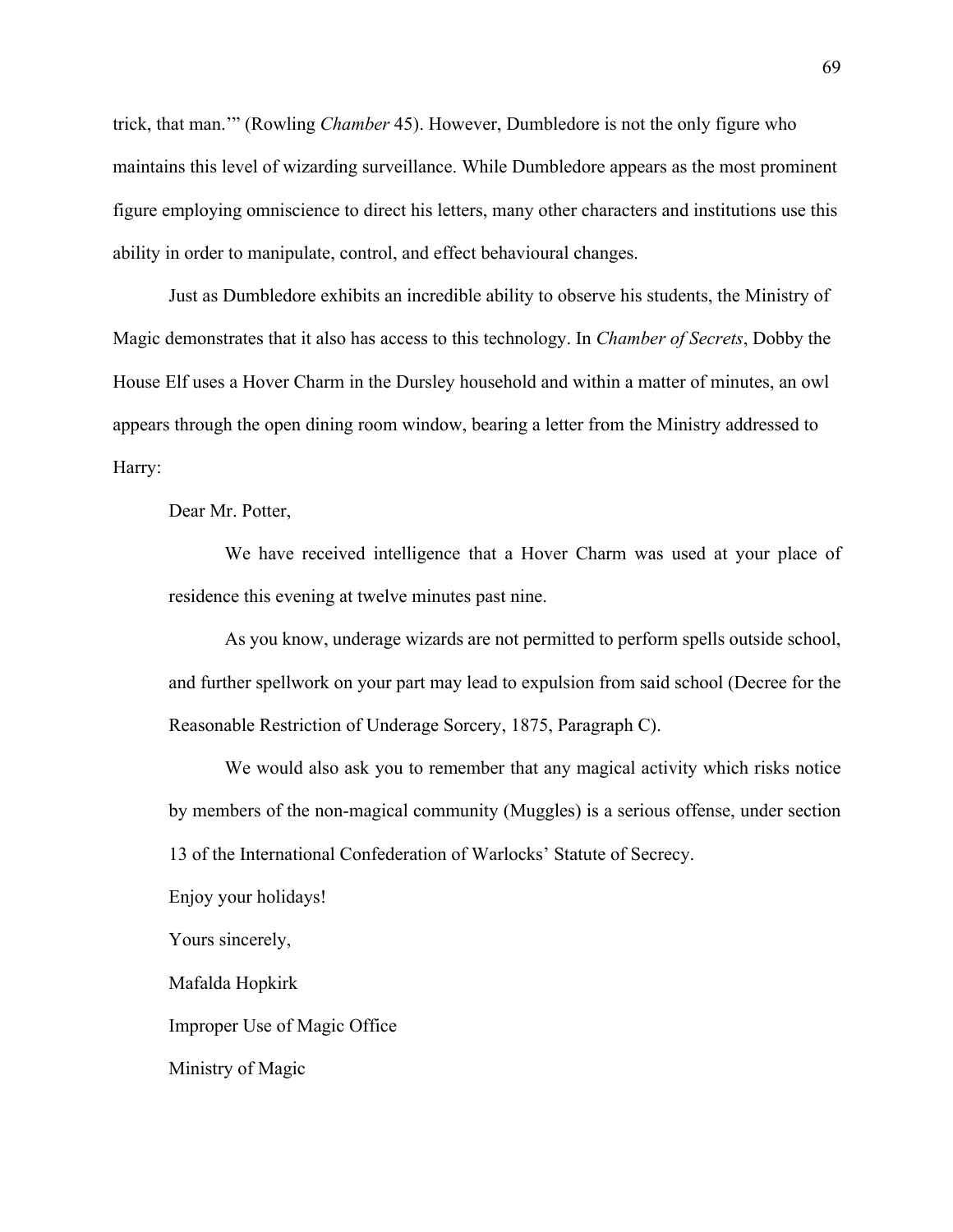trick, that man.'" (Rowling *Chamber* 45). However, Dumbledore is not the only figure who maintains this level of wizarding surveillance. While Dumbledore appears as the most prominent figure employing omniscience to direct his letters, many other characters and institutions use this ability in order to manipulate, control, and effect behavioural changes.

Just as Dumbledore exhibits an incredible ability to observe his students, the Ministry of Magic demonstrates that it also has access to this technology. In *Chamber of Secrets*, Dobby the House Elf uses a Hover Charm in the Dursley household and within a matter of minutes, an owl appears through the open dining room window, bearing a letter from the Ministry addressed to Harry:

> Dear Mr. Potter,
>
> We have received intelligence that a Hover Charm was used at your place of residence this evening at twelve minutes past nine.
>
> As you know, underage wizards are not permitted to perform spells outside school, and further spellwork on your part may lead to expulsion from said school (Decree for the Reasonable Restriction of Underage Sorcery, 1875, Paragraph C).
>
> We would also ask you to remember that any magical activity which risks notice by members of the non-magical community (Muggles) is a serious offense, under section 13 of the International Confederation of Warlocks' Statute of Secrecy.
>
> Enjoy your holidays!
>
> Yours sincerely,
>
> Mafalda Hopkirk
>
> Improper Use of Magic Office
>
> Ministry of Magic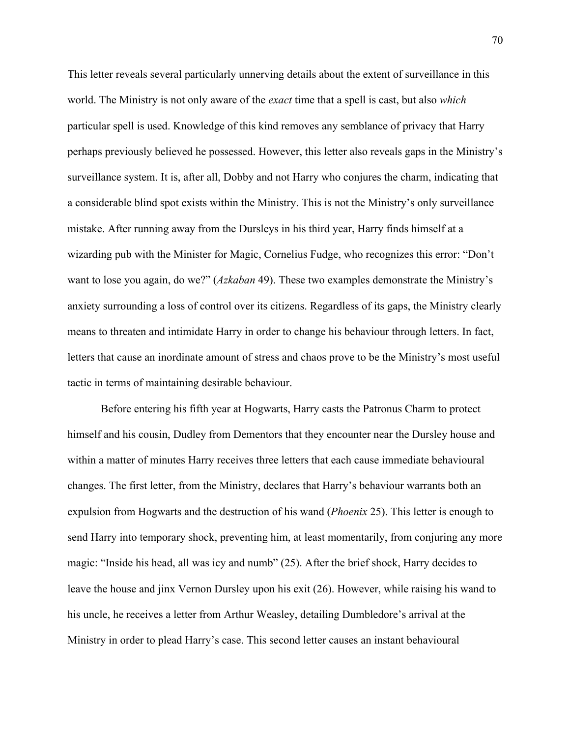This letter reveals several particularly unnerving details about the extent of surveillance in this world. The Ministry is not only aware of the *exact* time that a spell is cast, but also *which* particular spell is used. Knowledge of this kind removes any semblance of privacy that Harry perhaps previously believed he possessed. However, this letter also reveals gaps in the Ministry's surveillance system. It is, after all, Dobby and not Harry who conjures the charm, indicating that a considerable blind spot exists within the Ministry. This is not the Ministry's only surveillance mistake. After running away from the Dursleys in his third year, Harry finds himself at a wizarding pub with the Minister for Magic, Cornelius Fudge, who recognizes this error: "Don't want to lose you again, do we?" (*Azkaban* 49). These two examples demonstrate the Ministry's anxiety surrounding a loss of control over its citizens. Regardless of its gaps, the Ministry clearly means to threaten and intimidate Harry in order to change his behaviour through letters. In fact, letters that cause an inordinate amount of stress and chaos prove to be the Ministry's most useful tactic in terms of maintaining desirable behaviour.

Before entering his fifth year at Hogwarts, Harry casts the Patronus Charm to protect himself and his cousin, Dudley from Dementors that they encounter near the Dursley house and within a matter of minutes Harry receives three letters that each cause immediate behavioural changes. The first letter, from the Ministry, declares that Harry's behaviour warrants both an expulsion from Hogwarts and the destruction of his wand (*Phoenix* 25). This letter is enough to send Harry into temporary shock, preventing him, at least momentarily, from conjuring any more magic: "Inside his head, all was icy and numb" (25). After the brief shock, Harry decides to leave the house and jinx Vernon Dursley upon his exit (26). However, while raising his wand to his uncle, he receives a letter from Arthur Weasley, detailing Dumbledore's arrival at the Ministry in order to plead Harry's case. This second letter causes an instant behavioural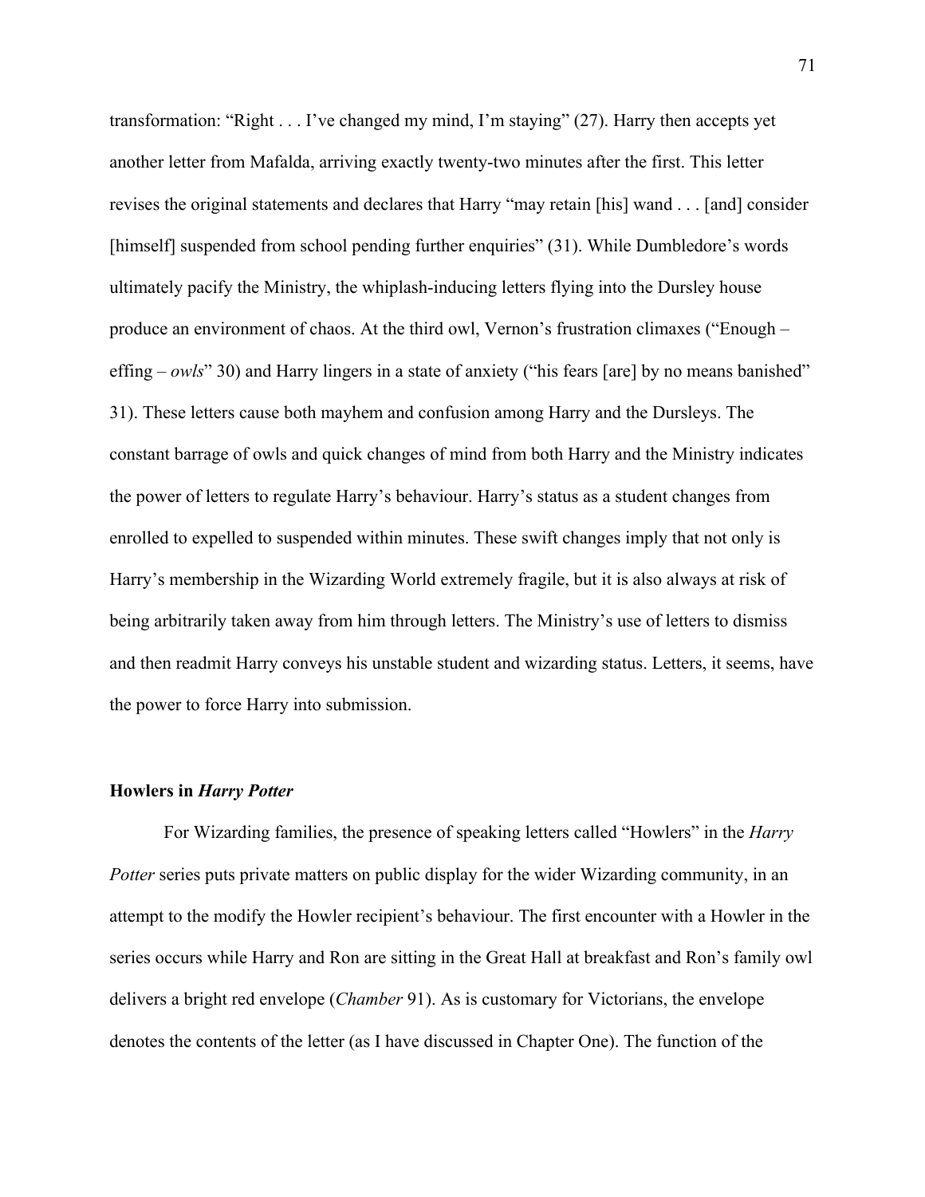transformation: "Right . . . I've changed my mind, I'm staying" (27). Harry then accepts yet another letter from Mafalda, arriving exactly twenty-two minutes after the first. This letter revises the original statements and declares that Harry "may retain [his] wand . . . [and] consider [himself] suspended from school pending further enquiries" (31). While Dumbledore's words ultimately pacify the Ministry, the whiplash-inducing letters flying into the Dursley house produce an environment of chaos. At the third owl, Vernon's frustration climaxes ("Enough – effing – *owls*" 30) and Harry lingers in a state of anxiety ("his fears [are] by no means banished" 31). These letters cause both mayhem and confusion among Harry and the Dursleys. The constant barrage of owls and quick changes of mind from both Harry and the Ministry indicates the power of letters to regulate Harry's behaviour. Harry's status as a student changes from enrolled to expelled to suspended within minutes. These swift changes imply that not only is Harry's membership in the Wizarding World extremely fragile, but it is also always at risk of being arbitrarily taken away from him through letters. The Ministry's use of letters to dismiss and then readmit Harry conveys his unstable student and wizarding status. Letters, it seems, have the power to force Harry into submission.

### Howlers in *Harry Potter*

For Wizarding families, the presence of speaking letters called "Howlers" in the *Harry Potter* series puts private matters on public display for the wider Wizarding community, in an attempt to the modify the Howler recipient's behaviour. The first encounter with a Howler in the series occurs while Harry and Ron are sitting in the Great Hall at breakfast and Ron's family owl delivers a bright red envelope (*Chamber* 91). As is customary for Victorians, the envelope denotes the contents of the letter (as I have discussed in Chapter One). The function of the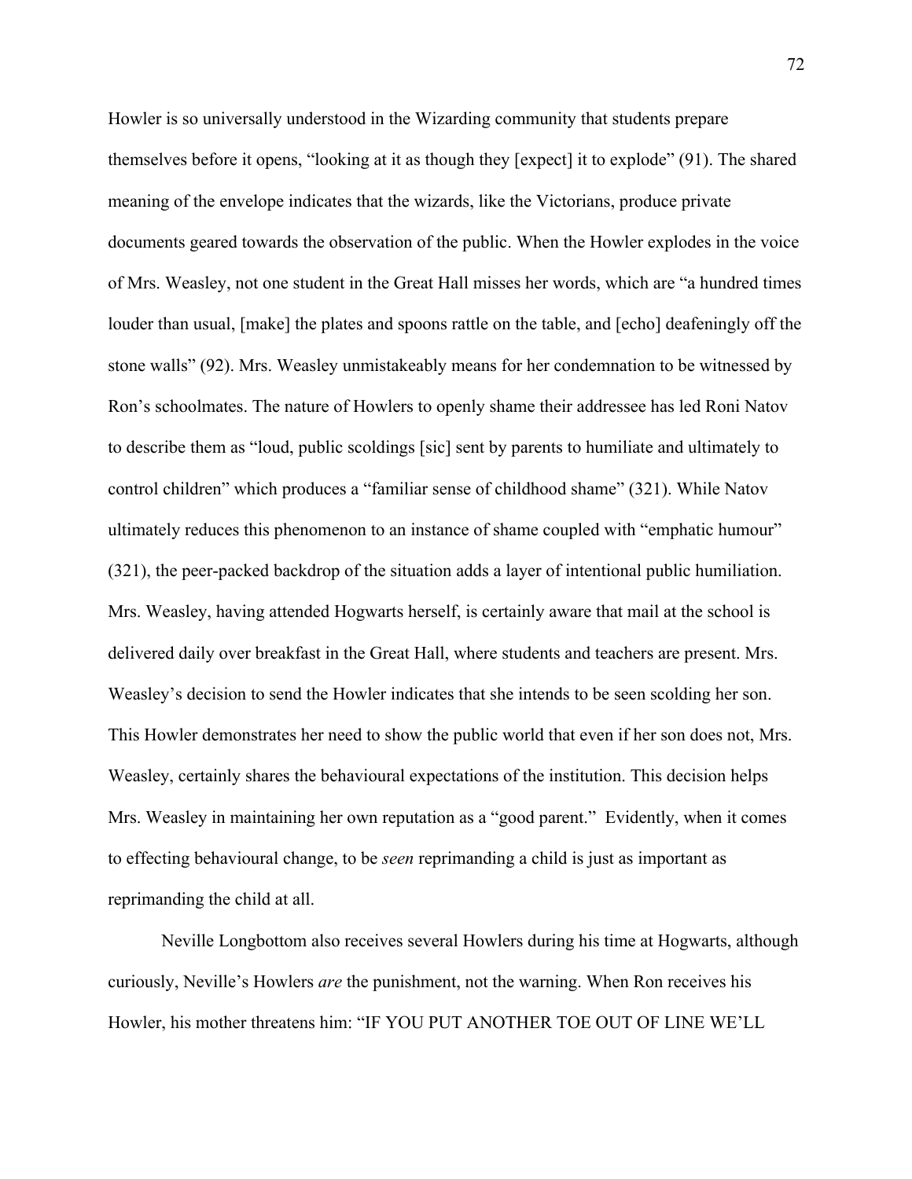Howler is so universally understood in the Wizarding community that students prepare themselves before it opens, "looking at it as though they [expect] it to explode" (91). The shared meaning of the envelope indicates that the wizards, like the Victorians, produce private documents geared towards the observation of the public. When the Howler explodes in the voice of Mrs. Weasley, not one student in the Great Hall misses her words, which are "a hundred times louder than usual, [make] the plates and spoons rattle on the table, and [echo] deafeningly off the stone walls" (92). Mrs. Weasley unmistakeably means for her condemnation to be witnessed by Ron's schoolmates. The nature of Howlers to openly shame their addressee has led Roni Natov to describe them as "loud, public scoldings [sic] sent by parents to humiliate and ultimately to control children" which produces a "familiar sense of childhood shame" (321). While Natov ultimately reduces this phenomenon to an instance of shame coupled with "emphatic humour" (321), the peer-packed backdrop of the situation adds a layer of intentional public humiliation. Mrs. Weasley, having attended Hogwarts herself, is certainly aware that mail at the school is delivered daily over breakfast in the Great Hall, where students and teachers are present. Mrs. Weasley's decision to send the Howler indicates that she intends to be seen scolding her son. This Howler demonstrates her need to show the public world that even if her son does not, Mrs. Weasley, certainly shares the behavioural expectations of the institution. This decision helps Mrs. Weasley in maintaining her own reputation as a "good parent." Evidently, when it comes to effecting behavioural change, to be *seen* reprimanding a child is just as important as reprimanding the child at all.

Neville Longbottom also receives several Howlers during his time at Hogwarts, although curiously, Neville's Howlers *are* the punishment, not the warning. When Ron receives his Howler, his mother threatens him: "IF YOU PUT ANOTHER TOE OUT OF LINE WE'LL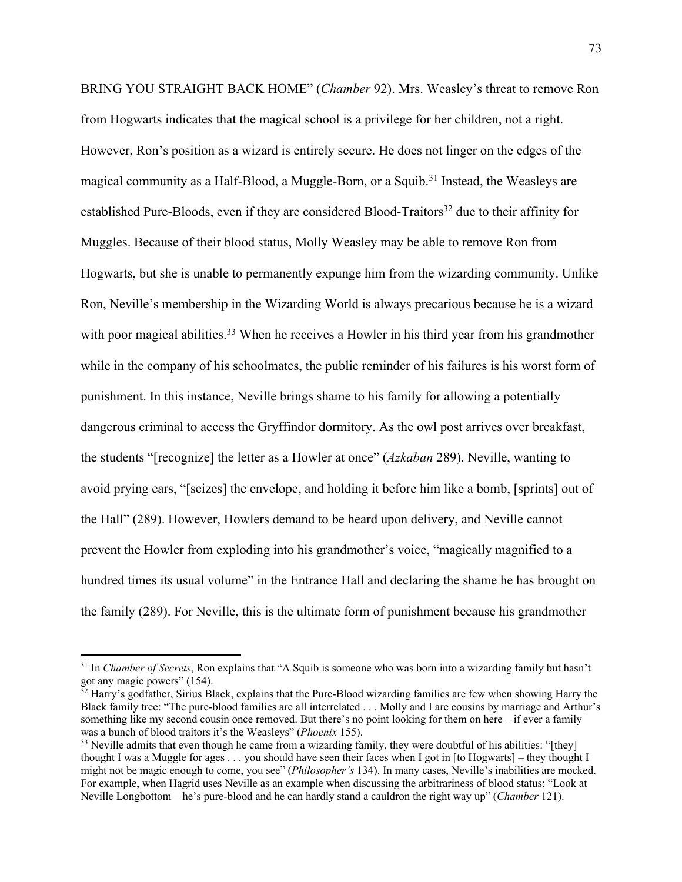BRING YOU STRAIGHT BACK HOME" (*Chamber* 92). Mrs. Weasley's threat to remove Ron from Hogwarts indicates that the magical school is a privilege for her children, not a right. However, Ron's position as a wizard is entirely secure. He does not linger on the edges of the magical community as a Half-Blood, a Muggle-Born, or a Squib.[31] Instead, the Weasleys are established Pure-Bloods, even if they are considered Blood-Traitors[32] due to their affinity for Muggles. Because of their blood status, Molly Weasley may be able to remove Ron from Hogwarts, but she is unable to permanently expunge him from the wizarding community. Unlike Ron, Neville's membership in the Wizarding World is always precarious because he is a wizard with poor magical abilities.[33] When he receives a Howler in his third year from his grandmother while in the company of his schoolmates, the public reminder of his failures is his worst form of punishment. In this instance, Neville brings shame to his family for allowing a potentially dangerous criminal to access the Gryffindor dormitory. As the owl post arrives over breakfast, the students "[recognize] the letter as a Howler at once" (*Azkaban* 289). Neville, wanting to avoid prying ears, "[seizes] the envelope, and holding it before him like a bomb, [sprints] out of the Hall" (289). However, Howlers demand to be heard upon delivery, and Neville cannot prevent the Howler from exploding into his grandmother's voice, "magically magnified to a hundred times its usual volume" in the Entrance Hall and declaring the shame he has brought on the family (289). For Neville, this is the ultimate form of punishment because his grandmother

---

[31] In *Chamber of Secrets*, Ron explains that "A Squib is someone who was born into a wizarding family but hasn't got any magic powers" (154).

[32] Harry's godfather, Sirius Black, explains that the Pure-Blood wizarding families are few when showing Harry the Black family tree: "The pure-blood families are all interrelated . . . Molly and I are cousins by marriage and Arthur's something like my second cousin once removed. But there's no point looking for them on here – if ever a family was a bunch of blood traitors it's the Weasleys" (*Phoenix* 155).

[33] Neville admits that even though he came from a wizarding family, they were doubtful of his abilities: "[they] thought I was a Muggle for ages . . . you should have seen their faces when I got in [to Hogwarts] – they thought I might not be magic enough to come, you see" (*Philosopher's* 134). In many cases, Neville's inabilities are mocked. For example, when Hagrid uses Neville as an example when discussing the arbitrariness of blood status: "Look at Neville Longbottom – he's pure-blood and he can hardly stand a cauldron the right way up" (*Chamber* 121).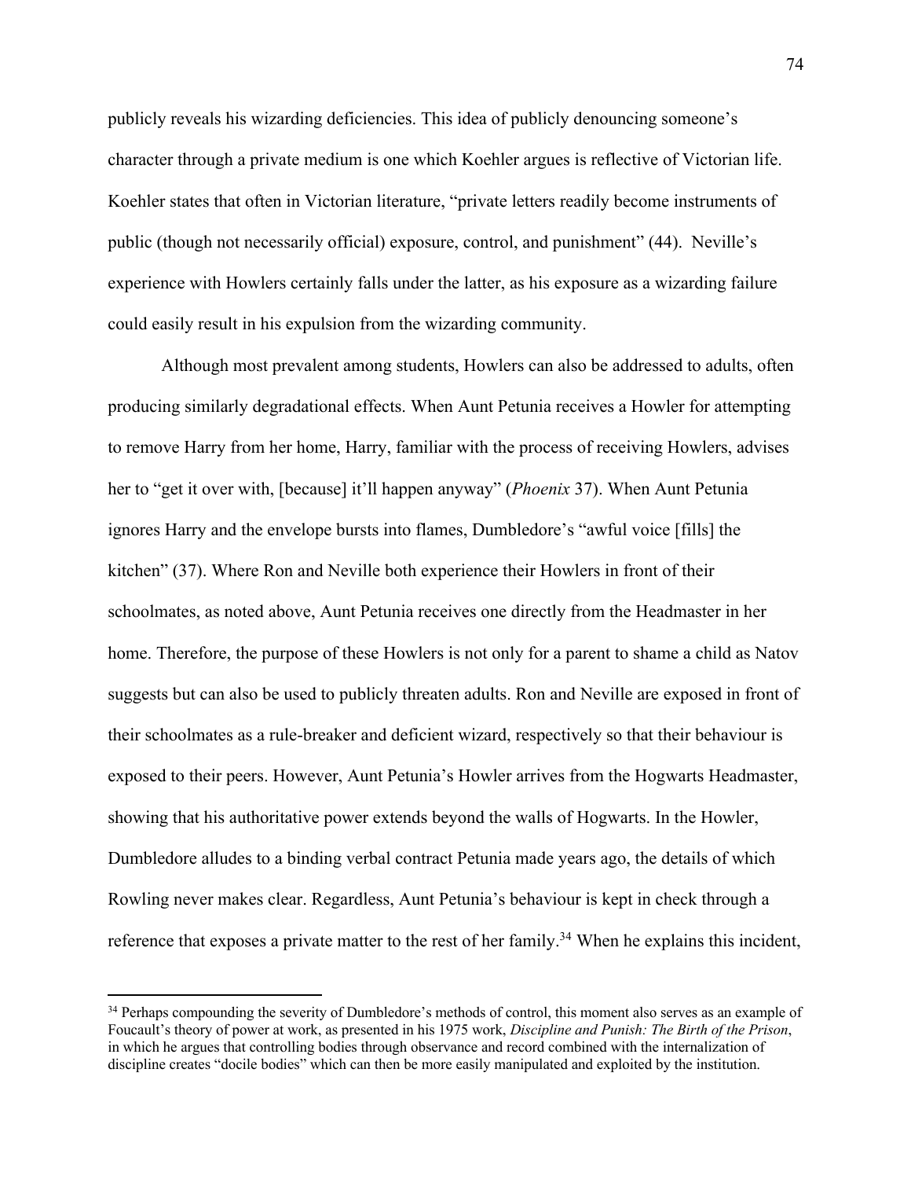publicly reveals his wizarding deficiencies. This idea of publicly denouncing someone's character through a private medium is one which Koehler argues is reflective of Victorian life. Koehler states that often in Victorian literature, "private letters readily become instruments of public (though not necessarily official) exposure, control, and punishment" (44). Neville's experience with Howlers certainly falls under the latter, as his exposure as a wizarding failure could easily result in his expulsion from the wizarding community.

Although most prevalent among students, Howlers can also be addressed to adults, often producing similarly degradational effects. When Aunt Petunia receives a Howler for attempting to remove Harry from her home, Harry, familiar with the process of receiving Howlers, advises her to "get it over with, [because] it'll happen anyway" (*Phoenix* 37). When Aunt Petunia ignores Harry and the envelope bursts into flames, Dumbledore's "awful voice [fills] the kitchen" (37). Where Ron and Neville both experience their Howlers in front of their schoolmates, as noted above, Aunt Petunia receives one directly from the Headmaster in her home. Therefore, the purpose of these Howlers is not only for a parent to shame a child as Natov suggests but can also be used to publicly threaten adults. Ron and Neville are exposed in front of their schoolmates as a rule-breaker and deficient wizard, respectively so that their behaviour is exposed to their peers. However, Aunt Petunia's Howler arrives from the Hogwarts Headmaster, showing that his authoritative power extends beyond the walls of Hogwarts. In the Howler, Dumbledore alludes to a binding verbal contract Petunia made years ago, the details of which Rowling never makes clear. Regardless, Aunt Petunia's behaviour is kept in check through a reference that exposes a private matter to the rest of her family.[34] When he explains this incident,

[34] Perhaps compounding the severity of Dumbledore's methods of control, this moment also serves as an example of Foucault's theory of power at work, as presented in his 1975 work, *Discipline and Punish: The Birth of the Prison*, in which he argues that controlling bodies through observance and record combined with the internalization of discipline creates "docile bodies" which can then be more easily manipulated and exploited by the institution.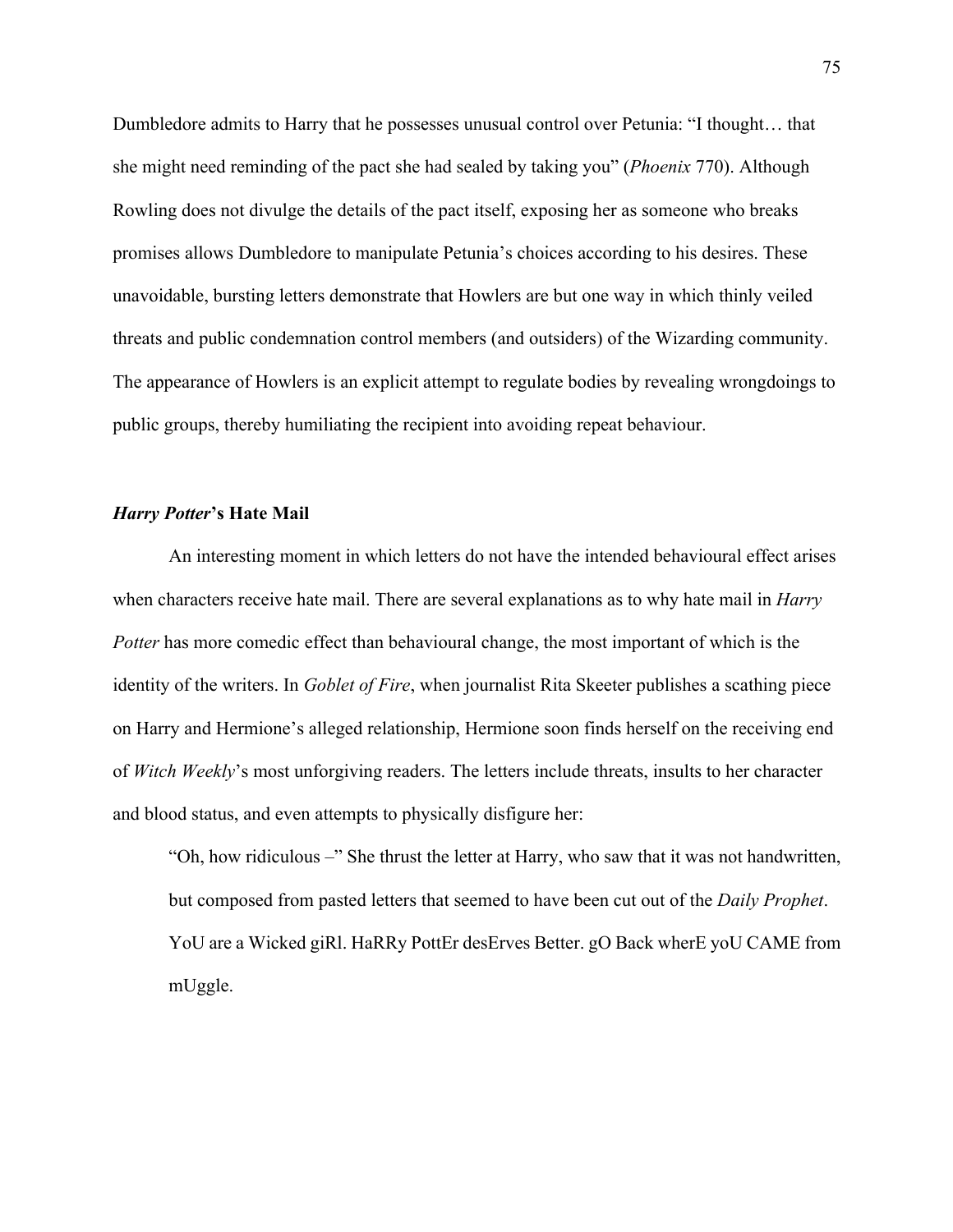Dumbledore admits to Harry that he possesses unusual control over Petunia: "I thought… that she might need reminding of the pact she had sealed by taking you" (*Phoenix* 770). Although Rowling does not divulge the details of the pact itself, exposing her as someone who breaks promises allows Dumbledore to manipulate Petunia's choices according to his desires. These unavoidable, bursting letters demonstrate that Howlers are but one way in which thinly veiled threats and public condemnation control members (and outsiders) of the Wizarding community. The appearance of Howlers is an explicit attempt to regulate bodies by revealing wrongdoings to public groups, thereby humiliating the recipient into avoiding repeat behaviour.

### ***Harry Potter*'s Hate Mail**

An interesting moment in which letters do not have the intended behavioural effect arises when characters receive hate mail. There are several explanations as to why hate mail in *Harry Potter* has more comedic effect than behavioural change, the most important of which is the identity of the writers. In *Goblet of Fire*, when journalist Rita Skeeter publishes a scathing piece on Harry and Hermione's alleged relationship, Hermione soon finds herself on the receiving end of *Witch Weekly*'s most unforgiving readers. The letters include threats, insults to her character and blood status, and even attempts to physically disfigure her:

> "Oh, how ridiculous –" She thrust the letter at Harry, who saw that it was not handwritten, but composed from pasted letters that seemed to have been cut out of the *Daily Prophet*. YoU are a Wicked giRl. HaRRy PottEr desErves Better. gO Back wherE yoU CAME from mUggle.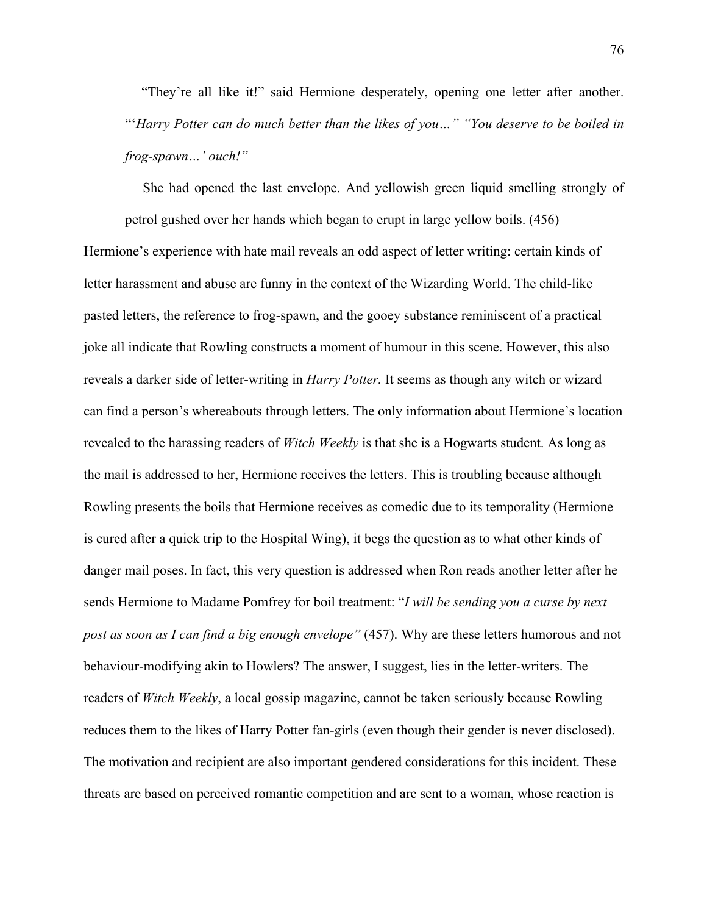> "They're all like it!" said Hermione desperately, opening one letter after another. "'*Harry Potter can do much better than the likes of you…" "You deserve to be boiled in frog-spawn…' ouch!"*
>
> She had opened the last envelope. And yellowish green liquid smelling strongly of petrol gushed over her hands which began to erupt in large yellow boils. (456)

Hermione's experience with hate mail reveals an odd aspect of letter writing: certain kinds of letter harassment and abuse are funny in the context of the Wizarding World. The child-like pasted letters, the reference to frog-spawn, and the gooey substance reminiscent of a practical joke all indicate that Rowling constructs a moment of humour in this scene. However, this also reveals a darker side of letter-writing in *Harry Potter.* It seems as though any witch or wizard can find a person's whereabouts through letters. The only information about Hermione's location revealed to the harassing readers of *Witch Weekly* is that she is a Hogwarts student. As long as the mail is addressed to her, Hermione receives the letters. This is troubling because although Rowling presents the boils that Hermione receives as comedic due to its temporality (Hermione is cured after a quick trip to the Hospital Wing), it begs the question as to what other kinds of danger mail poses. In fact, this very question is addressed when Ron reads another letter after he sends Hermione to Madame Pomfrey for boil treatment: "*I will be sending you a curse by next post as soon as I can find a big enough envelope"* (457). Why are these letters humorous and not behaviour-modifying akin to Howlers? The answer, I suggest, lies in the letter-writers. The readers of *Witch Weekly*, a local gossip magazine, cannot be taken seriously because Rowling reduces them to the likes of Harry Potter fan-girls (even though their gender is never disclosed). The motivation and recipient are also important gendered considerations for this incident. These threats are based on perceived romantic competition and are sent to a woman, whose reaction is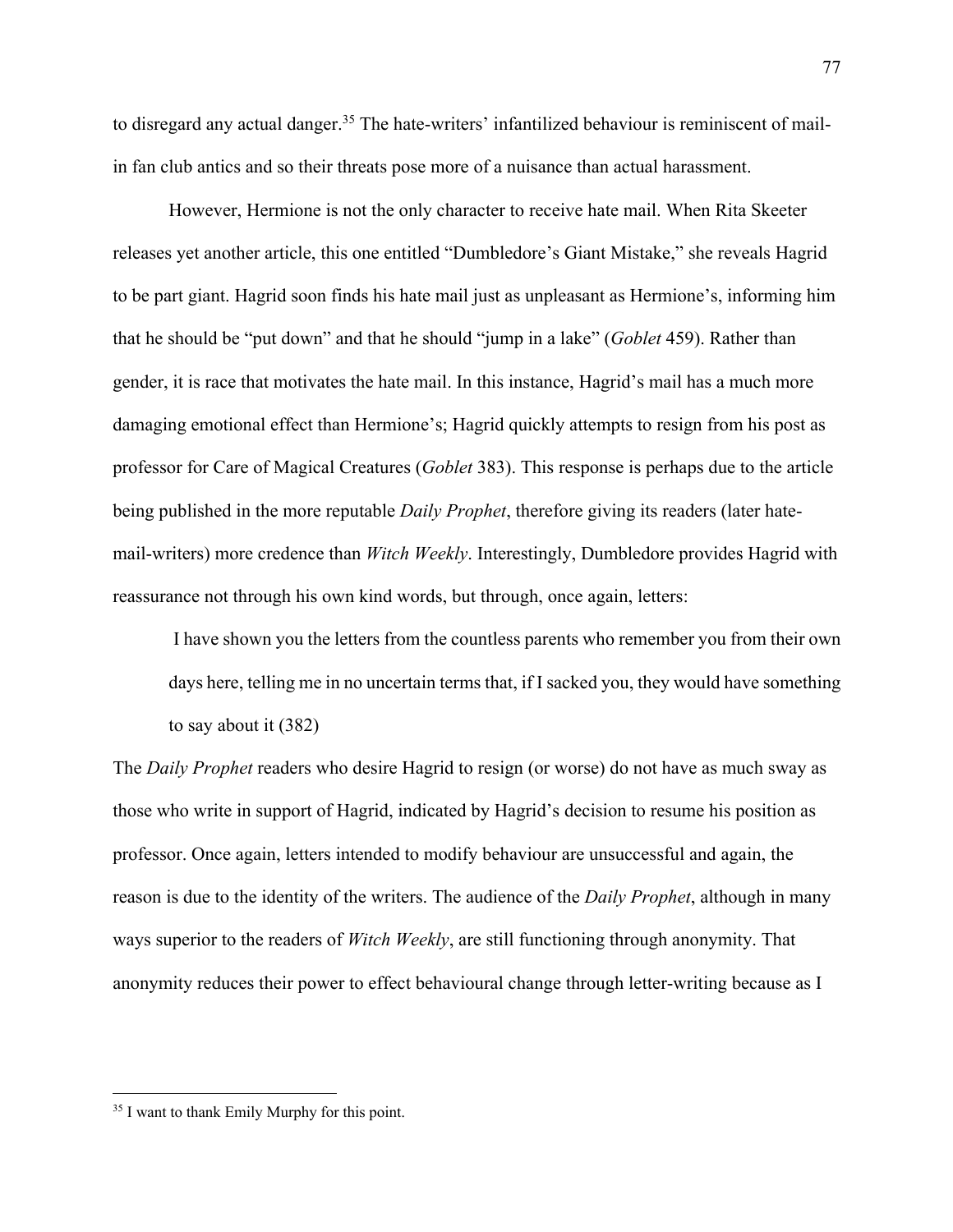to disregard any actual danger.[35] The hate-writers' infantilized behaviour is reminiscent of mail-in fan club antics and so their threats pose more of a nuisance than actual harassment.

However, Hermione is not the only character to receive hate mail. When Rita Skeeter releases yet another article, this one entitled "Dumbledore's Giant Mistake," she reveals Hagrid to be part giant. Hagrid soon finds his hate mail just as unpleasant as Hermione's, informing him that he should be "put down" and that he should "jump in a lake" (*Goblet* 459). Rather than gender, it is race that motivates the hate mail. In this instance, Hagrid's mail has a much more damaging emotional effect than Hermione's; Hagrid quickly attempts to resign from his post as professor for Care of Magical Creatures (*Goblet* 383). This response is perhaps due to the article being published in the more reputable *Daily Prophet*, therefore giving its readers (later hate-mail-writers) more credence than *Witch Weekly*. Interestingly, Dumbledore provides Hagrid with reassurance not through his own kind words, but through, once again, letters:

> I have shown you the letters from the countless parents who remember you from their own days here, telling me in no uncertain terms that, if I sacked you, they would have something to say about it (382)

The *Daily Prophet* readers who desire Hagrid to resign (or worse) do not have as much sway as those who write in support of Hagrid, indicated by Hagrid's decision to resume his position as professor. Once again, letters intended to modify behaviour are unsuccessful and again, the reason is due to the identity of the writers. The audience of the *Daily Prophet*, although in many ways superior to the readers of *Witch Weekly*, are still functioning through anonymity. That anonymity reduces their power to effect behavioural change through letter-writing because as I

---

[35] I want to thank Emily Murphy for this point.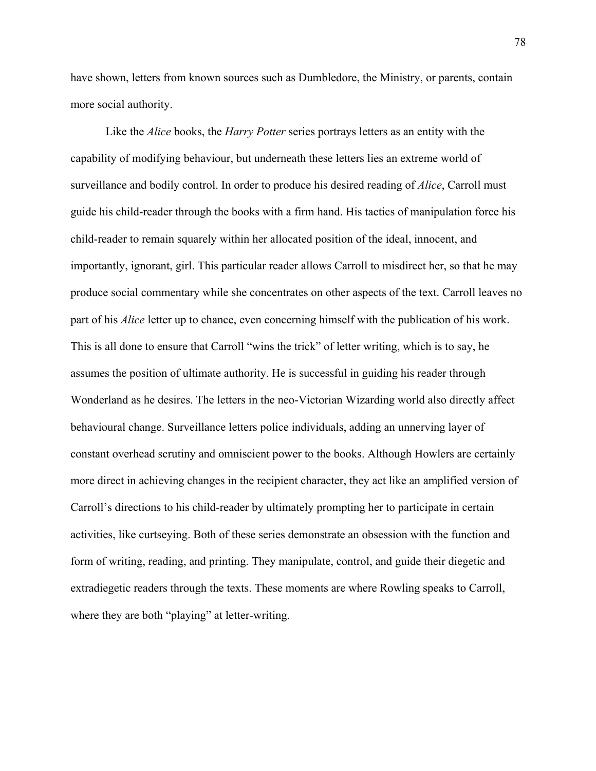have shown, letters from known sources such as Dumbledore, the Ministry, or parents, contain more social authority.

Like the *Alice* books, the *Harry Potter* series portrays letters as an entity with the capability of modifying behaviour, but underneath these letters lies an extreme world of surveillance and bodily control. In order to produce his desired reading of *Alice*, Carroll must guide his child-reader through the books with a firm hand. His tactics of manipulation force his child-reader to remain squarely within her allocated position of the ideal, innocent, and importantly, ignorant, girl. This particular reader allows Carroll to misdirect her, so that he may produce social commentary while she concentrates on other aspects of the text. Carroll leaves no part of his *Alice* letter up to chance, even concerning himself with the publication of his work. This is all done to ensure that Carroll "wins the trick" of letter writing, which is to say, he assumes the position of ultimate authority. He is successful in guiding his reader through Wonderland as he desires. The letters in the neo-Victorian Wizarding world also directly affect behavioural change. Surveillance letters police individuals, adding an unnerving layer of constant overhead scrutiny and omniscient power to the books. Although Howlers are certainly more direct in achieving changes in the recipient character, they act like an amplified version of Carroll's directions to his child-reader by ultimately prompting her to participate in certain activities, like curtseying. Both of these series demonstrate an obsession with the function and form of writing, reading, and printing. They manipulate, control, and guide their diegetic and extradiegetic readers through the texts. These moments are where Rowling speaks to Carroll, where they are both "playing" at letter-writing.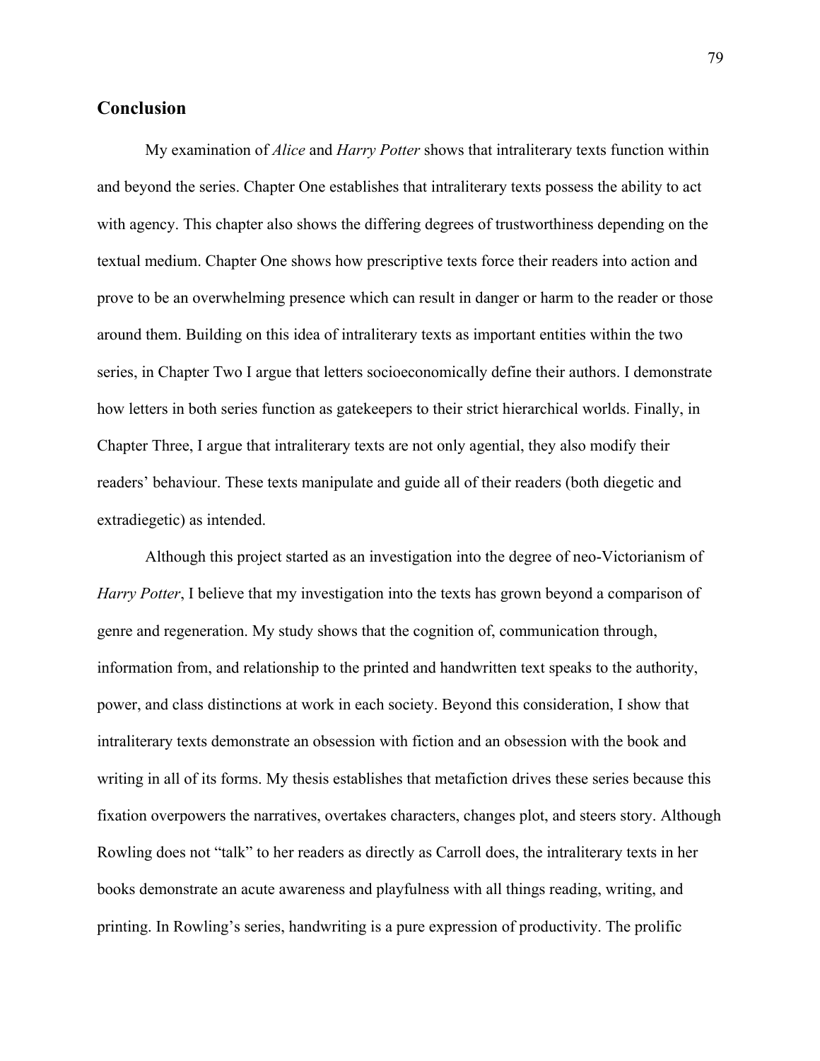## Conclusion

My examination of *Alice* and *Harry Potter* shows that intraliterary texts function within and beyond the series. Chapter One establishes that intraliterary texts possess the ability to act with agency. This chapter also shows the differing degrees of trustworthiness depending on the textual medium. Chapter One shows how prescriptive texts force their readers into action and prove to be an overwhelming presence which can result in danger or harm to the reader or those around them. Building on this idea of intraliterary texts as important entities within the two series, in Chapter Two I argue that letters socioeconomically define their authors. I demonstrate how letters in both series function as gatekeepers to their strict hierarchical worlds. Finally, in Chapter Three, I argue that intraliterary texts are not only agential, they also modify their readers' behaviour. These texts manipulate and guide all of their readers (both diegetic and extradiegetic) as intended.

Although this project started as an investigation into the degree of neo-Victorianism of *Harry Potter*, I believe that my investigation into the texts has grown beyond a comparison of genre and regeneration. My study shows that the cognition of, communication through, information from, and relationship to the printed and handwritten text speaks to the authority, power, and class distinctions at work in each society. Beyond this consideration, I show that intraliterary texts demonstrate an obsession with fiction and an obsession with the book and writing in all of its forms. My thesis establishes that metafiction drives these series because this fixation overpowers the narratives, overtakes characters, changes plot, and steers story. Although Rowling does not "talk" to her readers as directly as Carroll does, the intraliterary texts in her books demonstrate an acute awareness and playfulness with all things reading, writing, and printing. In Rowling's series, handwriting is a pure expression of productivity. The prolific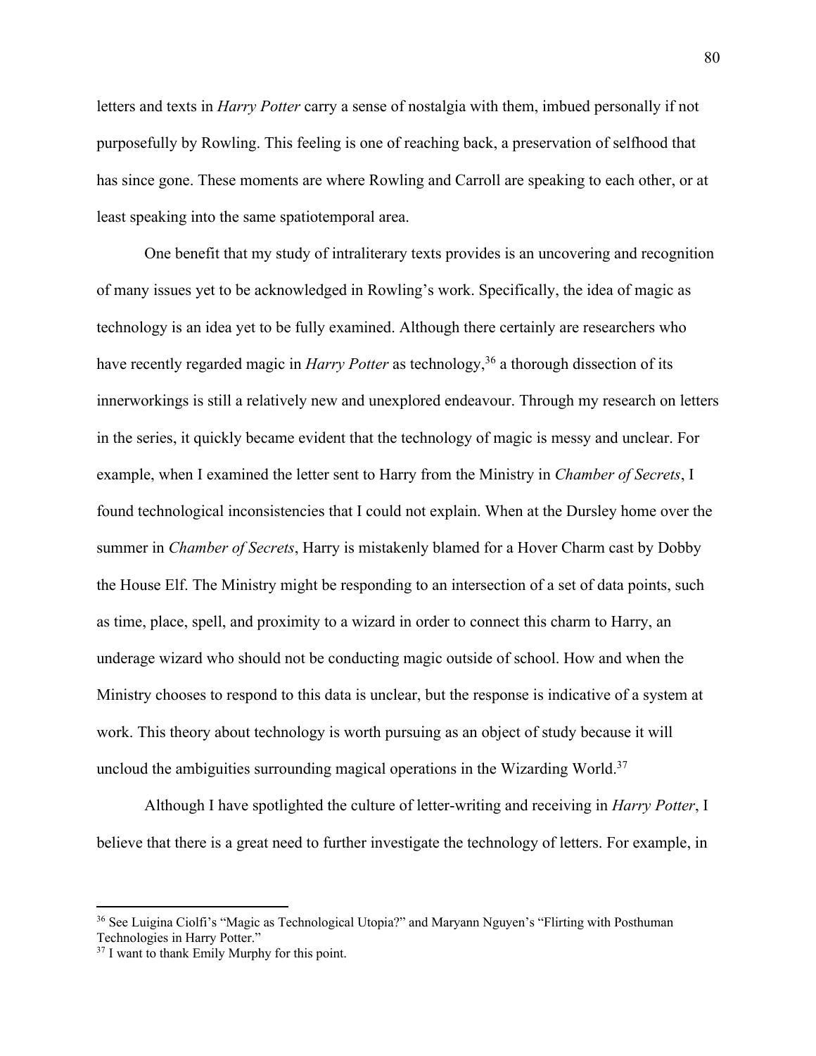letters and texts in *Harry Potter* carry a sense of nostalgia with them, imbued personally if not purposefully by Rowling. This feeling is one of reaching back, a preservation of selfhood that has since gone. These moments are where Rowling and Carroll are speaking to each other, or at least speaking into the same spatiotemporal area.

One benefit that my study of intraliterary texts provides is an uncovering and recognition of many issues yet to be acknowledged in Rowling's work. Specifically, the idea of magic as technology is an idea yet to be fully examined. Although there certainly are researchers who have recently regarded magic in *Harry Potter* as technology,[36] a thorough dissection of its innerworkings is still a relatively new and unexplored endeavour. Through my research on letters in the series, it quickly became evident that the technology of magic is messy and unclear. For example, when I examined the letter sent to Harry from the Ministry in *Chamber of Secrets*, I found technological inconsistencies that I could not explain. When at the Dursley home over the summer in *Chamber of Secrets*, Harry is mistakenly blamed for a Hover Charm cast by Dobby the House Elf. The Ministry might be responding to an intersection of a set of data points, such as time, place, spell, and proximity to a wizard in order to connect this charm to Harry, an underage wizard who should not be conducting magic outside of school. How and when the Ministry chooses to respond to this data is unclear, but the response is indicative of a system at work. This theory about technology is worth pursuing as an object of study because it will uncloud the ambiguities surrounding magical operations in the Wizarding World.[37]

Although I have spotlighted the culture of letter-writing and receiving in *Harry Potter*, I believe that there is a great need to further investigate the technology of letters. For example, in

---

[36] See Luigina Ciolfi's "Magic as Technological Utopia?" and Maryann Nguyen's "Flirting with Posthuman Technologies in Harry Potter."

[37] I want to thank Emily Murphy for this point.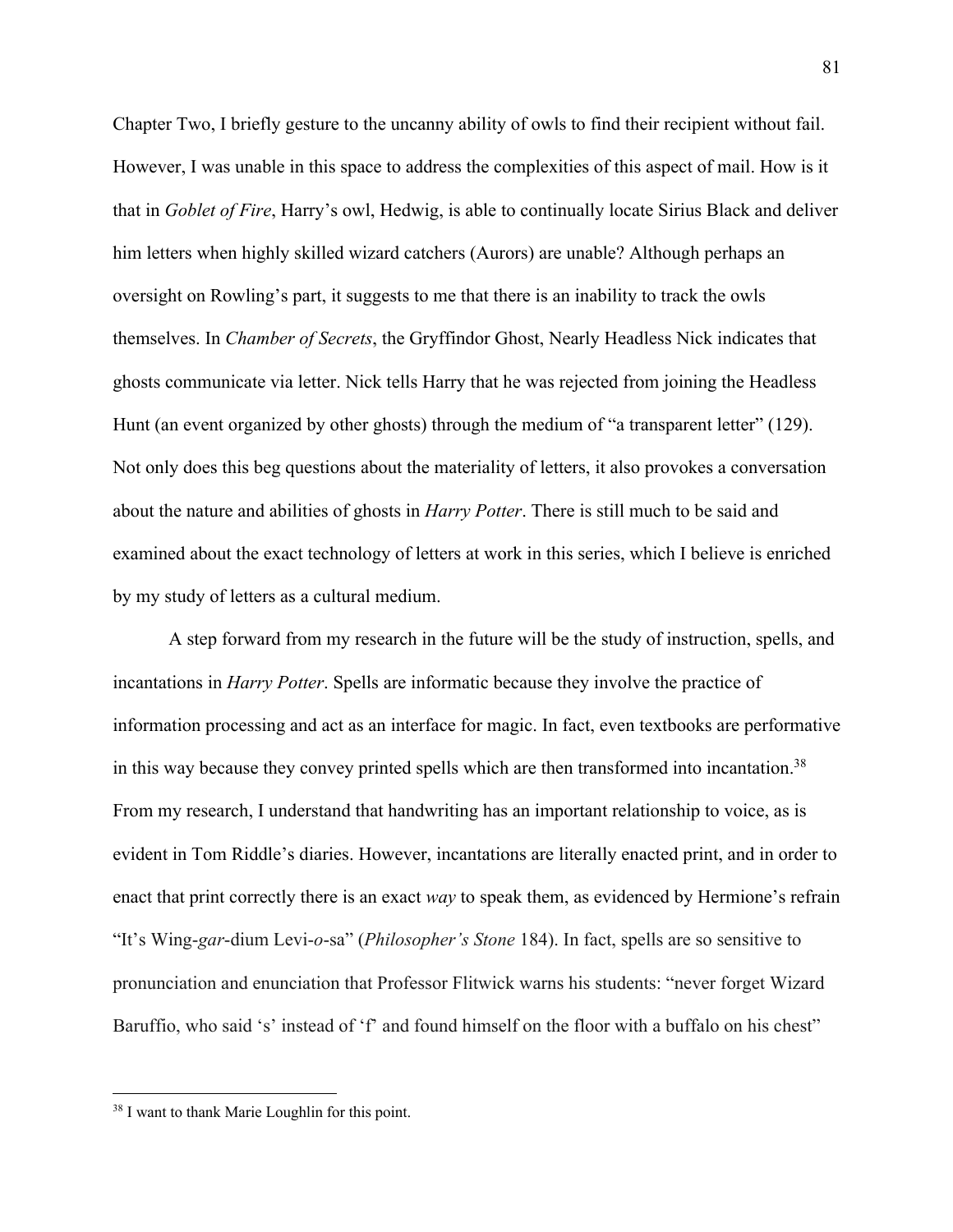Chapter Two, I briefly gesture to the uncanny ability of owls to find their recipient without fail. However, I was unable in this space to address the complexities of this aspect of mail. How is it that in *Goblet of Fire*, Harry's owl, Hedwig, is able to continually locate Sirius Black and deliver him letters when highly skilled wizard catchers (Aurors) are unable? Although perhaps an oversight on Rowling's part, it suggests to me that there is an inability to track the owls themselves. In *Chamber of Secrets*, the Gryffindor Ghost, Nearly Headless Nick indicates that ghosts communicate via letter. Nick tells Harry that he was rejected from joining the Headless Hunt (an event organized by other ghosts) through the medium of "a transparent letter" (129). Not only does this beg questions about the materiality of letters, it also provokes a conversation about the nature and abilities of ghosts in *Harry Potter*. There is still much to be said and examined about the exact technology of letters at work in this series, which I believe is enriched by my study of letters as a cultural medium.

A step forward from my research in the future will be the study of instruction, spells, and incantations in *Harry Potter*. Spells are informatic because they involve the practice of information processing and act as an interface for magic. In fact, even textbooks are performative in this way because they convey printed spells which are then transformed into incantation.[38] From my research, I understand that handwriting has an important relationship to voice, as is evident in Tom Riddle's diaries. However, incantations are literally enacted print, and in order to enact that print correctly there is an exact *way* to speak them, as evidenced by Hermione's refrain "It's Wing-*gar*-dium Levi-*o*-sa" (*Philosopher's Stone* 184). In fact, spells are so sensitive to pronunciation and enunciation that Professor Flitwick warns his students: "never forget Wizard Baruffio, who said 's' instead of 'f' and found himself on the floor with a buffalo on his chest"

[38] I want to thank Marie Loughlin for this point.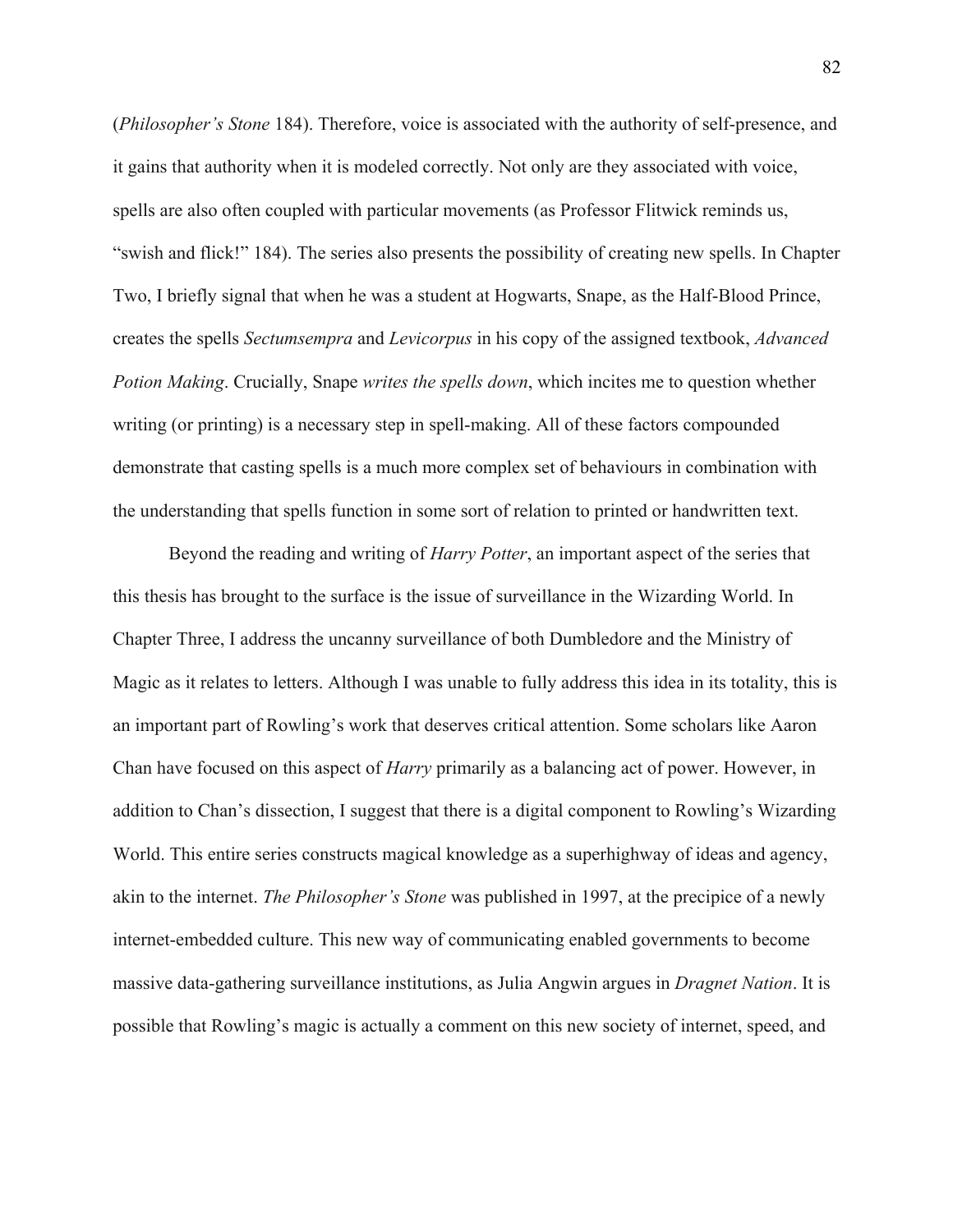(*Philosopher's Stone* 184). Therefore, voice is associated with the authority of self-presence, and it gains that authority when it is modeled correctly. Not only are they associated with voice, spells are also often coupled with particular movements (as Professor Flitwick reminds us, "swish and flick!" 184). The series also presents the possibility of creating new spells. In Chapter Two, I briefly signal that when he was a student at Hogwarts, Snape, as the Half-Blood Prince, creates the spells *Sectumsempra* and *Levicorpus* in his copy of the assigned textbook, *Advanced Potion Making*. Crucially, Snape *writes the spells down*, which incites me to question whether writing (or printing) is a necessary step in spell-making. All of these factors compounded demonstrate that casting spells is a much more complex set of behaviours in combination with the understanding that spells function in some sort of relation to printed or handwritten text.

Beyond the reading and writing of *Harry Potter*, an important aspect of the series that this thesis has brought to the surface is the issue of surveillance in the Wizarding World. In Chapter Three, I address the uncanny surveillance of both Dumbledore and the Ministry of Magic as it relates to letters. Although I was unable to fully address this idea in its totality, this is an important part of Rowling's work that deserves critical attention. Some scholars like Aaron Chan have focused on this aspect of *Harry* primarily as a balancing act of power. However, in addition to Chan's dissection, I suggest that there is a digital component to Rowling's Wizarding World. This entire series constructs magical knowledge as a superhighway of ideas and agency, akin to the internet. *The Philosopher's Stone* was published in 1997, at the precipice of a newly internet-embedded culture. This new way of communicating enabled governments to become massive data-gathering surveillance institutions, as Julia Angwin argues in *Dragnet Nation*. It is possible that Rowling's magic is actually a comment on this new society of internet, speed, and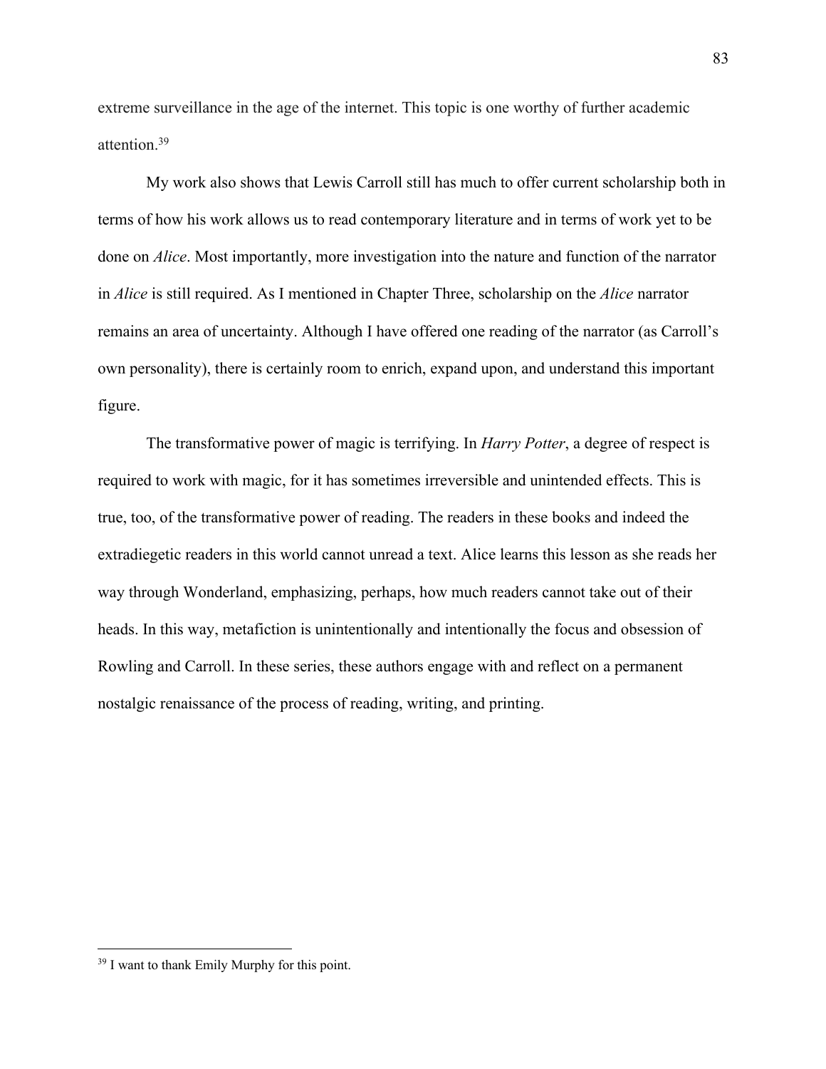extreme surveillance in the age of the internet. This topic is one worthy of further academic attention.[39]

My work also shows that Lewis Carroll still has much to offer current scholarship both in terms of how his work allows us to read contemporary literature and in terms of work yet to be done on *Alice*. Most importantly, more investigation into the nature and function of the narrator in *Alice* is still required. As I mentioned in Chapter Three, scholarship on the *Alice* narrator remains an area of uncertainty. Although I have offered one reading of the narrator (as Carroll's own personality), there is certainly room to enrich, expand upon, and understand this important figure.

The transformative power of magic is terrifying. In *Harry Potter*, a degree of respect is required to work with magic, for it has sometimes irreversible and unintended effects. This is true, too, of the transformative power of reading. The readers in these books and indeed the extradiegetic readers in this world cannot unread a text. Alice learns this lesson as she reads her way through Wonderland, emphasizing, perhaps, how much readers cannot take out of their heads. In this way, metafiction is unintentionally and intentionally the focus and obsession of Rowling and Carroll. In these series, these authors engage with and reflect on a permanent nostalgic renaissance of the process of reading, writing, and printing.

---

[39] I want to thank Emily Murphy for this point.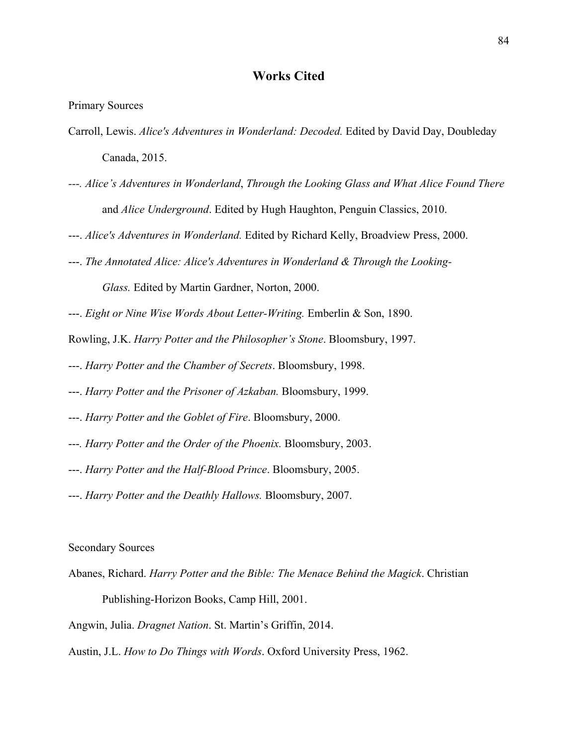# Works Cited

Primary Sources

Carroll, Lewis. *Alice's Adventures in Wonderland: Decoded.* Edited by David Day, Doubleday Canada, 2015.

---. *Alice's Adventures in Wonderland*, *Through the Looking Glass and What Alice Found There* and *Alice Underground*. Edited by Hugh Haughton, Penguin Classics, 2010.

---. *Alice's Adventures in Wonderland.* Edited by Richard Kelly, Broadview Press, 2000.

---. *The Annotated Alice: Alice's Adventures in Wonderland & Through the Looking-Glass.* Edited by Martin Gardner, Norton, 2000.

---. *Eight or Nine Wise Words About Letter-Writing.* Emberlin & Son, 1890.

Rowling, J.K. *Harry Potter and the Philosopher's Stone*. Bloomsbury, 1997.

---. *Harry Potter and the Chamber of Secrets*. Bloomsbury, 1998.

---. *Harry Potter and the Prisoner of Azkaban.* Bloomsbury, 1999.

---. *Harry Potter and the Goblet of Fire*. Bloomsbury, 2000.

---. *Harry Potter and the Order of the Phoenix.* Bloomsbury, 2003.

---. *Harry Potter and the Half-Blood Prince*. Bloomsbury, 2005.

---. *Harry Potter and the Deathly Hallows.* Bloomsbury, 2007.

Secondary Sources

Abanes, Richard. *Harry Potter and the Bible: The Menace Behind the Magick*. Christian Publishing-Horizon Books, Camp Hill, 2001.

Angwin, Julia. *Dragnet Nation*. St. Martin's Griffin, 2014.

Austin, J.L. *How to Do Things with Words*. Oxford University Press, 1962.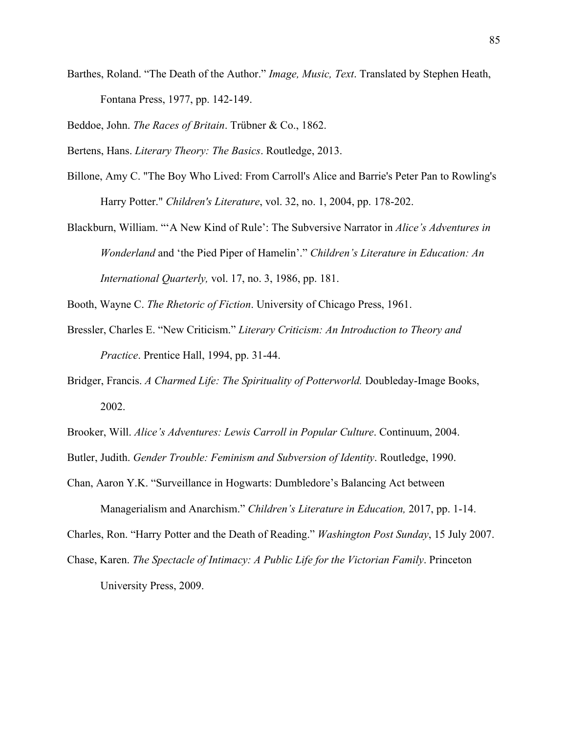Barthes, Roland. "The Death of the Author." *Image, Music, Text*. Translated by Stephen Heath, Fontana Press, 1977, pp. 142-149.

Beddoe, John. *The Races of Britain*. Trübner & Co., 1862.

Bertens, Hans. *Literary Theory: The Basics*. Routledge, 2013.

Billone, Amy C. "The Boy Who Lived: From Carroll's Alice and Barrie's Peter Pan to Rowling's Harry Potter." *Children's Literature*, vol. 32, no. 1, 2004, pp. 178-202.

Blackburn, William. "'A New Kind of Rule': The Subversive Narrator in *Alice's Adventures in Wonderland* and 'the Pied Piper of Hamelin'." *Children's Literature in Education: An International Quarterly,* vol. 17, no. 3, 1986, pp. 181.

Booth, Wayne C. *The Rhetoric of Fiction*. University of Chicago Press, 1961.

Bressler, Charles E. "New Criticism." *Literary Criticism: An Introduction to Theory and Practice*. Prentice Hall, 1994, pp. 31-44.

Bridger, Francis. *A Charmed Life: The Spirituality of Potterworld.* Doubleday-Image Books, 2002.

Brooker, Will. *Alice's Adventures: Lewis Carroll in Popular Culture*. Continuum, 2004.

Butler, Judith. *Gender Trouble: Feminism and Subversion of Identity*. Routledge, 1990.

Chan, Aaron Y.K. "Surveillance in Hogwarts: Dumbledore's Balancing Act between Managerialism and Anarchism." *Children's Literature in Education,* 2017, pp. 1-14.

Charles, Ron. "Harry Potter and the Death of Reading." *Washington Post Sunday*, 15 July 2007.

Chase, Karen. *The Spectacle of Intimacy: A Public Life for the Victorian Family*. Princeton University Press, 2009.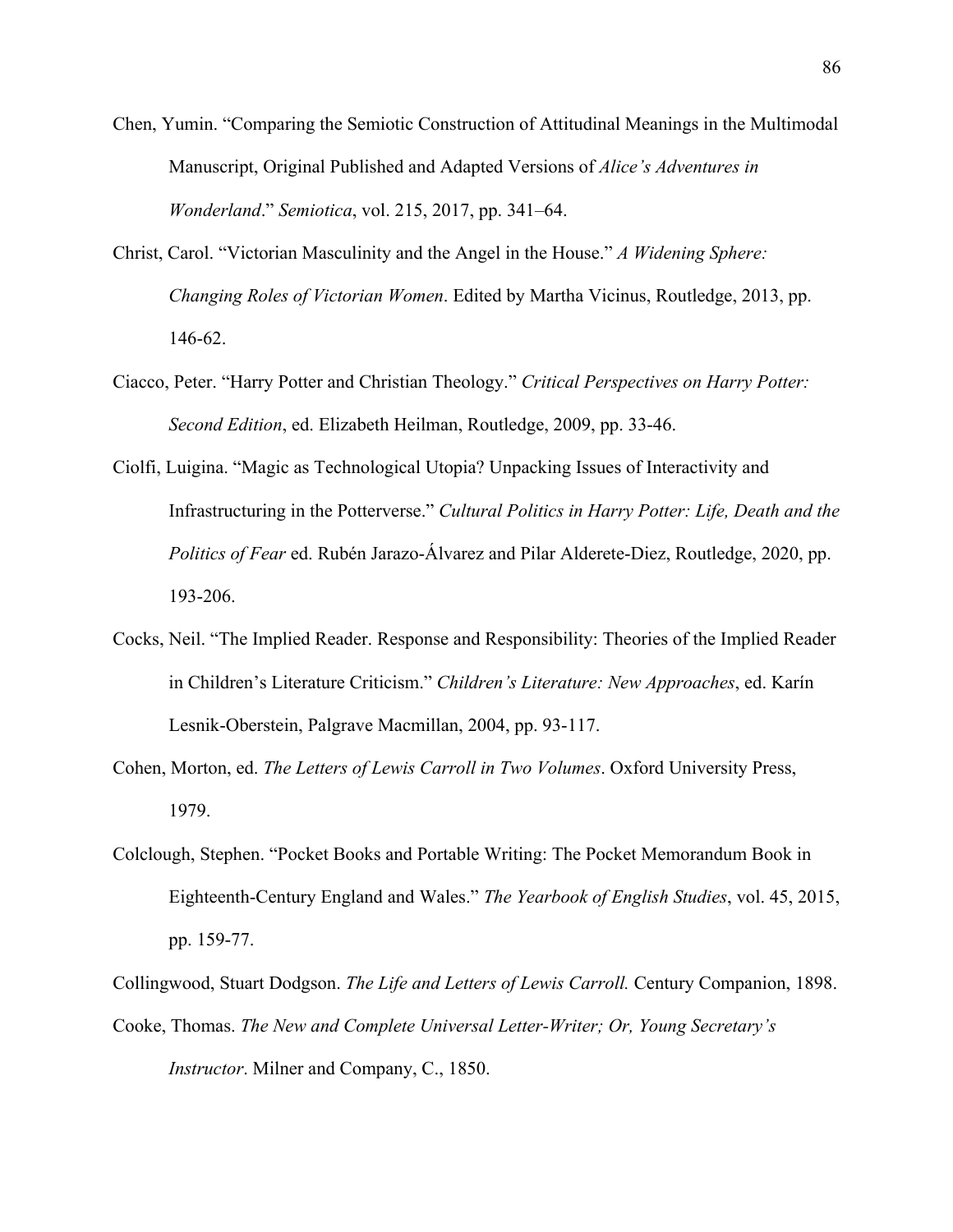Chen, Yumin. "Comparing the Semiotic Construction of Attitudinal Meanings in the Multimodal Manuscript, Original Published and Adapted Versions of *Alice's Adventures in Wonderland*." *Semiotica*, vol. 215, 2017, pp. 341–64.

Christ, Carol. "Victorian Masculinity and the Angel in the House." *A Widening Sphere: Changing Roles of Victorian Women*. Edited by Martha Vicinus, Routledge, 2013, pp. 146-62.

Ciacco, Peter. "Harry Potter and Christian Theology." *Critical Perspectives on Harry Potter: Second Edition*, ed. Elizabeth Heilman, Routledge, 2009, pp. 33-46.

Ciolfi, Luigina. "Magic as Technological Utopia? Unpacking Issues of Interactivity and Infrastructuring in the Potterverse." *Cultural Politics in Harry Potter: Life, Death and the Politics of Fear* ed. Rubén Jarazo-Álvarez and Pilar Alderete-Diez, Routledge, 2020, pp. 193-206.

Cocks, Neil. "The Implied Reader. Response and Responsibility: Theories of the Implied Reader in Children's Literature Criticism." *Children's Literature: New Approaches*, ed. Karín Lesnik-Oberstein, Palgrave Macmillan, 2004, pp. 93-117.

Cohen, Morton, ed. *The Letters of Lewis Carroll in Two Volumes*. Oxford University Press, 1979.

Colclough, Stephen. "Pocket Books and Portable Writing: The Pocket Memorandum Book in Eighteenth-Century England and Wales." *The Yearbook of English Studies*, vol. 45, 2015, pp. 159-77.

Collingwood, Stuart Dodgson. *The Life and Letters of Lewis Carroll.* Century Companion, 1898.

Cooke, Thomas. *The New and Complete Universal Letter-Writer; Or, Young Secretary's Instructor*. Milner and Company, C., 1850.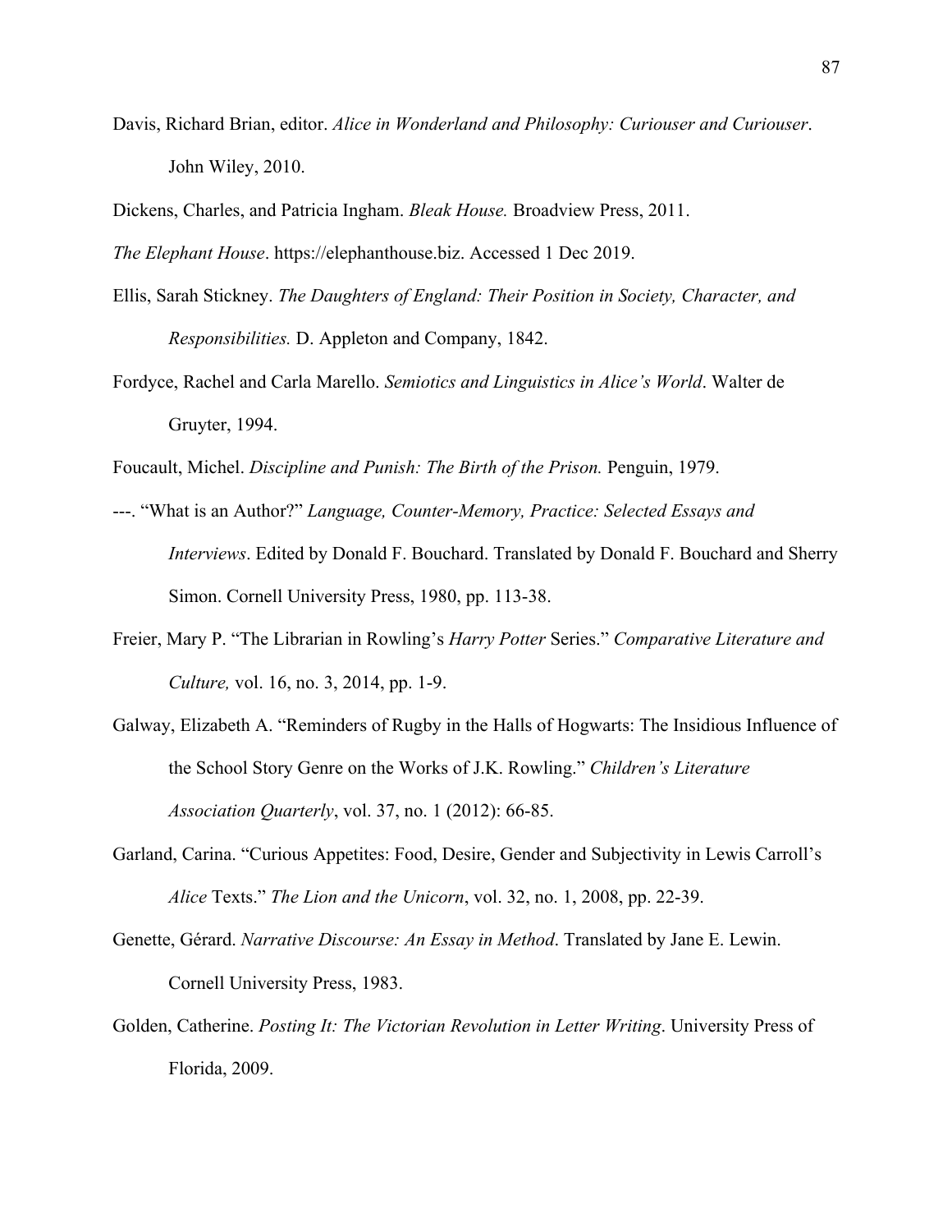Davis, Richard Brian, editor. *Alice in Wonderland and Philosophy: Curiouser and Curiouser*. John Wiley, 2010.

Dickens, Charles, and Patricia Ingham. *Bleak House.* Broadview Press, 2011.

*The Elephant House*. https://elephanthouse.biz. Accessed 1 Dec 2019.

Ellis, Sarah Stickney. *The Daughters of England: Their Position in Society, Character, and Responsibilities.* D. Appleton and Company, 1842.

Fordyce, Rachel and Carla Marello. *Semiotics and Linguistics in Alice's World*. Walter de Gruyter, 1994.

Foucault, Michel. *Discipline and Punish: The Birth of the Prison.* Penguin, 1979.

---. "What is an Author?" *Language, Counter-Memory, Practice: Selected Essays and Interviews*. Edited by Donald F. Bouchard. Translated by Donald F. Bouchard and Sherry Simon. Cornell University Press, 1980, pp. 113-38.

Freier, Mary P. "The Librarian in Rowling's *Harry Potter* Series." *Comparative Literature and Culture,* vol. 16, no. 3, 2014, pp. 1-9.

Galway, Elizabeth A. "Reminders of Rugby in the Halls of Hogwarts: The Insidious Influence of the School Story Genre on the Works of J.K. Rowling." *Children's Literature Association Quarterly*, vol. 37, no. 1 (2012): 66-85.

Garland, Carina. "Curious Appetites: Food, Desire, Gender and Subjectivity in Lewis Carroll's *Alice* Texts." *The Lion and the Unicorn*, vol. 32, no. 1, 2008, pp. 22-39.

Genette, Gérard. *Narrative Discourse: An Essay in Method*. Translated by Jane E. Lewin. Cornell University Press, 1983.

Golden, Catherine. *Posting It: The Victorian Revolution in Letter Writing*. University Press of Florida, 2009.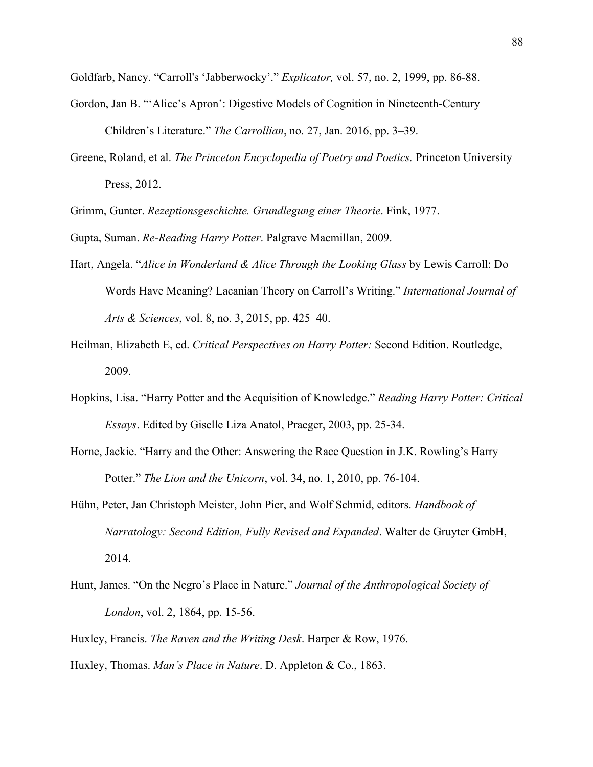Goldfarb, Nancy. “Carroll's ‘Jabberwocky’.” *Explicator,* vol. 57, no. 2, 1999, pp. 86-88.

Gordon, Jan B. “‘Alice’s Apron’: Digestive Models of Cognition in Nineteenth-Century Children’s Literature.” *The Carrollian*, no. 27, Jan. 2016, pp. 3–39.

Greene, Roland, et al. *The Princeton Encyclopedia of Poetry and Poetics.* Princeton University Press, 2012.

Grimm, Gunter. *Rezeptionsgeschichte. Grundlegung einer Theorie*. Fink, 1977.

Gupta, Suman. *Re-Reading Harry Potter*. Palgrave Macmillan, 2009.

Hart, Angela. “*Alice in Wonderland & Alice Through the Looking Glass* by Lewis Carroll: Do Words Have Meaning? Lacanian Theory on Carroll’s Writing.” *International Journal of Arts & Sciences*, vol. 8, no. 3, 2015, pp. 425–40.

Heilman, Elizabeth E, ed. *Critical Perspectives on Harry Potter:* Second Edition. Routledge, 2009.

Hopkins, Lisa. “Harry Potter and the Acquisition of Knowledge.” *Reading Harry Potter: Critical Essays*. Edited by Giselle Liza Anatol, Praeger, 2003, pp. 25-34.

Horne, Jackie. “Harry and the Other: Answering the Race Question in J.K. Rowling’s Harry Potter.” *The Lion and the Unicorn*, vol. 34, no. 1, 2010, pp. 76-104.

Hühn, Peter, Jan Christoph Meister, John Pier, and Wolf Schmid, editors. *Handbook of Narratology: Second Edition, Fully Revised and Expanded*. Walter de Gruyter GmbH, 2014.

Hunt, James. “On the Negro’s Place in Nature.” *Journal of the Anthropological Society of London*, vol. 2, 1864, pp. 15-56.

Huxley, Francis. *The Raven and the Writing Desk*. Harper & Row, 1976.

Huxley, Thomas. *Man’s Place in Nature*. D. Appleton & Co., 1863.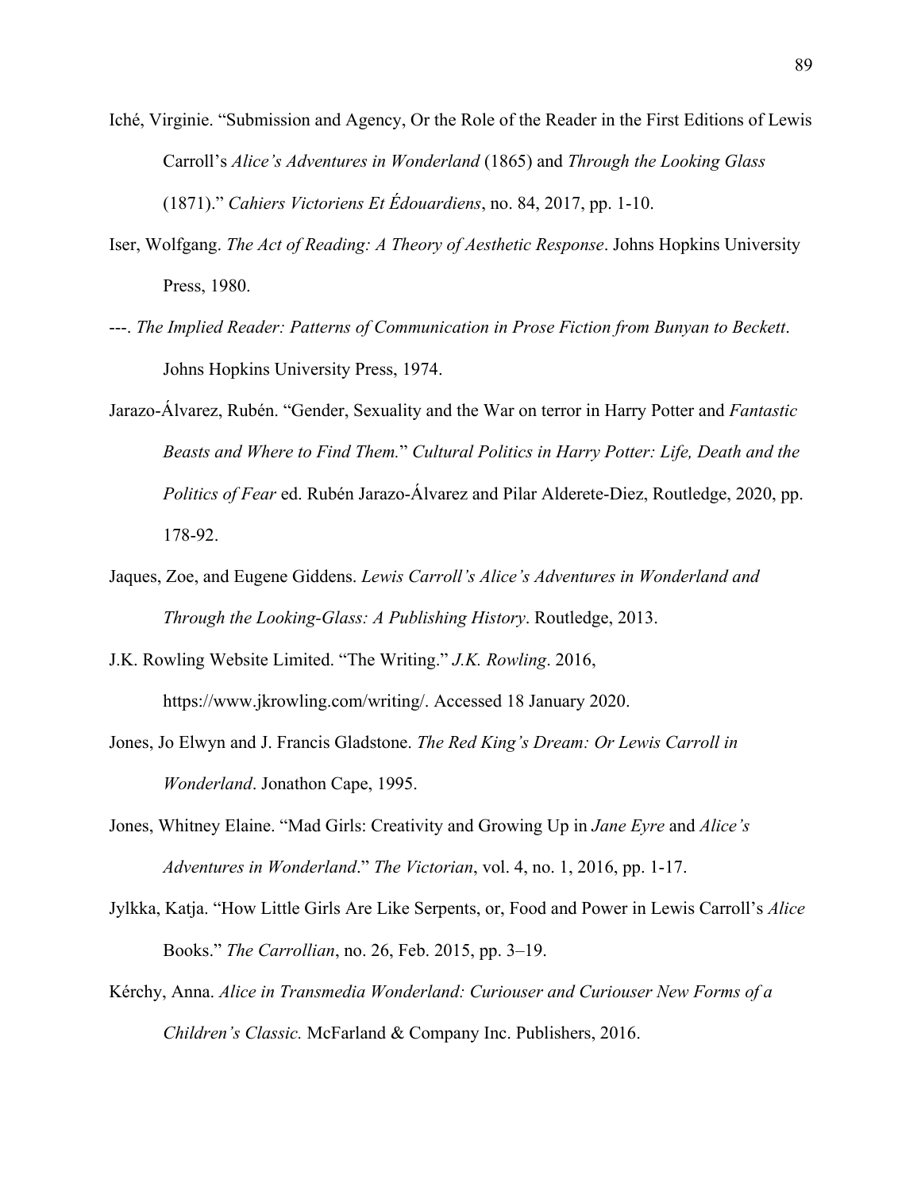Iché, Virginie. "Submission and Agency, Or the Role of the Reader in the First Editions of Lewis Carroll's *Alice's Adventures in Wonderland* (1865) and *Through the Looking Glass* (1871)." *Cahiers Victoriens Et Édouardiens*, no. 84, 2017, pp. 1-10.

Iser, Wolfgang. *The Act of Reading: A Theory of Aesthetic Response*. Johns Hopkins University Press, 1980.

---. *The Implied Reader: Patterns of Communication in Prose Fiction from Bunyan to Beckett*. Johns Hopkins University Press, 1974.

Jarazo-Álvarez, Rubén. "Gender, Sexuality and the War on terror in Harry Potter and *Fantastic Beasts and Where to Find Them.*" *Cultural Politics in Harry Potter: Life, Death and the Politics of Fear* ed. Rubén Jarazo-Álvarez and Pilar Alderete-Diez, Routledge, 2020, pp. 178-92.

Jaques, Zoe, and Eugene Giddens. *Lewis Carroll's Alice's Adventures in Wonderland and Through the Looking-Glass: A Publishing History*. Routledge, 2013.

J.K. Rowling Website Limited. "The Writing." *J.K. Rowling*. 2016, https://www.jkrowling.com/writing/. Accessed 18 January 2020.

Jones, Jo Elwyn and J. Francis Gladstone. *The Red King's Dream: Or Lewis Carroll in Wonderland*. Jonathon Cape, 1995.

Jones, Whitney Elaine. "Mad Girls: Creativity and Growing Up in *Jane Eyre* and *Alice's Adventures in Wonderland*." *The Victorian*, vol. 4, no. 1, 2016, pp. 1-17.

Jylkka, Katja. "How Little Girls Are Like Serpents, or, Food and Power in Lewis Carroll's *Alice* Books." *The Carrollian*, no. 26, Feb. 2015, pp. 3–19.

Kérchy, Anna. *Alice in Transmedia Wonderland: Curiouser and Curiouser New Forms of a Children's Classic.* McFarland & Company Inc. Publishers, 2016.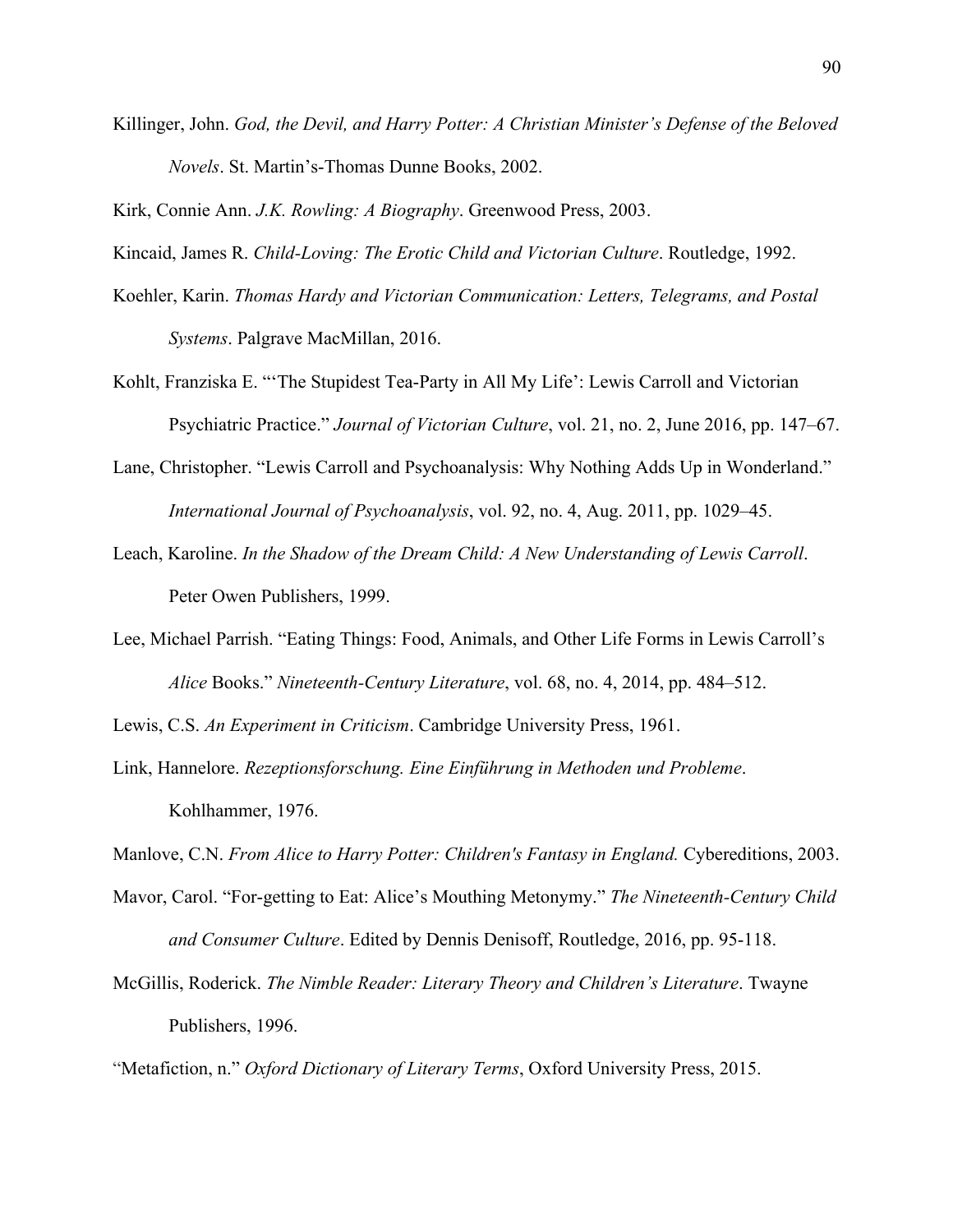Killinger, John. *God, the Devil, and Harry Potter: A Christian Minister's Defense of the Beloved Novels*. St. Martin's-Thomas Dunne Books, 2002.

Kirk, Connie Ann. *J.K. Rowling: A Biography*. Greenwood Press, 2003.

Kincaid, James R. *Child-Loving: The Erotic Child and Victorian Culture*. Routledge, 1992.

Koehler, Karin. *Thomas Hardy and Victorian Communication: Letters, Telegrams, and Postal Systems*. Palgrave MacMillan, 2016.

Kohlt, Franziska E. "'The Stupidest Tea-Party in All My Life': Lewis Carroll and Victorian Psychiatric Practice." *Journal of Victorian Culture*, vol. 21, no. 2, June 2016, pp. 147–67.

Lane, Christopher. "Lewis Carroll and Psychoanalysis: Why Nothing Adds Up in Wonderland." *International Journal of Psychoanalysis*, vol. 92, no. 4, Aug. 2011, pp. 1029–45.

Leach, Karoline. *In the Shadow of the Dream Child: A New Understanding of Lewis Carroll*. Peter Owen Publishers, 1999.

Lee, Michael Parrish. "Eating Things: Food, Animals, and Other Life Forms in Lewis Carroll's *Alice* Books." *Nineteenth-Century Literature*, vol. 68, no. 4, 2014, pp. 484–512.

Lewis, C.S. *An Experiment in Criticism*. Cambridge University Press, 1961.

Link, Hannelore. *Rezeptionsforschung. Eine Einführung in Methoden und Probleme*. Kohlhammer, 1976.

Manlove, C.N. *From Alice to Harry Potter: Children's Fantasy in England.* Cybereditions, 2003.

Mavor, Carol. "For-getting to Eat: Alice's Mouthing Metonymy." *The Nineteenth-Century Child and Consumer Culture*. Edited by Dennis Denisoff, Routledge, 2016, pp. 95-118.

McGillis, Roderick. *The Nimble Reader: Literary Theory and Children's Literature*. Twayne Publishers, 1996.

"Metafiction, n." *Oxford Dictionary of Literary Terms*, Oxford University Press, 2015.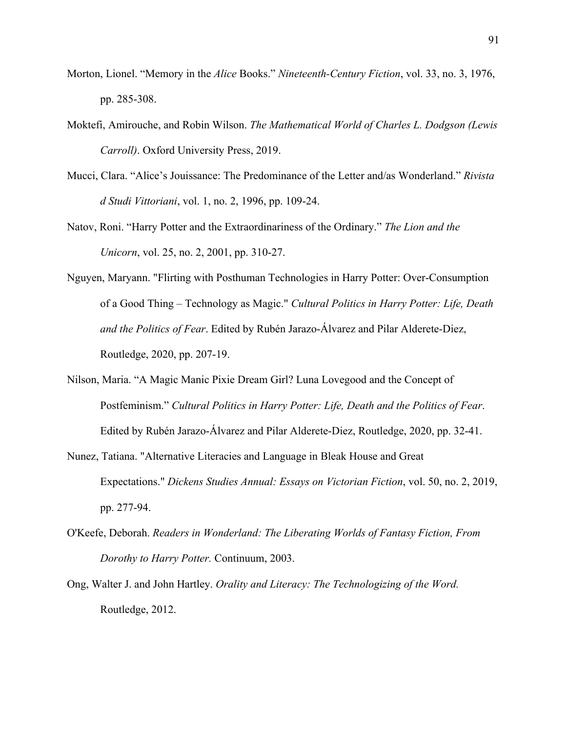Morton, Lionel. “Memory in the *Alice* Books.” *Nineteenth-Century Fiction*, vol. 33, no. 3, 1976, pp. 285-308.

Moktefi, Amirouche, and Robin Wilson. *The Mathematical World of Charles L. Dodgson (Lewis Carroll)*. Oxford University Press, 2019.

Mucci, Clara. “Alice’s Jouissance: The Predominance of the Letter and/as Wonderland.” *Rivista d Studi Vittoriani*, vol. 1, no. 2, 1996, pp. 109-24.

Natov, Roni. “Harry Potter and the Extraordinariness of the Ordinary.” *The Lion and the Unicorn*, vol. 25, no. 2, 2001, pp. 310-27.

Nguyen, Maryann. "Flirting with Posthuman Technologies in Harry Potter: Over-Consumption of a Good Thing – Technology as Magic." *Cultural Politics in Harry Potter: Life, Death and the Politics of Fear*. Edited by Rubén Jarazo-Álvarez and Pilar Alderete-Diez, Routledge, 2020, pp. 207-19.

Nilson, Maria. “A Magic Manic Pixie Dream Girl? Luna Lovegood and the Concept of Postfeminism.” *Cultural Politics in Harry Potter: Life, Death and the Politics of Fear*. Edited by Rubén Jarazo-Álvarez and Pilar Alderete-Diez, Routledge, 2020, pp. 32-41.

Nunez, Tatiana. "Alternative Literacies and Language in Bleak House and Great Expectations." *Dickens Studies Annual: Essays on Victorian Fiction*, vol. 50, no. 2, 2019, pp. 277-94.

O'Keefe, Deborah. *Readers in Wonderland: The Liberating Worlds of Fantasy Fiction, From Dorothy to Harry Potter.* Continuum, 2003.

Ong, Walter J. and John Hartley. *Orality and Literacy: The Technologizing of the Word.* Routledge, 2012.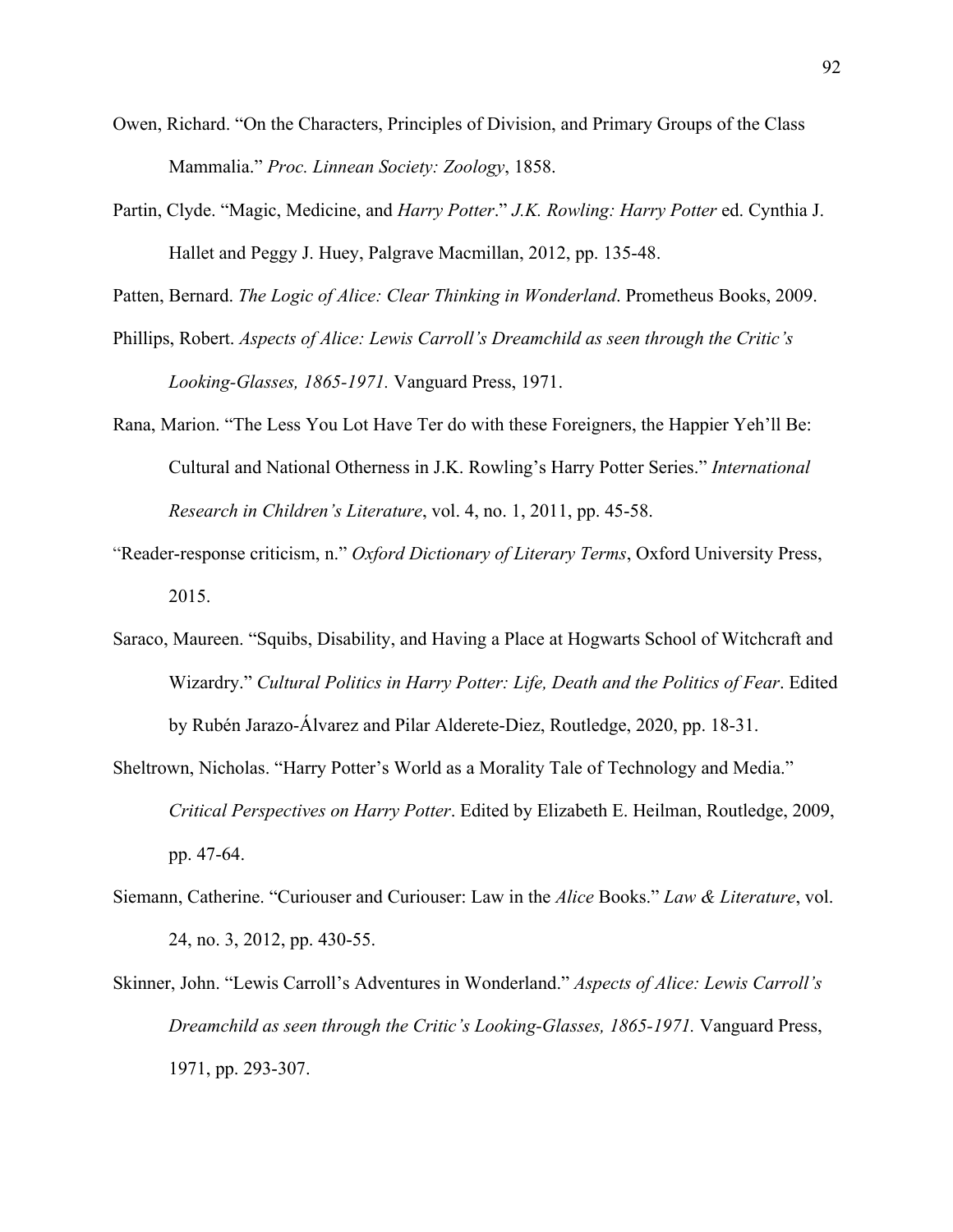Owen, Richard. "On the Characters, Principles of Division, and Primary Groups of the Class Mammalia." *Proc. Linnean Society: Zoology*, 1858.

Partin, Clyde. "Magic, Medicine, and *Harry Potter*." *J.K. Rowling: Harry Potter* ed. Cynthia J. Hallet and Peggy J. Huey, Palgrave Macmillan, 2012, pp. 135-48.

Patten, Bernard. *The Logic of Alice: Clear Thinking in Wonderland*. Prometheus Books, 2009.

Phillips, Robert. *Aspects of Alice: Lewis Carroll's Dreamchild as seen through the Critic's Looking-Glasses, 1865-1971.* Vanguard Press, 1971.

Rana, Marion. "The Less You Lot Have Ter do with these Foreigners, the Happier Yeh'll Be: Cultural and National Otherness in J.K. Rowling's Harry Potter Series." *International Research in Children's Literature*, vol. 4, no. 1, 2011, pp. 45-58.

"Reader-response criticism, n." *Oxford Dictionary of Literary Terms*, Oxford University Press, 2015.

Saraco, Maureen. "Squibs, Disability, and Having a Place at Hogwarts School of Witchcraft and Wizardry." *Cultural Politics in Harry Potter: Life, Death and the Politics of Fear*. Edited by Rubén Jarazo-Álvarez and Pilar Alderete-Diez, Routledge, 2020, pp. 18-31.

Sheltrown, Nicholas. "Harry Potter's World as a Morality Tale of Technology and Media." *Critical Perspectives on Harry Potter*. Edited by Elizabeth E. Heilman, Routledge, 2009, pp. 47-64.

Siemann, Catherine. "Curiouser and Curiouser: Law in the *Alice* Books." *Law & Literature*, vol. 24, no. 3, 2012, pp. 430-55.

Skinner, John. "Lewis Carroll's Adventures in Wonderland." *Aspects of Alice: Lewis Carroll's Dreamchild as seen through the Critic's Looking-Glasses, 1865-1971.* Vanguard Press, 1971, pp. 293-307.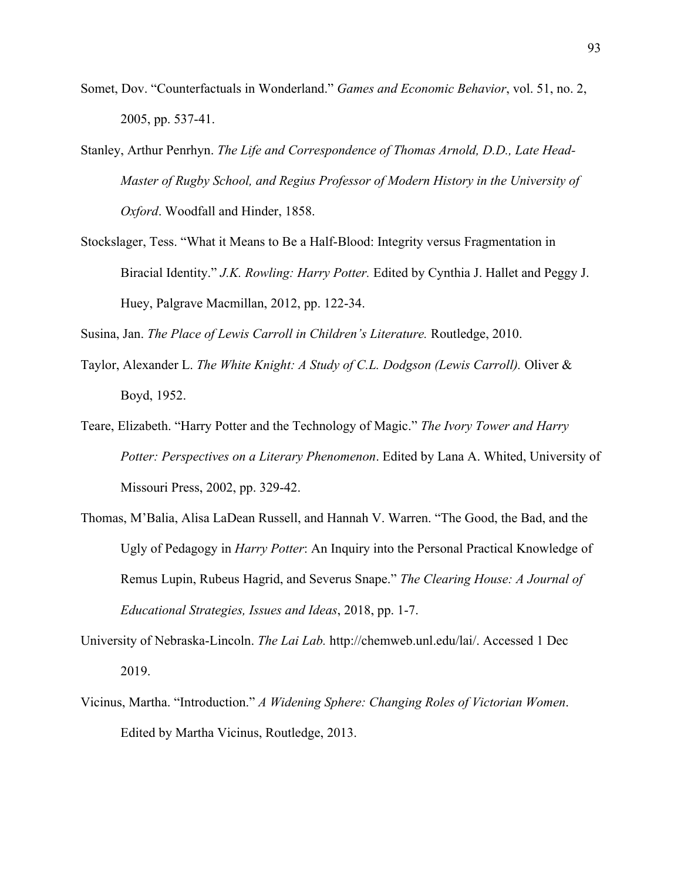Somet, Dov. “Counterfactuals in Wonderland.” *Games and Economic Behavior*, vol. 51, no. 2, 2005, pp. 537-41.

Stanley, Arthur Penrhyn. *The Life and Correspondence of Thomas Arnold, D.D., Late Head-Master of Rugby School, and Regius Professor of Modern History in the University of Oxford*. Woodfall and Hinder, 1858.

Stockslager, Tess. “What it Means to Be a Half-Blood: Integrity versus Fragmentation in Biracial Identity.” *J.K. Rowling: Harry Potter.* Edited by Cynthia J. Hallet and Peggy J. Huey, Palgrave Macmillan, 2012, pp. 122-34.

Susina, Jan. *The Place of Lewis Carroll in Children’s Literature.* Routledge, 2010.

Taylor, Alexander L. *The White Knight: A Study of C.L. Dodgson (Lewis Carroll).* Oliver & Boyd, 1952.

Teare, Elizabeth. “Harry Potter and the Technology of Magic.” *The Ivory Tower and Harry Potter: Perspectives on a Literary Phenomenon*. Edited by Lana A. Whited, University of Missouri Press, 2002, pp. 329-42.

Thomas, M’Balia, Alisa LaDean Russell, and Hannah V. Warren. “The Good, the Bad, and the Ugly of Pedagogy in *Harry Potter*: An Inquiry into the Personal Practical Knowledge of Remus Lupin, Rubeus Hagrid, and Severus Snape.” *The Clearing House: A Journal of Educational Strategies, Issues and Ideas*, 2018, pp. 1-7.

University of Nebraska-Lincoln. *The Lai Lab.* http://chemweb.unl.edu/lai/. Accessed 1 Dec 2019.

Vicinus, Martha. “Introduction.” *A Widening Sphere: Changing Roles of Victorian Women*. Edited by Martha Vicinus, Routledge, 2013.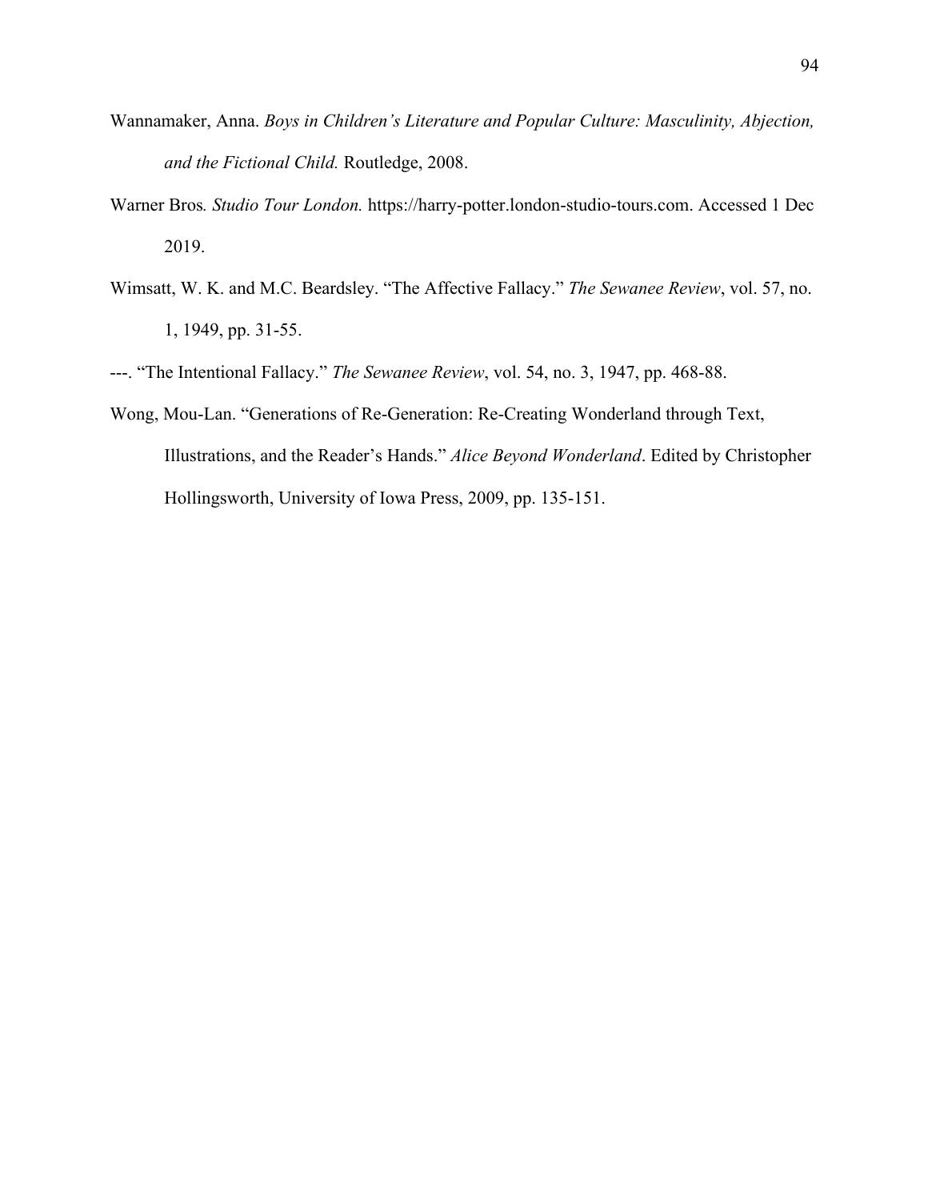Wannamaker, Anna. *Boys in Children's Literature and Popular Culture: Masculinity, Abjection, and the Fictional Child.* Routledge, 2008.

Warner Bros*.* *Studio Tour London.* https://harry-potter.london-studio-tours.com. Accessed 1 Dec 2019.

Wimsatt, W. K. and M.C. Beardsley. "The Affective Fallacy." *The Sewanee Review*, vol. 57, no. 1, 1949, pp. 31-55.

---. "The Intentional Fallacy." *The Sewanee Review*, vol. 54, no. 3, 1947, pp. 468-88.

Wong, Mou-Lan. "Generations of Re-Generation: Re-Creating Wonderland through Text, Illustrations, and the Reader's Hands." *Alice Beyond Wonderland*. Edited by Christopher Hollingsworth, University of Iowa Press, 2009, pp. 135-151.